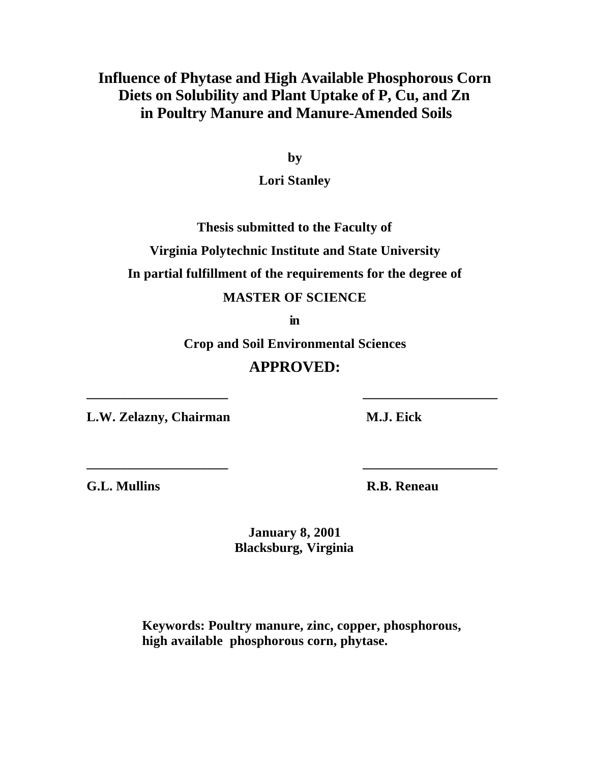# Influence of Phytase and High Available Phosphorous Corn Diets on Solubility and Plant Uptake of P, Cu, and Zn in Poultry Manure and Manure-Amended Soils

**by**

**Lori Stanley**

**Thesis submitted to the Faculty of**

**Virginia Polytechnic Institute and State University**

**In partial fulfillment of the requirements for the degree of**

**MASTER OF SCIENCE**

**in**

**Crop and Soil Environmental Sciences**

## APPROVED:

| | |
|---|---|
| ____________________ | ____________________ |
| **L.W. Zelazny, Chairman** | **M.J. Eick** |
| ____________________ | ____________________ |
| **G.L. Mullins** | **R.B. Reneau** |

**January 8, 2001**
**Blacksburg, Virginia**

**Keywords: Poultry manure, zinc, copper, phosphorous, high available phosphorous corn, phytase.**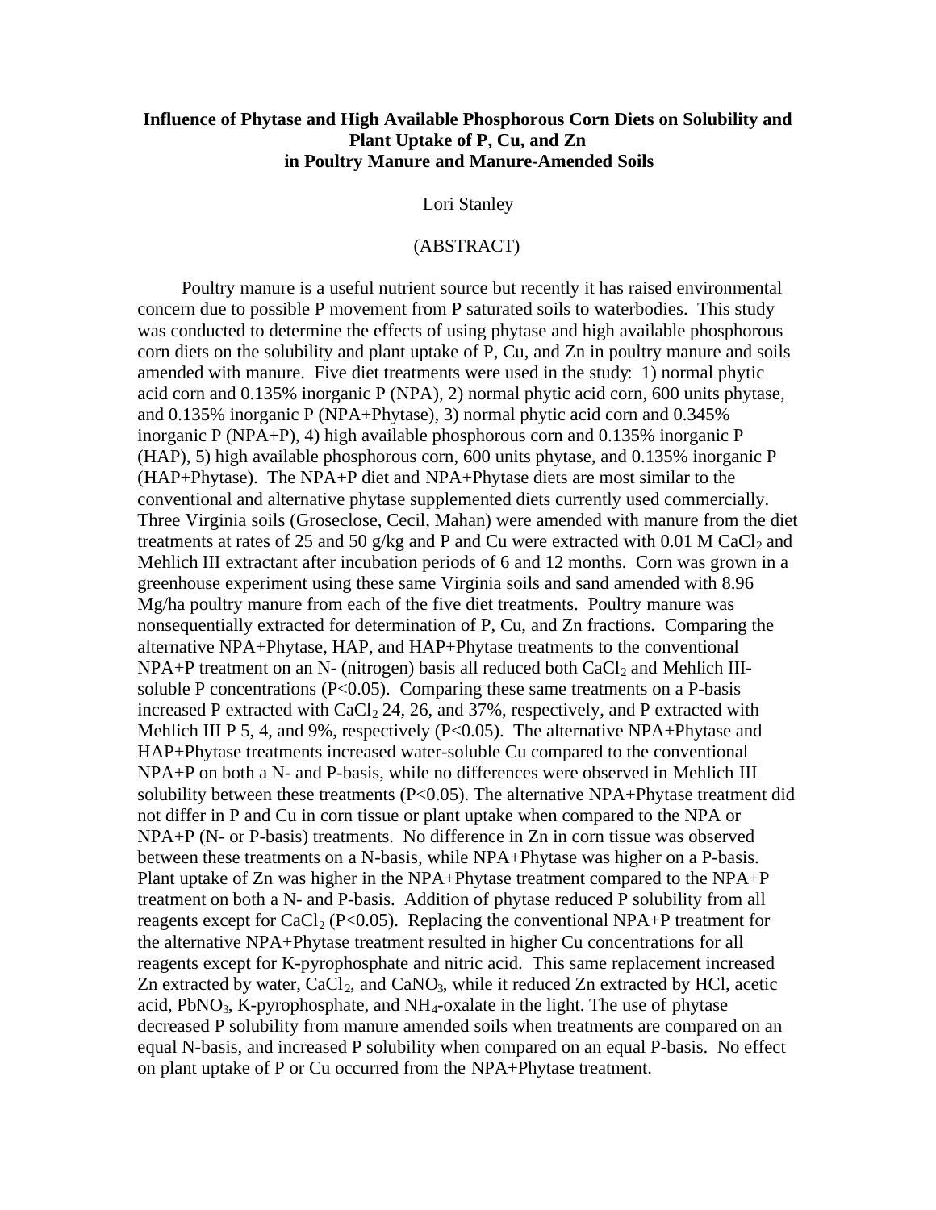# Influence of Phytase and High Available Phosphorous Corn Diets on Solubility and Plant Uptake of P, Cu, and Zn in Poultry Manure and Manure-Amended Soils

Lori Stanley

(ABSTRACT)

Poultry manure is a useful nutrient source but recently it has raised environmental concern due to possible P movement from P saturated soils to waterbodies. This study was conducted to determine the effects of using phytase and high available phosphorous corn diets on the solubility and plant uptake of P, Cu, and Zn in poultry manure and soils amended with manure. Five diet treatments were used in the study: 1) normal phytic acid corn and 0.135% inorganic P (NPA), 2) normal phytic acid corn, 600 units phytase, and 0.135% inorganic P (NPA+Phytase), 3) normal phytic acid corn and 0.345% inorganic P (NPA+P), 4) high available phosphorous corn and 0.135% inorganic P (HAP), 5) high available phosphorous corn, 600 units phytase, and 0.135% inorganic P (HAP+Phytase). The NPA+P diet and NPA+Phytase diets are most similar to the conventional and alternative phytase supplemented diets currently used commercially. Three Virginia soils (Groseclose, Cecil, Mahan) were amended with manure from the diet treatments at rates of 25 and 50 g/kg and P and Cu were extracted with 0.01 M $CaCl_2$ and Mehlich III extractant after incubation periods of 6 and 12 months. Corn was grown in a greenhouse experiment using these same Virginia soils and sand amended with 8.96 Mg/ha poultry manure from each of the five diet treatments. Poultry manure was nonsequentially extracted for determination of P, Cu, and Zn fractions. Comparing the alternative NPA+Phytase, HAP, and HAP+Phytase treatments to the conventional NPA+P treatment on an N- (nitrogen) basis all reduced both $CaCl_2$ and Mehlich III-soluble P concentrations ($P<0.05$). Comparing these same treatments on a P-basis increased P extracted with $CaCl_2$ 24, 26, and 37%, respectively, and P extracted with Mehlich III P 5, 4, and 9%, respectively ($P<0.05$). The alternative NPA+Phytase and HAP+Phytase treatments increased water-soluble Cu compared to the conventional NPA+P on both a N- and P-basis, while no differences were observed in Mehlich III solubility between these treatments ($P<0.05$). The alternative NPA+Phytase treatment did not differ in P and Cu in corn tissue or plant uptake when compared to the NPA or NPA+P (N- or P-basis) treatments. No difference in Zn in corn tissue was observed between these treatments on a N-basis, while NPA+Phytase was higher on a P-basis. Plant uptake of Zn was higher in the NPA+Phytase treatment compared to the NPA+P treatment on both a N- and P-basis. Addition of phytase reduced P solubility from all reagents except for $CaCl_2$ ($P<0.05$). Replacing the conventional NPA+P treatment for the alternative NPA+Phytase treatment resulted in higher Cu concentrations for all reagents except for K-pyrophosphate and nitric acid. This same replacement increased Zn extracted by water, $CaCl_2$, and $CaNO_3$, while it reduced Zn extracted by HCl, acetic acid, $PbNO_3$, K-pyrophosphate, and $NH_4$-oxalate in the light. The use of phytase decreased P solubility from manure amended soils when treatments are compared on an equal N-basis, and increased P solubility when compared on an equal P-basis. No effect on plant uptake of P or Cu occurred from the NPA+Phytase treatment.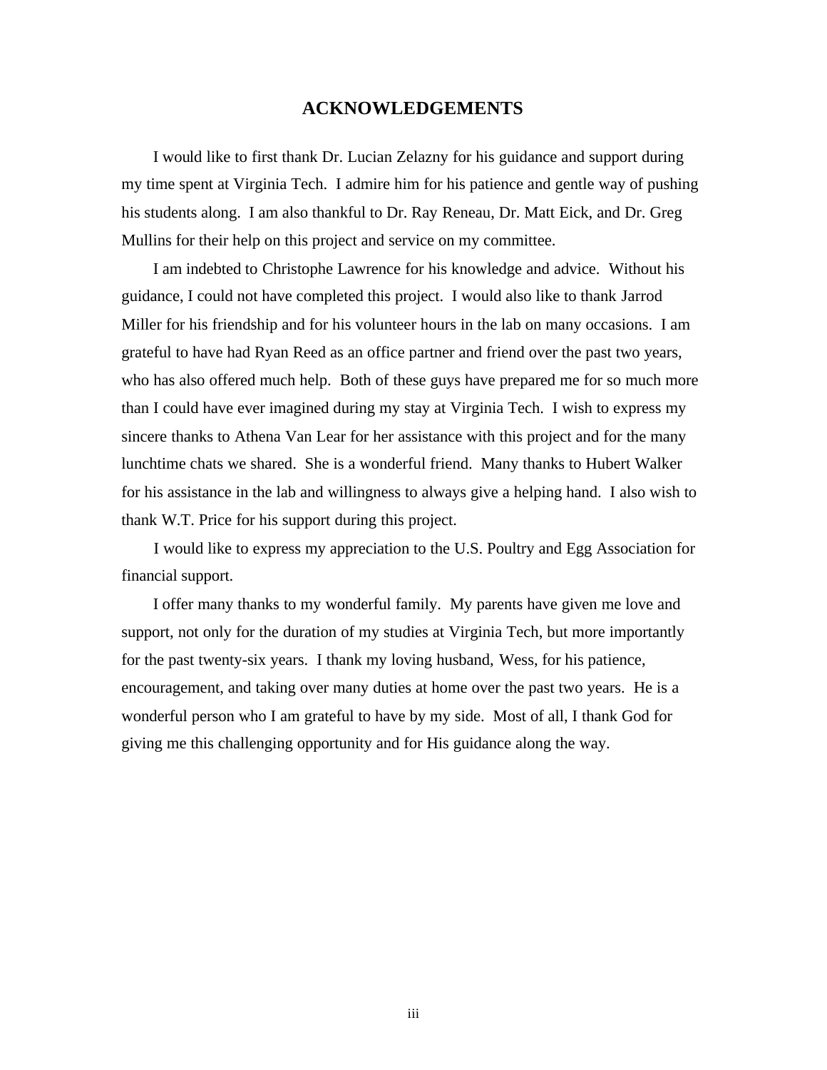## ACKNOWLEDGEMENTS

I would like to first thank Dr. Lucian Zelazny for his guidance and support during my time spent at Virginia Tech. I admire him for his patience and gentle way of pushing his students along. I am also thankful to Dr. Ray Reneau, Dr. Matt Eick, and Dr. Greg Mullins for their help on this project and service on my committee.

I am indebted to Christophe Lawrence for his knowledge and advice. Without his guidance, I could not have completed this project. I would also like to thank Jarrod Miller for his friendship and for his volunteer hours in the lab on many occasions. I am grateful to have had Ryan Reed as an office partner and friend over the past two years, who has also offered much help. Both of these guys have prepared me for so much more than I could have ever imagined during my stay at Virginia Tech. I wish to express my sincere thanks to Athena Van Lear for her assistance with this project and for the many lunchtime chats we shared. She is a wonderful friend. Many thanks to Hubert Walker for his assistance in the lab and willingness to always give a helping hand. I also wish to thank W.T. Price for his support during this project.

I would like to express my appreciation to the U.S. Poultry and Egg Association for financial support.

I offer many thanks to my wonderful family. My parents have given me love and support, not only for the duration of my studies at Virginia Tech, but more importantly for the past twenty-six years. I thank my loving husband, Wess, for his patience, encouragement, and taking over many duties at home over the past two years. He is a wonderful person who I am grateful to have by my side. Most of all, I thank God for giving me this challenging opportunity and for His guidance along the way.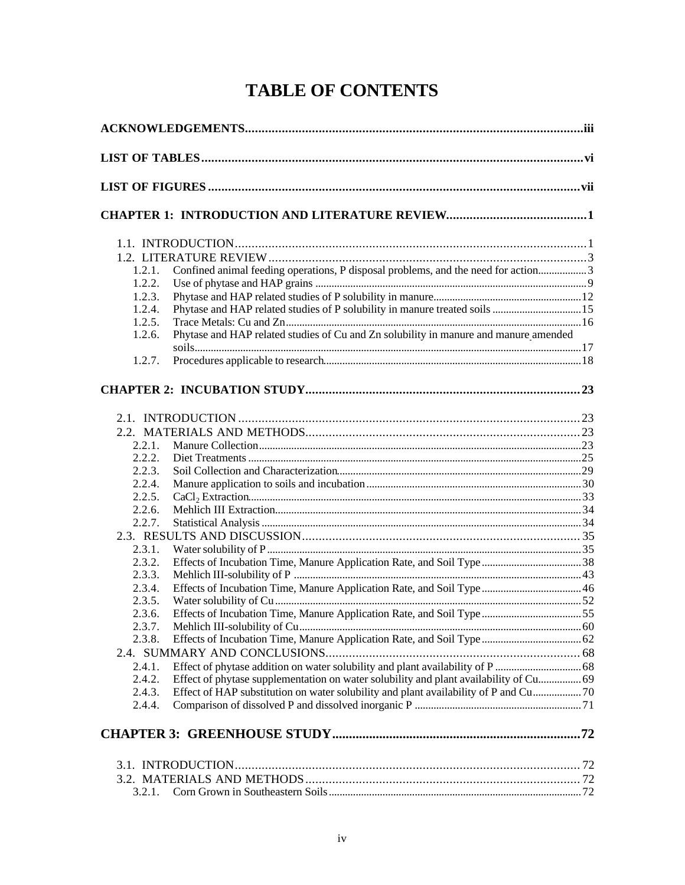# TABLE OF CONTENTS

**ACKNOWLEDGEMENTS** ..... iii

**LIST OF TABLES** ..... vi

**LIST OF FIGURES** ..... vii

**CHAPTER 1: INTRODUCTION AND LITERATURE REVIEW** ..... 1

- 1.1. INTRODUCTION ..... 1
- 1.2. LITERATURE REVIEW ..... 3
  - 1.2.1. Confined animal feeding operations, P disposal problems, and the need for action ..... 3
  - 1.2.2. Use of phytase and HAP grains ..... 9
  - 1.2.3. Phytase and HAP related studies of P solubility in manure ..... 12
  - 1.2.4. Phytase and HAP related studies of P solubility in manure treated soils ..... 15
  - 1.2.5. Trace Metals: Cu and Zn ..... 16
  - 1.2.6. Phytase and HAP related studies of Cu and Zn solubility in manure and manure amended soils ..... 17
  - 1.2.7. Procedures applicable to research ..... 18

**CHAPTER 2: INCUBATION STUDY** ..... 23

- 2.1. INTRODUCTION ..... 23
- 2.2. MATERIALS AND METHODS ..... 23
  - 2.2.1. Manure Collection ..... 23
  - 2.2.2. Diet Treatments ..... 25
  - 2.2.3. Soil Collection and Characterization ..... 29
  - 2.2.4. Manure application to soils and incubation ..... 30
  - 2.2.5. $CaCl_2$ Extraction ..... 33
  - 2.2.6. Mehlich III Extraction ..... 34
  - 2.2.7. Statistical Analysis ..... 34
- 2.3. RESULTS AND DISCUSSION ..... 35
  - 2.3.1. Water solubility of P ..... 35
  - 2.3.2. Effects of Incubation Time, Manure Application Rate, and Soil Type ..... 38
  - 2.3.3. Mehlich III-solubility of P ..... 43
  - 2.3.4. Effects of Incubation Time, Manure Application Rate, and Soil Type ..... 46
  - 2.3.5. Water solubility of Cu ..... 52
  - 2.3.6. Effects of Incubation Time, Manure Application Rate, and Soil Type ..... 55
  - 2.3.7. Mehlich III-solubility of Cu ..... 60
  - 2.3.8. Effects of Incubation Time, Manure Application Rate, and Soil Type ..... 62
- 2.4. SUMMARY AND CONCLUSIONS ..... 68
  - 2.4.1. Effect of phytase addition on water solubility and plant availability of P ..... 68
  - 2.4.2. Effect of phytase supplementation on water solubility and plant availability of Cu ..... 69
  - 2.4.3. Effect of HAP substitution on water solubility and plant availability of P and Cu ..... 70
  - 2.4.4. Comparison of dissolved P and dissolved inorganic P ..... 71

**CHAPTER 3: GREENHOUSE STUDY** ..... 72

- 3.1. INTRODUCTION ..... 72
- 3.2. MATERIALS AND METHODS ..... 72
  - 3.2.1. Corn Grown in Southeastern Soils ..... 72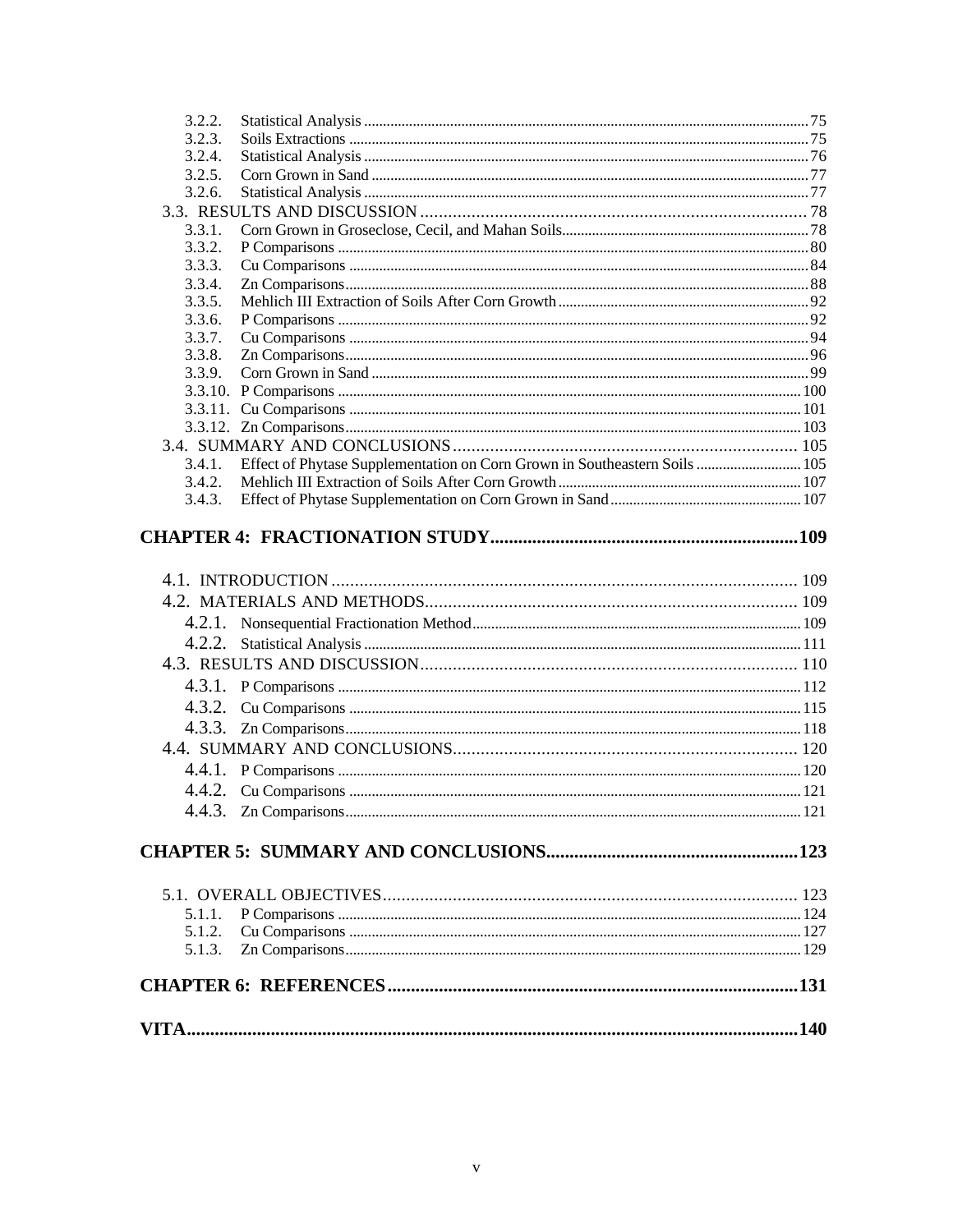3.2.2. Statistical Analysis ..... 75
3.2.3. Soils Extractions ..... 75
3.2.4. Statistical Analysis ..... 76
3.2.5. Corn Grown in Sand ..... 77
3.2.6. Statistical Analysis ..... 77
3.3. RESULTS AND DISCUSSION ..... 78
3.3.1. Corn Grown in Groseclose, Cecil, and Mahan Soils ..... 78
3.3.2. P Comparisons ..... 80
3.3.3. Cu Comparisons ..... 84
3.3.4. Zn Comparisons ..... 88
3.3.5. Mehlich III Extraction of Soils After Corn Growth ..... 92
3.3.6. P Comparisons ..... 92
3.3.7. Cu Comparisons ..... 94
3.3.8. Zn Comparisons ..... 96
3.3.9. Corn Grown in Sand ..... 99
3.3.10. P Comparisons ..... 100
3.3.11. Cu Comparisons ..... 101
3.3.12. Zn Comparisons ..... 103
3.4. SUMMARY AND CONCLUSIONS ..... 105
3.4.1. Effect of Phytase Supplementation on Corn Grown in Southeastern Soils ..... 105
3.4.2. Mehlich III Extraction of Soils After Corn Growth ..... 107
3.4.3. Effect of Phytase Supplementation on Corn Grown in Sand ..... 107

**CHAPTER 4: FRACTIONATION STUDY ..... 109**

4.1. INTRODUCTION ..... 109
4.2. MATERIALS AND METHODS ..... 109
4.2.1. Nonsequential Fractionation Method ..... 109
4.2.2. Statistical Analysis ..... 111
4.3. RESULTS AND DISCUSSION ..... 110
4.3.1. P Comparisons ..... 112
4.3.2. Cu Comparisons ..... 115
4.3.3. Zn Comparisons ..... 118
4.4. SUMMARY AND CONCLUSIONS ..... 120
4.4.1. P Comparisons ..... 120
4.4.2. Cu Comparisons ..... 121
4.4.3. Zn Comparisons ..... 121

**CHAPTER 5: SUMMARY AND CONCLUSIONS ..... 123**

5.1. OVERALL OBJECTIVES ..... 123
5.1.1. P Comparisons ..... 124
5.1.2. Cu Comparisons ..... 127
5.1.3. Zn Comparisons ..... 129

**CHAPTER 6: REFERENCES ..... 131**

**VITA ..... 140**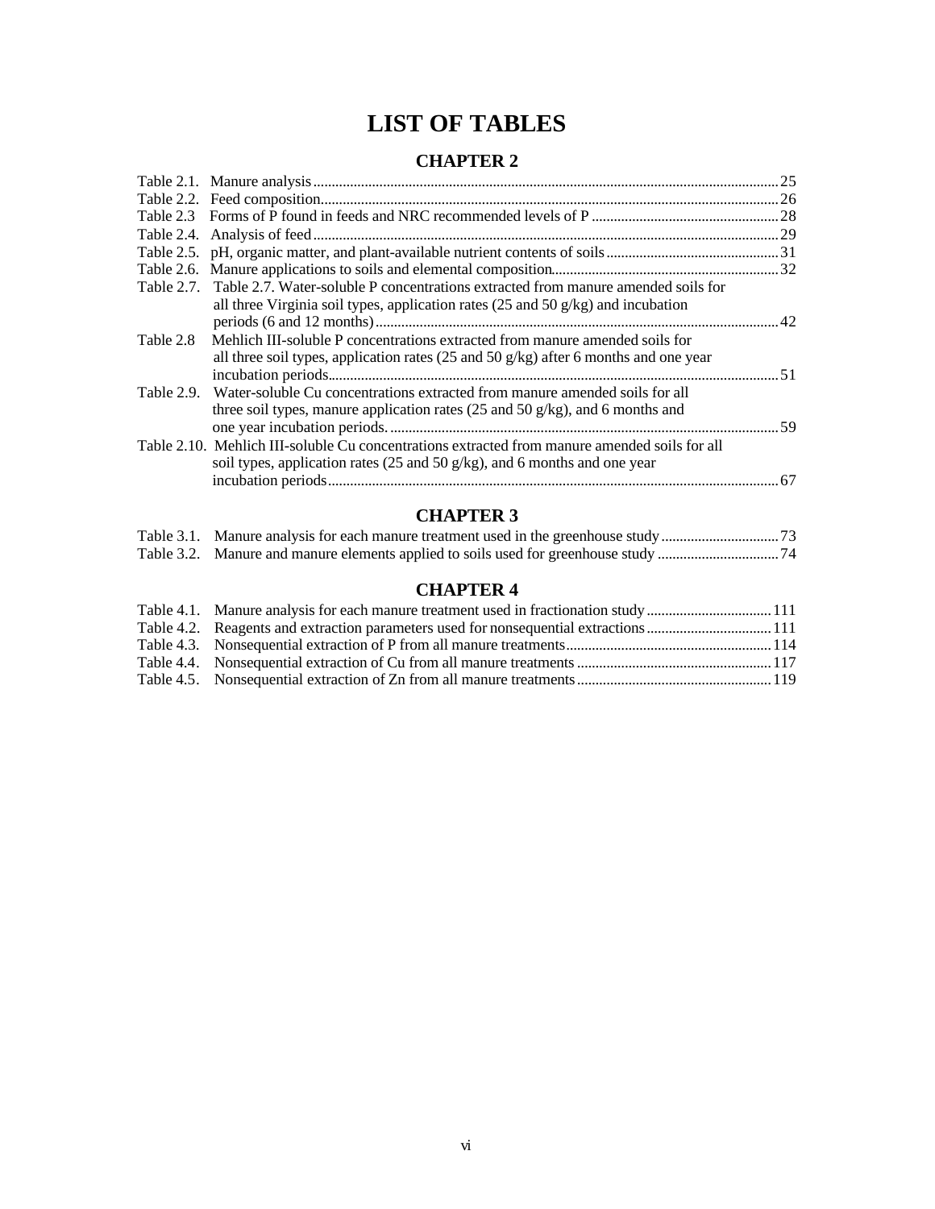# LIST OF TABLES

## CHAPTER 2

Table 2.1. Manure analysis ........ 25
Table 2.2. Feed composition ........ 26
Table 2.3 Forms of P found in feeds and NRC recommended levels of P ........ 28
Table 2.4. Analysis of feed ........ 29
Table 2.5. pH, organic matter, and plant-available nutrient contents of soils ........ 31
Table 2.6. Manure applications to soils and elemental composition ........ 32
Table 2.7. Table 2.7. Water-soluble P concentrations extracted from manure amended soils for all three Virginia soil types, application rates (25 and 50 g/kg) and incubation periods (6 and 12 months) ........ 42
Table 2.8 Mehlich III-soluble P concentrations extracted from manure amended soils for all three soil types, application rates (25 and 50 g/kg) after 6 months and one year incubation periods ........ 51
Table 2.9. Water-soluble Cu concentrations extracted from manure amended soils for all three soil types, manure application rates (25 and 50 g/kg), and 6 months and one year incubation periods. ........ 59
Table 2.10. Mehlich III-soluble Cu concentrations extracted from manure amended soils for all soil types, application rates (25 and 50 g/kg), and 6 months and one year incubation periods ........ 67

## CHAPTER 3

Table 3.1. Manure analysis for each manure treatment used in the greenhouse study ........ 73
Table 3.2. Manure and manure elements applied to soils used for greenhouse study ........ 74

## CHAPTER 4

Table 4.1. Manure analysis for each manure treatment used in fractionation study ........ 111
Table 4.2. Reagents and extraction parameters used for nonsequential extractions ........ 111
Table 4.3. Nonsequential extraction of P from all manure treatments ........ 114
Table 4.4. Nonsequential extraction of Cu from all manure treatments ........ 117
Table 4.5. Nonsequential extraction of Zn from all manure treatments ........ 119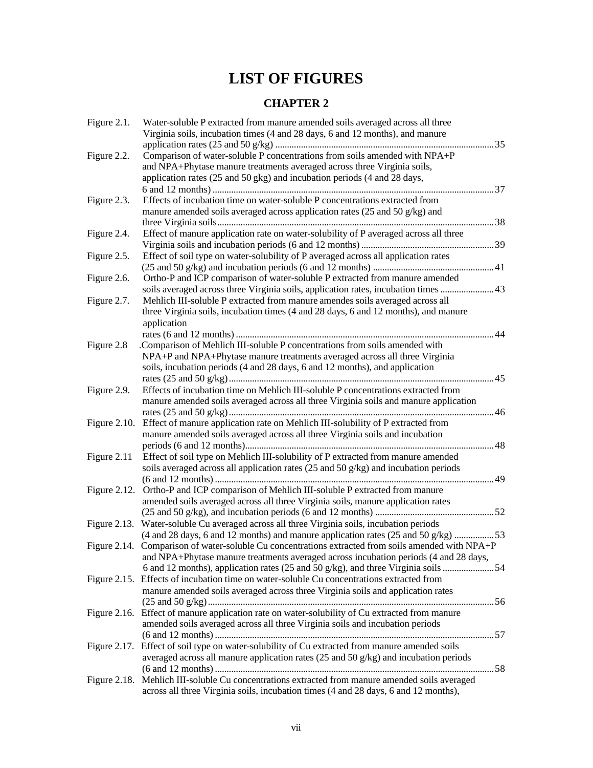# LIST OF FIGURES

## CHAPTER 2

Figure 2.1. Water-soluble P extracted from manure amended soils averaged across all three Virginia soils, incubation times (4 and 28 days, 6 and 12 months), and manure application rates (25 and 50 g/kg) ........................................................................................35

Figure 2.2. Comparison of water-soluble P concentrations from soils amended with NPA+P and NPA+Phytase manure treatments averaged across three Virginia soils, application rates (25 and 50 gkg) and incubation periods (4 and 28 days, 6 and 12 months) ........................................................................................37

Figure 2.3. Effects of incubation time on water-soluble P concentrations extracted from manure amended soils averaged across application rates (25 and 50 g/kg) and three Virginia soils........................................................................................38

Figure 2.4. Effect of manure application rate on water-solubility of P averaged across all three Virginia soils and incubation periods (6 and 12 months) ........................................39

Figure 2.5. Effect of soil type on water-solubility of P averaged across all application rates (25 and 50 g/kg) and incubation periods (6 and 12 months) ........................................41

Figure 2.6. Ortho-P and ICP comparison of water-soluble P extracted from manure amended soils averaged across three Virginia soils, application rates, incubation times .......................43

Figure 2.7. Mehlich III-soluble P extracted from manure amendes soils averaged across all three Virginia soils, incubation times (4 and 28 days, 6 and 12 months), and manure application rates (6 and 12 months) ........................................................................................44

Figure 2.8 .Comparison of Mehlich III-soluble P concentrations from soils amended with NPA+P and NPA+Phytase manure treatments averaged across all three Virginia soils, incubation periods (4 and 28 days, 6 and 12 months), and application rates (25 and 50 g/kg)........................................................................................45

Figure 2.9. Effects of incubation time on Mehlich III-soluble P concentrations extracted from manure amended soils averaged across all three Virginia soils and manure application rates (25 and 50 g/kg)........................................................................................46

Figure 2.10. Effect of manure application rate on Mehlich III-solubility of P extracted from manure amended soils averaged across all three Virginia soils and incubation periods (6 and 12 months)........................................................................................48

Figure 2.11 Effect of soil type on Mehlich III-solubility of P extracted from manure amended soils averaged across all application rates (25 and 50 g/kg) and incubation periods (6 and 12 months) ........................................................................................49

Figure 2.12. Ortho-P and ICP comparison of Mehlich III-soluble P extracted from manure amended soils averaged across all three Virginia soils, manure application rates (25 and 50 g/kg), and incubation periods (6 and 12 months) ........................................52

Figure 2.13. Water-soluble Cu averaged across all three Virginia soils, incubation periods (4 and 28 days, 6 and 12 months) and manure application rates (25 and 50 g/kg) .................53

Figure 2.14. Comparison of water-soluble Cu concentrations extracted from soils amended with NPA+P and NPA+Phytase manure treatments averaged across incubation periods (4 and 28 days, 6 and 12 months), application rates (25 and 50 g/kg), and three Virginia soils ......................54

Figure 2.15. Effects of incubation time on water-soluble Cu concentrations extracted from manure amended soils averaged across three Virginia soils and application rates (25 and 50 g/kg)........................................................................................56

Figure 2.16. Effect of manure application rate on water-solubility of Cu extracted from manure amended soils averaged across all three Virginia soils and incubation periods (6 and 12 months) ........................................................................................57

Figure 2.17. Effect of soil type on water-solubility of Cu extracted from manure amended soils averaged across all manure application rates (25 and 50 g/kg) and incubation periods (6 and 12 months) ........................................................................................58

Figure 2.18. Mehlich III-soluble Cu concentrations extracted from manure amended soils averaged across all three Virginia soils, incubation times (4 and 28 days, 6 and 12 months),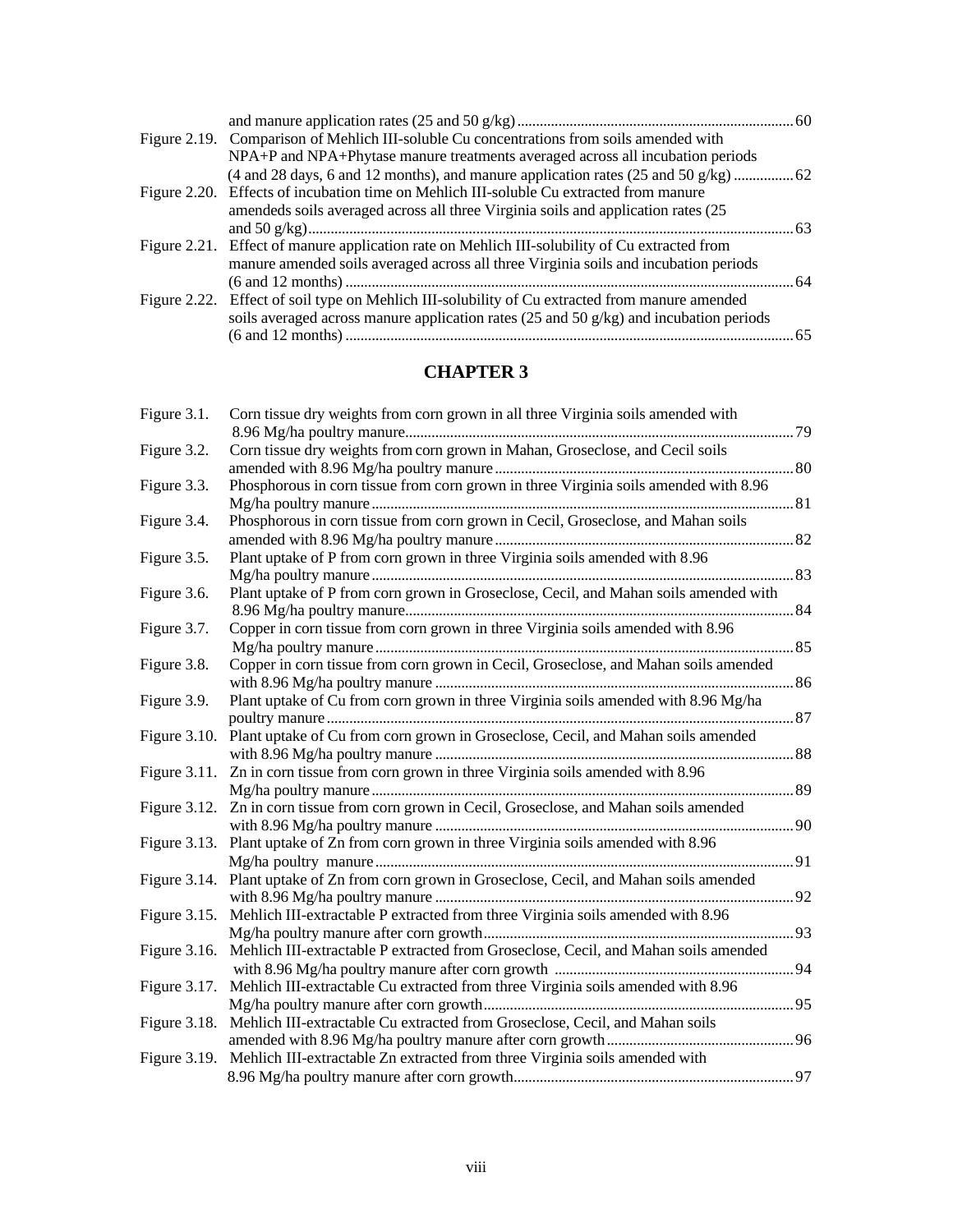and manure application rates (25 and 50 g/kg) ........................................................................ 60

Figure 2.19. Comparison of Mehlich III-soluble Cu concentrations from soils amended with NPA+P and NPA+Phytase manure treatments averaged across all incubation periods (4 and 28 days, 6 and 12 months), and manure application rates (25 and 50 g/kg) ................ 62

Figure 2.20. Effects of incubation time on Mehlich III-soluble Cu extracted from manure amendeds soils averaged across all three Virginia soils and application rates (25 and 50 g/kg) ........................................................................................................................ 63

Figure 2.21. Effect of manure application rate on Mehlich III-solubility of Cu extracted from manure amended soils averaged across all three Virginia soils and incubation periods (6 and 12 months) ........................................................................................................ 64

Figure 2.22. Effect of soil type on Mehlich III-solubility of Cu extracted from manure amended soils averaged across manure application rates (25 and 50 g/kg) and incubation periods (6 and 12 months) ........................................................................................................ 65

## CHAPTER 3

Figure 3.1. Corn tissue dry weights from corn grown in all three Virginia soils amended with 8.96 Mg/ha poultry manure........................................................................................ 79

Figure 3.2. Corn tissue dry weights from corn grown in Mahan, Groseclose, and Cecil soils amended with 8.96 Mg/ha poultry manure ................................................................ 80

Figure 3.3. Phosphorous in corn tissue from corn grown in three Virginia soils amended with 8.96 Mg/ha poultry manure ................................................................................................ 81

Figure 3.4. Phosphorous in corn tissue from corn grown in Cecil, Groseclose, and Mahan soils amended with 8.96 Mg/ha poultry manure ................................................................ 82

Figure 3.5. Plant uptake of P from corn grown in three Virginia soils amended with 8.96 Mg/ha poultry manure ................................................................................................ 83

Figure 3.6. Plant uptake of P from corn grown in Groseclose, Cecil, and Mahan soils amended with 8.96 Mg/ha poultry manure........................................................................................ 84

Figure 3.7. Copper in corn tissue from corn grown in three Virginia soils amended with 8.96 Mg/ha poultry manure ................................................................................................ 85

Figure 3.8. Copper in corn tissue from corn grown in Cecil, Groseclose, and Mahan soils amended with 8.96 Mg/ha poultry manure ................................................................................ 86

Figure 3.9. Plant uptake of Cu from corn grown in three Virginia soils amended with 8.96 Mg/ha poultry manure ............................................................................................................ 87

Figure 3.10. Plant uptake of Cu from corn grown in Groseclose, Cecil, and Mahan soils amended with 8.96 Mg/ha poultry manure ................................................................................ 88

Figure 3.11. Zn in corn tissue from corn grown in three Virginia soils amended with 8.96 Mg/ha poultry manure ................................................................................................ 89

Figure 3.12. Zn in corn tissue from corn grown in Cecil, Groseclose, and Mahan soils amended with 8.96 Mg/ha poultry manure ................................................................................ 90

Figure 3.13. Plant uptake of Zn from corn grown in three Virginia soils amended with 8.96 Mg/ha poultry manure ................................................................................................ 91

Figure 3.14. Plant uptake of Zn from corn grown in Groseclose, Cecil, and Mahan soils amended with 8.96 Mg/ha poultry manure ................................................................................ 92

Figure 3.15. Mehlich III-extractable P extracted from three Virginia soils amended with 8.96 Mg/ha poultry manure after corn growth.................................................................. 93

Figure 3.16. Mehlich III-extractable P extracted from Groseclose, Cecil, and Mahan soils amended with 8.96 Mg/ha poultry manure after corn growth ............................................................ 94

Figure 3.17. Mehlich III-extractable Cu extracted from three Virginia soils amended with 8.96 Mg/ha poultry manure after corn growth.................................................................. 95

Figure 3.18. Mehlich III-extractable Cu extracted from Groseclose, Cecil, and Mahan soils amended with 8.96 Mg/ha poultry manure after corn growth.................................................. 96

Figure 3.19. Mehlich III-extractable Zn extracted from three Virginia soils amended with 8.96 Mg/ha poultry manure after corn growth.......................................................................... 97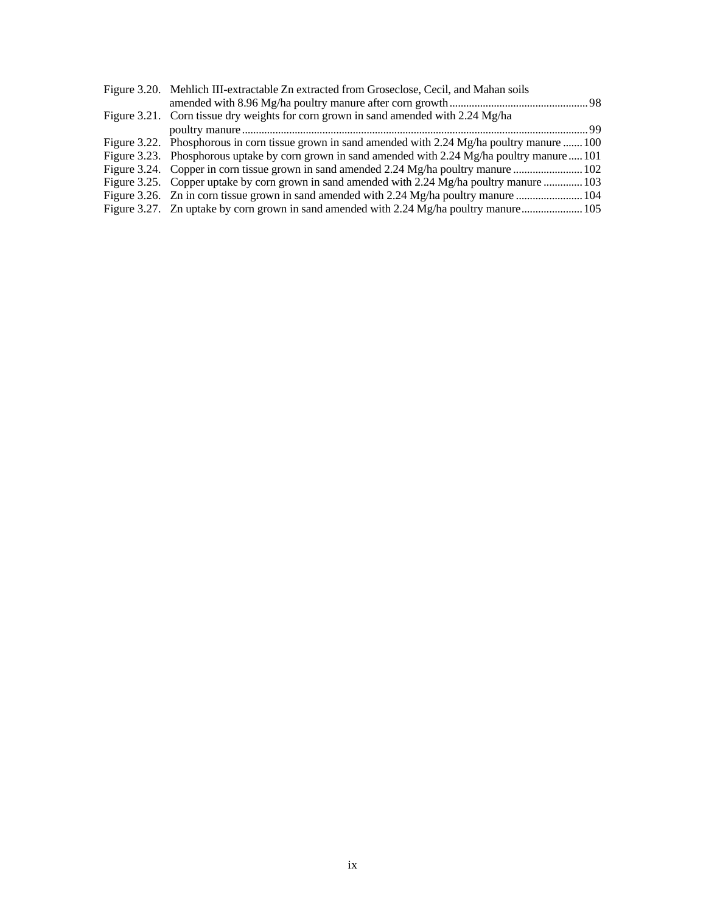Figure 3.20. Mehlich III-extractable Zn extracted from Groseclose, Cecil, and Mahan soils amended with 8.96 Mg/ha poultry manure after corn growth .......... 98
Figure 3.21. Corn tissue dry weights for corn grown in sand amended with 2.24 Mg/ha poultry manure .......... 99
Figure 3.22. Phosphorous in corn tissue grown in sand amended with 2.24 Mg/ha poultry manure .......... 100
Figure 3.23. Phosphorous uptake by corn grown in sand amended with 2.24 Mg/ha poultry manure .......... 101
Figure 3.24. Copper in corn tissue grown in sand amended 2.24 Mg/ha poultry manure .......... 102
Figure 3.25. Copper uptake by corn grown in sand amended with 2.24 Mg/ha poultry manure .......... 103
Figure 3.26. Zn in corn tissue grown in sand amended with 2.24 Mg/ha poultry manure .......... 104
Figure 3.27. Zn uptake by corn grown in sand amended with 2.24 Mg/ha poultry manure .......... 105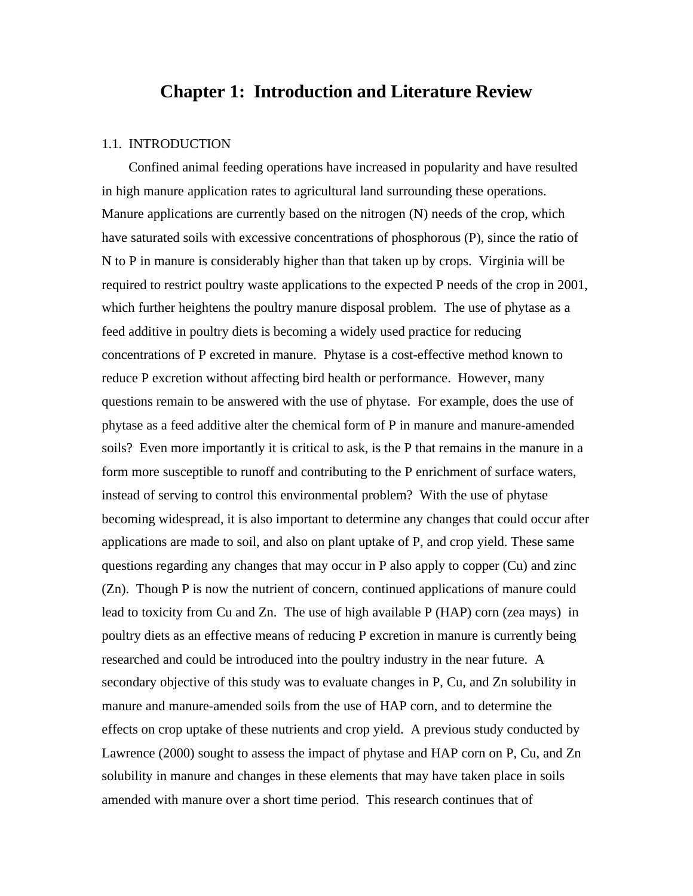# Chapter 1: Introduction and Literature Review

## 1.1. INTRODUCTION

Confined animal feeding operations have increased in popularity and have resulted in high manure application rates to agricultural land surrounding these operations. Manure applications are currently based on the nitrogen (N) needs of the crop, which have saturated soils with excessive concentrations of phosphorous (P), since the ratio of N to P in manure is considerably higher than that taken up by crops. Virginia will be required to restrict poultry waste applications to the expected P needs of the crop in 2001, which further heightens the poultry manure disposal problem. The use of phytase as a feed additive in poultry diets is becoming a widely used practice for reducing concentrations of P excreted in manure. Phytase is a cost-effective method known to reduce P excretion without affecting bird health or performance. However, many questions remain to be answered with the use of phytase. For example, does the use of phytase as a feed additive alter the chemical form of P in manure and manure-amended soils? Even more importantly it is critical to ask, is the P that remains in the manure in a form more susceptible to runoff and contributing to the P enrichment of surface waters, instead of serving to control this environmental problem? With the use of phytase becoming widespread, it is also important to determine any changes that could occur after applications are made to soil, and also on plant uptake of P, and crop yield. These same questions regarding any changes that may occur in P also apply to copper (Cu) and zinc (Zn). Though P is now the nutrient of concern, continued applications of manure could lead to toxicity from Cu and Zn. The use of high available P (HAP) corn (zea mays) in poultry diets as an effective means of reducing P excretion in manure is currently being researched and could be introduced into the poultry industry in the near future. A secondary objective of this study was to evaluate changes in P, Cu, and Zn solubility in manure and manure-amended soils from the use of HAP corn, and to determine the effects on crop uptake of these nutrients and crop yield. A previous study conducted by Lawrence (2000) sought to assess the impact of phytase and HAP corn on P, Cu, and Zn solubility in manure and changes in these elements that may have taken place in soils amended with manure over a short time period. This research continues that of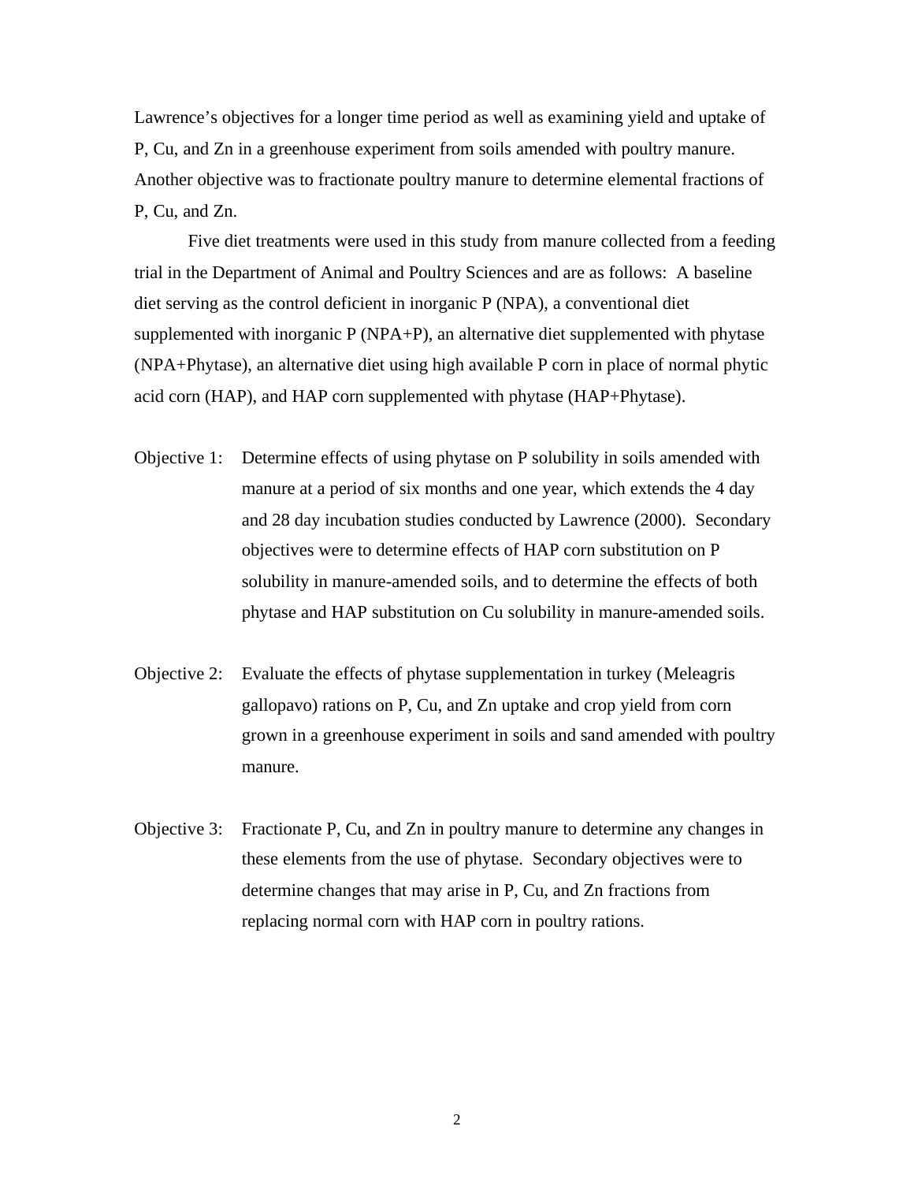Lawrence's objectives for a longer time period as well as examining yield and uptake of P, Cu, and Zn in a greenhouse experiment from soils amended with poultry manure. Another objective was to fractionate poultry manure to determine elemental fractions of P, Cu, and Zn.

Five diet treatments were used in this study from manure collected from a feeding trial in the Department of Animal and Poultry Sciences and are as follows: A baseline diet serving as the control deficient in inorganic P (NPA), a conventional diet supplemented with inorganic P (NPA+P), an alternative diet supplemented with phytase (NPA+Phytase), an alternative diet using high available P corn in place of normal phytic acid corn (HAP), and HAP corn supplemented with phytase (HAP+Phytase).

Objective 1: Determine effects of using phytase on P solubility in soils amended with manure at a period of six months and one year, which extends the 4 day and 28 day incubation studies conducted by Lawrence (2000). Secondary objectives were to determine effects of HAP corn substitution on P solubility in manure-amended soils, and to determine the effects of both phytase and HAP substitution on Cu solubility in manure-amended soils.

Objective 2: Evaluate the effects of phytase supplementation in turkey (Meleagris gallopavo) rations on P, Cu, and Zn uptake and crop yield from corn grown in a greenhouse experiment in soils and sand amended with poultry manure.

Objective 3: Fractionate P, Cu, and Zn in poultry manure to determine any changes in these elements from the use of phytase. Secondary objectives were to determine changes that may arise in P, Cu, and Zn fractions from replacing normal corn with HAP corn in poultry rations.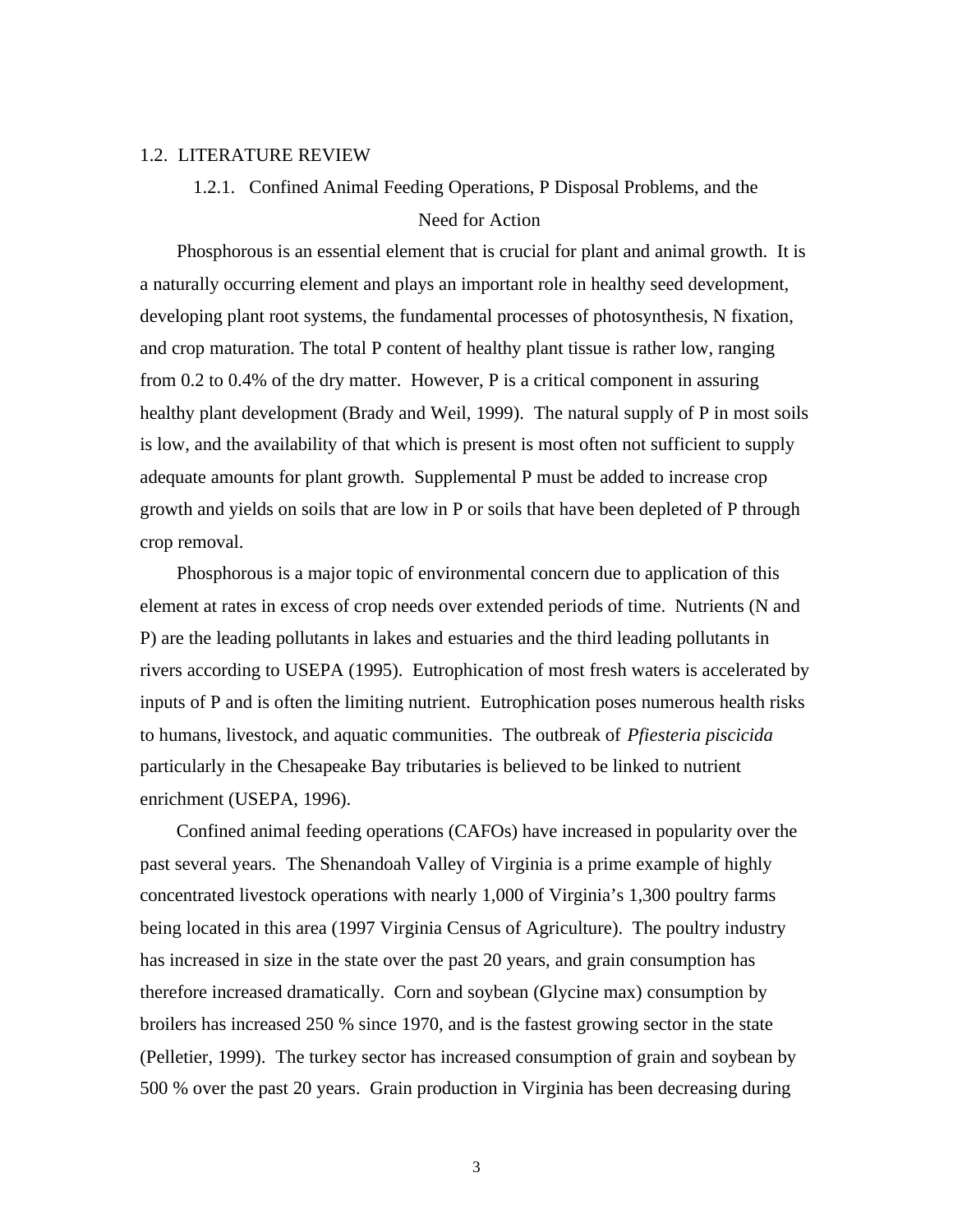## 1.2. LITERATURE REVIEW

### 1.2.1. Confined Animal Feeding Operations, P Disposal Problems, and the Need for Action

Phosphorous is an essential element that is crucial for plant and animal growth. It is a naturally occurring element and plays an important role in healthy seed development, developing plant root systems, the fundamental processes of photosynthesis, N fixation, and crop maturation. The total P content of healthy plant tissue is rather low, ranging from 0.2 to 0.4% of the dry matter. However, P is a critical component in assuring healthy plant development (Brady and Weil, 1999). The natural supply of P in most soils is low, and the availability of that which is present is most often not sufficient to supply adequate amounts for plant growth. Supplemental P must be added to increase crop growth and yields on soils that are low in P or soils that have been depleted of P through crop removal.

Phosphorous is a major topic of environmental concern due to application of this element at rates in excess of crop needs over extended periods of time. Nutrients (N and P) are the leading pollutants in lakes and estuaries and the third leading pollutants in rivers according to USEPA (1995). Eutrophication of most fresh waters is accelerated by inputs of P and is often the limiting nutrient. Eutrophication poses numerous health risks to humans, livestock, and aquatic communities. The outbreak of *Pfiesteria piscicida* particularly in the Chesapeake Bay tributaries is believed to be linked to nutrient enrichment (USEPA, 1996).

Confined animal feeding operations (CAFOs) have increased in popularity over the past several years. The Shenandoah Valley of Virginia is a prime example of highly concentrated livestock operations with nearly 1,000 of Virginia's 1,300 poultry farms being located in this area (1997 Virginia Census of Agriculture). The poultry industry has increased in size in the state over the past 20 years, and grain consumption has therefore increased dramatically. Corn and soybean (Glycine max) consumption by broilers has increased 250 % since 1970, and is the fastest growing sector in the state (Pelletier, 1999). The turkey sector has increased consumption of grain and soybean by 500 % over the past 20 years. Grain production in Virginia has been decreasing during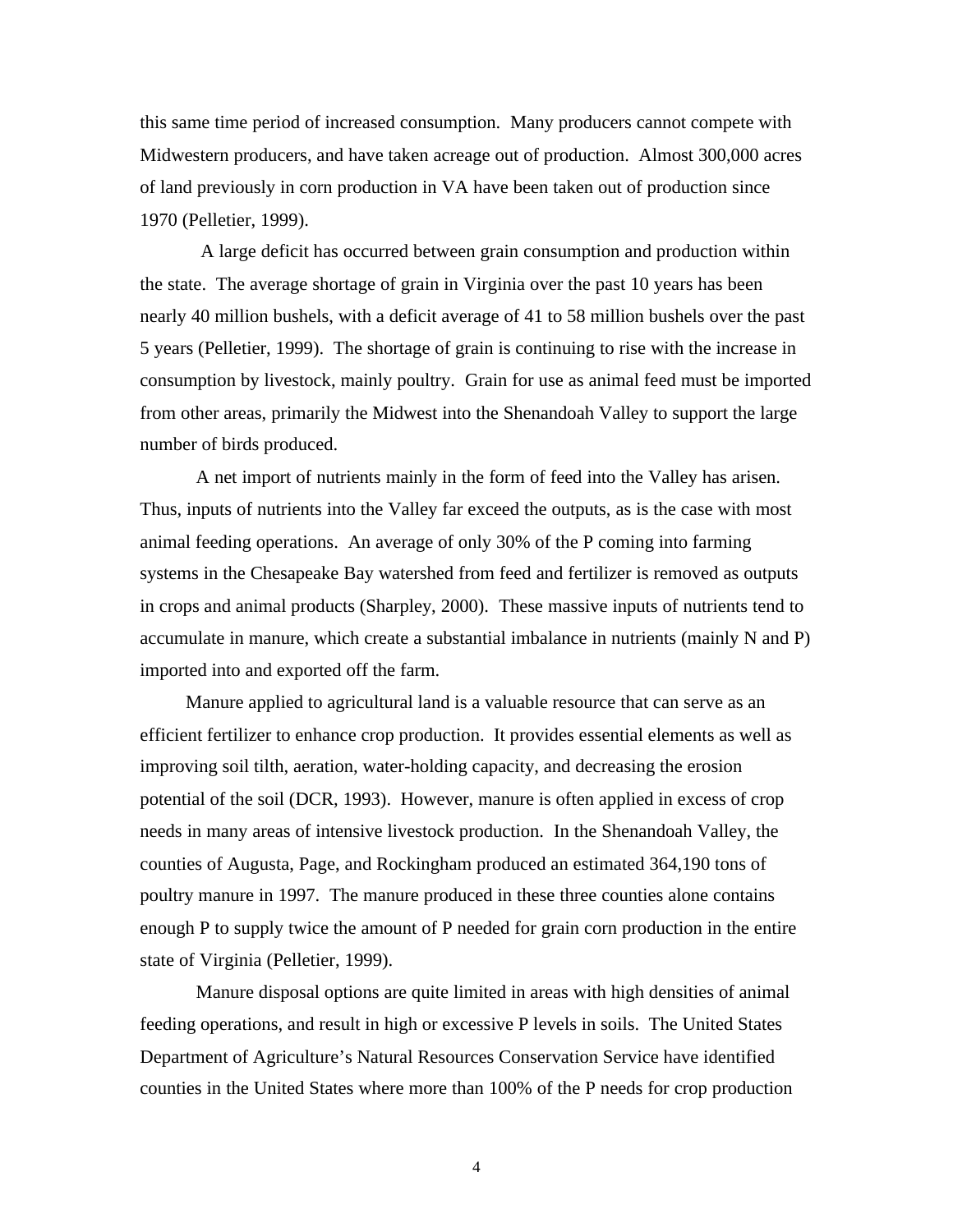this same time period of increased consumption. Many producers cannot compete with Midwestern producers, and have taken acreage out of production. Almost 300,000 acres of land previously in corn production in VA have been taken out of production since 1970 (Pelletier, 1999).

A large deficit has occurred between grain consumption and production within the state. The average shortage of grain in Virginia over the past 10 years has been nearly 40 million bushels, with a deficit average of 41 to 58 million bushels over the past 5 years (Pelletier, 1999). The shortage of grain is continuing to rise with the increase in consumption by livestock, mainly poultry. Grain for use as animal feed must be imported from other areas, primarily the Midwest into the Shenandoah Valley to support the large number of birds produced.

A net import of nutrients mainly in the form of feed into the Valley has arisen. Thus, inputs of nutrients into the Valley far exceed the outputs, as is the case with most animal feeding operations. An average of only 30% of the P coming into farming systems in the Chesapeake Bay watershed from feed and fertilizer is removed as outputs in crops and animal products (Sharpley, 2000). These massive inputs of nutrients tend to accumulate in manure, which create a substantial imbalance in nutrients (mainly N and P) imported into and exported off the farm.

Manure applied to agricultural land is a valuable resource that can serve as an efficient fertilizer to enhance crop production. It provides essential elements as well as improving soil tilth, aeration, water-holding capacity, and decreasing the erosion potential of the soil (DCR, 1993). However, manure is often applied in excess of crop needs in many areas of intensive livestock production. In the Shenandoah Valley, the counties of Augusta, Page, and Rockingham produced an estimated 364,190 tons of poultry manure in 1997. The manure produced in these three counties alone contains enough P to supply twice the amount of P needed for grain corn production in the entire state of Virginia (Pelletier, 1999).

Manure disposal options are quite limited in areas with high densities of animal feeding operations, and result in high or excessive P levels in soils. The United States Department of Agriculture's Natural Resources Conservation Service have identified counties in the United States where more than 100% of the P needs for crop production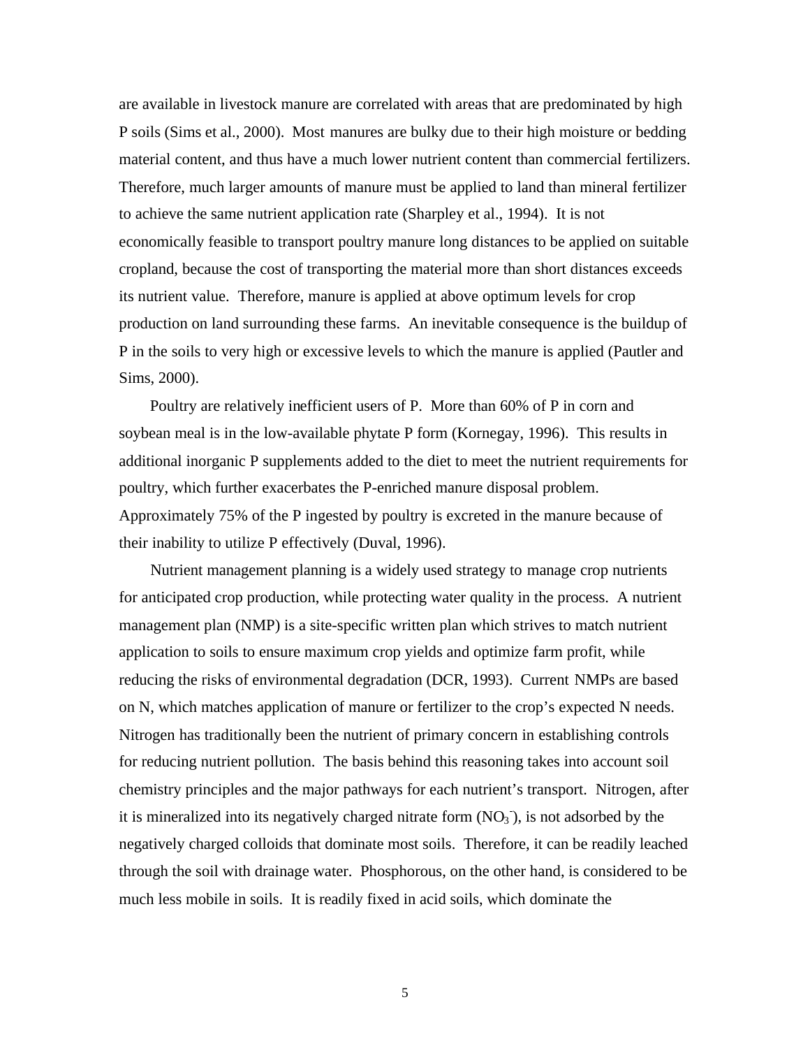are available in livestock manure are correlated with areas that are predominated by high P soils (Sims et al., 2000). Most manures are bulky due to their high moisture or bedding material content, and thus have a much lower nutrient content than commercial fertilizers. Therefore, much larger amounts of manure must be applied to land than mineral fertilizer to achieve the same nutrient application rate (Sharpley et al., 1994). It is not economically feasible to transport poultry manure long distances to be applied on suitable cropland, because the cost of transporting the material more than short distances exceeds its nutrient value. Therefore, manure is applied at above optimum levels for crop production on land surrounding these farms. An inevitable consequence is the buildup of P in the soils to very high or excessive levels to which the manure is applied (Pautler and Sims, 2000).

Poultry are relatively inefficient users of P. More than 60% of P in corn and soybean meal is in the low-available phytate P form (Kornegay, 1996). This results in additional inorganic P supplements added to the diet to meet the nutrient requirements for poultry, which further exacerbates the P-enriched manure disposal problem. Approximately 75% of the P ingested by poultry is excreted in the manure because of their inability to utilize P effectively (Duval, 1996).

Nutrient management planning is a widely used strategy to manage crop nutrients for anticipated crop production, while protecting water quality in the process. A nutrient management plan (NMP) is a site-specific written plan which strives to match nutrient application to soils to ensure maximum crop yields and optimize farm profit, while reducing the risks of environmental degradation (DCR, 1993). Current NMPs are based on N, which matches application of manure or fertilizer to the crop's expected N needs. Nitrogen has traditionally been the nutrient of primary concern in establishing controls for reducing nutrient pollution. The basis behind this reasoning takes into account soil chemistry principles and the major pathways for each nutrient's transport. Nitrogen, after it is mineralized into its negatively charged nitrate form ($NO_3^-$), is not adsorbed by the negatively charged colloids that dominate most soils. Therefore, it can be readily leached through the soil with drainage water. Phosphorous, on the other hand, is considered to be much less mobile in soils. It is readily fixed in acid soils, which dominate the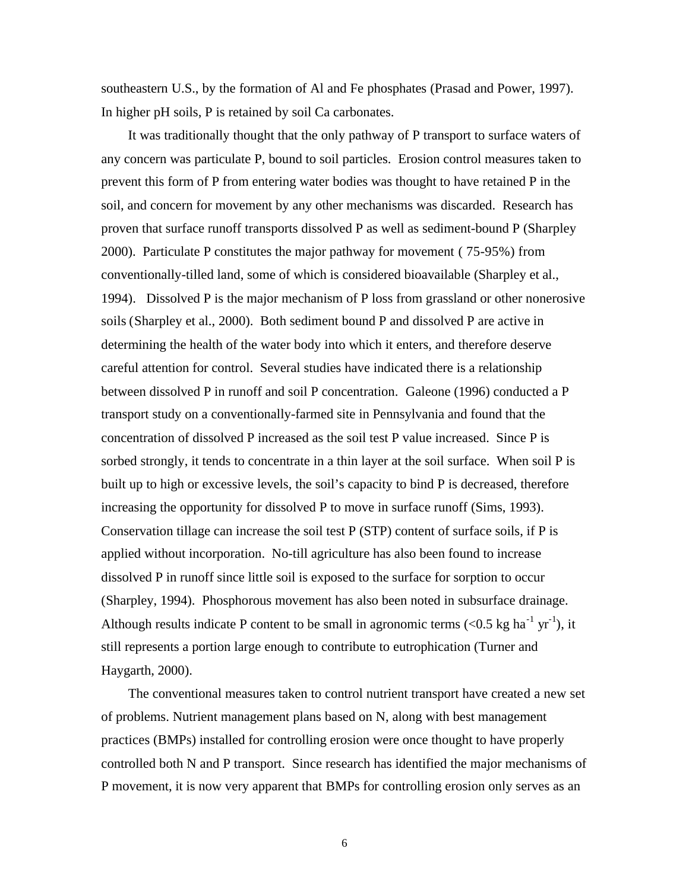southeastern U.S., by the formation of Al and Fe phosphates (Prasad and Power, 1997). In higher pH soils, P is retained by soil Ca carbonates.

It was traditionally thought that the only pathway of P transport to surface waters of any concern was particulate P, bound to soil particles. Erosion control measures taken to prevent this form of P from entering water bodies was thought to have retained P in the soil, and concern for movement by any other mechanisms was discarded. Research has proven that surface runoff transports dissolved P as well as sediment-bound P (Sharpley 2000). Particulate P constitutes the major pathway for movement ( 75-95%) from conventionally-tilled land, some of which is considered bioavailable (Sharpley et al., 1994). Dissolved P is the major mechanism of P loss from grassland or other nonerosive soils (Sharpley et al., 2000). Both sediment bound P and dissolved P are active in determining the health of the water body into which it enters, and therefore deserve careful attention for control. Several studies have indicated there is a relationship between dissolved P in runoff and soil P concentration. Galeone (1996) conducted a P transport study on a conventionally-farmed site in Pennsylvania and found that the concentration of dissolved P increased as the soil test P value increased. Since P is sorbed strongly, it tends to concentrate in a thin layer at the soil surface. When soil P is built up to high or excessive levels, the soil's capacity to bind P is decreased, therefore increasing the opportunity for dissolved P to move in surface runoff (Sims, 1993). Conservation tillage can increase the soil test P (STP) content of surface soils, if P is applied without incorporation. No-till agriculture has also been found to increase dissolved P in runoff since little soil is exposed to the surface for sorption to occur (Sharpley, 1994). Phosphorous movement has also been noted in subsurface drainage. Although results indicate P content to be small in agronomic terms (<0.5 kg $ha^{-1}$ $yr^{-1}$), it still represents a portion large enough to contribute to eutrophication (Turner and Haygarth, 2000).

The conventional measures taken to control nutrient transport have created a new set of problems. Nutrient management plans based on N, along with best management practices (BMPs) installed for controlling erosion were once thought to have properly controlled both N and P transport. Since research has identified the major mechanisms of P movement, it is now very apparent that BMPs for controlling erosion only serves as an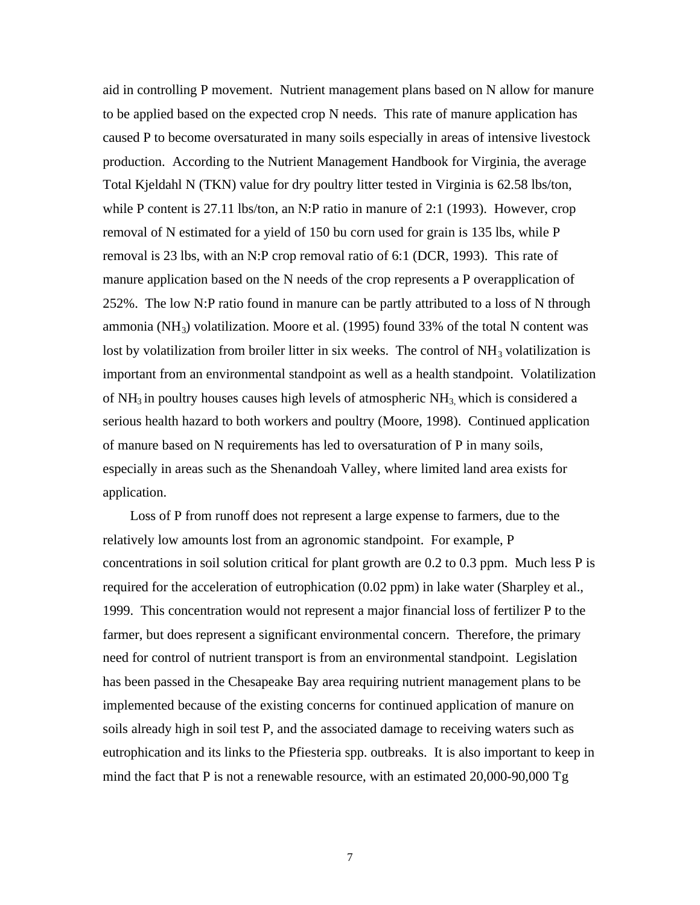aid in controlling P movement. Nutrient management plans based on N allow for manure to be applied based on the expected crop N needs. This rate of manure application has caused P to become oversaturated in many soils especially in areas of intensive livestock production. According to the Nutrient Management Handbook for Virginia, the average Total Kjeldahl N (TKN) value for dry poultry litter tested in Virginia is 62.58 lbs/ton, while P content is 27.11 lbs/ton, an N:P ratio in manure of 2:1 (1993). However, crop removal of N estimated for a yield of 150 bu corn used for grain is 135 lbs, while P removal is 23 lbs, with an N:P crop removal ratio of 6:1 (DCR, 1993). This rate of manure application based on the N needs of the crop represents a P overapplication of 252%. The low N:P ratio found in manure can be partly attributed to a loss of N through ammonia ($NH_3$) volatilization. Moore et al. (1995) found 33% of the total N content was lost by volatilization from broiler litter in six weeks. The control of $NH_3$ volatilization is important from an environmental standpoint as well as a health standpoint. Volatilization of $NH_3$ in poultry houses causes high levels of atmospheric $NH_3$, which is considered a serious health hazard to both workers and poultry (Moore, 1998). Continued application of manure based on N requirements has led to oversaturation of P in many soils, especially in areas such as the Shenandoah Valley, where limited land area exists for application.

Loss of P from runoff does not represent a large expense to farmers, due to the relatively low amounts lost from an agronomic standpoint. For example, P concentrations in soil solution critical for plant growth are 0.2 to 0.3 ppm. Much less P is required for the acceleration of eutrophication (0.02 ppm) in lake water (Sharpley et al., 1999. This concentration would not represent a major financial loss of fertilizer P to the farmer, but does represent a significant environmental concern. Therefore, the primary need for control of nutrient transport is from an environmental standpoint. Legislation has been passed in the Chesapeake Bay area requiring nutrient management plans to be implemented because of the existing concerns for continued application of manure on soils already high in soil test P, and the associated damage to receiving waters such as eutrophication and its links to the Pfiesteria spp. outbreaks. It is also important to keep in mind the fact that P is not a renewable resource, with an estimated 20,000-90,000 Tg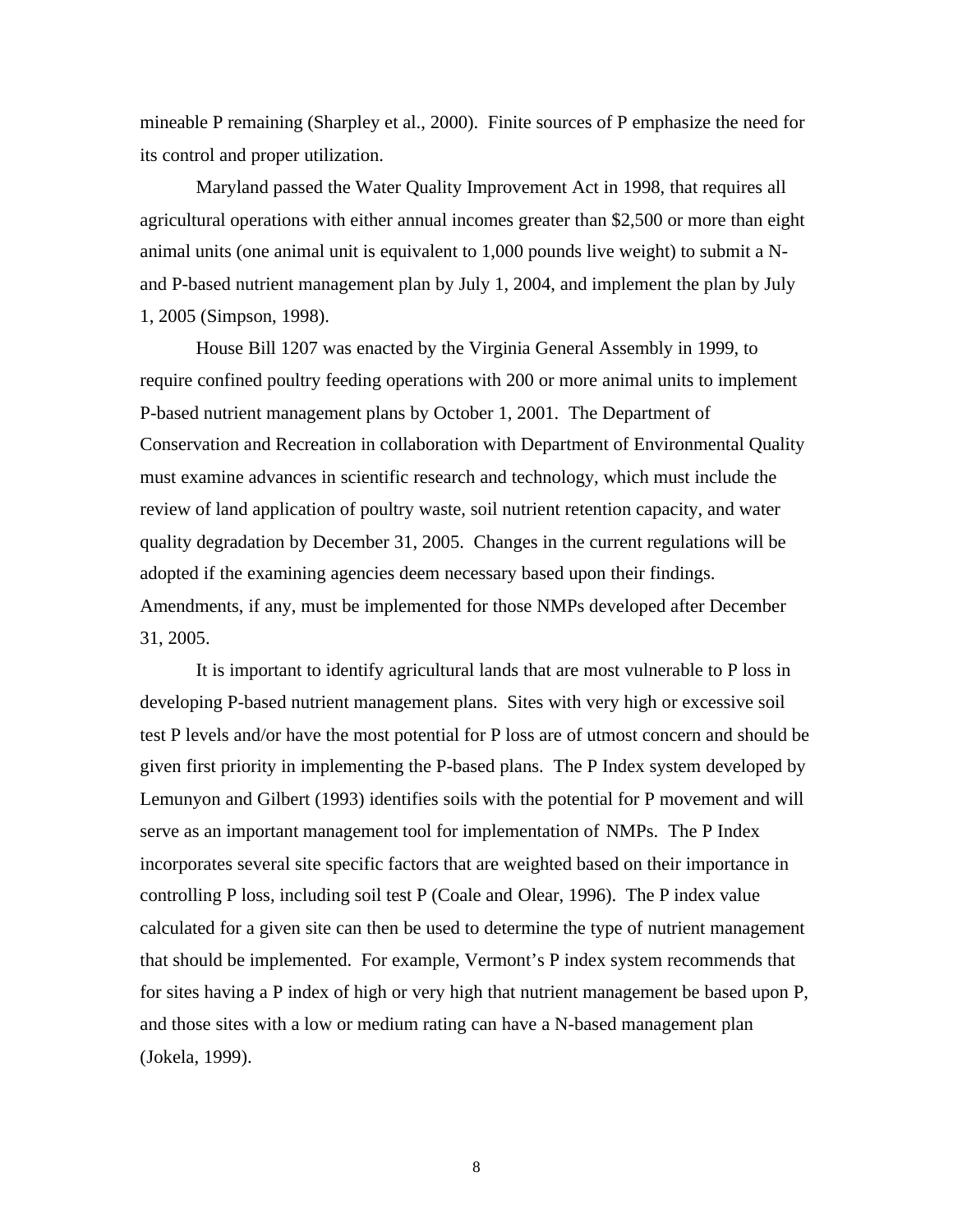mineable P remaining (Sharpley et al., 2000). Finite sources of P emphasize the need for its control and proper utilization.

Maryland passed the Water Quality Improvement Act in 1998, that requires all agricultural operations with either annual incomes greater than $2,500 or more than eight animal units (one animal unit is equivalent to 1,000 pounds live weight) to submit a N- and P-based nutrient management plan by July 1, 2004, and implement the plan by July 1, 2005 (Simpson, 1998).

House Bill 1207 was enacted by the Virginia General Assembly in 1999, to require confined poultry feeding operations with 200 or more animal units to implement P-based nutrient management plans by October 1, 2001. The Department of Conservation and Recreation in collaboration with Department of Environmental Quality must examine advances in scientific research and technology, which must include the review of land application of poultry waste, soil nutrient retention capacity, and water quality degradation by December 31, 2005. Changes in the current regulations will be adopted if the examining agencies deem necessary based upon their findings. Amendments, if any, must be implemented for those NMPs developed after December 31, 2005.

It is important to identify agricultural lands that are most vulnerable to P loss in developing P-based nutrient management plans. Sites with very high or excessive soil test P levels and/or have the most potential for P loss are of utmost concern and should be given first priority in implementing the P-based plans. The P Index system developed by Lemunyon and Gilbert (1993) identifies soils with the potential for P movement and will serve as an important management tool for implementation of NMPs. The P Index incorporates several site specific factors that are weighted based on their importance in controlling P loss, including soil test P (Coale and Olear, 1996). The P index value calculated for a given site can then be used to determine the type of nutrient management that should be implemented. For example, Vermont's P index system recommends that for sites having a P index of high or very high that nutrient management be based upon P, and those sites with a low or medium rating can have a N-based management plan (Jokela, 1999).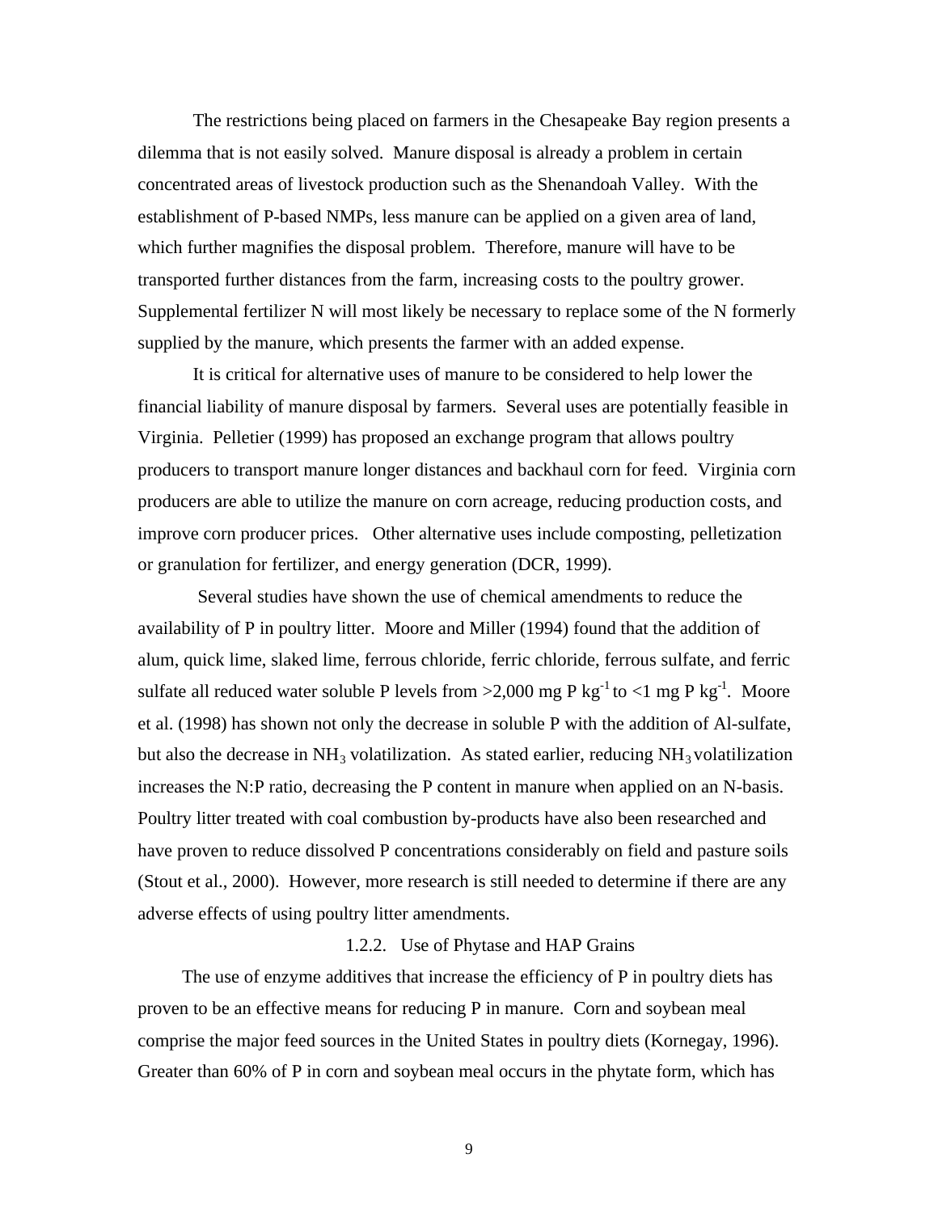The restrictions being placed on farmers in the Chesapeake Bay region presents a dilemma that is not easily solved. Manure disposal is already a problem in certain concentrated areas of livestock production such as the Shenandoah Valley. With the establishment of P-based NMPs, less manure can be applied on a given area of land, which further magnifies the disposal problem. Therefore, manure will have to be transported further distances from the farm, increasing costs to the poultry grower. Supplemental fertilizer N will most likely be necessary to replace some of the N formerly supplied by the manure, which presents the farmer with an added expense.

It is critical for alternative uses of manure to be considered to help lower the financial liability of manure disposal by farmers. Several uses are potentially feasible in Virginia. Pelletier (1999) has proposed an exchange program that allows poultry producers to transport manure longer distances and backhaul corn for feed. Virginia corn producers are able to utilize the manure on corn acreage, reducing production costs, and improve corn producer prices. Other alternative uses include composting, pelletization or granulation for fertilizer, and energy generation (DCR, 1999).

Several studies have shown the use of chemical amendments to reduce the availability of P in poultry litter. Moore and Miller (1994) found that the addition of alum, quick lime, slaked lime, ferrous chloride, ferric chloride, ferrous sulfate, and ferric sulfate all reduced water soluble P levels from >2,000 mg P $kg^{-1}$ to <1 mg P $kg^{-1}$. Moore et al. (1998) has shown not only the decrease in soluble P with the addition of Al-sulfate, but also the decrease in $NH_3$ volatilization. As stated earlier, reducing $NH_3$ volatilization increases the N:P ratio, decreasing the P content in manure when applied on an N-basis. Poultry litter treated with coal combustion by-products have also been researched and have proven to reduce dissolved P concentrations considerably on field and pasture soils (Stout et al., 2000). However, more research is still needed to determine if there are any adverse effects of using poultry litter amendments.

### 1.2.2. Use of Phytase and HAP Grains

The use of enzyme additives that increase the efficiency of P in poultry diets has proven to be an effective means for reducing P in manure. Corn and soybean meal comprise the major feed sources in the United States in poultry diets (Kornegay, 1996). Greater than 60% of P in corn and soybean meal occurs in the phytate form, which has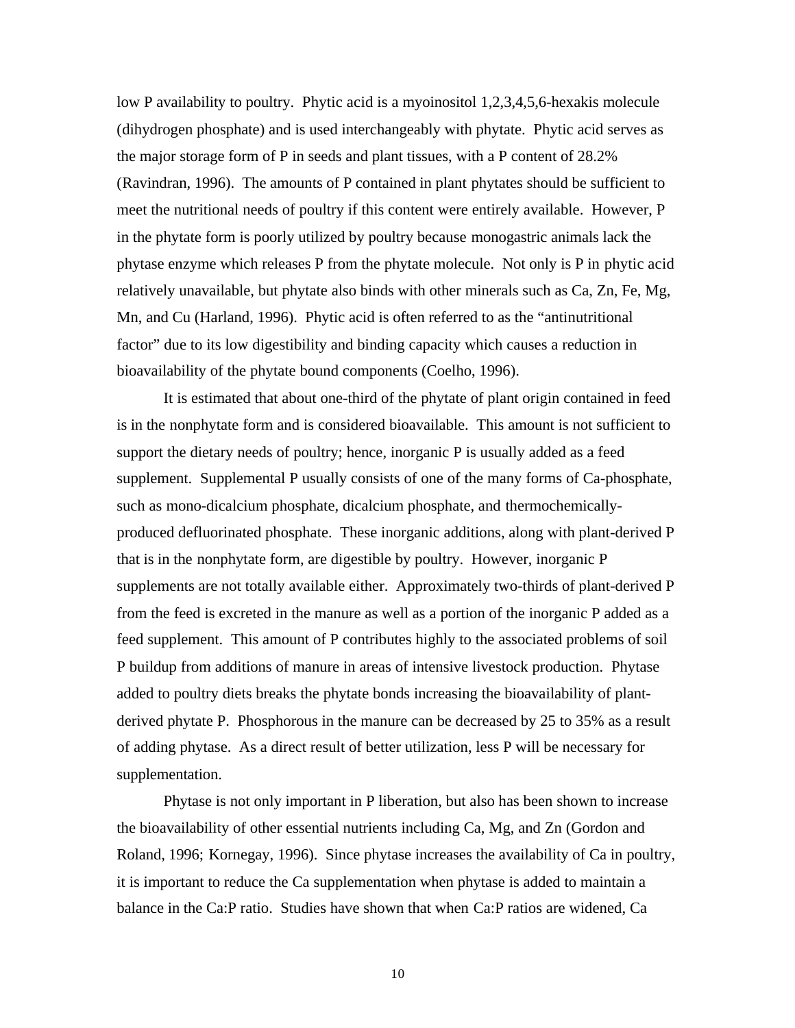low P availability to poultry. Phytic acid is a myoinositol 1,2,3,4,5,6-hexakis molecule (dihydrogen phosphate) and is used interchangeably with phytate. Phytic acid serves as the major storage form of P in seeds and plant tissues, with a P content of 28.2% (Ravindran, 1996). The amounts of P contained in plant phytates should be sufficient to meet the nutritional needs of poultry if this content were entirely available. However, P in the phytate form is poorly utilized by poultry because monogastric animals lack the phytase enzyme which releases P from the phytate molecule. Not only is P in phytic acid relatively unavailable, but phytate also binds with other minerals such as Ca, Zn, Fe, Mg, Mn, and Cu (Harland, 1996). Phytic acid is often referred to as the "antinutritional factor" due to its low digestibility and binding capacity which causes a reduction in bioavailability of the phytate bound components (Coelho, 1996).

It is estimated that about one-third of the phytate of plant origin contained in feed is in the nonphytate form and is considered bioavailable. This amount is not sufficient to support the dietary needs of poultry; hence, inorganic P is usually added as a feed supplement. Supplemental P usually consists of one of the many forms of Ca-phosphate, such as mono-dicalcium phosphate, dicalcium phosphate, and thermochemically-produced defluorinated phosphate. These inorganic additions, along with plant-derived P that is in the nonphytate form, are digestible by poultry. However, inorganic P supplements are not totally available either. Approximately two-thirds of plant-derived P from the feed is excreted in the manure as well as a portion of the inorganic P added as a feed supplement. This amount of P contributes highly to the associated problems of soil P buildup from additions of manure in areas of intensive livestock production. Phytase added to poultry diets breaks the phytate bonds increasing the bioavailability of plant-derived phytate P. Phosphorous in the manure can be decreased by 25 to 35% as a result of adding phytase. As a direct result of better utilization, less P will be necessary for supplementation.

Phytase is not only important in P liberation, but also has been shown to increase the bioavailability of other essential nutrients including Ca, Mg, and Zn (Gordon and Roland, 1996; Kornegay, 1996). Since phytase increases the availability of Ca in poultry, it is important to reduce the Ca supplementation when phytase is added to maintain a balance in the Ca:P ratio. Studies have shown that when Ca:P ratios are widened, Ca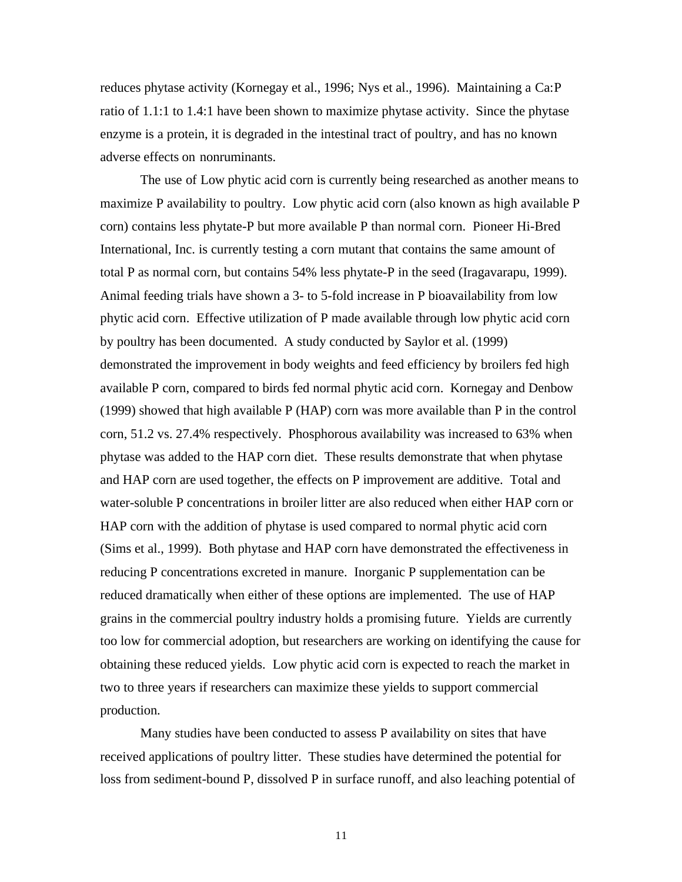reduces phytase activity (Kornegay et al., 1996; Nys et al., 1996). Maintaining a Ca:P ratio of 1.1:1 to 1.4:1 have been shown to maximize phytase activity. Since the phytase enzyme is a protein, it is degraded in the intestinal tract of poultry, and has no known adverse effects on nonruminants.

The use of Low phytic acid corn is currently being researched as another means to maximize P availability to poultry. Low phytic acid corn (also known as high available P corn) contains less phytate-P but more available P than normal corn. Pioneer Hi-Bred International, Inc. is currently testing a corn mutant that contains the same amount of total P as normal corn, but contains 54% less phytate-P in the seed (Iragavarapu, 1999). Animal feeding trials have shown a 3- to 5-fold increase in P bioavailability from low phytic acid corn. Effective utilization of P made available through low phytic acid corn by poultry has been documented. A study conducted by Saylor et al. (1999) demonstrated the improvement in body weights and feed efficiency by broilers fed high available P corn, compared to birds fed normal phytic acid corn. Kornegay and Denbow (1999) showed that high available P (HAP) corn was more available than P in the control corn, 51.2 vs. 27.4% respectively. Phosphorous availability was increased to 63% when phytase was added to the HAP corn diet. These results demonstrate that when phytase and HAP corn are used together, the effects on P improvement are additive. Total and water-soluble P concentrations in broiler litter are also reduced when either HAP corn or HAP corn with the addition of phytase is used compared to normal phytic acid corn (Sims et al., 1999). Both phytase and HAP corn have demonstrated the effectiveness in reducing P concentrations excreted in manure. Inorganic P supplementation can be reduced dramatically when either of these options are implemented. The use of HAP grains in the commercial poultry industry holds a promising future. Yields are currently too low for commercial adoption, but researchers are working on identifying the cause for obtaining these reduced yields. Low phytic acid corn is expected to reach the market in two to three years if researchers can maximize these yields to support commercial production.

Many studies have been conducted to assess P availability on sites that have received applications of poultry litter. These studies have determined the potential for loss from sediment-bound P, dissolved P in surface runoff, and also leaching potential of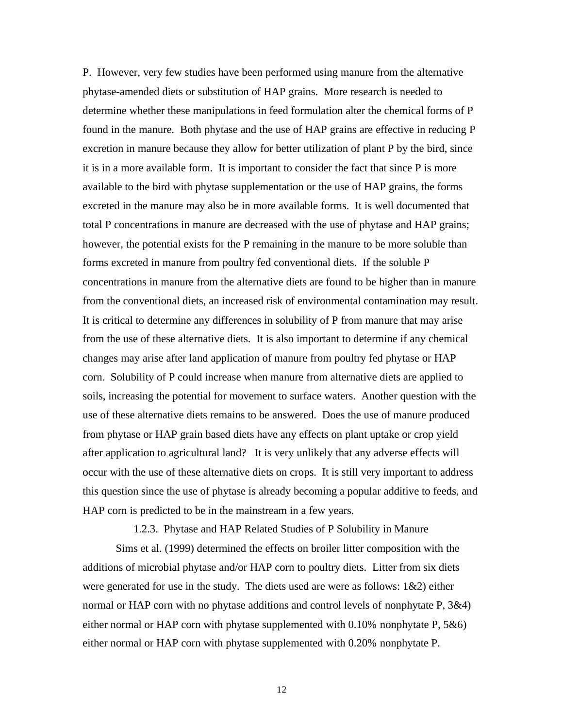P. However, very few studies have been performed using manure from the alternative phytase-amended diets or substitution of HAP grains. More research is needed to determine whether these manipulations in feed formulation alter the chemical forms of P found in the manure. Both phytase and the use of HAP grains are effective in reducing P excretion in manure because they allow for better utilization of plant P by the bird, since it is in a more available form. It is important to consider the fact that since P is more available to the bird with phytase supplementation or the use of HAP grains, the forms excreted in the manure may also be in more available forms. It is well documented that total P concentrations in manure are decreased with the use of phytase and HAP grains; however, the potential exists for the P remaining in the manure to be more soluble than forms excreted in manure from poultry fed conventional diets. If the soluble P concentrations in manure from the alternative diets are found to be higher than in manure from the conventional diets, an increased risk of environmental contamination may result. It is critical to determine any differences in solubility of P from manure that may arise from the use of these alternative diets. It is also important to determine if any chemical changes may arise after land application of manure from poultry fed phytase or HAP corn. Solubility of P could increase when manure from alternative diets are applied to soils, increasing the potential for movement to surface waters. Another question with the use of these alternative diets remains to be answered. Does the use of manure produced from phytase or HAP grain based diets have any effects on plant uptake or crop yield after application to agricultural land? It is very unlikely that any adverse effects will occur with the use of these alternative diets on crops. It is still very important to address this question since the use of phytase is already becoming a popular additive to feeds, and HAP corn is predicted to be in the mainstream in a few years.

### 1.2.3. Phytase and HAP Related Studies of P Solubility in Manure

Sims et al. (1999) determined the effects on broiler litter composition with the additions of microbial phytase and/or HAP corn to poultry diets. Litter from six diets were generated for use in the study. The diets used are were as follows: 1&2) either normal or HAP corn with no phytase additions and control levels of nonphytate P, 3&4) either normal or HAP corn with phytase supplemented with 0.10% nonphytate P, 5&6) either normal or HAP corn with phytase supplemented with 0.20% nonphytate P.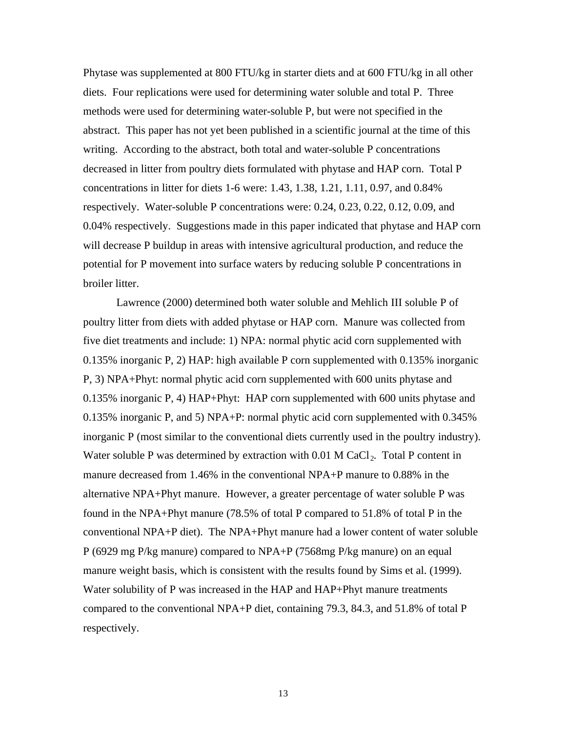Phytase was supplemented at 800 FTU/kg in starter diets and at 600 FTU/kg in all other diets. Four replications were used for determining water soluble and total P. Three methods were used for determining water-soluble P, but were not specified in the abstract. This paper has not yet been published in a scientific journal at the time of this writing. According to the abstract, both total and water-soluble P concentrations decreased in litter from poultry diets formulated with phytase and HAP corn. Total P concentrations in litter for diets 1-6 were: 1.43, 1.38, 1.21, 1.11, 0.97, and 0.84% respectively. Water-soluble P concentrations were: 0.24, 0.23, 0.22, 0.12, 0.09, and 0.04% respectively. Suggestions made in this paper indicated that phytase and HAP corn will decrease P buildup in areas with intensive agricultural production, and reduce the potential for P movement into surface waters by reducing soluble P concentrations in broiler litter.

Lawrence (2000) determined both water soluble and Mehlich III soluble P of poultry litter from diets with added phytase or HAP corn. Manure was collected from five diet treatments and include: 1) NPA: normal phytic acid corn supplemented with 0.135% inorganic P, 2) HAP: high available P corn supplemented with 0.135% inorganic P, 3) NPA+Phyt: normal phytic acid corn supplemented with 600 units phytase and 0.135% inorganic P, 4) HAP+Phyt: HAP corn supplemented with 600 units phytase and 0.135% inorganic P, and 5) NPA+P: normal phytic acid corn supplemented with 0.345% inorganic P (most similar to the conventional diets currently used in the poultry industry). Water soluble P was determined by extraction with 0.01 M $CaCl_2$. Total P content in manure decreased from 1.46% in the conventional NPA+P manure to 0.88% in the alternative NPA+Phyt manure. However, a greater percentage of water soluble P was found in the NPA+Phyt manure (78.5% of total P compared to 51.8% of total P in the conventional NPA+P diet). The NPA+Phyt manure had a lower content of water soluble P (6929 mg P/kg manure) compared to NPA+P (7568mg P/kg manure) on an equal manure weight basis, which is consistent with the results found by Sims et al. (1999). Water solubility of P was increased in the HAP and HAP+Phyt manure treatments compared to the conventional NPA+P diet, containing 79.3, 84.3, and 51.8% of total P respectively.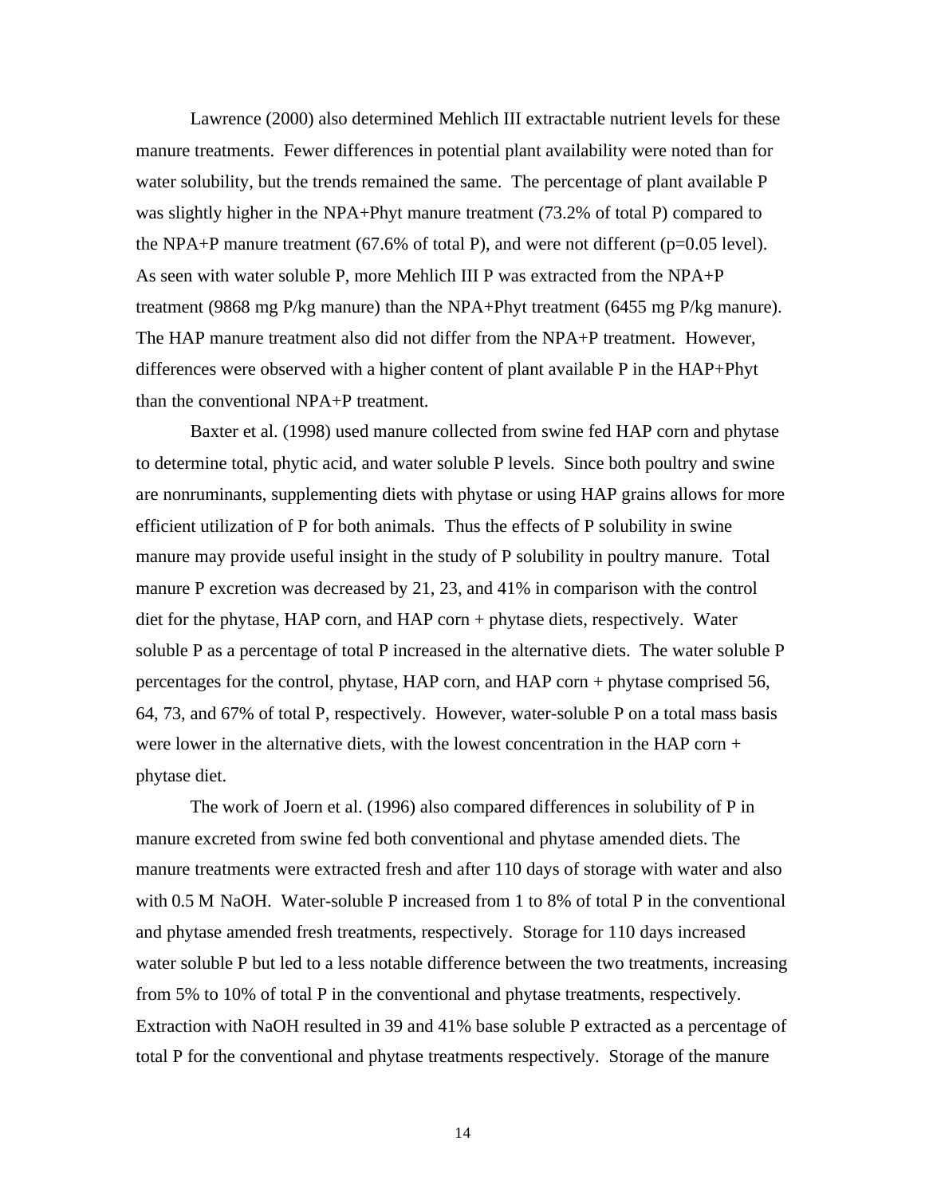Lawrence (2000) also determined Mehlich III extractable nutrient levels for these manure treatments. Fewer differences in potential plant availability were noted than for water solubility, but the trends remained the same. The percentage of plant available P was slightly higher in the NPA+Phyt manure treatment (73.2% of total P) compared to the NPA+P manure treatment (67.6% of total P), and were not different (p=0.05 level). As seen with water soluble P, more Mehlich III P was extracted from the NPA+P treatment (9868 mg P/kg manure) than the NPA+Phyt treatment (6455 mg P/kg manure). The HAP manure treatment also did not differ from the NPA+P treatment. However, differences were observed with a higher content of plant available P in the HAP+Phyt than the conventional NPA+P treatment.

Baxter et al. (1998) used manure collected from swine fed HAP corn and phytase to determine total, phytic acid, and water soluble P levels. Since both poultry and swine are nonruminants, supplementing diets with phytase or using HAP grains allows for more efficient utilization of P for both animals. Thus the effects of P solubility in swine manure may provide useful insight in the study of P solubility in poultry manure. Total manure P excretion was decreased by 21, 23, and 41% in comparison with the control diet for the phytase, HAP corn, and HAP corn + phytase diets, respectively. Water soluble P as a percentage of total P increased in the alternative diets. The water soluble P percentages for the control, phytase, HAP corn, and HAP corn + phytase comprised 56, 64, 73, and 67% of total P, respectively. However, water-soluble P on a total mass basis were lower in the alternative diets, with the lowest concentration in the HAP corn + phytase diet.

The work of Joern et al. (1996) also compared differences in solubility of P in manure excreted from swine fed both conventional and phytase amended diets. The manure treatments were extracted fresh and after 110 days of storage with water and also with 0.5 M NaOH. Water-soluble P increased from 1 to 8% of total P in the conventional and phytase amended fresh treatments, respectively. Storage for 110 days increased water soluble P but led to a less notable difference between the two treatments, increasing from 5% to 10% of total P in the conventional and phytase treatments, respectively. Extraction with NaOH resulted in 39 and 41% base soluble P extracted as a percentage of total P for the conventional and phytase treatments respectively. Storage of the manure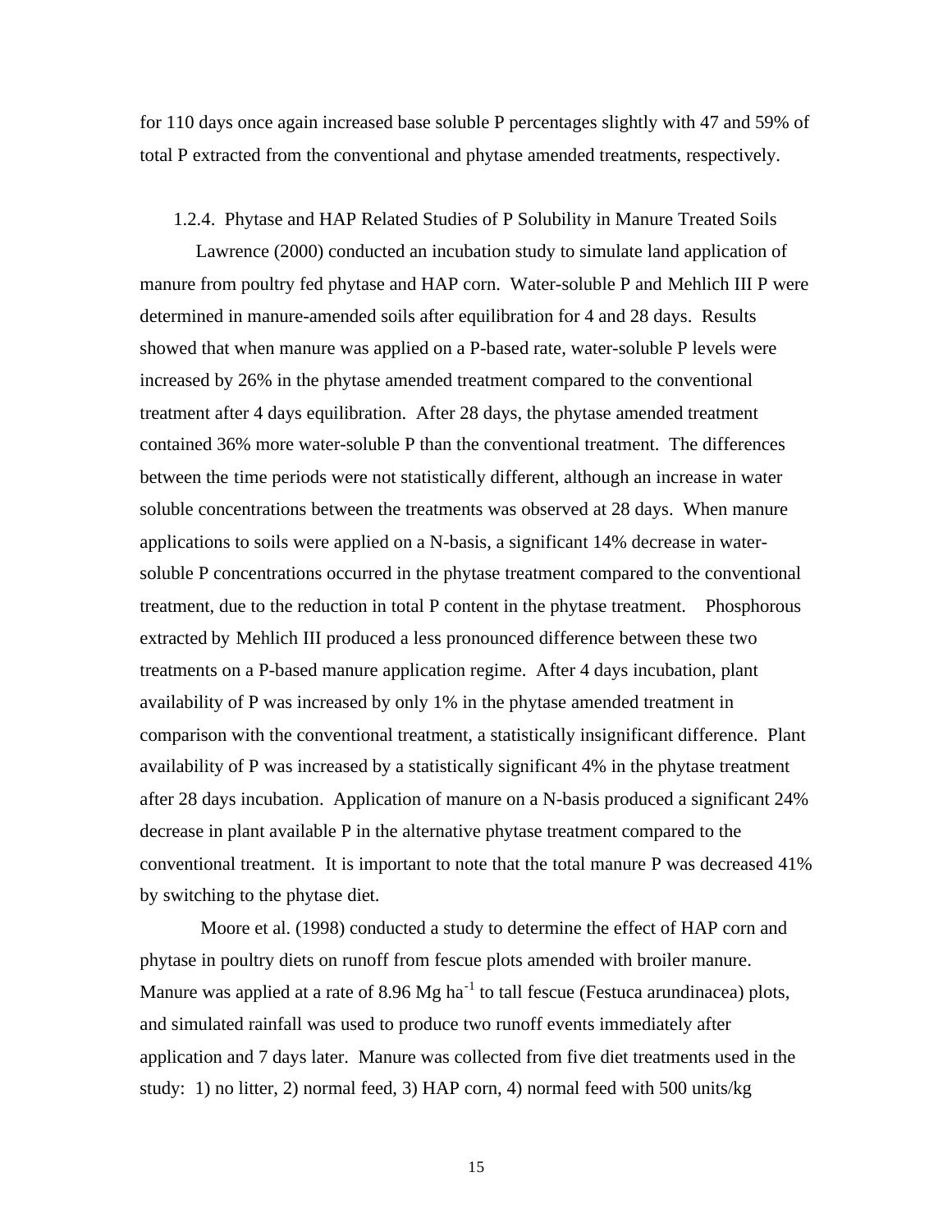for 110 days once again increased base soluble P percentages slightly with 47 and 59% of total P extracted from the conventional and phytase amended treatments, respectively.

### 1.2.4. Phytase and HAP Related Studies of P Solubility in Manure Treated Soils

Lawrence (2000) conducted an incubation study to simulate land application of manure from poultry fed phytase and HAP corn. Water-soluble P and Mehlich III P were determined in manure-amended soils after equilibration for 4 and 28 days. Results showed that when manure was applied on a P-based rate, water-soluble P levels were increased by 26% in the phytase amended treatment compared to the conventional treatment after 4 days equilibration. After 28 days, the phytase amended treatment contained 36% more water-soluble P than the conventional treatment. The differences between the time periods were not statistically different, although an increase in water soluble concentrations between the treatments was observed at 28 days. When manure applications to soils were applied on a N-basis, a significant 14% decrease in water-soluble P concentrations occurred in the phytase treatment compared to the conventional treatment, due to the reduction in total P content in the phytase treatment. Phosphorous extracted by Mehlich III produced a less pronounced difference between these two treatments on a P-based manure application regime. After 4 days incubation, plant availability of P was increased by only 1% in the phytase amended treatment in comparison with the conventional treatment, a statistically insignificant difference. Plant availability of P was increased by a statistically significant 4% in the phytase treatment after 28 days incubation. Application of manure on a N-basis produced a significant 24% decrease in plant available P in the alternative phytase treatment compared to the conventional treatment. It is important to note that the total manure P was decreased 41% by switching to the phytase diet.

Moore et al. (1998) conducted a study to determine the effect of HAP corn and phytase in poultry diets on runoff from fescue plots amended with broiler manure. Manure was applied at a rate of 8.96 Mg $ha^{-1}$ to tall fescue (Festuca arundinacea) plots, and simulated rainfall was used to produce two runoff events immediately after application and 7 days later. Manure was collected from five diet treatments used in the study: 1) no litter, 2) normal feed, 3) HAP corn, 4) normal feed with 500 units/kg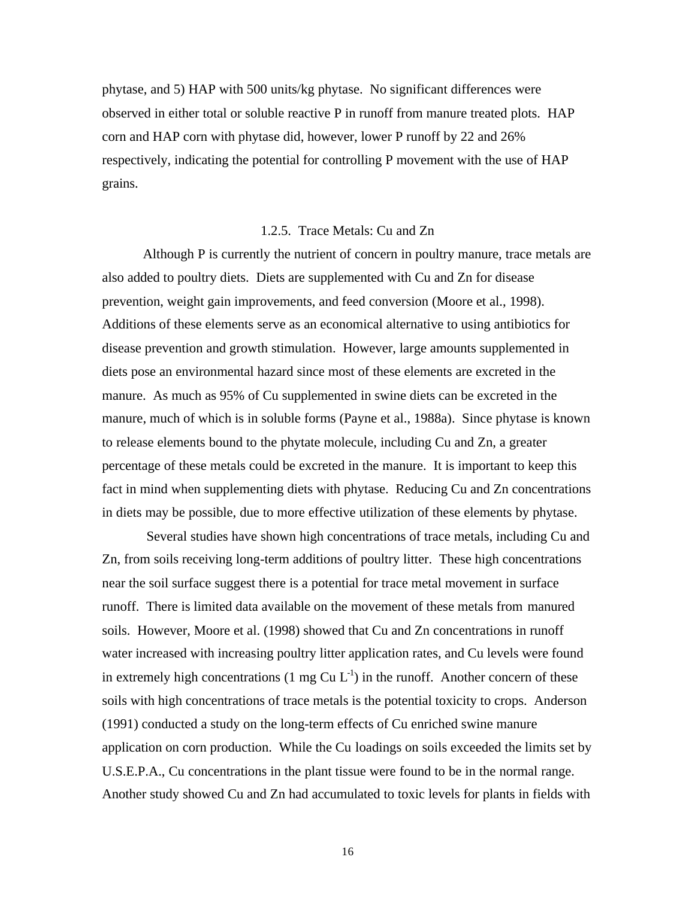phytase, and 5) HAP with 500 units/kg phytase. No significant differences were observed in either total or soluble reactive P in runoff from manure treated plots. HAP corn and HAP corn with phytase did, however, lower P runoff by 22 and 26% respectively, indicating the potential for controlling P movement with the use of HAP grains.

### 1.2.5. Trace Metals: Cu and Zn

Although P is currently the nutrient of concern in poultry manure, trace metals are also added to poultry diets. Diets are supplemented with Cu and Zn for disease prevention, weight gain improvements, and feed conversion (Moore et al., 1998). Additions of these elements serve as an economical alternative to using antibiotics for disease prevention and growth stimulation. However, large amounts supplemented in diets pose an environmental hazard since most of these elements are excreted in the manure. As much as 95% of Cu supplemented in swine diets can be excreted in the manure, much of which is in soluble forms (Payne et al., 1988a). Since phytase is known to release elements bound to the phytate molecule, including Cu and Zn, a greater percentage of these metals could be excreted in the manure. It is important to keep this fact in mind when supplementing diets with phytase. Reducing Cu and Zn concentrations in diets may be possible, due to more effective utilization of these elements by phytase.

Several studies have shown high concentrations of trace metals, including Cu and Zn, from soils receiving long-term additions of poultry litter. These high concentrations near the soil surface suggest there is a potential for trace metal movement in surface runoff. There is limited data available on the movement of these metals from manured soils. However, Moore et al. (1998) showed that Cu and Zn concentrations in runoff water increased with increasing poultry litter application rates, and Cu levels were found in extremely high concentrations (1 mg Cu $L^{-1}$) in the runoff. Another concern of these soils with high concentrations of trace metals is the potential toxicity to crops. Anderson (1991) conducted a study on the long-term effects of Cu enriched swine manure application on corn production. While the Cu loadings on soils exceeded the limits set by U.S.E.P.A., Cu concentrations in the plant tissue were found to be in the normal range. Another study showed Cu and Zn had accumulated to toxic levels for plants in fields with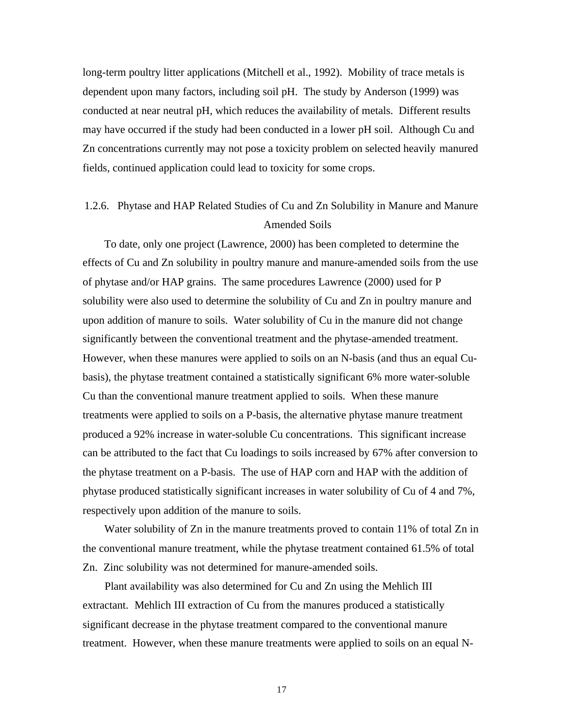long-term poultry litter applications (Mitchell et al., 1992). Mobility of trace metals is dependent upon many factors, including soil pH. The study by Anderson (1999) was conducted at near neutral pH, which reduces the availability of metals. Different results may have occurred if the study had been conducted in a lower pH soil. Although Cu and Zn concentrations currently may not pose a toxicity problem on selected heavily manured fields, continued application could lead to toxicity for some crops.

### 1.2.6. Phytase and HAP Related Studies of Cu and Zn Solubility in Manure and Manure Amended Soils

To date, only one project (Lawrence, 2000) has been completed to determine the effects of Cu and Zn solubility in poultry manure and manure-amended soils from the use of phytase and/or HAP grains. The same procedures Lawrence (2000) used for P solubility were also used to determine the solubility of Cu and Zn in poultry manure and upon addition of manure to soils. Water solubility of Cu in the manure did not change significantly between the conventional treatment and the phytase-amended treatment. However, when these manures were applied to soils on an N-basis (and thus an equal Cu-basis), the phytase treatment contained a statistically significant 6% more water-soluble Cu than the conventional manure treatment applied to soils. When these manure treatments were applied to soils on a P-basis, the alternative phytase manure treatment produced a 92% increase in water-soluble Cu concentrations. This significant increase can be attributed to the fact that Cu loadings to soils increased by 67% after conversion to the phytase treatment on a P-basis. The use of HAP corn and HAP with the addition of phytase produced statistically significant increases in water solubility of Cu of 4 and 7%, respectively upon addition of the manure to soils.

Water solubility of Zn in the manure treatments proved to contain 11% of total Zn in the conventional manure treatment, while the phytase treatment contained 61.5% of total Zn. Zinc solubility was not determined for manure-amended soils.

Plant availability was also determined for Cu and Zn using the Mehlich III extractant. Mehlich III extraction of Cu from the manures produced a statistically significant decrease in the phytase treatment compared to the conventional manure treatment. However, when these manure treatments were applied to soils on an equal N-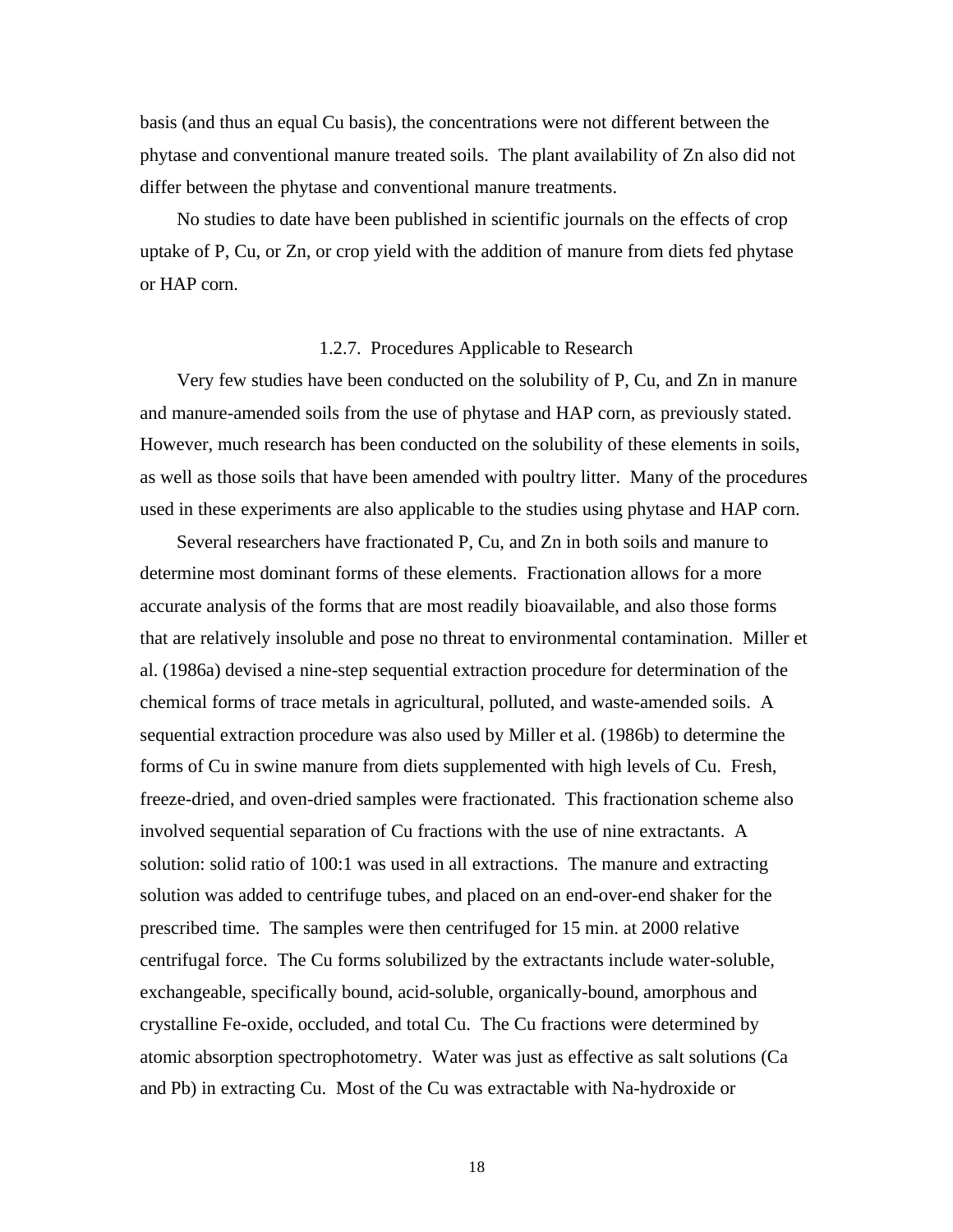basis (and thus an equal Cu basis), the concentrations were not different between the phytase and conventional manure treated soils. The plant availability of Zn also did not differ between the phytase and conventional manure treatments.

No studies to date have been published in scientific journals on the effects of crop uptake of P, Cu, or Zn, or crop yield with the addition of manure from diets fed phytase or HAP corn.

### 1.2.7. Procedures Applicable to Research

Very few studies have been conducted on the solubility of P, Cu, and Zn in manure and manure-amended soils from the use of phytase and HAP corn, as previously stated. However, much research has been conducted on the solubility of these elements in soils, as well as those soils that have been amended with poultry litter. Many of the procedures used in these experiments are also applicable to the studies using phytase and HAP corn.

Several researchers have fractionated P, Cu, and Zn in both soils and manure to determine most dominant forms of these elements. Fractionation allows for a more accurate analysis of the forms that are most readily bioavailable, and also those forms that are relatively insoluble and pose no threat to environmental contamination. Miller et al. (1986a) devised a nine-step sequential extraction procedure for determination of the chemical forms of trace metals in agricultural, polluted, and waste-amended soils. A sequential extraction procedure was also used by Miller et al. (1986b) to determine the forms of Cu in swine manure from diets supplemented with high levels of Cu. Fresh, freeze-dried, and oven-dried samples were fractionated. This fractionation scheme also involved sequential separation of Cu fractions with the use of nine extractants. A solution: solid ratio of 100:1 was used in all extractions. The manure and extracting solution was added to centrifuge tubes, and placed on an end-over-end shaker for the prescribed time. The samples were then centrifuged for 15 min. at 2000 relative centrifugal force. The Cu forms solubilized by the extractants include water-soluble, exchangeable, specifically bound, acid-soluble, organically-bound, amorphous and crystalline Fe-oxide, occluded, and total Cu. The Cu fractions were determined by atomic absorption spectrophotometry. Water was just as effective as salt solutions (Ca and Pb) in extracting Cu. Most of the Cu was extractable with Na-hydroxide or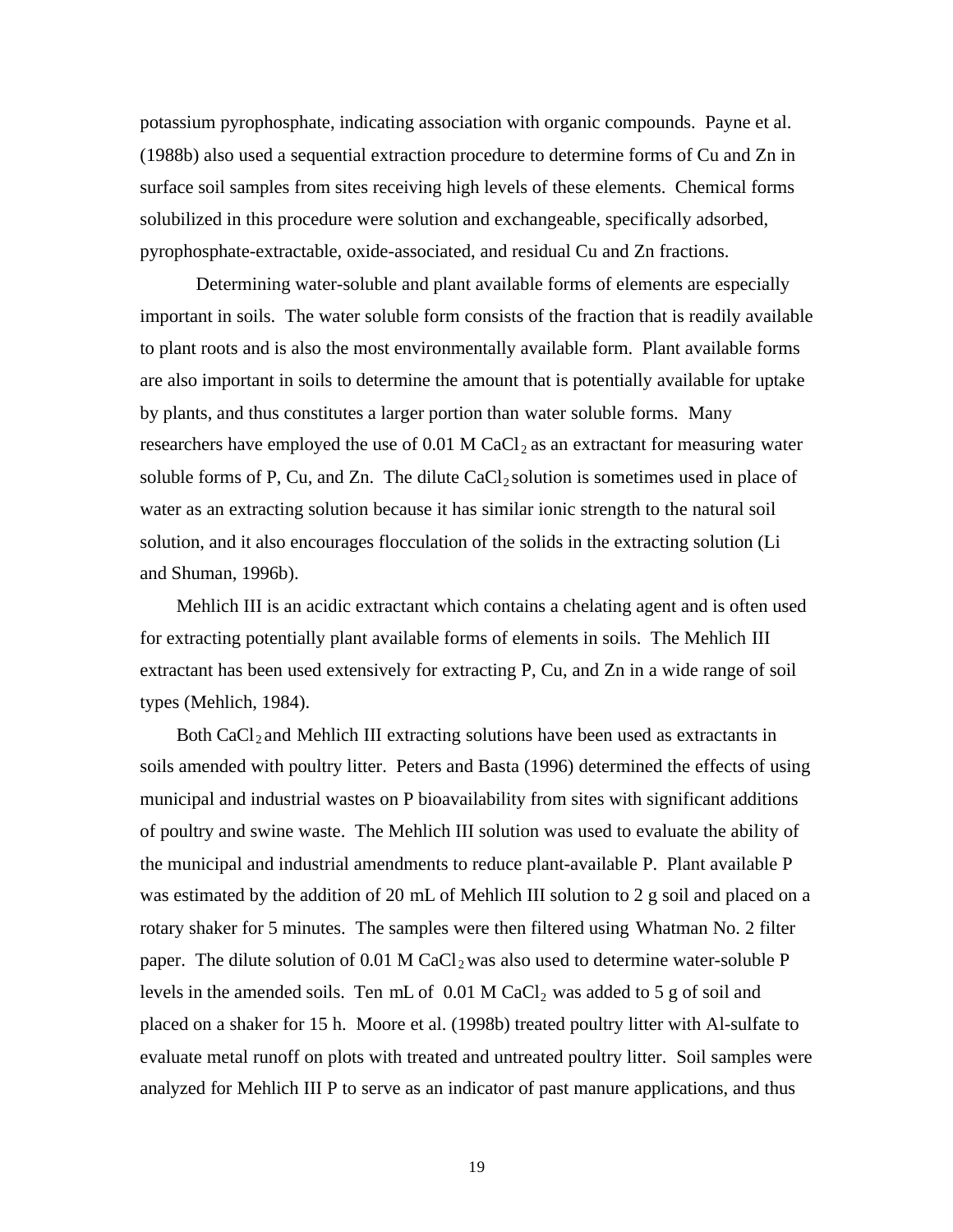potassium pyrophosphate, indicating association with organic compounds. Payne et al. (1988b) also used a sequential extraction procedure to determine forms of Cu and Zn in surface soil samples from sites receiving high levels of these elements. Chemical forms solubilized in this procedure were solution and exchangeable, specifically adsorbed, pyrophosphate-extractable, oxide-associated, and residual Cu and Zn fractions.

Determining water-soluble and plant available forms of elements are especially important in soils. The water soluble form consists of the fraction that is readily available to plant roots and is also the most environmentally available form. Plant available forms are also important in soils to determine the amount that is potentially available for uptake by plants, and thus constitutes a larger portion than water soluble forms. Many researchers have employed the use of 0.01 M $CaCl_2$ as an extractant for measuring water soluble forms of P, Cu, and Zn. The dilute $CaCl_2$ solution is sometimes used in place of water as an extracting solution because it has similar ionic strength to the natural soil solution, and it also encourages flocculation of the solids in the extracting solution (Li and Shuman, 1996b).

Mehlich III is an acidic extractant which contains a chelating agent and is often used for extracting potentially plant available forms of elements in soils. The Mehlich III extractant has been used extensively for extracting P, Cu, and Zn in a wide range of soil types (Mehlich, 1984).

Both $CaCl_2$ and Mehlich III extracting solutions have been used as extractants in soils amended with poultry litter. Peters and Basta (1996) determined the effects of using municipal and industrial wastes on P bioavailability from sites with significant additions of poultry and swine waste. The Mehlich III solution was used to evaluate the ability of the municipal and industrial amendments to reduce plant-available P. Plant available P was estimated by the addition of 20 mL of Mehlich III solution to 2 g soil and placed on a rotary shaker for 5 minutes. The samples were then filtered using Whatman No. 2 filter paper. The dilute solution of 0.01 M $CaCl_2$ was also used to determine water-soluble P levels in the amended soils. Ten mL of 0.01 M $CaCl_2$ was added to 5 g of soil and placed on a shaker for 15 h. Moore et al. (1998b) treated poultry litter with Al-sulfate to evaluate metal runoff on plots with treated and untreated poultry litter. Soil samples were analyzed for Mehlich III P to serve as an indicator of past manure applications, and thus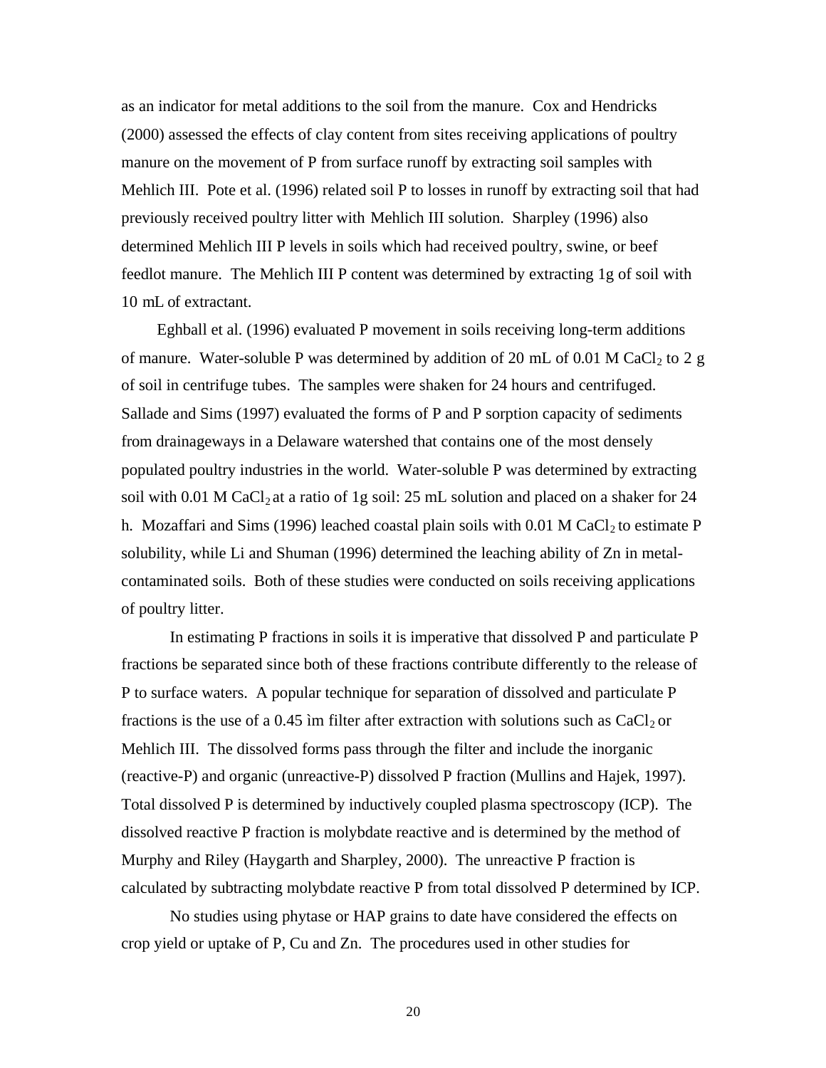as an indicator for metal additions to the soil from the manure. Cox and Hendricks (2000) assessed the effects of clay content from sites receiving applications of poultry manure on the movement of P from surface runoff by extracting soil samples with Mehlich III. Pote et al. (1996) related soil P to losses in runoff by extracting soil that had previously received poultry litter with Mehlich III solution. Sharpley (1996) also determined Mehlich III P levels in soils which had received poultry, swine, or beef feedlot manure. The Mehlich III P content was determined by extracting 1g of soil with 10 mL of extractant.

Eghball et al. (1996) evaluated P movement in soils receiving long-term additions of manure. Water-soluble P was determined by addition of 20 mL of 0.01 M $CaCl_2$ to 2 g of soil in centrifuge tubes. The samples were shaken for 24 hours and centrifuged. Sallade and Sims (1997) evaluated the forms of P and P sorption capacity of sediments from drainageways in a Delaware watershed that contains one of the most densely populated poultry industries in the world. Water-soluble P was determined by extracting soil with 0.01 M $CaCl_2$ at a ratio of 1g soil: 25 mL solution and placed on a shaker for 24 h. Mozaffari and Sims (1996) leached coastal plain soils with 0.01 M $CaCl_2$ to estimate P solubility, while Li and Shuman (1996) determined the leaching ability of Zn in metal-contaminated soils. Both of these studies were conducted on soils receiving applications of poultry litter.

In estimating P fractions in soils it is imperative that dissolved P and particulate P fractions be separated since both of these fractions contribute differently to the release of P to surface waters. A popular technique for separation of dissolved and particulate P fractions is the use of a 0.45 ìm filter after extraction with solutions such as $CaCl_2$ or Mehlich III. The dissolved forms pass through the filter and include the inorganic (reactive-P) and organic (unreactive-P) dissolved P fraction (Mullins and Hajek, 1997). Total dissolved P is determined by inductively coupled plasma spectroscopy (ICP). The dissolved reactive P fraction is molybdate reactive and is determined by the method of Murphy and Riley (Haygarth and Sharpley, 2000). The unreactive P fraction is calculated by subtracting molybdate reactive P from total dissolved P determined by ICP.

No studies using phytase or HAP grains to date have considered the effects on crop yield or uptake of P, Cu and Zn. The procedures used in other studies for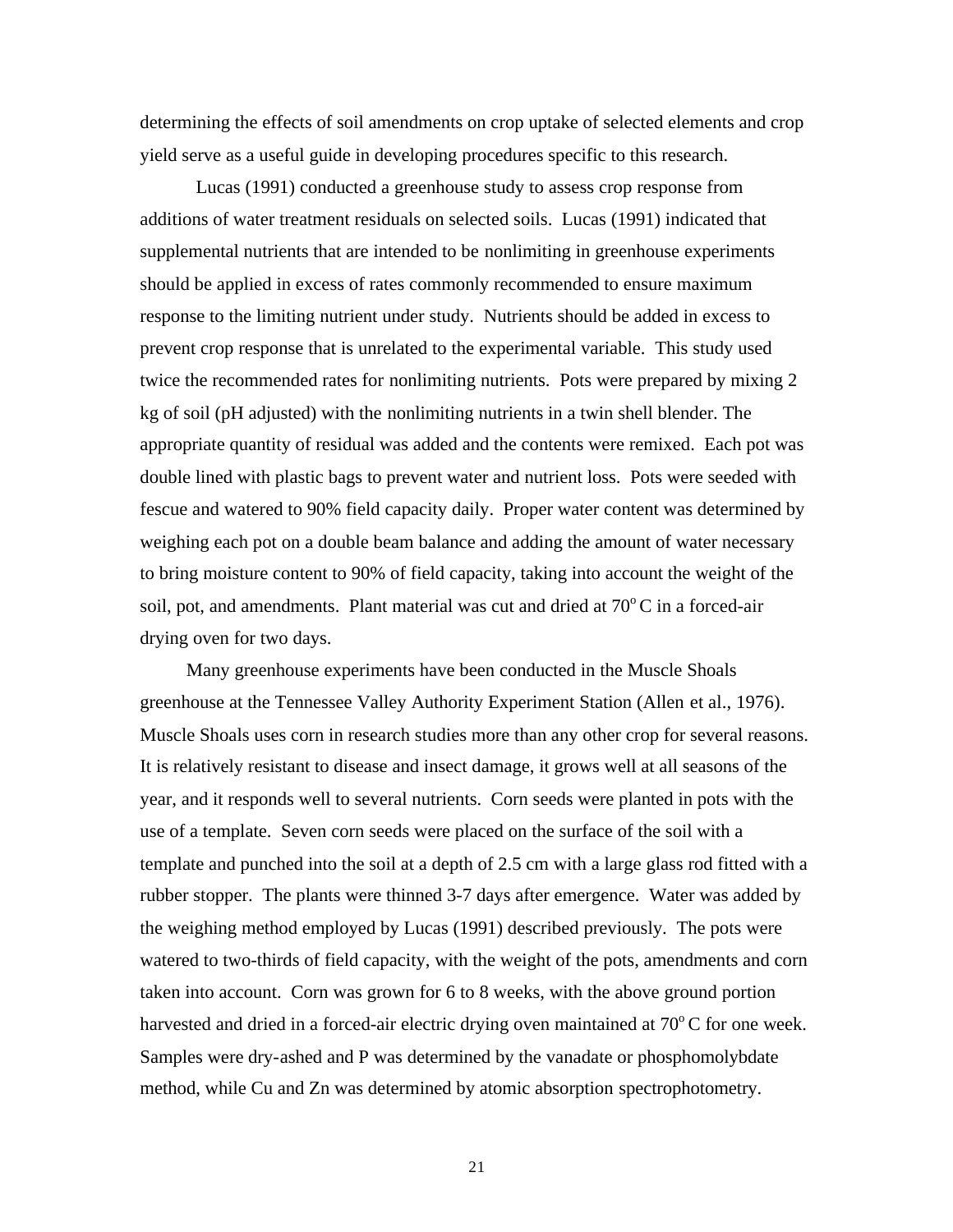determining the effects of soil amendments on crop uptake of selected elements and crop yield serve as a useful guide in developing procedures specific to this research.

Lucas (1991) conducted a greenhouse study to assess crop response from additions of water treatment residuals on selected soils. Lucas (1991) indicated that supplemental nutrients that are intended to be nonlimiting in greenhouse experiments should be applied in excess of rates commonly recommended to ensure maximum response to the limiting nutrient under study. Nutrients should be added in excess to prevent crop response that is unrelated to the experimental variable. This study used twice the recommended rates for nonlimiting nutrients. Pots were prepared by mixing 2 kg of soil (pH adjusted) with the nonlimiting nutrients in a twin shell blender. The appropriate quantity of residual was added and the contents were remixed. Each pot was double lined with plastic bags to prevent water and nutrient loss. Pots were seeded with fescue and watered to 90% field capacity daily. Proper water content was determined by weighing each pot on a double beam balance and adding the amount of water necessary to bring moisture content to 90% of field capacity, taking into account the weight of the soil, pot, and amendments. Plant material was cut and dried at $70^{o}$ C in a forced-air drying oven for two days.

Many greenhouse experiments have been conducted in the Muscle Shoals greenhouse at the Tennessee Valley Authority Experiment Station (Allen et al., 1976). Muscle Shoals uses corn in research studies more than any other crop for several reasons. It is relatively resistant to disease and insect damage, it grows well at all seasons of the year, and it responds well to several nutrients. Corn seeds were planted in pots with the use of a template. Seven corn seeds were placed on the surface of the soil with a template and punched into the soil at a depth of 2.5 cm with a large glass rod fitted with a rubber stopper. The plants were thinned 3-7 days after emergence. Water was added by the weighing method employed by Lucas (1991) described previously. The pots were watered to two-thirds of field capacity, with the weight of the pots, amendments and corn taken into account. Corn was grown for 6 to 8 weeks, with the above ground portion harvested and dried in a forced-air electric drying oven maintained at $70^{o}$ C for one week. Samples were dry-ashed and P was determined by the vanadate or phosphomolybdate method, while Cu and Zn was determined by atomic absorption spectrophotometry.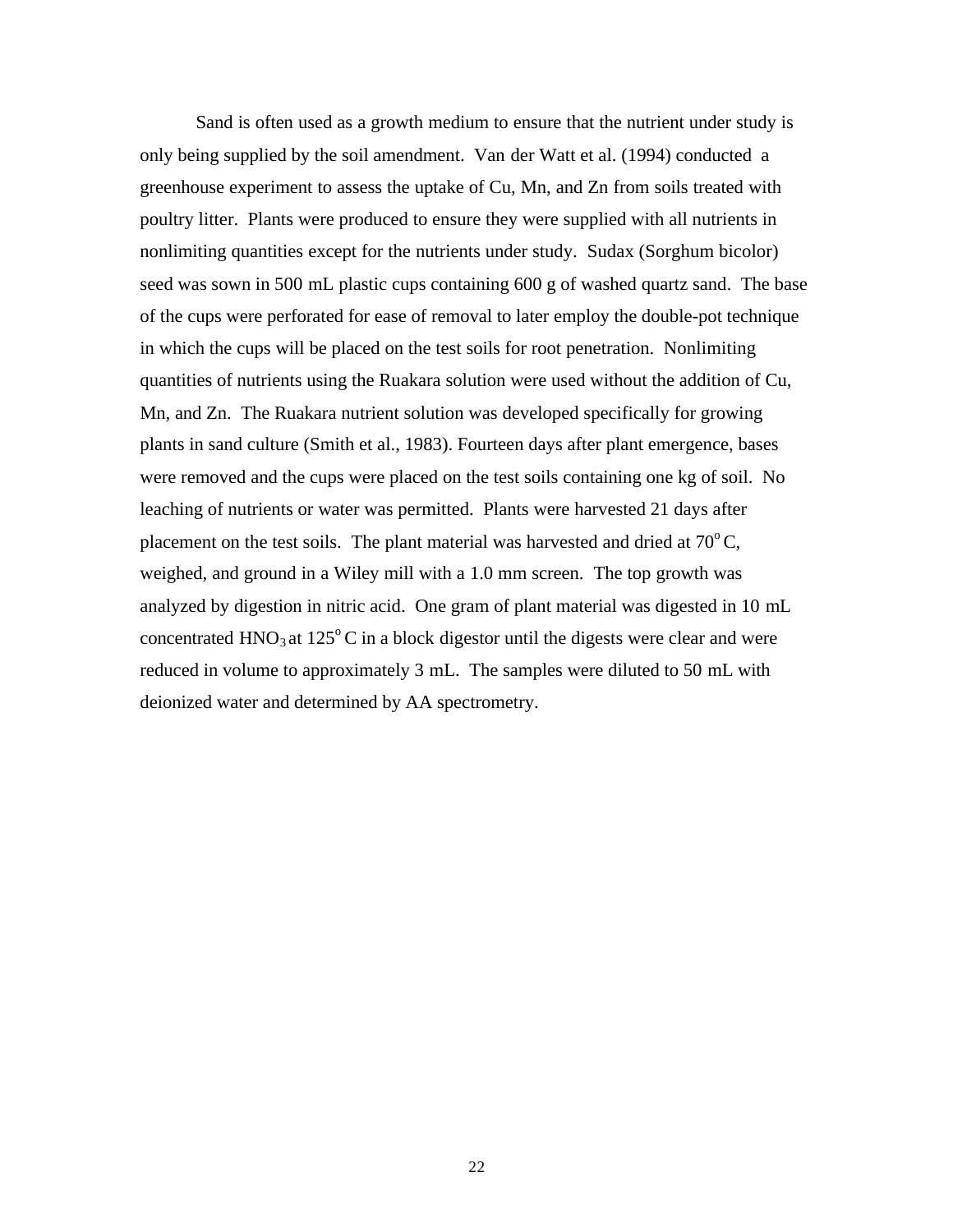Sand is often used as a growth medium to ensure that the nutrient under study is only being supplied by the soil amendment. Van der Watt et al. (1994) conducted a greenhouse experiment to assess the uptake of Cu, Mn, and Zn from soils treated with poultry litter. Plants were produced to ensure they were supplied with all nutrients in nonlimiting quantities except for the nutrients under study. Sudax (Sorghum bicolor) seed was sown in 500 mL plastic cups containing 600 g of washed quartz sand. The base of the cups were perforated for ease of removal to later employ the double-pot technique in which the cups will be placed on the test soils for root penetration. Nonlimiting quantities of nutrients using the Ruakara solution were used without the addition of Cu, Mn, and Zn. The Ruakara nutrient solution was developed specifically for growing plants in sand culture (Smith et al., 1983). Fourteen days after plant emergence, bases were removed and the cups were placed on the test soils containing one kg of soil. No leaching of nutrients or water was permitted. Plants were harvested 21 days after placement on the test soils. The plant material was harvested and dried at $70^{o}$ C, weighed, and ground in a Wiley mill with a 1.0 mm screen. The top growth was analyzed by digestion in nitric acid. One gram of plant material was digested in 10 mL concentrated $HNO_3$ at $125^{o}$ C in a block digestor until the digests were clear and were reduced in volume to approximately 3 mL. The samples were diluted to 50 mL with deionized water and determined by AA spectrometry.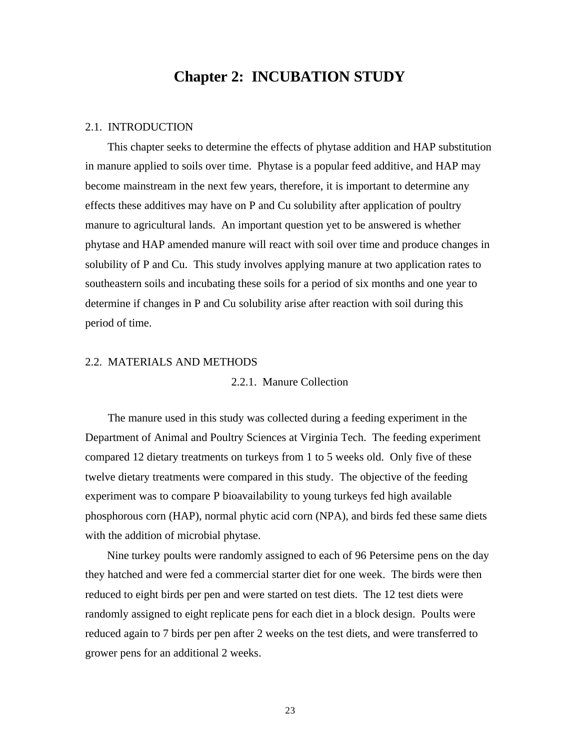# Chapter 2: INCUBATION STUDY

## 2.1. INTRODUCTION

This chapter seeks to determine the effects of phytase addition and HAP substitution in manure applied to soils over time. Phytase is a popular feed additive, and HAP may become mainstream in the next few years, therefore, it is important to determine any effects these additives may have on P and Cu solubility after application of poultry manure to agricultural lands. An important question yet to be answered is whether phytase and HAP amended manure will react with soil over time and produce changes in solubility of P and Cu. This study involves applying manure at two application rates to southeastern soils and incubating these soils for a period of six months and one year to determine if changes in P and Cu solubility arise after reaction with soil during this period of time.

## 2.2. MATERIALS AND METHODS

### 2.2.1. Manure Collection

The manure used in this study was collected during a feeding experiment in the Department of Animal and Poultry Sciences at Virginia Tech. The feeding experiment compared 12 dietary treatments on turkeys from 1 to 5 weeks old. Only five of these twelve dietary treatments were compared in this study. The objective of the feeding experiment was to compare P bioavailability to young turkeys fed high available phosphorous corn (HAP), normal phytic acid corn (NPA), and birds fed these same diets with the addition of microbial phytase.

Nine turkey poults were randomly assigned to each of 96 Petersime pens on the day they hatched and were fed a commercial starter diet for one week. The birds were then reduced to eight birds per pen and were started on test diets. The 12 test diets were randomly assigned to eight replicate pens for each diet in a block design. Poults were reduced again to 7 birds per pen after 2 weeks on the test diets, and were transferred to grower pens for an additional 2 weeks.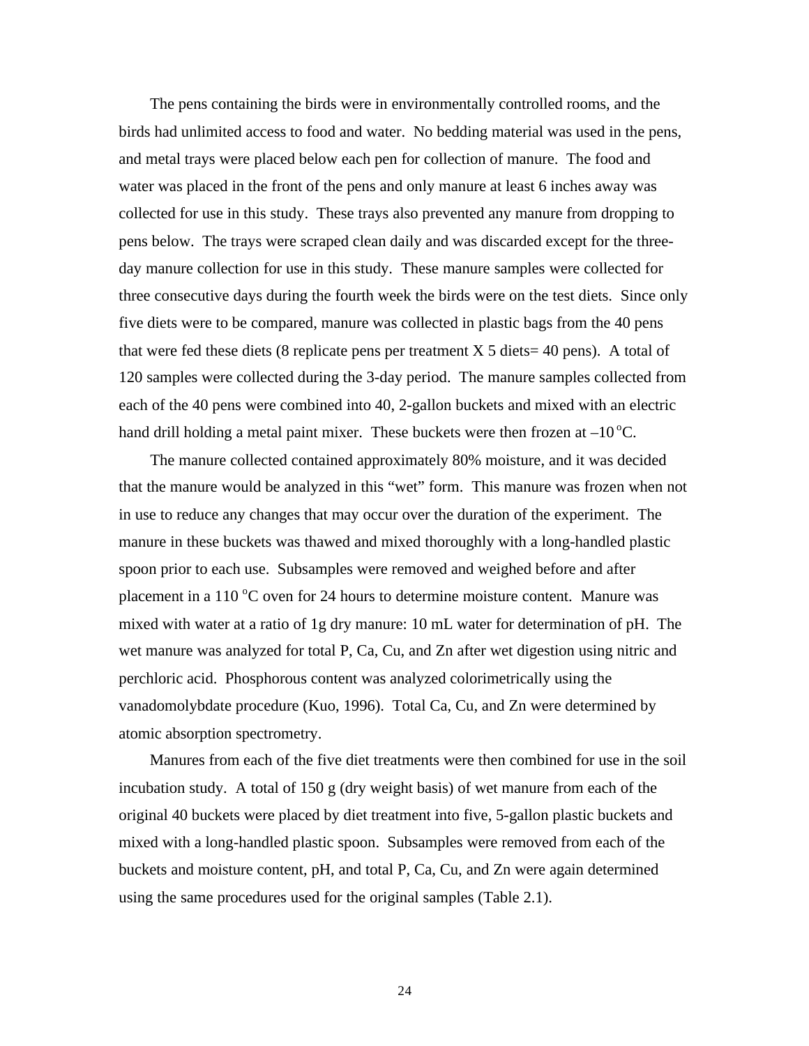The pens containing the birds were in environmentally controlled rooms, and the birds had unlimited access to food and water. No bedding material was used in the pens, and metal trays were placed below each pen for collection of manure. The food and water was placed in the front of the pens and only manure at least 6 inches away was collected for use in this study. These trays also prevented any manure from dropping to pens below. The trays were scraped clean daily and was discarded except for the three-day manure collection for use in this study. These manure samples were collected for three consecutive days during the fourth week the birds were on the test diets. Since only five diets were to be compared, manure was collected in plastic bags from the 40 pens that were fed these diets (8 replicate pens per treatment X 5 diets= 40 pens). A total of 120 samples were collected during the 3-day period. The manure samples collected from each of the 40 pens were combined into 40, 2-gallon buckets and mixed with an electric hand drill holding a metal paint mixer. These buckets were then frozen at $-10\,^{o}$C.

The manure collected contained approximately 80% moisture, and it was decided that the manure would be analyzed in this "wet" form. This manure was frozen when not in use to reduce any changes that may occur over the duration of the experiment. The manure in these buckets was thawed and mixed thoroughly with a long-handled plastic spoon prior to each use. Subsamples were removed and weighed before and after placement in a 110 $^{o}$C oven for 24 hours to determine moisture content. Manure was mixed with water at a ratio of 1g dry manure: 10 mL water for determination of pH. The wet manure was analyzed for total P, Ca, Cu, and Zn after wet digestion using nitric and perchloric acid. Phosphorous content was analyzed colorimetrically using the vanadomolybdate procedure (Kuo, 1996). Total Ca, Cu, and Zn were determined by atomic absorption spectrometry.

Manures from each of the five diet treatments were then combined for use in the soil incubation study. A total of 150 g (dry weight basis) of wet manure from each of the original 40 buckets were placed by diet treatment into five, 5-gallon plastic buckets and mixed with a long-handled plastic spoon. Subsamples were removed from each of the buckets and moisture content, pH, and total P, Ca, Cu, and Zn were again determined using the same procedures used for the original samples (Table 2.1).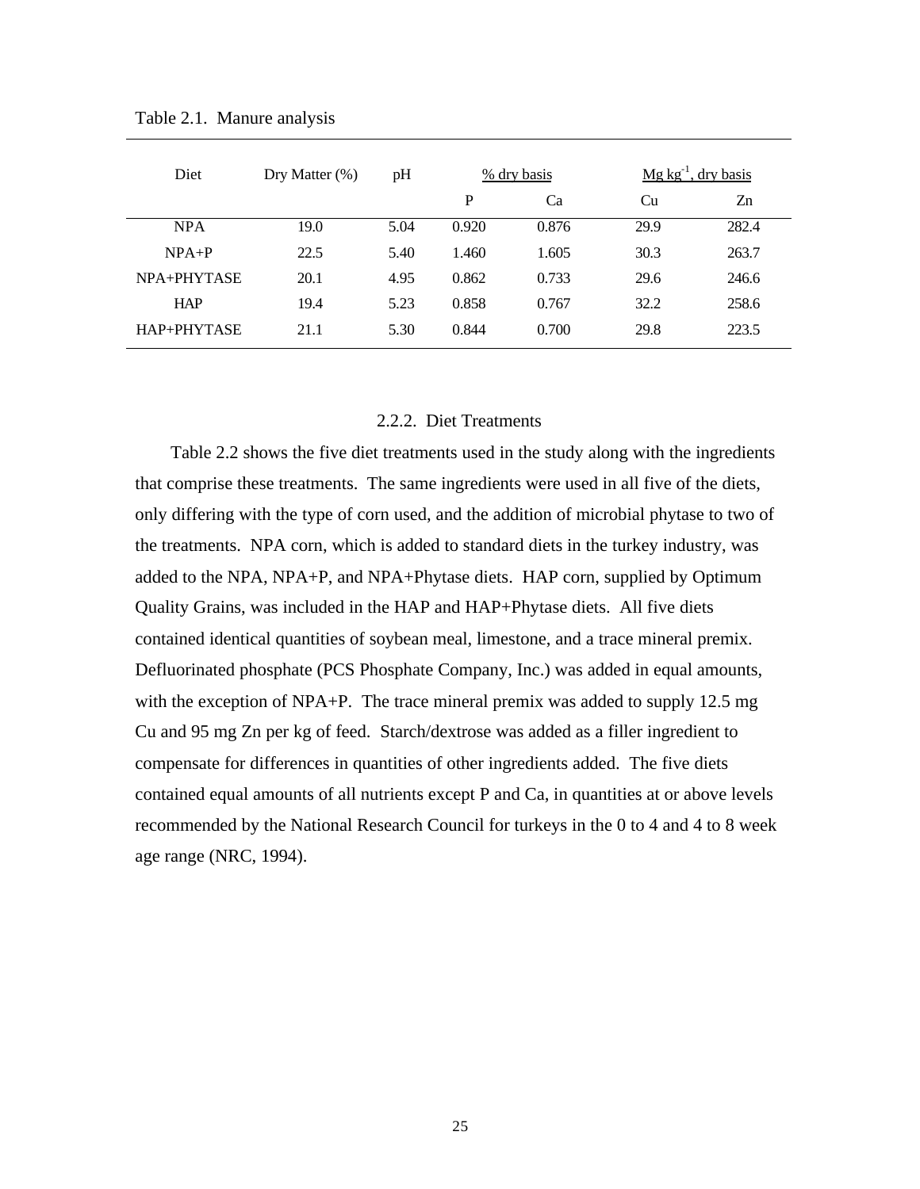Table 2.1. Manure analysis

| Diet | Dry Matter (%) | pH | % dry basis | | Mg kg$^{-1}$, dry basis | |
|---|---|---|---|---|---|---|
| | | | P | Ca | Cu | Zn |
| NPA | 19.0 | 5.04 | 0.920 | 0.876 | 29.9 | 282.4 |
| NPA+P | 22.5 | 5.40 | 1.460 | 1.605 | 30.3 | 263.7 |
| NPA+PHYTASE | 20.1 | 4.95 | 0.862 | 0.733 | 29.6 | 246.6 |
| HAP | 19.4 | 5.23 | 0.858 | 0.767 | 32.2 | 258.6 |
| HAP+PHYTASE | 21.1 | 5.30 | 0.844 | 0.700 | 29.8 | 223.5 |

### 2.2.2. Diet Treatments

Table 2.2 shows the five diet treatments used in the study along with the ingredients that comprise these treatments. The same ingredients were used in all five of the diets, only differing with the type of corn used, and the addition of microbial phytase to two of the treatments. NPA corn, which is added to standard diets in the turkey industry, was added to the NPA, NPA+P, and NPA+Phytase diets. HAP corn, supplied by Optimum Quality Grains, was included in the HAP and HAP+Phytase diets. All five diets contained identical quantities of soybean meal, limestone, and a trace mineral premix. Defluorinated phosphate (PCS Phosphate Company, Inc.) was added in equal amounts, with the exception of NPA+P. The trace mineral premix was added to supply 12.5 mg Cu and 95 mg Zn per kg of feed. Starch/dextrose was added as a filler ingredient to compensate for differences in quantities of other ingredients added. The five diets contained equal amounts of all nutrients except P and Ca, in quantities at or above levels recommended by the National Research Council for turkeys in the 0 to 4 and 4 to 8 week age range (NRC, 1994).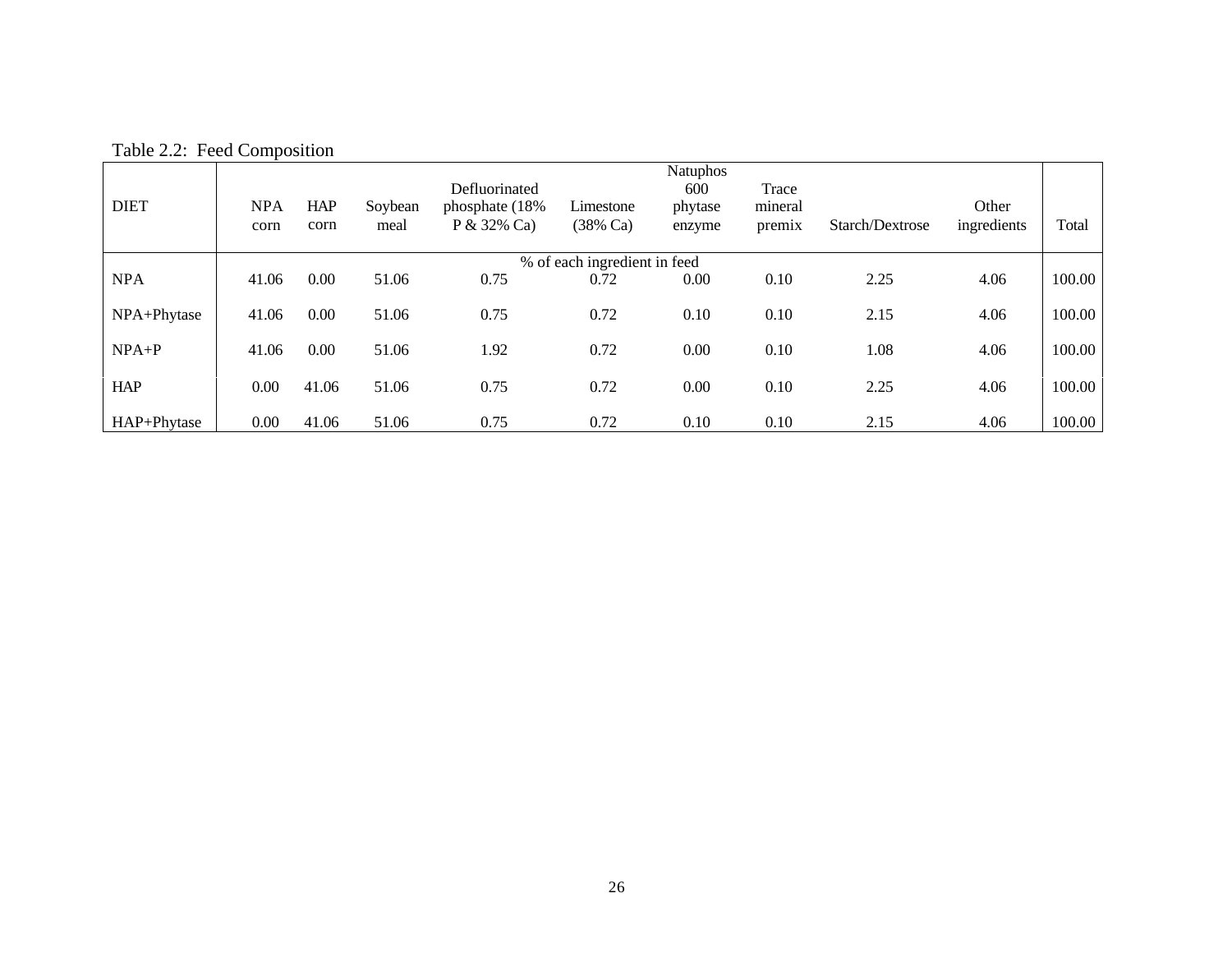Table 2.2: Feed Composition

| DIET | NPA corn | HAP corn | Soybean meal | Defluorinated phosphate (18% P & 32% Ca) | Limestone (38% Ca) | Natuphos 600 phytase enzyme | Trace mineral premix | Starch/Dextrose | Other ingredients | Total |
|---|---|---|---|---|---|---|---|---|---|---|
| | % of each ingredient in feed | | | | | | | | | |
| NPA | 41.06 | 0.00 | 51.06 | 0.75 | 0.72 | 0.00 | 0.10 | 2.25 | 4.06 | 100.00 |
| NPA+Phytase | 41.06 | 0.00 | 51.06 | 0.75 | 0.72 | 0.10 | 0.10 | 2.15 | 4.06 | 100.00 |
| NPA+P | 41.06 | 0.00 | 51.06 | 1.92 | 0.72 | 0.00 | 0.10 | 1.08 | 4.06 | 100.00 |
| HAP | 0.00 | 41.06 | 51.06 | 0.75 | 0.72 | 0.00 | 0.10 | 2.25 | 4.06 | 100.00 |
| HAP+Phytase | 0.00 | 41.06 | 51.06 | 0.75 | 0.72 | 0.10 | 0.10 | 2.15 | 4.06 | 100.00 |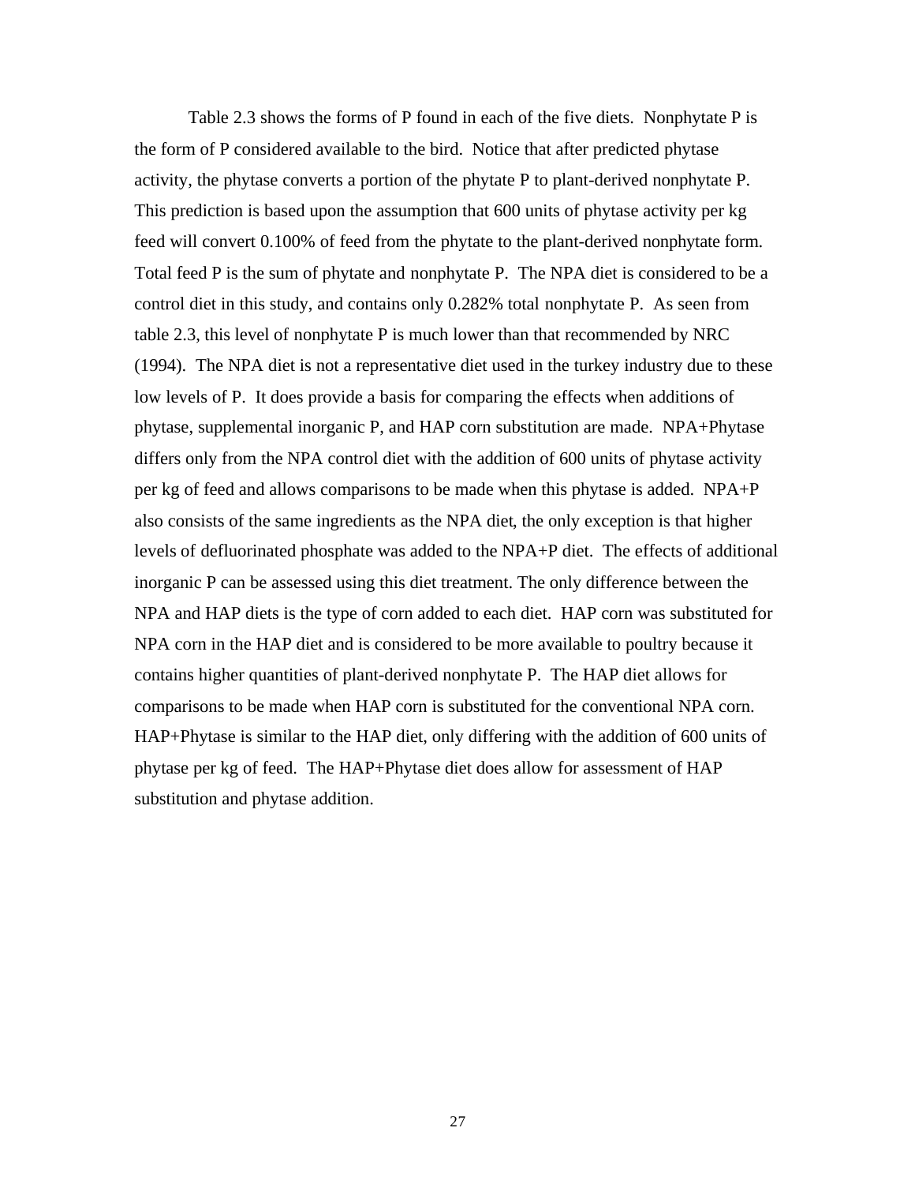Table 2.3 shows the forms of P found in each of the five diets. Nonphytate P is the form of P considered available to the bird. Notice that after predicted phytase activity, the phytase converts a portion of the phytate P to plant-derived nonphytate P. This prediction is based upon the assumption that 600 units of phytase activity per kg feed will convert 0.100% of feed from the phytate to the plant-derived nonphytate form. Total feed P is the sum of phytate and nonphytate P. The NPA diet is considered to be a control diet in this study, and contains only 0.282% total nonphytate P. As seen from table 2.3, this level of nonphytate P is much lower than that recommended by NRC (1994). The NPA diet is not a representative diet used in the turkey industry due to these low levels of P. It does provide a basis for comparing the effects when additions of phytase, supplemental inorganic P, and HAP corn substitution are made. NPA+Phytase differs only from the NPA control diet with the addition of 600 units of phytase activity per kg of feed and allows comparisons to be made when this phytase is added. NPA+P also consists of the same ingredients as the NPA diet, the only exception is that higher levels of defluorinated phosphate was added to the NPA+P diet. The effects of additional inorganic P can be assessed using this diet treatment. The only difference between the NPA and HAP diets is the type of corn added to each diet. HAP corn was substituted for NPA corn in the HAP diet and is considered to be more available to poultry because it contains higher quantities of plant-derived nonphytate P. The HAP diet allows for comparisons to be made when HAP corn is substituted for the conventional NPA corn. HAP+Phytase is similar to the HAP diet, only differing with the addition of 600 units of phytase per kg of feed. The HAP+Phytase diet does allow for assessment of HAP substitution and phytase addition.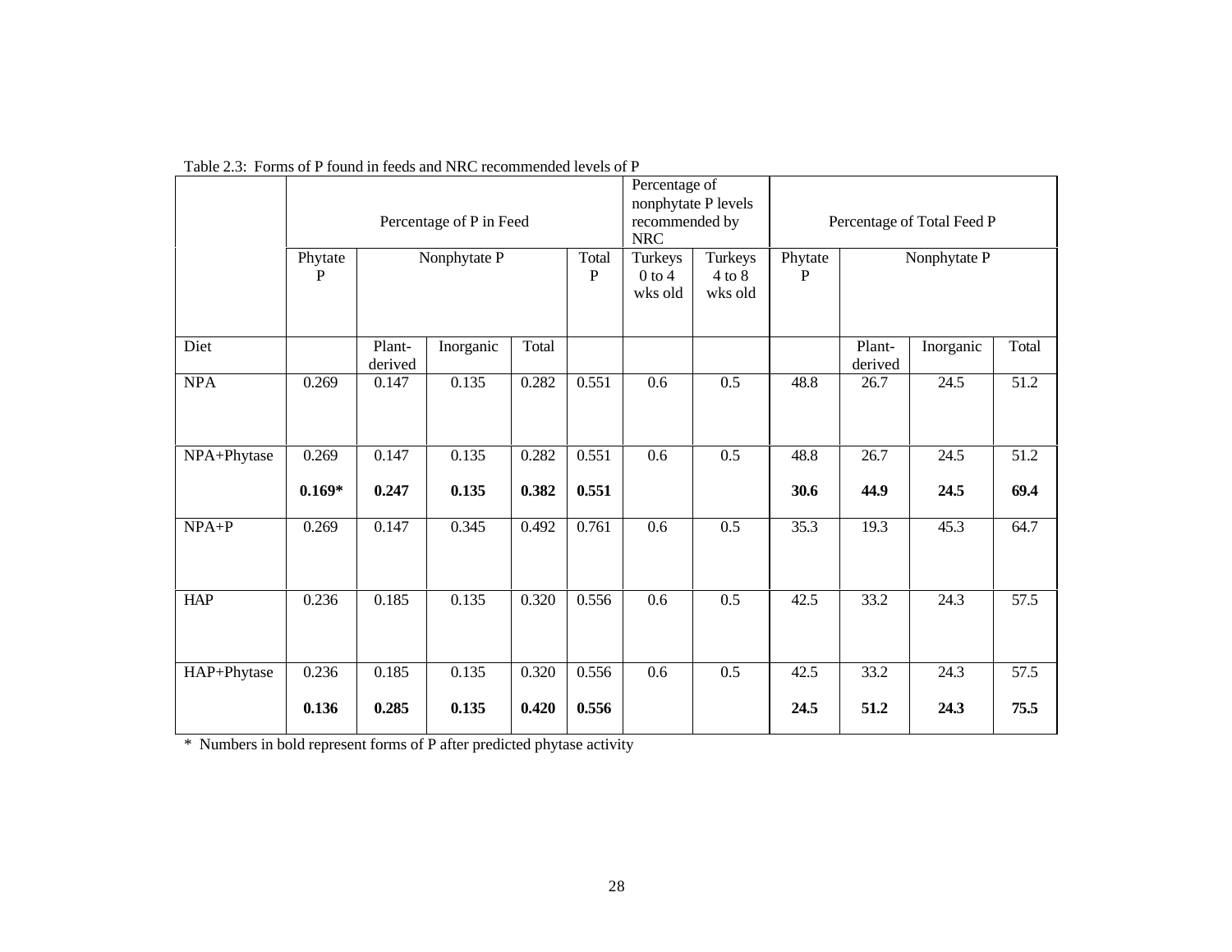Table 2.3: Forms of P found in feeds and NRC recommended levels of P

| | Percentage of P in Feed | | | | | Percentage of nonphytate P levels recommended by NRC | | Percentage of Total Feed P | | | |
|---|---|---|---|---|---|---|---|---|---|---|---|
| | Phytate P | Nonphytate P | | | Total P | Turkeys 0 to 4 wks old | Turkeys 4 to 8 wks old | Phytate P | Nonphytate P | | |
| Diet | | Plant-derived | Inorganic | Total | | | | | Plant-derived | Inorganic | Total |
| NPA | 0.269 | 0.147 | 0.135 | 0.282 | 0.551 | 0.6 | 0.5 | 48.8 | 26.7 | 24.5 | 51.2 |
| NPA+Phytase | 0.269 | 0.147 | 0.135 | 0.282 | 0.551 | 0.6 | 0.5 | 48.8 | 26.7 | 24.5 | 51.2 |
| | **0.169*** | **0.247** | **0.135** | **0.382** | **0.551** | | | **30.6** | **44.9** | **24.5** | **69.4** |
| NPA+P | 0.269 | 0.147 | 0.345 | 0.492 | 0.761 | 0.6 | 0.5 | 35.3 | 19.3 | 45.3 | 64.7 |
| HAP | 0.236 | 0.185 | 0.135 | 0.320 | 0.556 | 0.6 | 0.5 | 42.5 | 33.2 | 24.3 | 57.5 |
| HAP+Phytase | 0.236 | 0.185 | 0.135 | 0.320 | 0.556 | 0.6 | 0.5 | 42.5 | 33.2 | 24.3 | 57.5 |
| | **0.136** | **0.285** | **0.135** | **0.420** | **0.556** | | | **24.5** | **51.2** | **24.3** | **75.5** |

* Numbers in bold represent forms of P after predicted phytase activity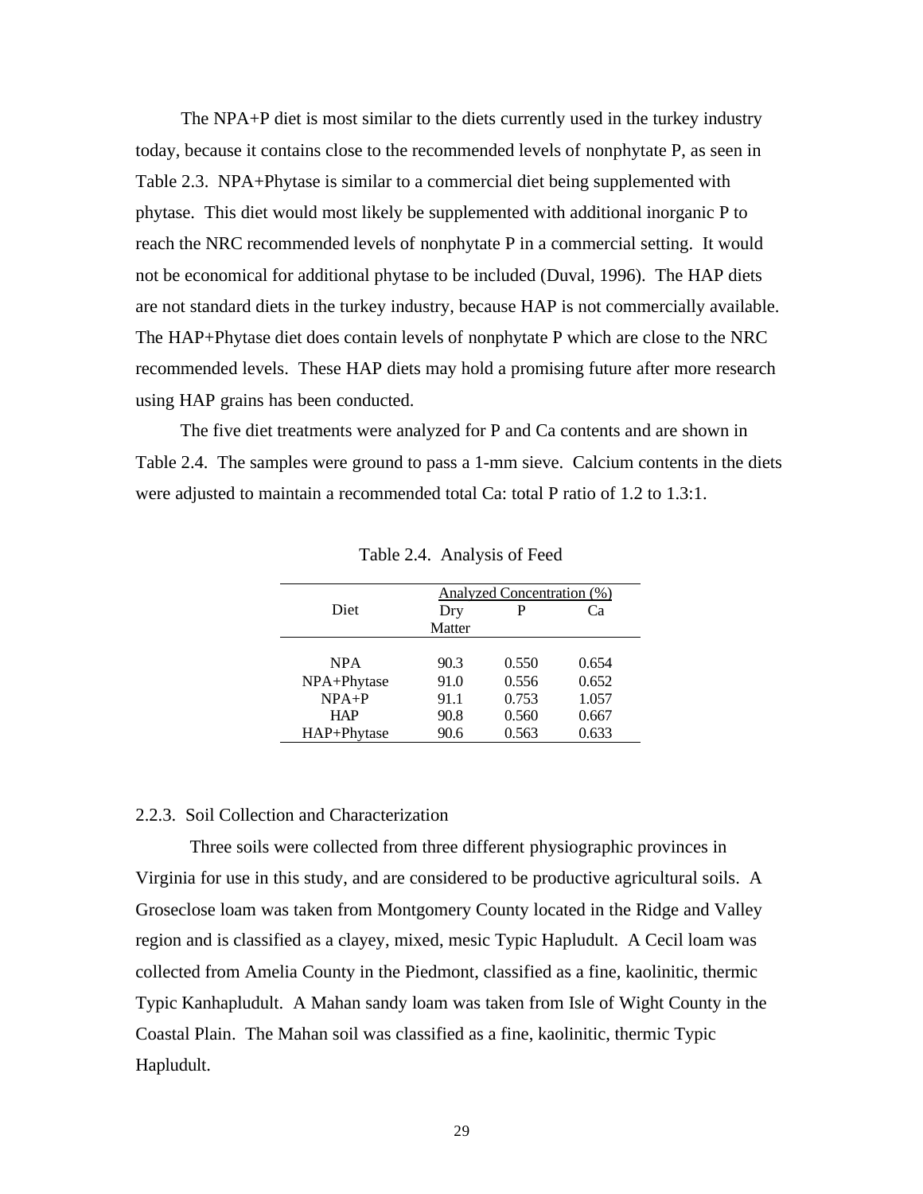The NPA+P diet is most similar to the diets currently used in the turkey industry today, because it contains close to the recommended levels of nonphytate P, as seen in Table 2.3. NPA+Phytase is similar to a commercial diet being supplemented with phytase. This diet would most likely be supplemented with additional inorganic P to reach the NRC recommended levels of nonphytate P in a commercial setting. It would not be economical for additional phytase to be included (Duval, 1996). The HAP diets are not standard diets in the turkey industry, because HAP is not commercially available. The HAP+Phytase diet does contain levels of nonphytate P which are close to the NRC recommended levels. These HAP diets may hold a promising future after more research using HAP grains has been conducted.

The five diet treatments were analyzed for P and Ca contents and are shown in Table 2.4. The samples were ground to pass a 1-mm sieve. Calcium contents in the diets were adjusted to maintain a recommended total Ca: total P ratio of 1.2 to 1.3:1.

Table 2.4. Analysis of Feed

| Diet | Analyzed Concentration (%) | | |
|---|---|---|---|
| | Dry Matter | P | Ca |
| NPA | 90.3 | 0.550 | 0.654 |
| NPA+Phytase | 91.0 | 0.556 | 0.652 |
| NPA+P | 91.1 | 0.753 | 1.057 |
| HAP | 90.8 | 0.560 | 0.667 |
| HAP+Phytase | 90.6 | 0.563 | 0.633 |

### 2.2.3. Soil Collection and Characterization

Three soils were collected from three different physiographic provinces in Virginia for use in this study, and are considered to be productive agricultural soils. A Groseclose loam was taken from Montgomery County located in the Ridge and Valley region and is classified as a clayey, mixed, mesic Typic Hapludult. A Cecil loam was collected from Amelia County in the Piedmont, classified as a fine, kaolinitic, thermic Typic Kanhapludult. A Mahan sandy loam was taken from Isle of Wight County in the Coastal Plain. The Mahan soil was classified as a fine, kaolinitic, thermic Typic Hapludult.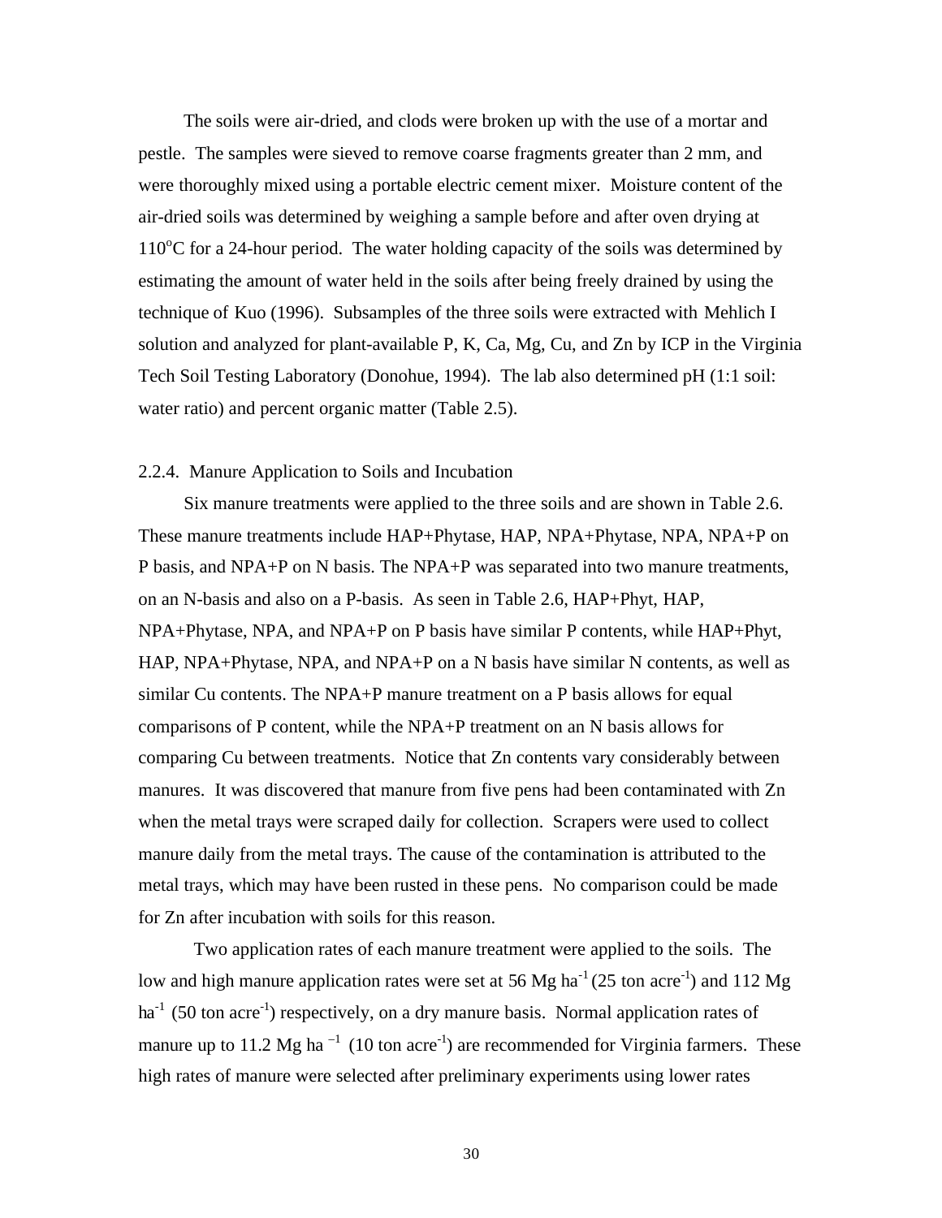The soils were air-dried, and clods were broken up with the use of a mortar and pestle. The samples were sieved to remove coarse fragments greater than 2 mm, and were thoroughly mixed using a portable electric cement mixer. Moisture content of the air-dried soils was determined by weighing a sample before and after oven drying at 110$^{o}$C for a 24-hour period. The water holding capacity of the soils was determined by estimating the amount of water held in the soils after being freely drained by using the technique of Kuo (1996). Subsamples of the three soils were extracted with Mehlich I solution and analyzed for plant-available P, K, Ca, Mg, Cu, and Zn by ICP in the Virginia Tech Soil Testing Laboratory (Donohue, 1994). The lab also determined pH (1:1 soil: water ratio) and percent organic matter (Table 2.5).

### 2.2.4. Manure Application to Soils and Incubation

Six manure treatments were applied to the three soils and are shown in Table 2.6. These manure treatments include HAP+Phytase, HAP, NPA+Phytase, NPA, NPA+P on P basis, and NPA+P on N basis. The NPA+P was separated into two manure treatments, on an N-basis and also on a P-basis. As seen in Table 2.6, HAP+Phyt, HAP, NPA+Phytase, NPA, and NPA+P on P basis have similar P contents, while HAP+Phyt, HAP, NPA+Phytase, NPA, and NPA+P on a N basis have similar N contents, as well as similar Cu contents. The NPA+P manure treatment on a P basis allows for equal comparisons of P content, while the NPA+P treatment on an N basis allows for comparing Cu between treatments. Notice that Zn contents vary considerably between manures. It was discovered that manure from five pens had been contaminated with Zn when the metal trays were scraped daily for collection. Scrapers were used to collect manure daily from the metal trays. The cause of the contamination is attributed to the metal trays, which may have been rusted in these pens. No comparison could be made for Zn after incubation with soils for this reason.

Two application rates of each manure treatment were applied to the soils. The low and high manure application rates were set at 56 Mg ha$^{-1}$ (25 ton acre$^{-1}$) and 112 Mg ha$^{-1}$ (50 ton acre$^{-1}$) respectively, on a dry manure basis. Normal application rates of manure up to 11.2 Mg ha$^{-1}$ (10 ton acre$^{-1}$) are recommended for Virginia farmers. These high rates of manure were selected after preliminary experiments using lower rates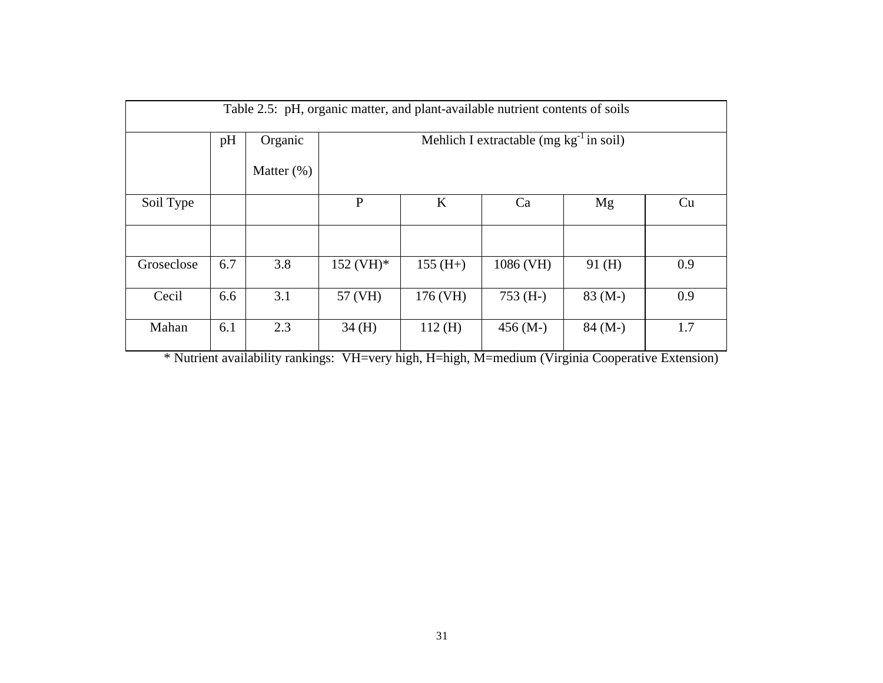Table 2.5: pH, organic matter, and plant-available nutrient contents of soils

| | pH | Organic Matter (%) | Mehlich I extractable (mg $kg^{-1}$ in soil) | | | | |
|---|---|---|---|---|---|---|---|
| Soil Type | | | P | K | Ca | Mg | Cu |
| | | | | | | | |
| Groseclose | 6.7 | 3.8 | 152 (VH)* | 155 (H+) | 1086 (VH) | 91 (H) | 0.9 |
| Cecil | 6.6 | 3.1 | 57 (VH) | 176 (VH) | 753 (H-) | 83 (M-) | 0.9 |
| Mahan | 6.1 | 2.3 | 34 (H) | 112 (H) | 456 (M-) | 84 (M-) | 1.7 |

* Nutrient availability rankings: VH=very high, H=high, M=medium (Virginia Cooperative Extension)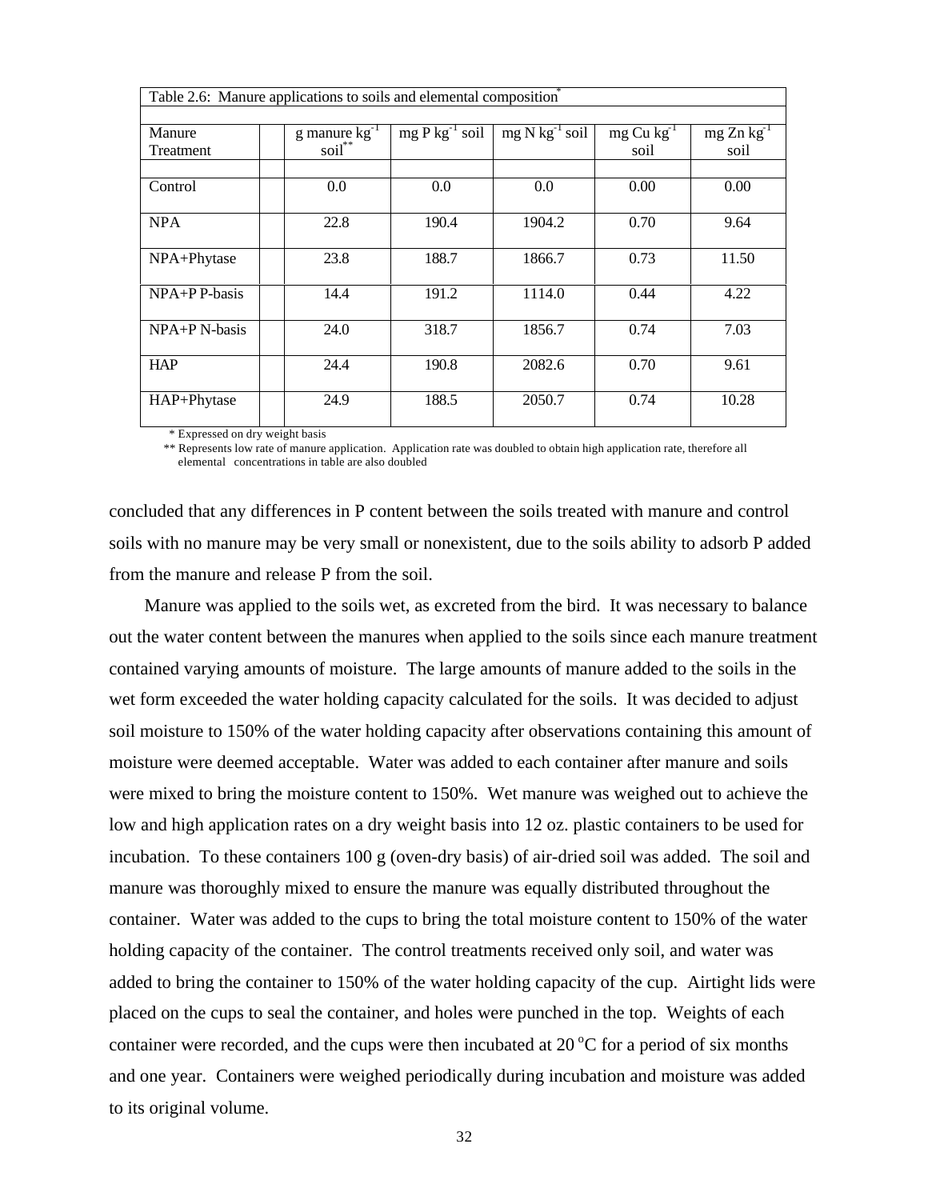Table 2.6: Manure applications to soils and elemental composition*

| Manure Treatment | | g manure $kg^{-1}$ soil** | mg P $kg^{-1}$ soil | mg N $kg^{-1}$ soil | mg Cu $kg^{-1}$ soil | mg Zn $kg^{-1}$ soil |
|---|---|---|---|---|---|---|
| Control | | 0.0 | 0.0 | 0.0 | 0.00 | 0.00 |
| NPA | | 22.8 | 190.4 | 1904.2 | 0.70 | 9.64 |
| NPA+Phytase | | 23.8 | 188.7 | 1866.7 | 0.73 | 11.50 |
| NPA+P P-basis | | 14.4 | 191.2 | 1114.0 | 0.44 | 4.22 |
| NPA+P N-basis | | 24.0 | 318.7 | 1856.7 | 0.74 | 7.03 |
| HAP | | 24.4 | 190.8 | 2082.6 | 0.70 | 9.61 |
| HAP+Phytase | | 24.9 | 188.5 | 2050.7 | 0.74 | 10.28 |

\* Expressed on dry weight basis

** Represents low rate of manure application. Application rate was doubled to obtain high application rate, therefore all elemental concentrations in table are also doubled

concluded that any differences in P content between the soils treated with manure and control soils with no manure may be very small or nonexistent, due to the soils ability to adsorb P added from the manure and release P from the soil.

Manure was applied to the soils wet, as excreted from the bird. It was necessary to balance out the water content between the manures when applied to the soils since each manure treatment contained varying amounts of moisture. The large amounts of manure added to the soils in the wet form exceeded the water holding capacity calculated for the soils. It was decided to adjust soil moisture to 150% of the water holding capacity after observations containing this amount of moisture were deemed acceptable. Water was added to each container after manure and soils were mixed to bring the moisture content to 150%. Wet manure was weighed out to achieve the low and high application rates on a dry weight basis into 12 oz. plastic containers to be used for incubation. To these containers 100 g (oven-dry basis) of air-dried soil was added. The soil and manure was thoroughly mixed to ensure the manure was equally distributed throughout the container. Water was added to the cups to bring the total moisture content to 150% of the water holding capacity of the container. The control treatments received only soil, and water was added to bring the container to 150% of the water holding capacity of the cup. Airtight lids were placed on the cups to seal the container, and holes were punched in the top. Weights of each container were recorded, and the cups were then incubated at 20 $^{o}$C for a period of six months and one year. Containers were weighed periodically during incubation and moisture was added to its original volume.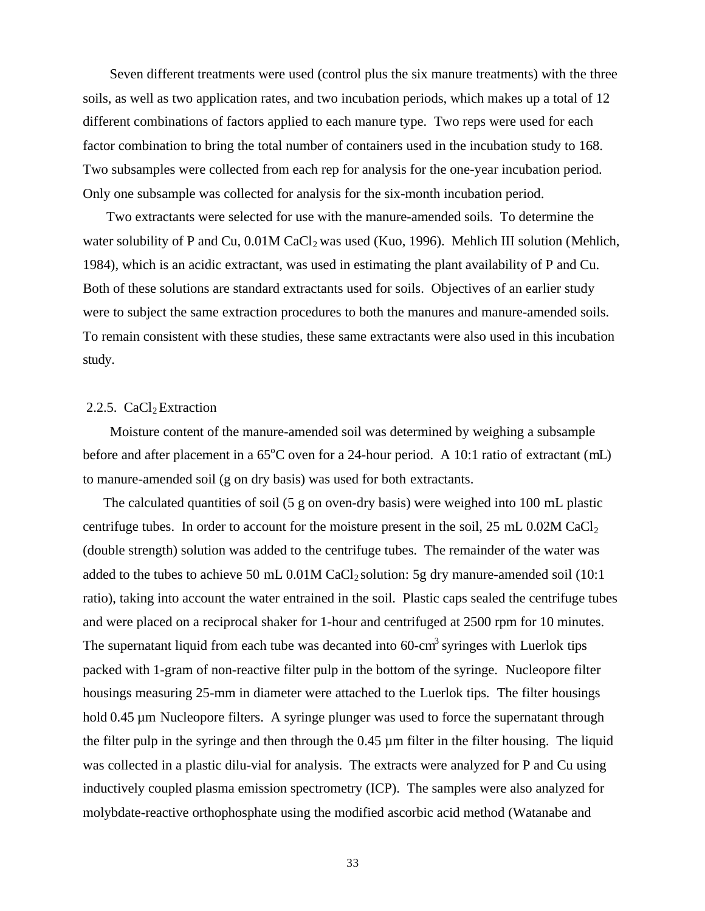Seven different treatments were used (control plus the six manure treatments) with the three soils, as well as two application rates, and two incubation periods, which makes up a total of 12 different combinations of factors applied to each manure type. Two reps were used for each factor combination to bring the total number of containers used in the incubation study to 168. Two subsamples were collected from each rep for analysis for the one-year incubation period. Only one subsample was collected for analysis for the six-month incubation period.

Two extractants were selected for use with the manure-amended soils. To determine the water solubility of P and Cu, 0.01M $CaCl_2$ was used (Kuo, 1996). Mehlich III solution (Mehlich, 1984), which is an acidic extractant, was used in estimating the plant availability of P and Cu. Both of these solutions are standard extractants used for soils. Objectives of an earlier study were to subject the same extraction procedures to both the manures and manure-amended soils. To remain consistent with these studies, these same extractants were also used in this incubation study.

### 2.2.5. $CaCl_2$ Extraction

Moisture content of the manure-amended soil was determined by weighing a subsample before and after placement in a 65$^{o}$C oven for a 24-hour period. A 10:1 ratio of extractant (mL) to manure-amended soil (g on dry basis) was used for both extractants.

The calculated quantities of soil (5 g on oven-dry basis) were weighed into 100 mL plastic centrifuge tubes. In order to account for the moisture present in the soil, 25 mL 0.02M $CaCl_2$ (double strength) solution was added to the centrifuge tubes. The remainder of the water was added to the tubes to achieve 50 mL 0.01M $CaCl_2$ solution: 5g dry manure-amended soil (10:1 ratio), taking into account the water entrained in the soil. Plastic caps sealed the centrifuge tubes and were placed on a reciprocal shaker for 1-hour and centrifuged at 2500 rpm for 10 minutes. The supernatant liquid from each tube was decanted into 60-cm$^3$ syringes with Luerlok tips packed with 1-gram of non-reactive filter pulp in the bottom of the syringe. Nucleopore filter housings measuring 25-mm in diameter were attached to the Luerlok tips. The filter housings hold 0.45 µm Nucleopore filters. A syringe plunger was used to force the supernatant through the filter pulp in the syringe and then through the 0.45 µm filter in the filter housing. The liquid was collected in a plastic dilu-vial for analysis. The extracts were analyzed for P and Cu using inductively coupled plasma emission spectrometry (ICP). The samples were also analyzed for molybdate-reactive orthophosphate using the modified ascorbic acid method (Watanabe and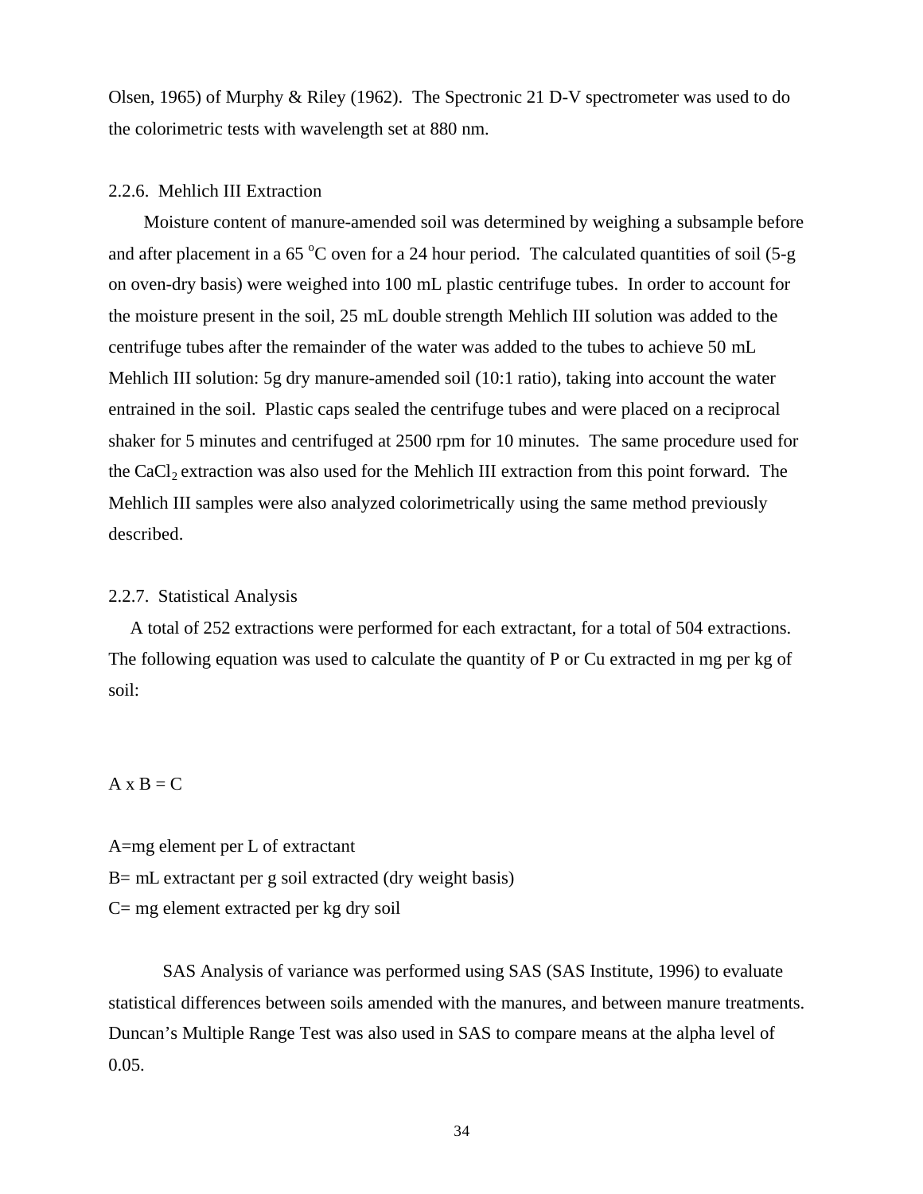Olsen, 1965) of Murphy & Riley (1962). The Spectronic 21 D-V spectrometer was used to do the colorimetric tests with wavelength set at 880 nm.

### 2.2.6. Mehlich III Extraction

Moisture content of manure-amended soil was determined by weighing a subsample before and after placement in a 65 $^{o}$C oven for a 24 hour period. The calculated quantities of soil (5-g on oven-dry basis) were weighed into 100 mL plastic centrifuge tubes. In order to account for the moisture present in the soil, 25 mL double strength Mehlich III solution was added to the centrifuge tubes after the remainder of the water was added to the tubes to achieve 50 mL Mehlich III solution: 5g dry manure-amended soil (10:1 ratio), taking into account the water entrained in the soil. Plastic caps sealed the centrifuge tubes and were placed on a reciprocal shaker for 5 minutes and centrifuged at 2500 rpm for 10 minutes. The same procedure used for the $CaCl_2$ extraction was also used for the Mehlich III extraction from this point forward. The Mehlich III samples were also analyzed colorimetrically using the same method previously described.

### 2.2.7. Statistical Analysis

A total of 252 extractions were performed for each extractant, for a total of 504 extractions. The following equation was used to calculate the quantity of P or Cu extracted in mg per kg of soil:

$$A \times B = C$$

A=mg element per L of extractant
B= mL extractant per g soil extracted (dry weight basis)
C= mg element extracted per kg dry soil

SAS Analysis of variance was performed using SAS (SAS Institute, 1996) to evaluate statistical differences between soils amended with the manures, and between manure treatments. Duncan's Multiple Range Test was also used in SAS to compare means at the alpha level of 0.05.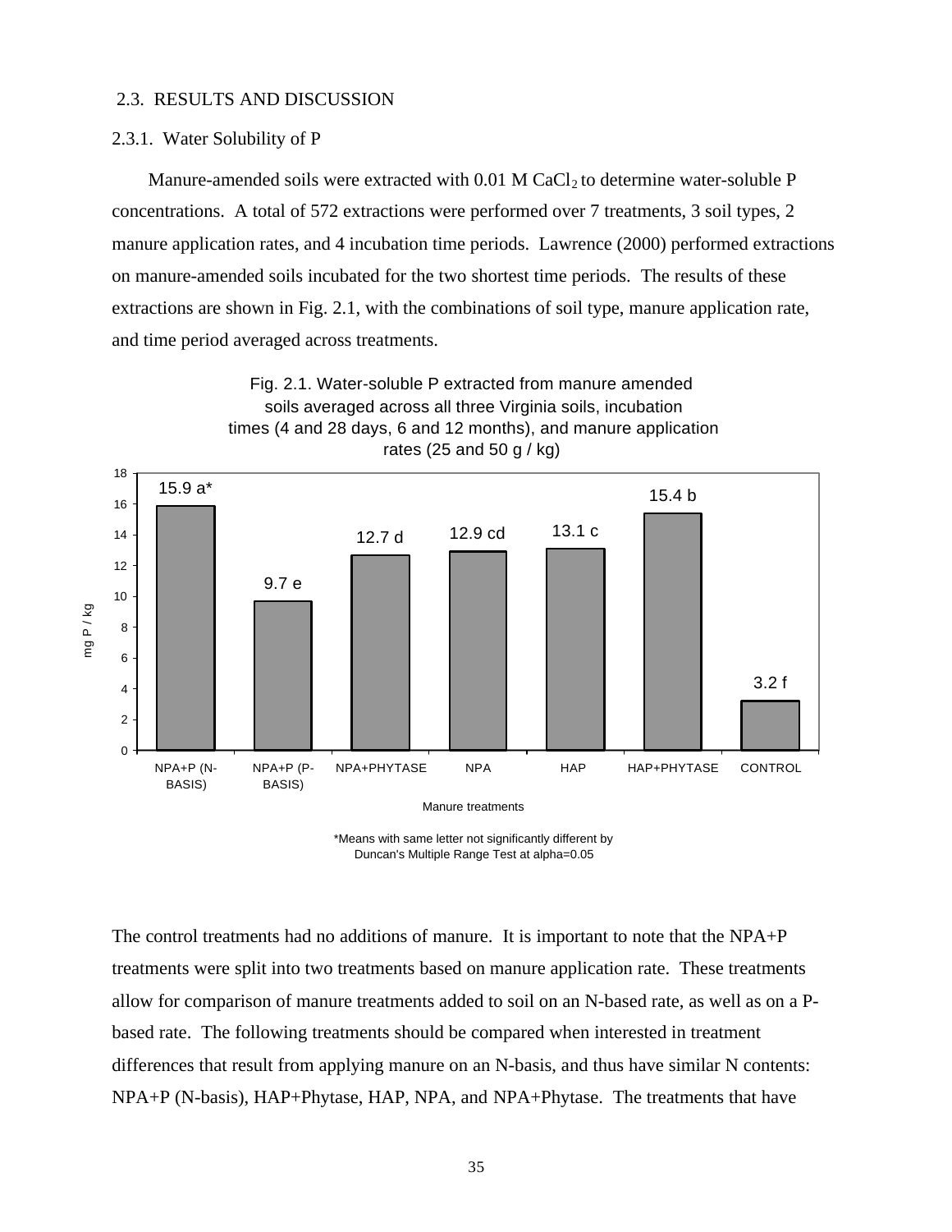## 2.3. RESULTS AND DISCUSSION

### 2.3.1. Water Solubility of P

Manure-amended soils were extracted with 0.01 M $CaCl_2$ to determine water-soluble P concentrations. A total of 572 extractions were performed over 7 treatments, 3 soil types, 2 manure application rates, and 4 incubation time periods. Lawrence (2000) performed extractions on manure-amended soils incubated for the two shortest time periods. The results of these extractions are shown in Fig. 2.1, with the combinations of soil type, manure application rate, and time period averaged across treatments.

Fig. 2.1. Water-soluble P extracted from manure amended soils averaged across all three Virginia soils, incubation times (4 and 28 days, 6 and 12 months), and manure application rates (25 and 50 g / kg)

| Manure treatments | mg P / kg |
|---|---|
| NPA+P (N-BASIS) | 15.9 a* |
| NPA+P (P-BASIS) | 9.7 e |
| NPA+PHYTASE | 12.7 d |
| NPA | 12.9 cd |
| HAP | 13.1 c |
| HAP+PHYTASE | 15.4 b |
| CONTROL | 3.2 f |

*Means with same letter not significantly different by Duncan's Multiple Range Test at alpha=0.05

The control treatments had no additions of manure. It is important to note that the NPA+P treatments were split into two treatments based on manure application rate. These treatments allow for comparison of manure treatments added to soil on an N-based rate, as well as on a P-based rate. The following treatments should be compared when interested in treatment differences that result from applying manure on an N-basis, and thus have similar N contents: NPA+P (N-basis), HAP+Phytase, HAP, NPA, and NPA+Phytase. The treatments that have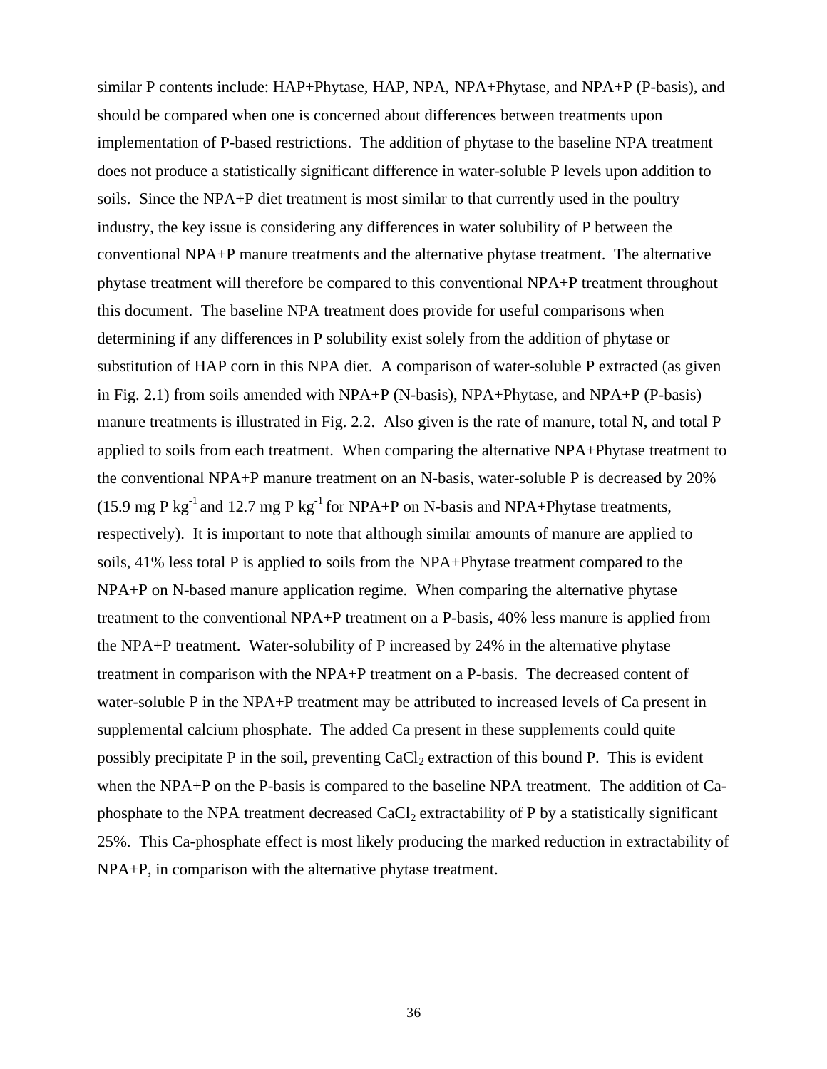similar P contents include: HAP+Phytase, HAP, NPA, NPA+Phytase, and NPA+P (P-basis), and should be compared when one is concerned about differences between treatments upon implementation of P-based restrictions. The addition of phytase to the baseline NPA treatment does not produce a statistically significant difference in water-soluble P levels upon addition to soils. Since the NPA+P diet treatment is most similar to that currently used in the poultry industry, the key issue is considering any differences in water solubility of P between the conventional NPA+P manure treatments and the alternative phytase treatment. The alternative phytase treatment will therefore be compared to this conventional NPA+P treatment throughout this document. The baseline NPA treatment does provide for useful comparisons when determining if any differences in P solubility exist solely from the addition of phytase or substitution of HAP corn in this NPA diet. A comparison of water-soluble P extracted (as given in Fig. 2.1) from soils amended with NPA+P (N-basis), NPA+Phytase, and NPA+P (P-basis) manure treatments is illustrated in Fig. 2.2. Also given is the rate of manure, total N, and total P applied to soils from each treatment. When comparing the alternative NPA+Phytase treatment to the conventional NPA+P manure treatment on an N-basis, water-soluble P is decreased by 20% (15.9 mg P $kg^{-1}$ and 12.7 mg P $kg^{-1}$ for NPA+P on N-basis and NPA+Phytase treatments, respectively). It is important to note that although similar amounts of manure are applied to soils, 41% less total P is applied to soils from the NPA+Phytase treatment compared to the NPA+P on N-based manure application regime. When comparing the alternative phytase treatment to the conventional NPA+P treatment on a P-basis, 40% less manure is applied from the NPA+P treatment. Water-solubility of P increased by 24% in the alternative phytase treatment in comparison with the NPA+P treatment on a P-basis. The decreased content of water-soluble P in the NPA+P treatment may be attributed to increased levels of Ca present in supplemental calcium phosphate. The added Ca present in these supplements could quite possibly precipitate P in the soil, preventing $CaCl_2$ extraction of this bound P. This is evident when the NPA+P on the P-basis is compared to the baseline NPA treatment. The addition of Ca-phosphate to the NPA treatment decreased $CaCl_2$ extractability of P by a statistically significant 25%. This Ca-phosphate effect is most likely producing the marked reduction in extractability of NPA+P, in comparison with the alternative phytase treatment.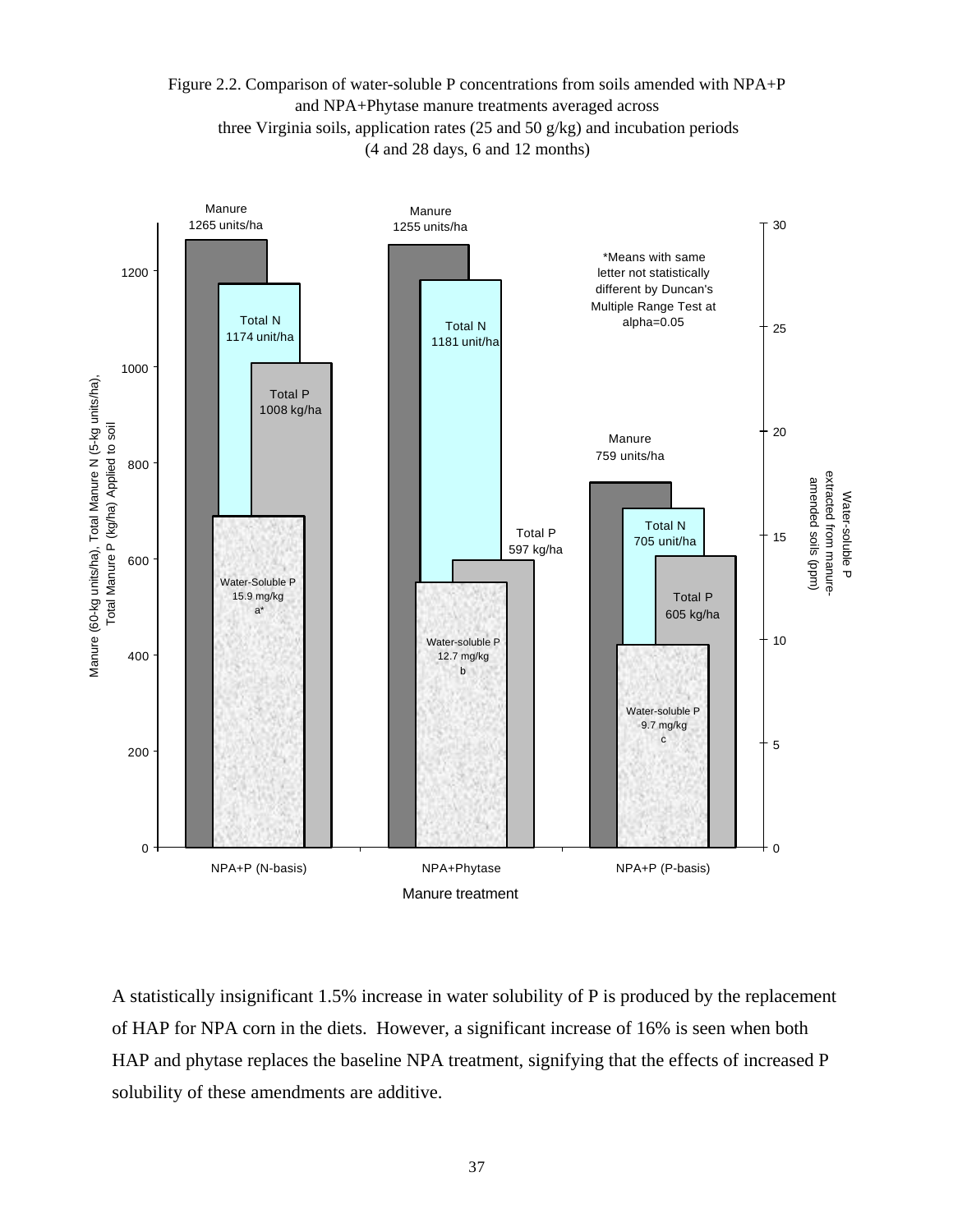Figure 2.2. Comparison of water-soluble P concentrations from soils amended with NPA+P and NPA+Phytase manure treatments averaged across three Virginia soils, application rates (25 and 50 g/kg) and incubation periods (4 and 28 days, 6 and 12 months)

| Manure treatment | Manure (60-kg units/ha) | Total N (5-kg units/ha) | Total P (kg/ha) | Water-soluble P (mg/kg)* |
|---|---|---|---|---|
| NPA+P (N-basis) | 1265 | 1174 | 1008 | 15.9 a |
| NPA+Phytase | 1255 | 1181 | 597 | 12.7 b |
| NPA+P (P-basis) | 759 | 705 | 605 | 9.7 c |

*Means with same letter not statistically different by Duncan's Multiple Range Test at alpha=0.05

A statistically insignificant 1.5% increase in water solubility of P is produced by the replacement of HAP for NPA corn in the diets. However, a significant increase of 16% is seen when both HAP and phytase replaces the baseline NPA treatment, signifying that the effects of increased P solubility of these amendments are additive.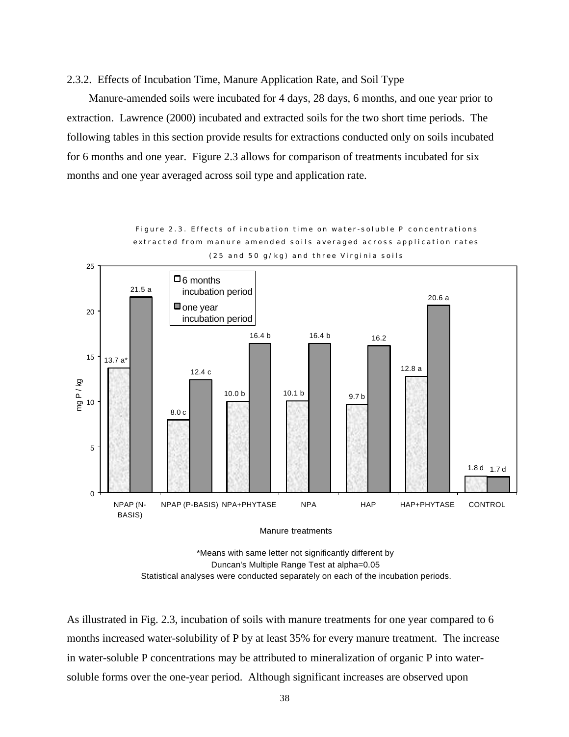2.3.2. Effects of Incubation Time, Manure Application Rate, and Soil Type

Manure-amended soils were incubated for 4 days, 28 days, 6 months, and one year prior to extraction. Lawrence (2000) incubated and extracted soils for the two short time periods. The following tables in this section provide results for extractions conducted only on soils incubated for 6 months and one year. Figure 2.3 allows for comparison of treatments incubated for six months and one year averaged across soil type and application rate.

Figure 2.3. Effects of incubation time on water-soluble P concentrations extracted from manure amended soils averaged across application rates (25 and 50 g/kg) and three Virginia soils

| Manure treatments | 6 months incubation period (mg P / kg) | one year incubation period (mg P / kg) |
|---|---|---|
| NPAP (N-BASIS) | 13.7 a* | 21.5 a |
| NPAP (P-BASIS) | 8.0 c | 12.4 c |
| NPA+PHYTASE | 10.0 b | 16.4 b |
| NPA | 10.1 b | 16.4 b |
| HAP | 9.7 b | 16.2 |
| HAP+PHYTASE | 12.8 a | 20.6 a |
| CONTROL | 1.8 d | 1.7 d |

*Means with same letter not significantly different by Duncan's Multiple Range Test at alpha=0.05
Statistical analyses were conducted separately on each of the incubation periods.

As illustrated in Fig. 2.3, incubation of soils with manure treatments for one year compared to 6 months increased water-solubility of P by at least 35% for every manure treatment. The increase in water-soluble P concentrations may be attributed to mineralization of organic P into water-soluble forms over the one-year period. Although significant increases are observed upon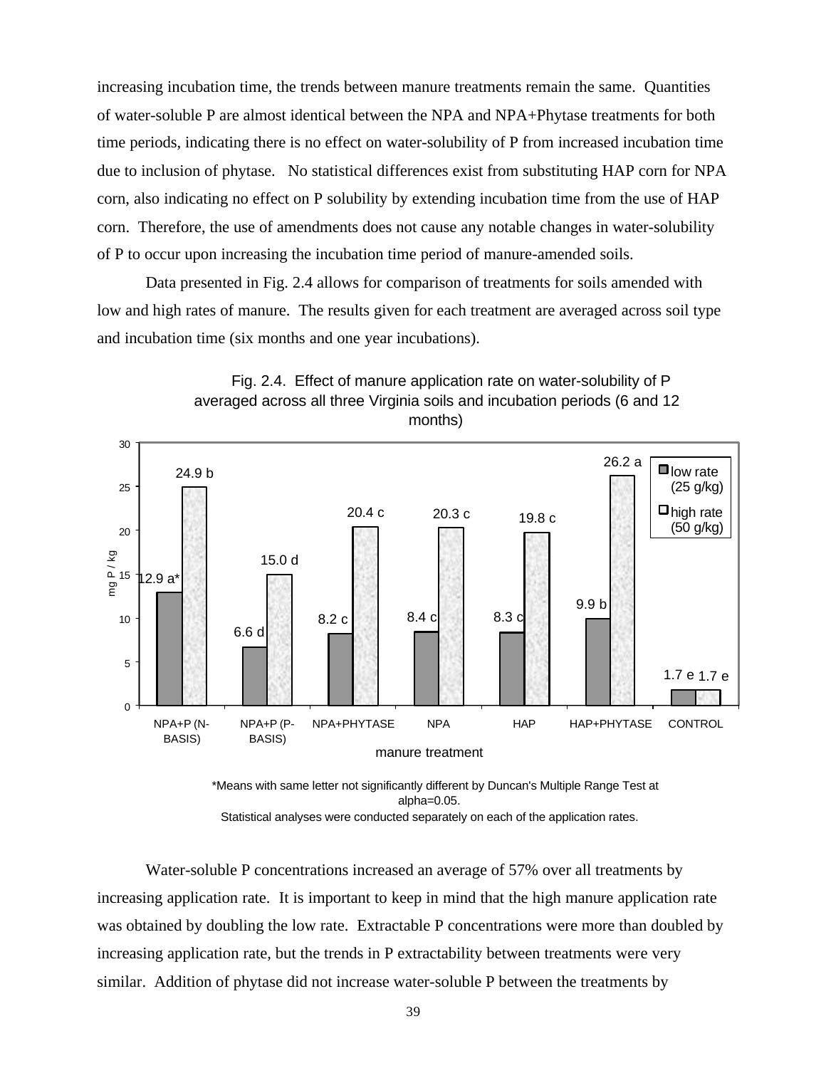increasing incubation time, the trends between manure treatments remain the same. Quantities of water-soluble P are almost identical between the NPA and NPA+Phytase treatments for both time periods, indicating there is no effect on water-solubility of P from increased incubation time due to inclusion of phytase. No statistical differences exist from substituting HAP corn for NPA corn, also indicating no effect on P solubility by extending incubation time from the use of HAP corn. Therefore, the use of amendments does not cause any notable changes in water-solubility of P to occur upon increasing the incubation time period of manure-amended soils.

Data presented in Fig. 2.4 allows for comparison of treatments for soils amended with low and high rates of manure. The results given for each treatment are averaged across soil type and incubation time (six months and one year incubations).

Fig. 2.4. Effect of manure application rate on water-solubility of P averaged across all three Virginia soils and incubation periods (6 and 12 months)

| manure treatment | low rate (25 g/kg) mg P / kg | high rate (50 g/kg) mg P / kg |
|---|---|---|
| NPA+P (N-BASIS) | 12.9 a* | 24.9 b |
| NPA+P (P-BASIS) | 6.6 d | 15.0 d |
| NPA+PHYTASE | 8.2 c | 20.4 c |
| NPA | 8.4 c | 20.3 c |
| HAP | 8.3 c | 19.8 c |
| HAP+PHYTASE | 9.9 b | 26.2 a |
| CONTROL | 1.7 e | 1.7 e |

*Means with same letter not significantly different by Duncan's Multiple Range Test at alpha=0.05.
Statistical analyses were conducted separately on each of the application rates.

Water-soluble P concentrations increased an average of 57% over all treatments by increasing application rate. It is important to keep in mind that the high manure application rate was obtained by doubling the low rate. Extractable P concentrations were more than doubled by increasing application rate, but the trends in P extractability between treatments were very similar. Addition of phytase did not increase water-soluble P between the treatments by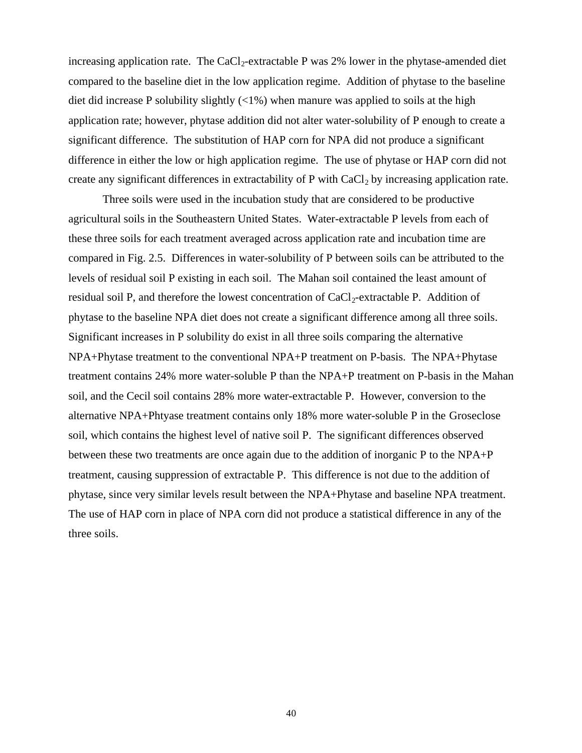increasing application rate. The $CaCl_2$-extractable P was 2% lower in the phytase-amended diet compared to the baseline diet in the low application regime. Addition of phytase to the baseline diet did increase P solubility slightly (<1%) when manure was applied to soils at the high application rate; however, phytase addition did not alter water-solubility of P enough to create a significant difference. The substitution of HAP corn for NPA did not produce a significant difference in either the low or high application regime. The use of phytase or HAP corn did not create any significant differences in extractability of P with $CaCl_2$ by increasing application rate.

Three soils were used in the incubation study that are considered to be productive agricultural soils in the Southeastern United States. Water-extractable P levels from each of these three soils for each treatment averaged across application rate and incubation time are compared in Fig. 2.5. Differences in water-solubility of P between soils can be attributed to the levels of residual soil P existing in each soil. The Mahan soil contained the least amount of residual soil P, and therefore the lowest concentration of $CaCl_2$-extractable P. Addition of phytase to the baseline NPA diet does not create a significant difference among all three soils. Significant increases in P solubility do exist in all three soils comparing the alternative NPA+Phytase treatment to the conventional NPA+P treatment on P-basis. The NPA+Phytase treatment contains 24% more water-soluble P than the NPA+P treatment on P-basis in the Mahan soil, and the Cecil soil contains 28% more water-extractable P. However, conversion to the alternative NPA+Phtyase treatment contains only 18% more water-soluble P in the Groseclose soil, which contains the highest level of native soil P. The significant differences observed between these two treatments are once again due to the addition of inorganic P to the NPA+P treatment, causing suppression of extractable P. This difference is not due to the addition of phytase, since very similar levels result between the NPA+Phytase and baseline NPA treatment. The use of HAP corn in place of NPA corn did not produce a statistical difference in any of the three soils.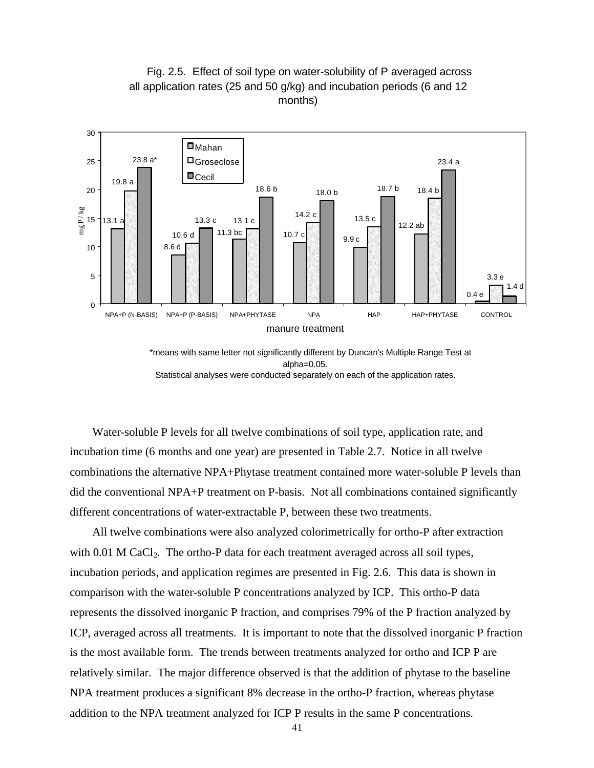Fig. 2.5. Effect of soil type on water-solubility of P averaged across all application rates (25 and 50 g/kg) and incubation periods (6 and 12 months)

| manure treatment | Mahan (mg P/kg) | Groseclose (mg P/kg) | Cecil (mg P/kg) |
|---|---|---|---|
| NPA+P (N-BASIS) | 13.1 a | 19.8 a | 23.8 a* |
| NPA+P (P-BASIS) | 8.6 d | 10.6 d | 13.3 c |
| NPA+PHYTASE | 11.3 bc | 13.1 c | 18.6 b |
| NPA | 10.7 c | 14.2 c | 18.0 b |
| HAP | 9.9 c | 13.5 c | 18.7 b |
| HAP+PHYTASE | 12.2 ab | 18.4 b | 23.4 a |
| CONTROL | 0.4 e | 3.3 e | 1.4 d |

*means with same letter not significantly different by Duncan's Multiple Range Test at alpha=0.05.
Statistical analyses were conducted separately on each of the application rates.

Water-soluble P levels for all twelve combinations of soil type, application rate, and incubation time (6 months and one year) are presented in Table 2.7. Notice in all twelve combinations the alternative NPA+Phytase treatment contained more water-soluble P levels than did the conventional NPA+P treatment on P-basis. Not all combinations contained significantly different concentrations of water-extractable P, between these two treatments.

All twelve combinations were also analyzed colorimetrically for ortho-P after extraction with 0.01 M $CaCl_2$. The ortho-P data for each treatment averaged across all soil types, incubation periods, and application regimes are presented in Fig. 2.6. This data is shown in comparison with the water-soluble P concentrations analyzed by ICP. This ortho-P data represents the dissolved inorganic P fraction, and comprises 79% of the P fraction analyzed by ICP, averaged across all treatments. It is important to note that the dissolved inorganic P fraction is the most available form. The trends between treatments analyzed for ortho and ICP P are relatively similar. The major difference observed is that the addition of phytase to the baseline NPA treatment produces a significant 8% decrease in the ortho-P fraction, whereas phytase addition to the NPA treatment analyzed for ICP P results in the same P concentrations.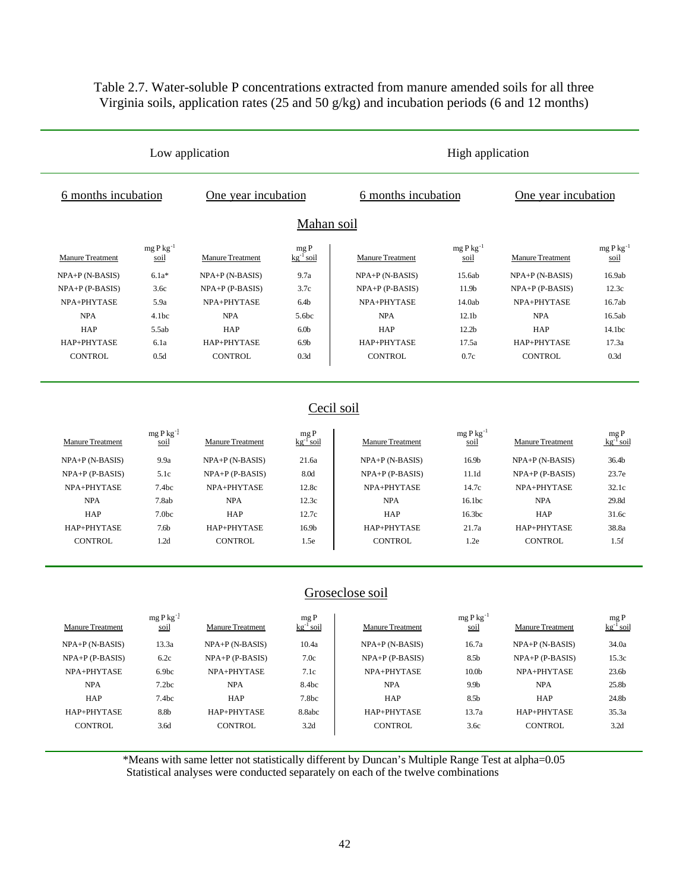Table 2.7. Water-soluble P concentrations extracted from manure amended soils for all three Virginia soils, application rates (25 and 50 g/kg) and incubation periods (6 and 12 months)

| Low application | | | | High application | | | |
|---|---|---|---|---|---|---|---|
| 6 months incubation | | One year incubation | | 6 months incubation | | One year incubation | |
| **Mahan soil** | | | | | | | |
| Manure Treatment | mg P $kg^{-1}$ soil | Manure Treatment | mg P $kg^{-1}$ soil | Manure Treatment | mg P $kg^{-1}$ soil | Manure Treatment | mg P $kg^{-1}$ soil |
| NPA+P (N-BASIS) | 6.1a* | NPA+P (N-BASIS) | 9.7a | NPA+P (N-BASIS) | 15.6ab | NPA+P (N-BASIS) | 16.9ab |
| NPA+P (P-BASIS) | 3.6c | NPA+P (P-BASIS) | 3.7c | NPA+P (P-BASIS) | 11.9b | NPA+P (P-BASIS) | 12.3c |
| NPA+PHYTASE | 5.9a | NPA+PHYTASE | 6.4b | NPA+PHYTASE | 14.0ab | NPA+PHYTASE | 16.7ab |
| NPA | 4.1bc | NPA | 5.6bc | NPA | 12.1b | NPA | 16.5ab |
| HAP | 5.5ab | HAP | 6.0b | HAP | 12.2b | HAP | 14.1bc |
| HAP+PHYTASE | 6.1a | HAP+PHYTASE | 6.9b | HAP+PHYTASE | 17.5a | HAP+PHYTASE | 17.3a |
| CONTROL | 0.5d | CONTROL | 0.3d | CONTROL | 0.7c | CONTROL | 0.3d |
| **Cecil soil** | | | | | | | |
| Manure Treatment | mg P $kg^{-1}$ soil | Manure Treatment | mg P $kg^{-1}$ soil | Manure Treatment | mg P $kg^{-1}$ soil | Manure Treatment | mg P $kg^{-1}$ soil |
| NPA+P (N-BASIS) | 9.9a | NPA+P (N-BASIS) | 21.6a | NPA+P (N-BASIS) | 16.9b | NPA+P (N-BASIS) | 36.4b |
| NPA+P (P-BASIS) | 5.1c | NPA+P (P-BASIS) | 8.0d | NPA+P (P-BASIS) | 11.1d | NPA+P (P-BASIS) | 23.7e |
| NPA+PHYTASE | 7.4bc | NPA+PHYTASE | 12.8c | NPA+PHYTASE | 14.7c | NPA+PHYTASE | 32.1c |
| NPA | 7.8ab | NPA | 12.3c | NPA | 16.1bc | NPA | 29.8d |
| HAP | 7.0bc | HAP | 12.7c | HAP | 16.3bc | HAP | 31.6c |
| HAP+PHYTASE | 7.6b | HAP+PHYTASE | 16.9b | HAP+PHYTASE | 21.7a | HAP+PHYTASE | 38.8a |
| CONTROL | 1.2d | CONTROL | 1.5e | CONTROL | 1.2e | CONTROL | 1.5f |
| **Groseclose soil** | | | | | | | |
| Manure Treatment | mg P $kg^{-1}$ soil | Manure Treatment | mg P $kg^{-1}$ soil | Manure Treatment | mg P $kg^{-1}$ soil | Manure Treatment | mg P $kg^{-1}$ soil |
| NPA+P (N-BASIS) | 13.3a | NPA+P (N-BASIS) | 10.4a | NPA+P (N-BASIS) | 16.7a | NPA+P (N-BASIS) | 34.0a |
| NPA+P (P-BASIS) | 6.2c | NPA+P (P-BASIS) | 7.0c | NPA+P (P-BASIS) | 8.5b | NPA+P (P-BASIS) | 15.3c |
| NPA+PHYTASE | 6.9bc | NPA+PHYTASE | 7.1c | NPA+PHYTASE | 10.0b | NPA+PHYTASE | 23.6b |
| NPA | 7.2bc | NPA | 8.4bc | NPA | 9.9b | NPA | 25.8b |
| HAP | 7.4bc | HAP | 7.8bc | HAP | 8.5b | HAP | 24.8b |
| HAP+PHYTASE | 8.8b | HAP+PHYTASE | 8.8abc | HAP+PHYTASE | 13.7a | HAP+PHYTASE | 35.3a |
| CONTROL | 3.6d | CONTROL | 3.2d | CONTROL | 3.6c | CONTROL | 3.2d |

*Means with same letter not statistically different by Duncan's Multiple Range Test at alpha=0.05
Statistical analyses were conducted separately on each of the twelve combinations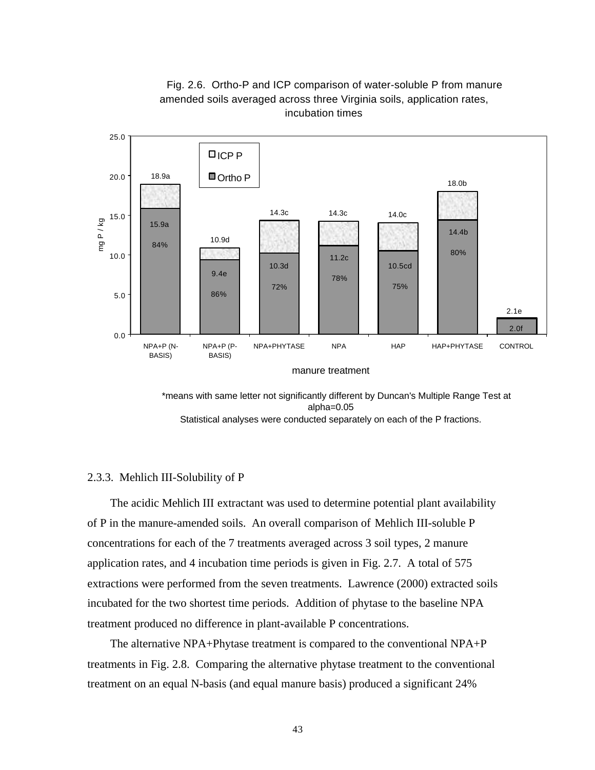Fig. 2.6. Ortho-P and ICP comparison of water-soluble P from manure amended soils averaged across three Virginia soils, application rates, incubation times

| manure treatment | ICP P (mg P / kg) | Ortho P (mg P / kg) | Ortho P % |
|---|---|---|---|
| NPA+P (N-BASIS) | 18.9a | 15.9a | 84% |
| NPA+P (P-BASIS) | 10.9d | 9.4e | 86% |
| NPA+PHYTASE | 14.3c | 10.3d | 72% |
| NPA | 14.3c | 11.2c | 78% |
| HAP | 14.0c | 10.5cd | 75% |
| HAP+PHYTASE | 18.0b | 14.4b | 80% |
| CONTROL | 2.1e | 2.0f | |

*means with same letter not significantly different by Duncan's Multiple Range Test at alpha=0.05
Statistical analyses were conducted separately on each of the P fractions.

### 2.3.3. Mehlich III-Solubility of P

The acidic Mehlich III extractant was used to determine potential plant availability of P in the manure-amended soils. An overall comparison of Mehlich III-soluble P concentrations for each of the 7 treatments averaged across 3 soil types, 2 manure application rates, and 4 incubation time periods is given in Fig. 2.7. A total of 575 extractions were performed from the seven treatments. Lawrence (2000) extracted soils incubated for the two shortest time periods. Addition of phytase to the baseline NPA treatment produced no difference in plant-available P concentrations.

The alternative NPA+Phytase treatment is compared to the conventional NPA+P treatments in Fig. 2.8. Comparing the alternative phytase treatment to the conventional treatment on an equal N-basis (and equal manure basis) produced a significant 24%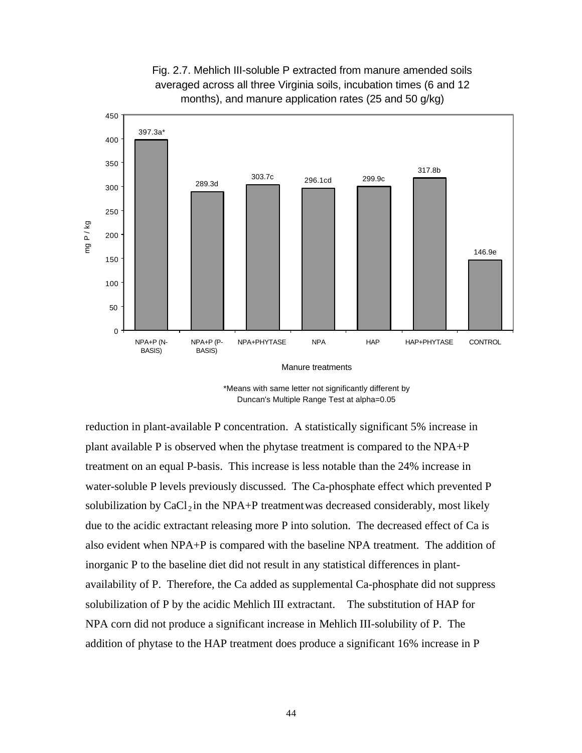Fig. 2.7. Mehlich III-soluble P extracted from manure amended soils averaged across all three Virginia soils, incubation times (6 and 12 months), and manure application rates (25 and 50 g/kg)

| Manure treatments | mg P / kg |
|---|---|
| NPA+P (N-BASIS) | 397.3a* |
| NPA+P (P-BASIS) | 289.3d |
| NPA+PHYTASE | 303.7c |
| NPA | 296.1cd |
| HAP | 299.9c |
| HAP+PHYTASE | 317.8b |
| CONTROL | 146.9e |

*Means with same letter not significantly different by Duncan's Multiple Range Test at alpha=0.05

reduction in plant-available P concentration. A statistically significant 5% increase in plant available P is observed when the phytase treatment is compared to the NPA+P treatment on an equal P-basis. This increase is less notable than the 24% increase in water-soluble P levels previously discussed. The Ca-phosphate effect which prevented P solubilization by $CaCl_2$ in the NPA+P treatment was decreased considerably, most likely due to the acidic extractant releasing more P into solution. The decreased effect of Ca is also evident when NPA+P is compared with the baseline NPA treatment. The addition of inorganic P to the baseline diet did not result in any statistical differences in plant-availability of P. Therefore, the Ca added as supplemental Ca-phosphate did not suppress solubilization of P by the acidic Mehlich III extractant. The substitution of HAP for NPA corn did not produce a significant increase in Mehlich III-solubility of P. The addition of phytase to the HAP treatment does produce a significant 16% increase in P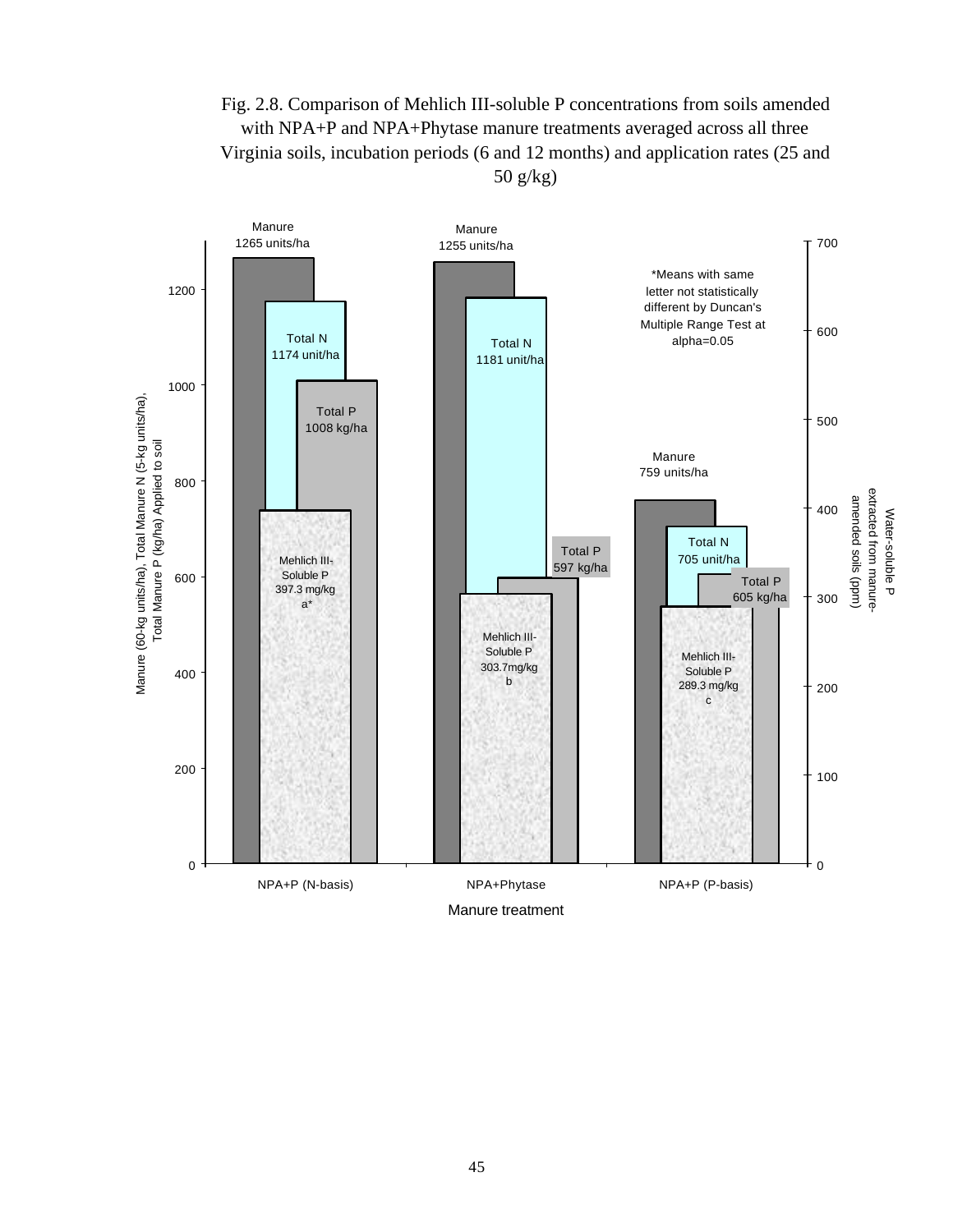Fig. 2.8. Comparison of Mehlich III-soluble P concentrations from soils amended with NPA+P and NPA+Phytase manure treatments averaged across all three Virginia soils, incubation periods (6 and 12 months) and application rates (25 and 50 g/kg)

Manure 1265 units/ha

Total N 1174 unit/ha

Total P 1008 kg/ha

Mehlich III-Soluble P 397.3 mg/kg a*

Manure 1255 units/ha

Total N 1181 unit/ha

Total P 597 kg/ha

Mehlich III-Soluble P 303.7mg/kg b

*Means with same letter not statistically different by Duncan's Multiple Range Test at alpha=0.05

Manure 759 units/ha

Total N 705 unit/ha

Total P 605 kg/ha

Mehlich III-Soluble P 289.3 mg/kg c

Manure (60-kg units/ha), Total Manure N (5-kg units/ha), Total Manure P (kg/ha) Applied to soil

Water-soluble P extracted from manure-amended soils (ppm)

NPA+P (N-basis) | NPA+Phytase | NPA+P (P-basis)

Manure treatment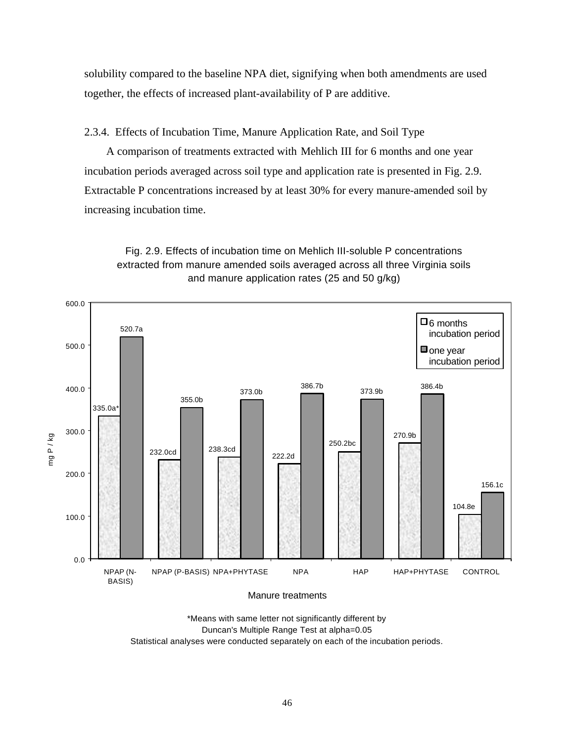solubility compared to the baseline NPA diet, signifying when both amendments are used together, the effects of increased plant-availability of P are additive.

### 2.3.4. Effects of Incubation Time, Manure Application Rate, and Soil Type

A comparison of treatments extracted with Mehlich III for 6 months and one year incubation periods averaged across soil type and application rate is presented in Fig. 2.9. Extractable P concentrations increased by at least 30% for every manure-amended soil by increasing incubation time.

Fig. 2.9. Effects of incubation time on Mehlich III-soluble P concentrations extracted from manure amended soils averaged across all three Virginia soils and manure application rates (25 and 50 g/kg)

| Manure treatments | 6 months incubation period (mg P / kg) | one year incubation period (mg P / kg) |
|---|---|---|
| NPAP (N-BASIS) | 335.0a* | 520.7a |
| NPAP (P-BASIS) | 232.0cd | 355.0b |
| NPA+PHYTASE | 238.3cd | 373.0b |
| NPA | 222.2d | 386.7b |
| HAP | 250.2bc | 373.9b |
| HAP+PHYTASE | 270.9b | 386.4b |
| CONTROL | 104.8e | 156.1c |

*Means with same letter not significantly different by Duncan's Multiple Range Test at alpha=0.05

Statistical analyses were conducted separately on each of the incubation periods.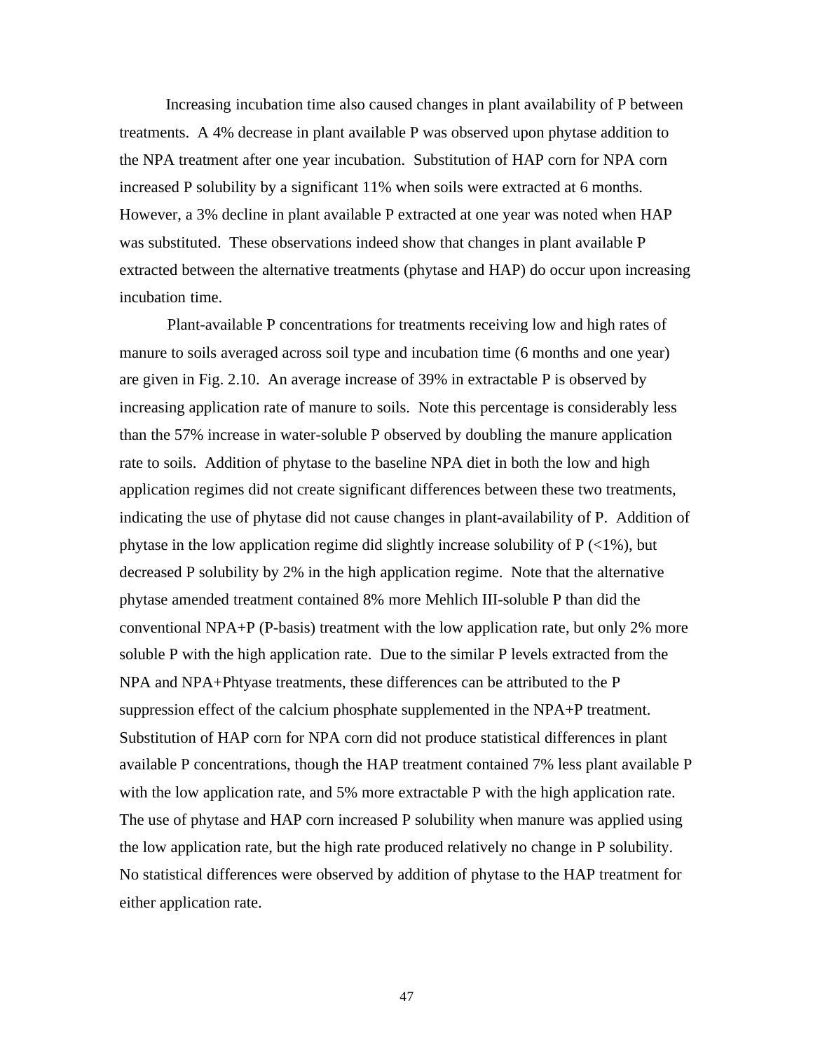Increasing incubation time also caused changes in plant availability of P between treatments. A 4% decrease in plant available P was observed upon phytase addition to the NPA treatment after one year incubation. Substitution of HAP corn for NPA corn increased P solubility by a significant 11% when soils were extracted at 6 months. However, a 3% decline in plant available P extracted at one year was noted when HAP was substituted. These observations indeed show that changes in plant available P extracted between the alternative treatments (phytase and HAP) do occur upon increasing incubation time.

Plant-available P concentrations for treatments receiving low and high rates of manure to soils averaged across soil type and incubation time (6 months and one year) are given in Fig. 2.10. An average increase of 39% in extractable P is observed by increasing application rate of manure to soils. Note this percentage is considerably less than the 57% increase in water-soluble P observed by doubling the manure application rate to soils. Addition of phytase to the baseline NPA diet in both the low and high application regimes did not create significant differences between these two treatments, indicating the use of phytase did not cause changes in plant-availability of P. Addition of phytase in the low application regime did slightly increase solubility of P (<1%), but decreased P solubility by 2% in the high application regime. Note that the alternative phytase amended treatment contained 8% more Mehlich III-soluble P than did the conventional NPA+P (P-basis) treatment with the low application rate, but only 2% more soluble P with the high application rate. Due to the similar P levels extracted from the NPA and NPA+Phtyase treatments, these differences can be attributed to the P suppression effect of the calcium phosphate supplemented in the NPA+P treatment. Substitution of HAP corn for NPA corn did not produce statistical differences in plant available P concentrations, though the HAP treatment contained 7% less plant available P with the low application rate, and 5% more extractable P with the high application rate. The use of phytase and HAP corn increased P solubility when manure was applied using the low application rate, but the high rate produced relatively no change in P solubility. No statistical differences were observed by addition of phytase to the HAP treatment for either application rate.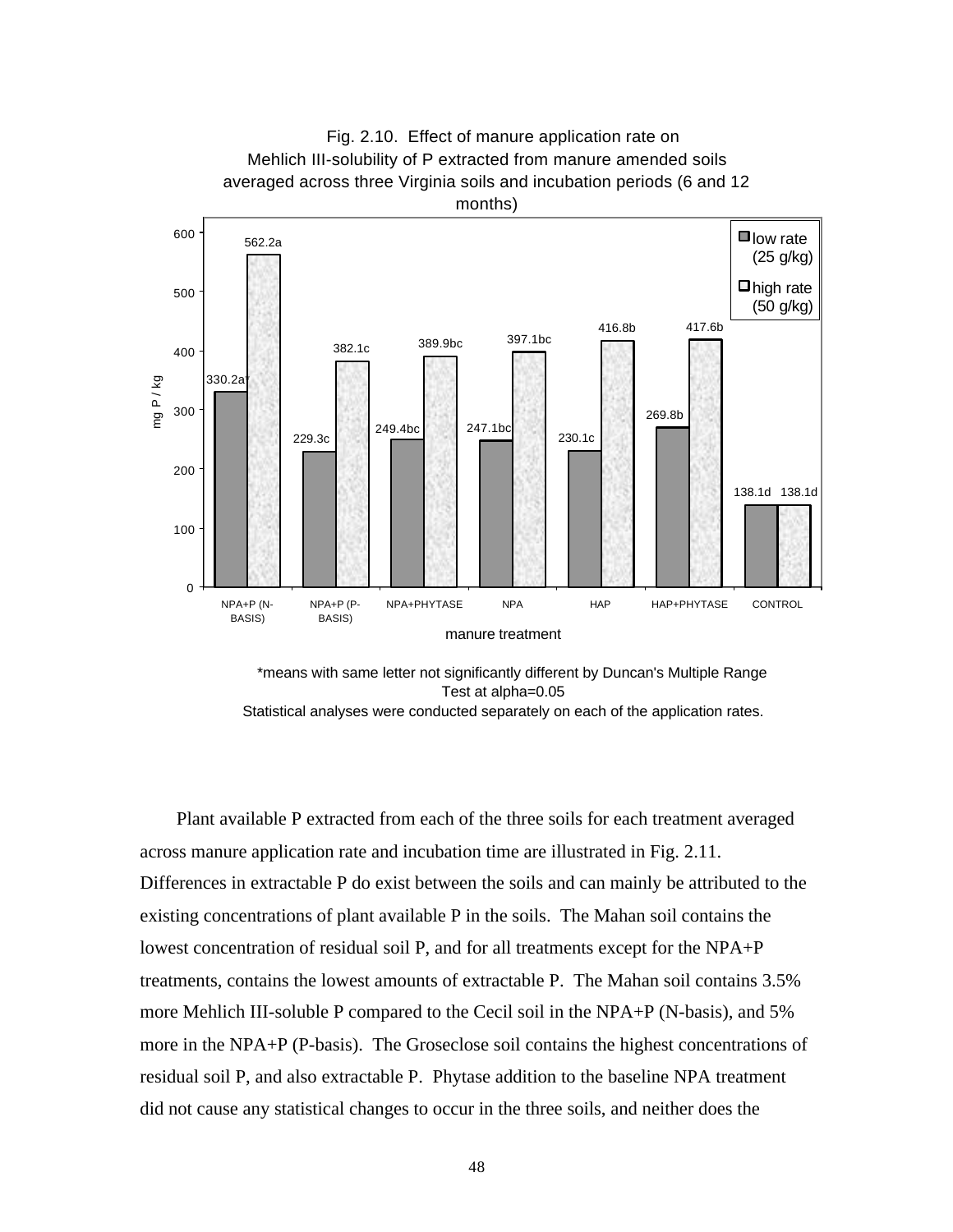Fig. 2.10. Effect of manure application rate on Mehlich III-solubility of P extracted from manure amended soils averaged across three Virginia soils and incubation periods (6 and 12 months)

| manure treatment | low rate (25 g/kg) | high rate (50 g/kg) |
|---|---|---|
| NPA+P (N-BASIS) | 330.2a* | 562.2a |
| NPA+P (P-BASIS) | 229.3c | 382.1c |
| NPA+PHYTASE | 249.4bc | 389.9bc |
| NPA | 247.1bc | 397.1bc |
| HAP | 230.1c | 416.8b |
| HAP+PHYTASE | 269.8b | 417.6b |
| CONTROL | 138.1d | 138.1d |

(y-axis: mg P / kg)

*means with same letter not significantly different by Duncan's Multiple Range Test at alpha=0.05

Statistical analyses were conducted separately on each of the application rates.

Plant available P extracted from each of the three soils for each treatment averaged across manure application rate and incubation time are illustrated in Fig. 2.11. Differences in extractable P do exist between the soils and can mainly be attributed to the existing concentrations of plant available P in the soils. The Mahan soil contains the lowest concentration of residual soil P, and for all treatments except for the NPA+P treatments, contains the lowest amounts of extractable P. The Mahan soil contains 3.5% more Mehlich III-soluble P compared to the Cecil soil in the NPA+P (N-basis), and 5% more in the NPA+P (P-basis). The Groseclose soil contains the highest concentrations of residual soil P, and also extractable P. Phytase addition to the baseline NPA treatment did not cause any statistical changes to occur in the three soils, and neither does the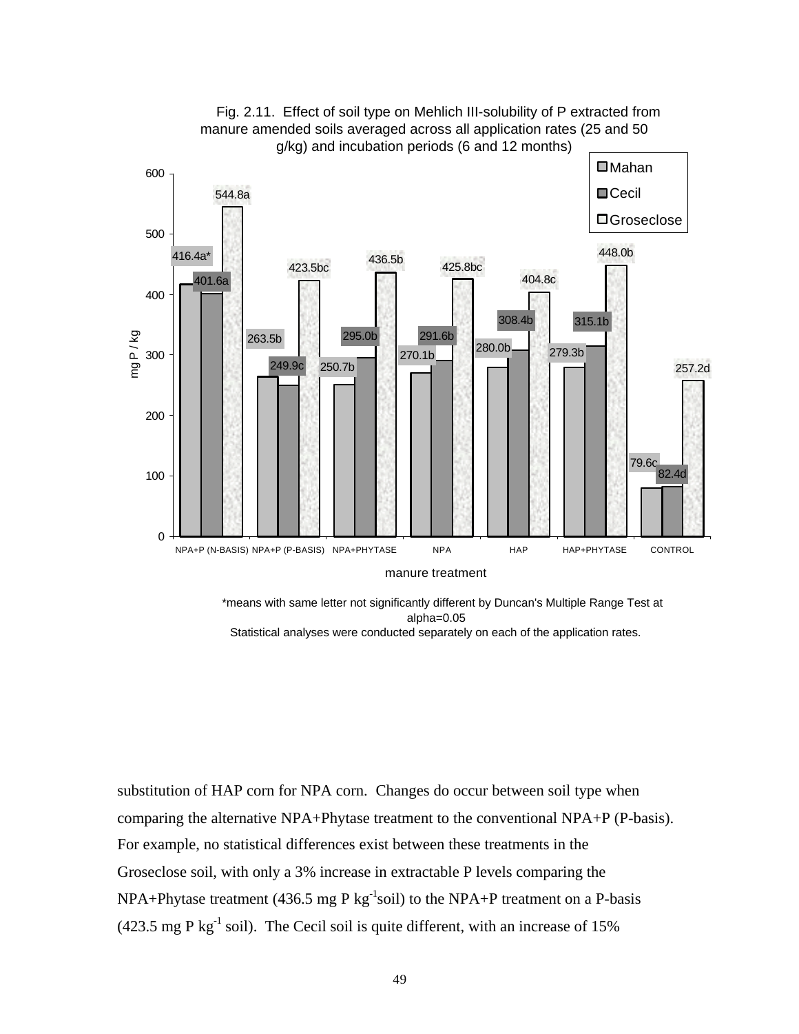Fig. 2.11. Effect of soil type on Mehlich III-solubility of P extracted from manure amended soils averaged across all application rates (25 and 50 g/kg) and incubation periods (6 and 12 months)

| manure treatment | Mahan | Cecil | Groseclose |
|---|---|---|---|
| NPA+P (N-BASIS) | 416.4a* | 401.6a | 544.8a |
| NPA+P (P-BASIS) | 263.5b | 249.9c | 423.5bc |
| NPA+PHYTASE | 250.7b | 295.0b | 436.5b |
| NPA | 270.1b | 291.6b | 425.8bc |
| HAP | 280.0b | 308.4b | 404.8c |
| HAP+PHYTASE | 279.3b | 315.1b | 448.0b |
| CONTROL | 79.6c | 82.4d | 257.2d |

(y-axis: mg P / kg)

*means with same letter not significantly different by Duncan's Multiple Range Test at alpha=0.05
Statistical analyses were conducted separately on each of the application rates.

substitution of HAP corn for NPA corn. Changes do occur between soil type when comparing the alternative NPA+Phytase treatment to the conventional NPA+P (P-basis). For example, no statistical differences exist between these treatments in the Groseclose soil, with only a 3% increase in extractable P levels comparing the NPA+Phytase treatment (436.5 mg P $kg^{-1}$soil) to the NPA+P treatment on a P-basis (423.5 mg P $kg^{-1}$ soil). The Cecil soil is quite different, with an increase of 15%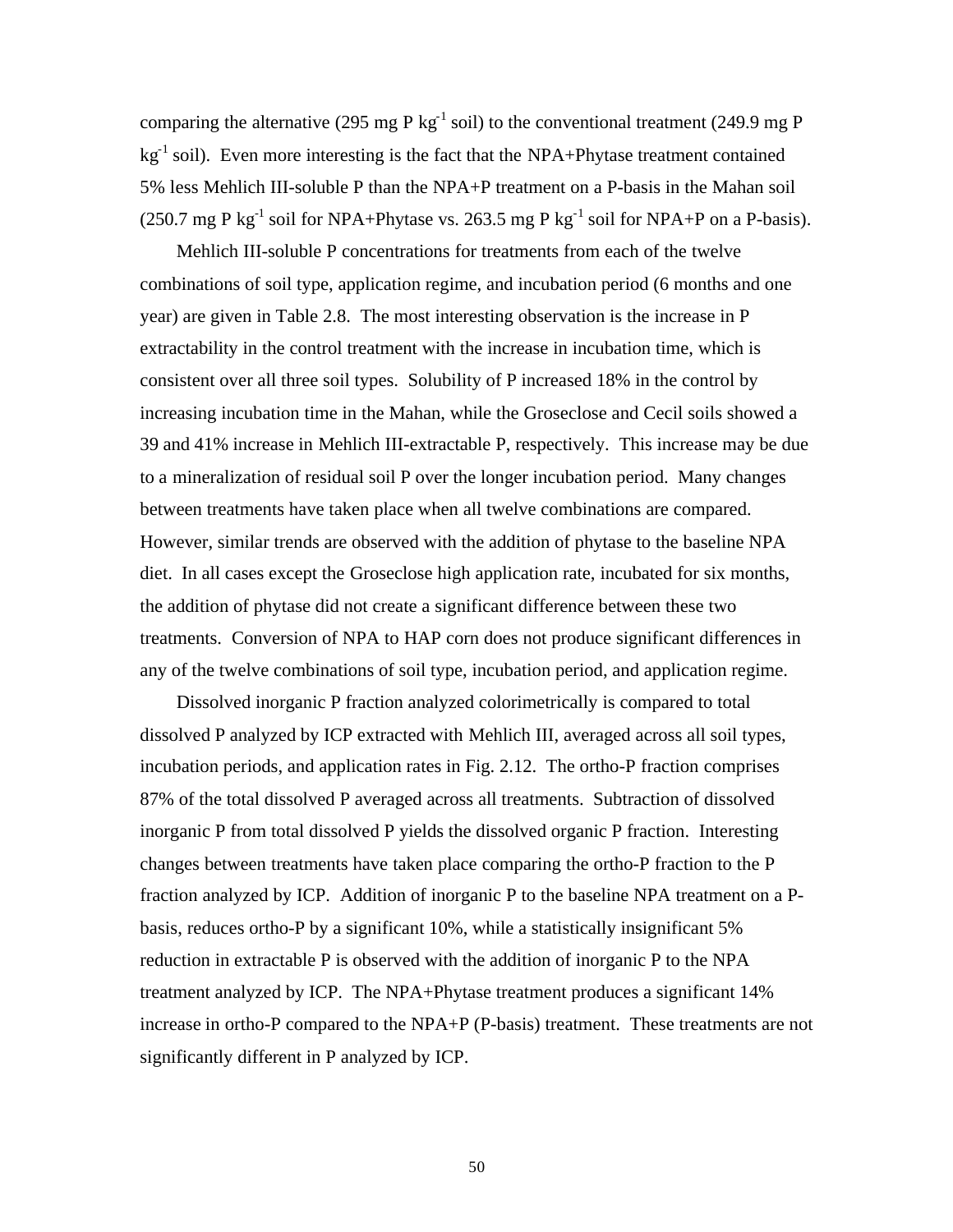comparing the alternative (295 mg P $kg^{-1}$ soil) to the conventional treatment (249.9 mg P $kg^{-1}$ soil). Even more interesting is the fact that the NPA+Phytase treatment contained 5% less Mehlich III-soluble P than the NPA+P treatment on a P-basis in the Mahan soil (250.7 mg P $kg^{-1}$ soil for NPA+Phytase vs. 263.5 mg P $kg^{-1}$ soil for NPA+P on a P-basis).

Mehlich III-soluble P concentrations for treatments from each of the twelve combinations of soil type, application regime, and incubation period (6 months and one year) are given in Table 2.8. The most interesting observation is the increase in P extractability in the control treatment with the increase in incubation time, which is consistent over all three soil types. Solubility of P increased 18% in the control by increasing incubation time in the Mahan, while the Groseclose and Cecil soils showed a 39 and 41% increase in Mehlich III-extractable P, respectively. This increase may be due to a mineralization of residual soil P over the longer incubation period. Many changes between treatments have taken place when all twelve combinations are compared. However, similar trends are observed with the addition of phytase to the baseline NPA diet. In all cases except the Groseclose high application rate, incubated for six months, the addition of phytase did not create a significant difference between these two treatments. Conversion of NPA to HAP corn does not produce significant differences in any of the twelve combinations of soil type, incubation period, and application regime.

Dissolved inorganic P fraction analyzed colorimetrically is compared to total dissolved P analyzed by ICP extracted with Mehlich III, averaged across all soil types, incubation periods, and application rates in Fig. 2.12. The ortho-P fraction comprises 87% of the total dissolved P averaged across all treatments. Subtraction of dissolved inorganic P from total dissolved P yields the dissolved organic P fraction. Interesting changes between treatments have taken place comparing the ortho-P fraction to the P fraction analyzed by ICP. Addition of inorganic P to the baseline NPA treatment on a P-basis, reduces ortho-P by a significant 10%, while a statistically insignificant 5% reduction in extractable P is observed with the addition of inorganic P to the NPA treatment analyzed by ICP. The NPA+Phytase treatment produces a significant 14% increase in ortho-P compared to the NPA+P (P-basis) treatment. These treatments are not significantly different in P analyzed by ICP.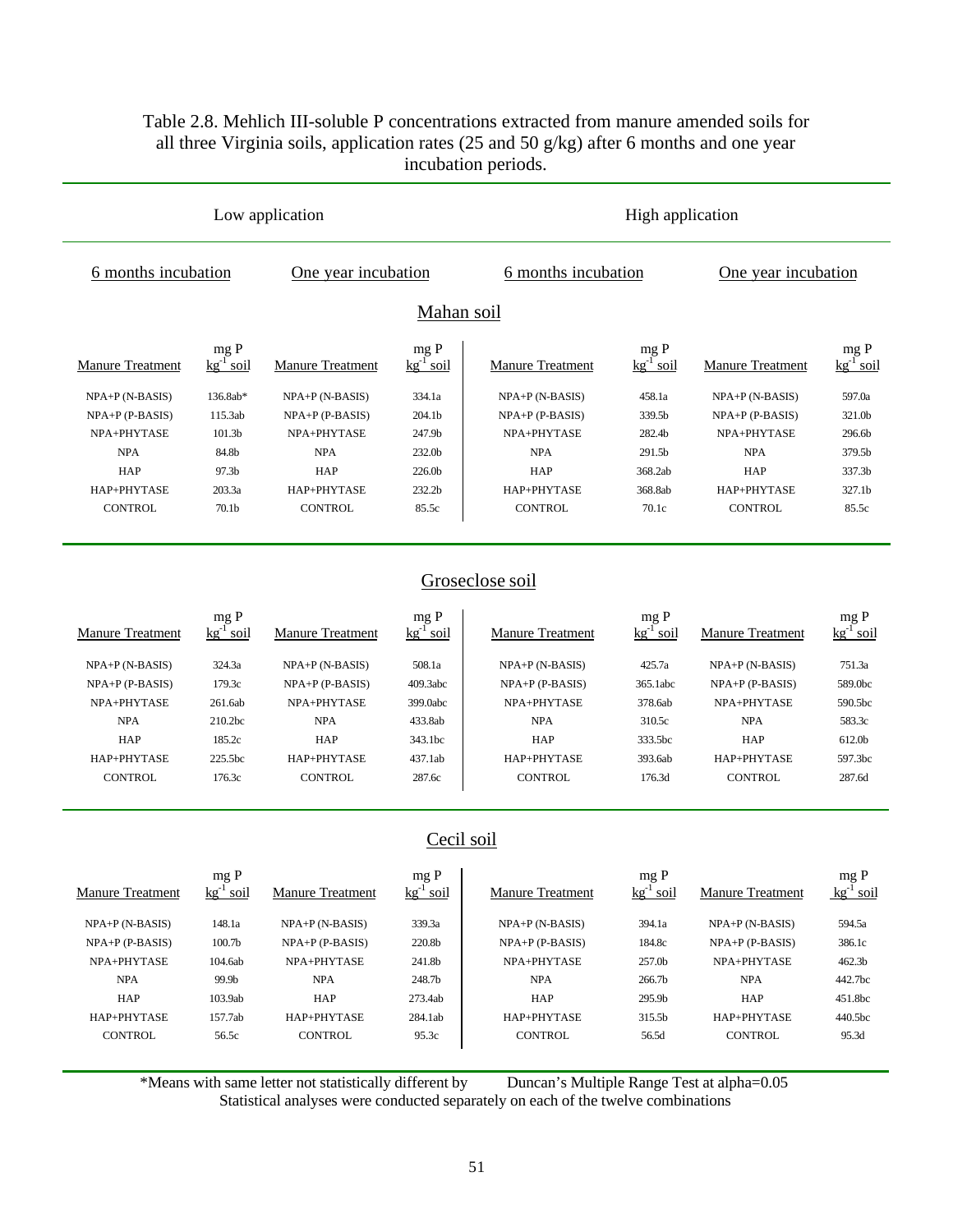Table 2.8. Mehlich III-soluble P concentrations extracted from manure amended soils for all three Virginia soils, application rates (25 and 50 g/kg) after 6 months and one year incubation periods.

| Low application | | | | High application | | | |
|---|---|---|---|---|---|---|---|
| 6 months incubation | | One year incubation | | 6 months incubation | | One year incubation | |
| **Mahan soil** | | | | | | | |
| Manure Treatment | mg P $kg^{-1}$ soil | Manure Treatment | mg P $kg^{-1}$ soil | Manure Treatment | mg P $kg^{-1}$ soil | Manure Treatment | mg P $kg^{-1}$ soil |
| NPA+P (N-BASIS) | 136.8ab* | NPA+P (N-BASIS) | 334.1a | NPA+P (N-BASIS) | 458.1a | NPA+P (N-BASIS) | 597.0a |
| NPA+P (P-BASIS) | 115.3ab | NPA+P (P-BASIS) | 204.1b | NPA+P (P-BASIS) | 339.5b | NPA+P (P-BASIS) | 321.0b |
| NPA+PHYTASE | 101.3b | NPA+PHYTASE | 247.9b | NPA+PHYTASE | 282.4b | NPA+PHYTASE | 296.6b |
| NPA | 84.8b | NPA | 232.0b | NPA | 291.5b | NPA | 379.5b |
| HAP | 97.3b | HAP | 226.0b | HAP | 368.2ab | HAP | 337.3b |
| HAP+PHYTASE | 203.3a | HAP+PHYTASE | 232.2b | HAP+PHYTASE | 368.8ab | HAP+PHYTASE | 327.1b |
| CONTROL | 70.1b | CONTROL | 85.5c | CONTROL | 70.1c | CONTROL | 85.5c |
| **Groseclose soil** | | | | | | | |
| Manure Treatment | mg P $kg^{-1}$ soil | Manure Treatment | mg P $kg^{-1}$ soil | Manure Treatment | mg P $kg^{-1}$ soil | Manure Treatment | mg P $kg^{-1}$ soil |
| NPA+P (N-BASIS) | 324.3a | NPA+P (N-BASIS) | 508.1a | NPA+P (N-BASIS) | 425.7a | NPA+P (N-BASIS) | 751.3a |
| NPA+P (P-BASIS) | 179.3c | NPA+P (P-BASIS) | 409.3abc | NPA+P (P-BASIS) | 365.1abc | NPA+P (P-BASIS) | 589.0bc |
| NPA+PHYTASE | 261.6ab | NPA+PHYTASE | 399.0abc | NPA+PHYTASE | 378.6ab | NPA+PHYTASE | 590.5bc |
| NPA | 210.2bc | NPA | 433.8ab | NPA | 310.5c | NPA | 583.3c |
| HAP | 185.2c | HAP | 343.1bc | HAP | 333.5bc | HAP | 612.0b |
| HAP+PHYTASE | 225.5bc | HAP+PHYTASE | 437.1ab | HAP+PHYTASE | 393.6ab | HAP+PHYTASE | 597.3bc |
| CONTROL | 176.3c | CONTROL | 287.6c | CONTROL | 176.3d | CONTROL | 287.6d |
| **Cecil soil** | | | | | | | |
| Manure Treatment | mg P $kg^{-1}$ soil | Manure Treatment | mg P $kg^{-1}$ soil | Manure Treatment | mg P $kg^{-1}$ soil | Manure Treatment | mg P $kg^{-1}$ soil |
| NPA+P (N-BASIS) | 148.1a | NPA+P (N-BASIS) | 339.3a | NPA+P (N-BASIS) | 394.1a | NPA+P (N-BASIS) | 594.5a |
| NPA+P (P-BASIS) | 100.7b | NPA+P (P-BASIS) | 220.8b | NPA+P (P-BASIS) | 184.8c | NPA+P (P-BASIS) | 386.1c |
| NPA+PHYTASE | 104.6ab | NPA+PHYTASE | 241.8b | NPA+PHYTASE | 257.0b | NPA+PHYTASE | 462.3b |
| NPA | 99.9b | NPA | 248.7b | NPA | 266.7b | NPA | 442.7bc |
| HAP | 103.9ab | HAP | 273.4ab | HAP | 295.9b | HAP | 451.8bc |
| HAP+PHYTASE | 157.7ab | HAP+PHYTASE | 284.1ab | HAP+PHYTASE | 315.5b | HAP+PHYTASE | 440.5bc |
| CONTROL | 56.5c | CONTROL | 95.3c | CONTROL | 56.5d | CONTROL | 95.3d |

*Means with same letter not statistically different by Duncan's Multiple Range Test at alpha=0.05
Statistical analyses were conducted separately on each of the twelve combinations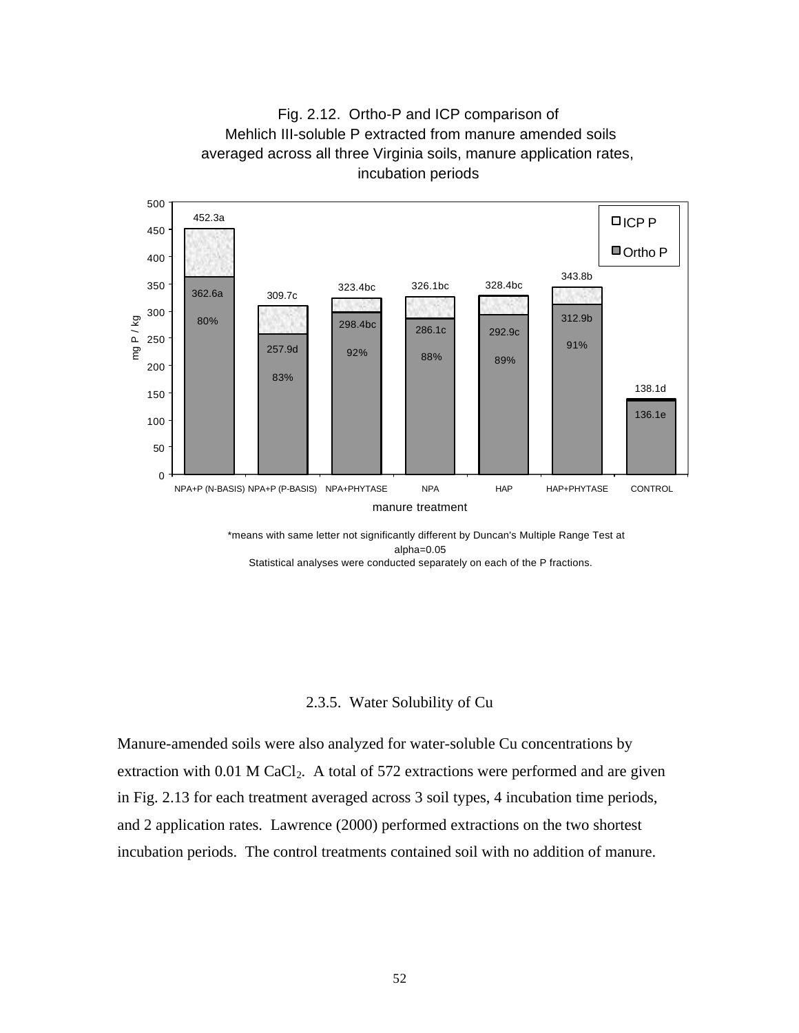Fig. 2.12. Ortho-P and ICP comparison of Mehlich III-soluble P extracted from manure amended soils averaged across all three Virginia soils, manure application rates, incubation periods

| Manure treatment | ICP P (mg P / kg) | Ortho P (mg P / kg) | Ortho P as % of ICP P |
|---|---|---|---|
| NPA+P (N-BASIS) | 452.3a | 362.6a | 80% |
| NPA+P (P-BASIS) | 309.7c | 257.9d | 83% |
| NPA+PHYTASE | 323.4bc | 298.4bc | 92% |
| NPA | 326.1bc | 286.1c | 88% |
| HAP | 328.4bc | 292.9c | 89% |
| HAP+PHYTASE | 343.8b | 312.9b | 91% |
| CONTROL | 138.1d | 136.1e | |

*means with same letter not significantly different by Duncan's Multiple Range Test at alpha=0.05
Statistical analyses were conducted separately on each of the P fractions.

### 2.3.5. Water Solubility of Cu

Manure-amended soils were also analyzed for water-soluble Cu concentrations by extraction with 0.01 M $CaCl_2$. A total of 572 extractions were performed and are given in Fig. 2.13 for each treatment averaged across 3 soil types, 4 incubation time periods, and 2 application rates. Lawrence (2000) performed extractions on the two shortest incubation periods. The control treatments contained soil with no addition of manure.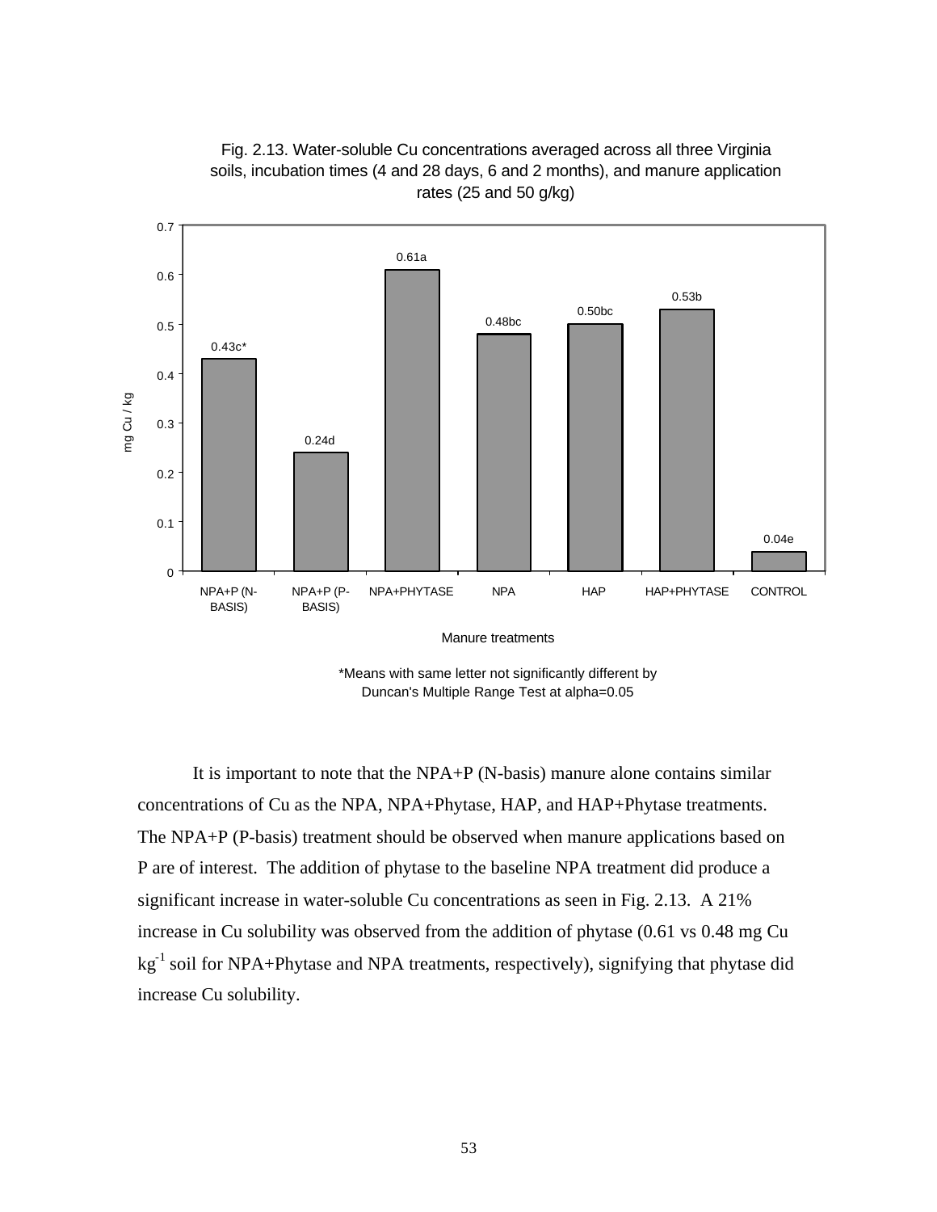Fig. 2.13. Water-soluble Cu concentrations averaged across all three Virginia soils, incubation times (4 and 28 days, 6 and 2 months), and manure application rates (25 and 50 g/kg)

| Manure treatments | mg Cu / kg |
|---|---|
| NPA+P (N-BASIS) | 0.43c* |
| NPA+P (P-BASIS) | 0.24d |
| NPA+PHYTASE | 0.61a |
| NPA | 0.48bc |
| HAP | 0.50bc |
| HAP+PHYTASE | 0.53b |
| CONTROL | 0.04e |

*Means with same letter not significantly different by Duncan's Multiple Range Test at alpha=0.05

It is important to note that the NPA+P (N-basis) manure alone contains similar concentrations of Cu as the NPA, NPA+Phytase, HAP, and HAP+Phytase treatments. The NPA+P (P-basis) treatment should be observed when manure applications based on P are of interest. The addition of phytase to the baseline NPA treatment did produce a significant increase in water-soluble Cu concentrations as seen in Fig. 2.13. A 21% increase in Cu solubility was observed from the addition of phytase (0.61 vs 0.48 mg Cu $kg^{-1}$ soil for NPA+Phytase and NPA treatments, respectively), signifying that phytase did increase Cu solubility.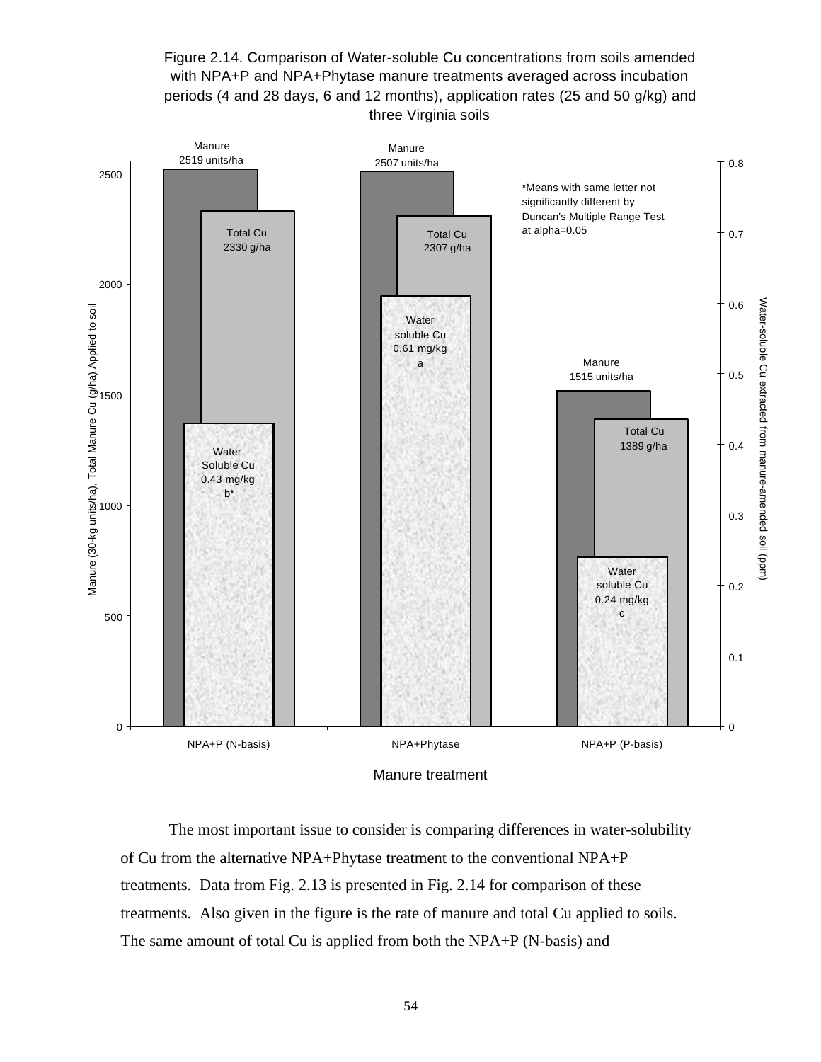Figure 2.14. Comparison of Water-soluble Cu concentrations from soils amended with NPA+P and NPA+Phytase manure treatments averaged across incubation periods (4 and 28 days, 6 and 12 months), application rates (25 and 50 g/kg) and three Virginia soils

| Manure treatment | Manure (30-kg units/ha) | Total Cu (g/ha) | Water-soluble Cu (mg/kg) |
|---|---|---|---|
| NPA+P (N-basis) | 2519 | 2330 | 0.43 b* |
| NPA+Phytase | 2507 | 2307 | 0.61 a |
| NPA+P (P-basis) | 1515 | 1389 | 0.24 c |

*Means with same letter not significantly different by Duncan's Multiple Range Test at alpha=0.05

The most important issue to consider is comparing differences in water-solubility of Cu from the alternative NPA+Phytase treatment to the conventional NPA+P treatments. Data from Fig. 2.13 is presented in Fig. 2.14 for comparison of these treatments. Also given in the figure is the rate of manure and total Cu applied to soils. The same amount of total Cu is applied from both the NPA+P (N-basis) and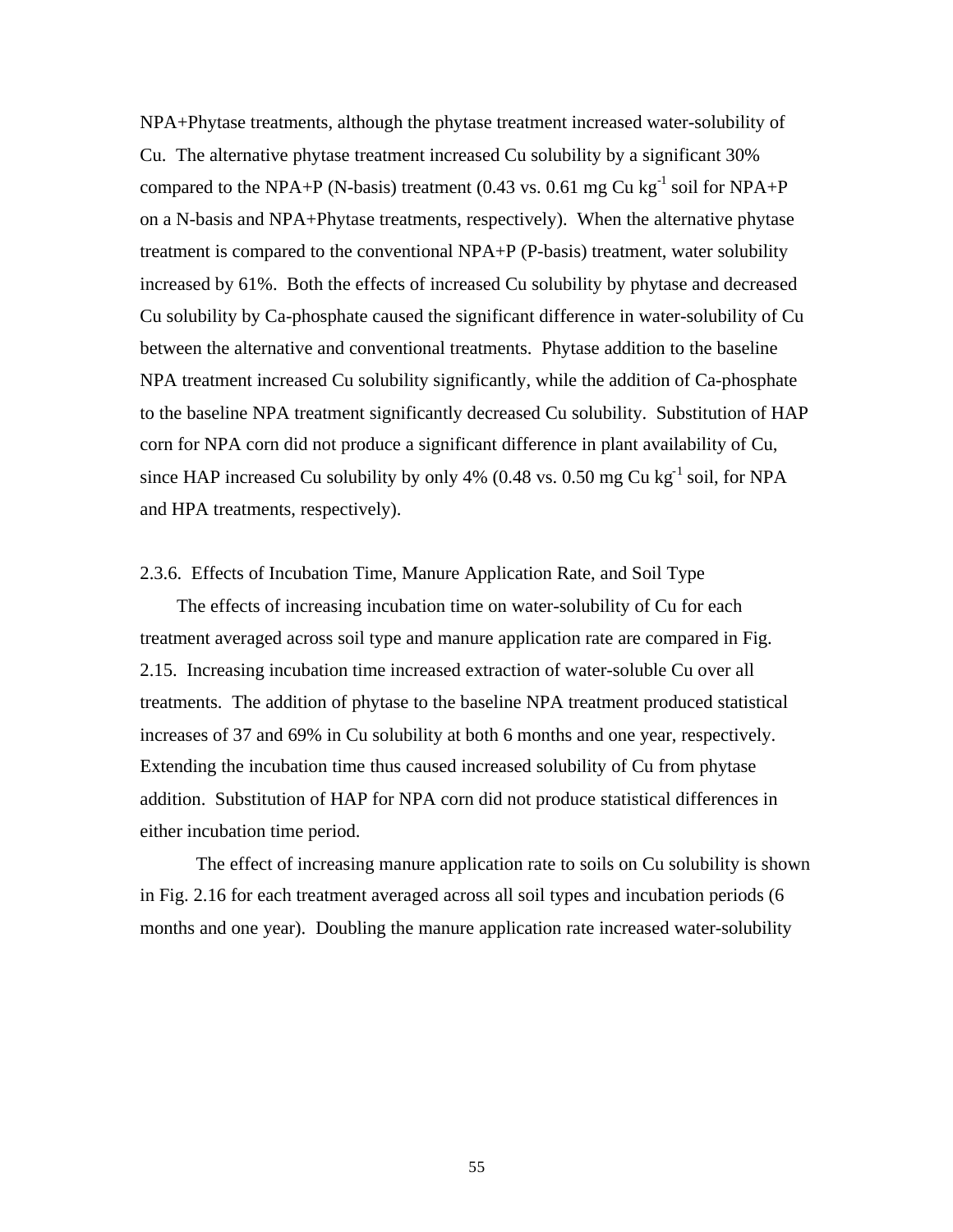NPA+Phytase treatments, although the phytase treatment increased water-solubility of Cu. The alternative phytase treatment increased Cu solubility by a significant 30% compared to the NPA+P (N-basis) treatment (0.43 vs. 0.61 mg Cu $kg^{-1}$ soil for NPA+P on a N-basis and NPA+Phytase treatments, respectively). When the alternative phytase treatment is compared to the conventional NPA+P (P-basis) treatment, water solubility increased by 61%. Both the effects of increased Cu solubility by phytase and decreased Cu solubility by Ca-phosphate caused the significant difference in water-solubility of Cu between the alternative and conventional treatments. Phytase addition to the baseline NPA treatment increased Cu solubility significantly, while the addition of Ca-phosphate to the baseline NPA treatment significantly decreased Cu solubility. Substitution of HAP corn for NPA corn did not produce a significant difference in plant availability of Cu, since HAP increased Cu solubility by only 4% (0.48 vs. 0.50 mg Cu $kg^{-1}$ soil, for NPA and HPA treatments, respectively).

### 2.3.6. Effects of Incubation Time, Manure Application Rate, and Soil Type

The effects of increasing incubation time on water-solubility of Cu for each treatment averaged across soil type and manure application rate are compared in Fig. 2.15. Increasing incubation time increased extraction of water-soluble Cu over all treatments. The addition of phytase to the baseline NPA treatment produced statistical increases of 37 and 69% in Cu solubility at both 6 months and one year, respectively. Extending the incubation time thus caused increased solubility of Cu from phytase addition. Substitution of HAP for NPA corn did not produce statistical differences in either incubation time period.

The effect of increasing manure application rate to soils on Cu solubility is shown in Fig. 2.16 for each treatment averaged across all soil types and incubation periods (6 months and one year). Doubling the manure application rate increased water-solubility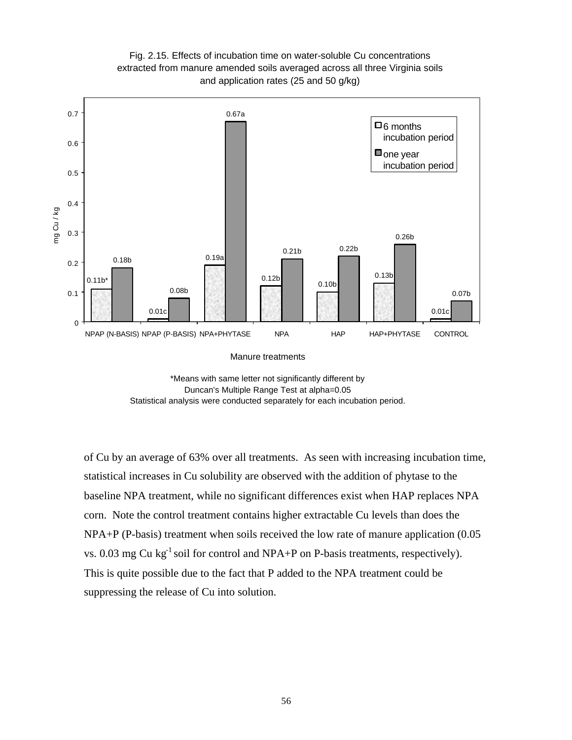Fig. 2.15. Effects of incubation time on water-soluble Cu concentrations extracted from manure amended soils averaged across all three Virginia soils and application rates (25 and 50 g/kg)

| Manure treatments | 6 months incubation period (mg Cu / kg) | one year incubation period (mg Cu / kg) |
|---|---|---|
| NPAP (N-BASIS) | 0.11b* | 0.18b |
| NPAP (P-BASIS) | 0.01c | 0.08b |
| NPA+PHYTASE | 0.19a | 0.67a |
| NPA | 0.12b | 0.21b |
| HAP | 0.10b | 0.22b |
| HAP+PHYTASE | 0.13b | 0.26b |
| CONTROL | 0.01c | 0.07b |

*Means with same letter not significantly different by Duncan's Multiple Range Test at alpha=0.05
Statistical analysis were conducted separately for each incubation period.

of Cu by an average of 63% over all treatments. As seen with increasing incubation time, statistical increases in Cu solubility are observed with the addition of phytase to the baseline NPA treatment, while no significant differences exist when HAP replaces NPA corn. Note the control treatment contains higher extractable Cu levels than does the NPA+P (P-basis) treatment when soils received the low rate of manure application (0.05 vs. 0.03 mg Cu $kg^{-1}$ soil for control and NPA+P on P-basis treatments, respectively). This is quite possible due to the fact that P added to the NPA treatment could be suppressing the release of Cu into solution.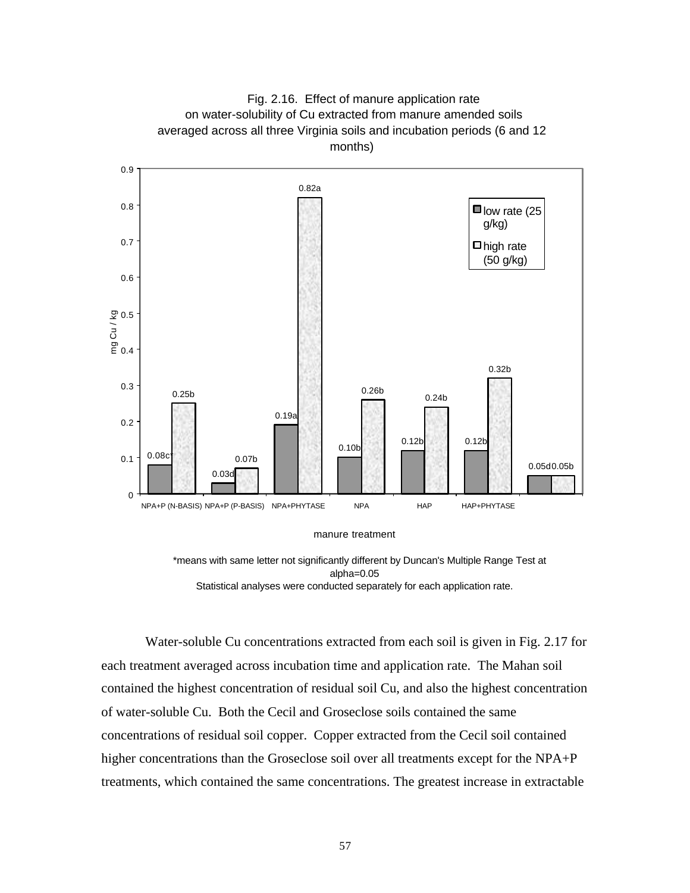Fig. 2.16. Effect of manure application rate on water-solubility of Cu extracted from manure amended soils averaged across all three Virginia soils and incubation periods (6 and 12 months)

| manure treatment | low rate (25 g/kg) | high rate (50 g/kg) |
|---|---|---|
| NPA+P (N-BASIS) | 0.08c* | 0.25b |
| NPA+P (P-BASIS) | 0.03d | 0.07b |
| NPA+PHYTASE | 0.19a | 0.82a |
| NPA | 0.10b | 0.26b |
| HAP | 0.12b | 0.24b |
| HAP+PHYTASE | 0.12b | 0.32b |
| | 0.05d | 0.05b |

y-axis: mg Cu / kg

*means with same letter not significantly different by Duncan's Multiple Range Test at alpha=0.05
Statistical analyses were conducted separately for each application rate.

Water-soluble Cu concentrations extracted from each soil is given in Fig. 2.17 for each treatment averaged across incubation time and application rate. The Mahan soil contained the highest concentration of residual soil Cu, and also the highest concentration of water-soluble Cu. Both the Cecil and Groseclose soils contained the same concentrations of residual soil copper. Copper extracted from the Cecil soil contained higher concentrations than the Groseclose soil over all treatments except for the NPA+P treatments, which contained the same concentrations. The greatest increase in extractable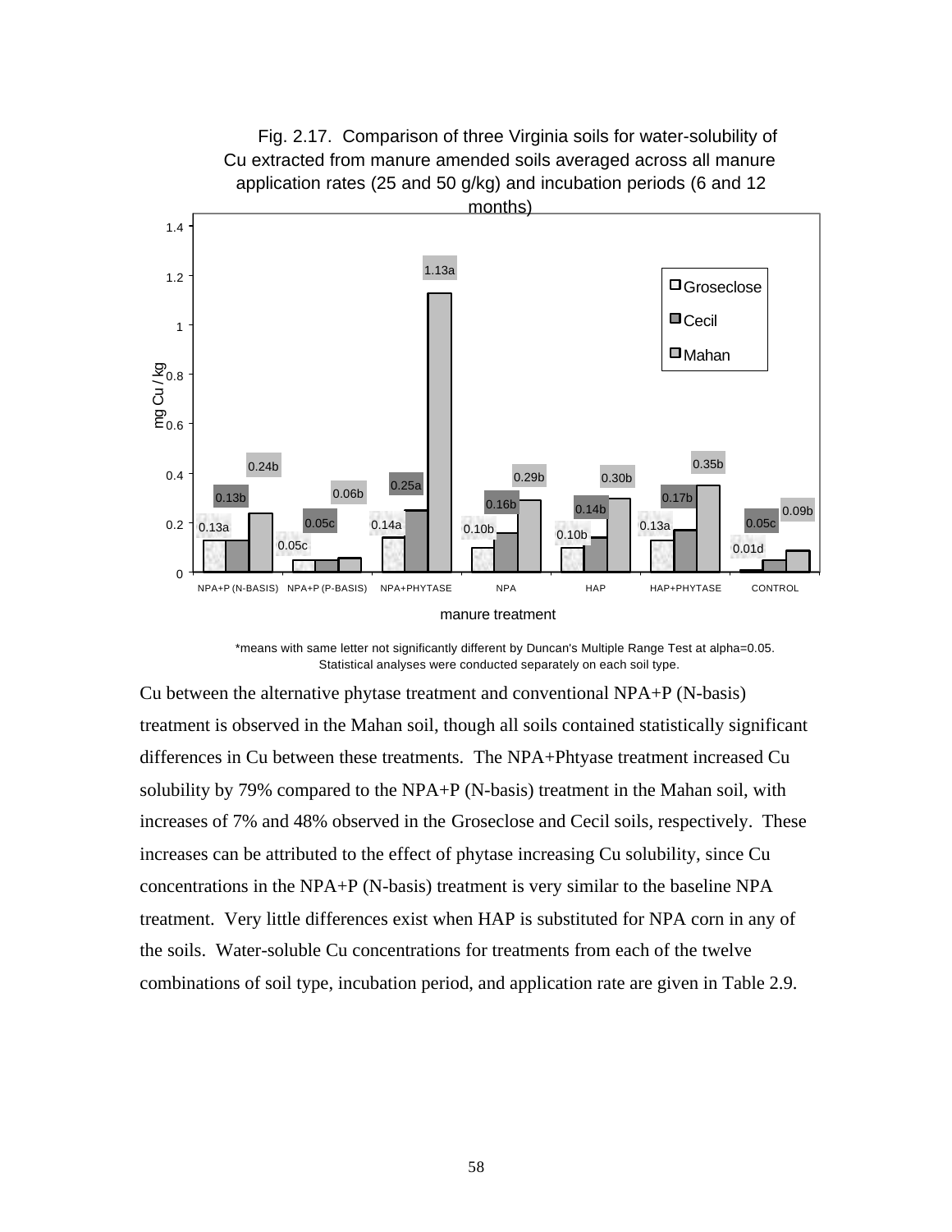Fig. 2.17. Comparison of three Virginia soils for water-solubility of Cu extracted from manure amended soils averaged across all manure application rates (25 and 50 g/kg) and incubation periods (6 and 12 months)

| manure treatment | Groseclose (mg Cu / kg) | Cecil (mg Cu / kg) | Mahan (mg Cu / kg) |
|---|---|---|---|
| NPA+P (N-BASIS) | 0.13a | 0.13b | 0.24b |
| NPA+P (P-BASIS) | 0.05c | 0.05c | 0.06b |
| NPA+PHYTASE | 0.14a | 0.25a | 1.13a |
| NPA | 0.10b | 0.16b | 0.29b |
| HAP | 0.10b | 0.14b | 0.30b |
| HAP+PHYTASE | 0.13a | 0.17b | 0.35b |
| CONTROL | 0.01d | 0.05c | 0.09b |

*means with same letter not significantly different by Duncan's Multiple Range Test at alpha=0.05. Statistical analyses were conducted separately on each soil type.

Cu between the alternative phytase treatment and conventional NPA+P (N-basis) treatment is observed in the Mahan soil, though all soils contained statistically significant differences in Cu between these treatments. The NPA+Phtyase treatment increased Cu solubility by 79% compared to the NPA+P (N-basis) treatment in the Mahan soil, with increases of 7% and 48% observed in the Groseclose and Cecil soils, respectively. These increases can be attributed to the effect of phytase increasing Cu solubility, since Cu concentrations in the NPA+P (N-basis) treatment is very similar to the baseline NPA treatment. Very little differences exist when HAP is substituted for NPA corn in any of the soils. Water-soluble Cu concentrations for treatments from each of the twelve combinations of soil type, incubation period, and application rate are given in Table 2.9.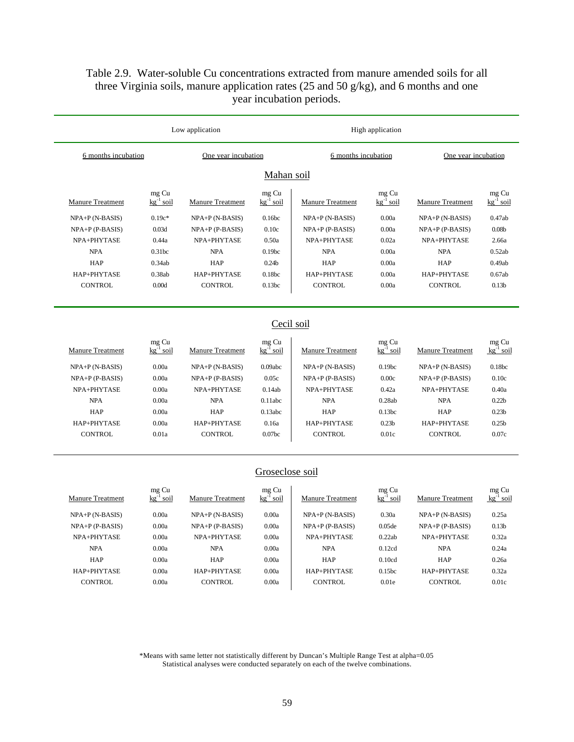Table 2.9. Water-soluble Cu concentrations extracted from manure amended soils for all three Virginia soils, manure application rates (25 and 50 g/kg), and 6 months and one year incubation periods.

| Low application | | | | High application | | | |
|---|---|---|---|---|---|---|---|
| 6 months incubation | | One year incubation | | 6 months incubation | | One year incubation | |
| **Mahan soil** | | | | | | | |
| Manure Treatment | mg Cu $kg^{-1}$ soil | Manure Treatment | mg Cu $kg^{-1}$ soil | Manure Treatment | mg Cu $kg^{-1}$ soil | Manure Treatment | mg Cu $kg^{-1}$ soil |
| NPA+P (N-BASIS) | 0.19c* | NPA+P (N-BASIS) | 0.16bc | NPA+P (N-BASIS) | 0.00a | NPA+P (N-BASIS) | 0.47ab |
| NPA+P (P-BASIS) | 0.03d | NPA+P (P-BASIS) | 0.10c | NPA+P (P-BASIS) | 0.00a | NPA+P (P-BASIS) | 0.08b |
| NPA+PHYTASE | 0.44a | NPA+PHYTASE | 0.50a | NPA+PHYTASE | 0.02a | NPA+PHYTASE | 2.66a |
| NPA | 0.31bc | NPA | 0.19bc | NPA | 0.00a | NPA | 0.52ab |
| HAP | 0.34ab | HAP | 0.24b | HAP | 0.00a | HAP | 0.49ab |
| HAP+PHYTASE | 0.38ab | HAP+PHYTASE | 0.18bc | HAP+PHYTASE | 0.00a | HAP+PHYTASE | 0.67ab |
| CONTROL | 0.00d | CONTROL | 0.13bc | CONTROL | 0.00a | CONTROL | 0.13b |
| **Cecil soil** | | | | | | | |
| Manure Treatment | mg Cu $kg^{-1}$ soil | Manure Treatment | mg Cu $kg^{-1}$ soil | Manure Treatment | mg Cu $kg^{-1}$ soil | Manure Treatment | mg Cu $kg^{-1}$ soil |
| NPA+P (N-BASIS) | 0.00a | NPA+P (N-BASIS) | 0.09abc | NPA+P (N-BASIS) | 0.19bc | NPA+P (N-BASIS) | 0.18bc |
| NPA+P (P-BASIS) | 0.00a | NPA+P (P-BASIS) | 0.05c | NPA+P (P-BASIS) | 0.00c | NPA+P (P-BASIS) | 0.10c |
| NPA+PHYTASE | 0.00a | NPA+PHYTASE | 0.14ab | NPA+PHYTASE | 0.42a | NPA+PHYTASE | 0.40a |
| NPA | 0.00a | NPA | 0.11abc | NPA | 0.28ab | NPA | 0.22b |
| HAP | 0.00a | HAP | 0.13abc | HAP | 0.13bc | HAP | 0.23b |
| HAP+PHYTASE | 0.00a | HAP+PHYTASE | 0.16a | HAP+PHYTASE | 0.23b | HAP+PHYTASE | 0.25b |
| CONTROL | 0.01a | CONTROL | 0.07bc | CONTROL | 0.01c | CONTROL | 0.07c |
| **Groseclose soil** | | | | | | | |
| Manure Treatment | mg Cu $kg^{-1}$ soil | Manure Treatment | mg Cu $kg^{-1}$ soil | Manure Treatment | mg Cu $kg^{-1}$ soil | Manure Treatment | mg Cu $kg^{-1}$ soil |
| NPA+P (N-BASIS) | 0.00a | NPA+P (N-BASIS) | 0.00a | NPA+P (N-BASIS) | 0.30a | NPA+P (N-BASIS) | 0.25a |
| NPA+P (P-BASIS) | 0.00a | NPA+P (P-BASIS) | 0.00a | NPA+P (P-BASIS) | 0.05de | NPA+P (P-BASIS) | 0.13b |
| NPA+PHYTASE | 0.00a | NPA+PHYTASE | 0.00a | NPA+PHYTASE | 0.22ab | NPA+PHYTASE | 0.32a |
| NPA | 0.00a | NPA | 0.00a | NPA | 0.12cd | NPA | 0.24a |
| HAP | 0.00a | HAP | 0.00a | HAP | 0.10cd | HAP | 0.26a |
| HAP+PHYTASE | 0.00a | HAP+PHYTASE | 0.00a | HAP+PHYTASE | 0.15bc | HAP+PHYTASE | 0.32a |
| CONTROL | 0.00a | CONTROL | 0.00a | CONTROL | 0.01e | CONTROL | 0.01c |

*Means with same letter not statistically different by Duncan's Multiple Range Test at alpha=0.05
Statistical analyses were conducted separately on each of the twelve combinations.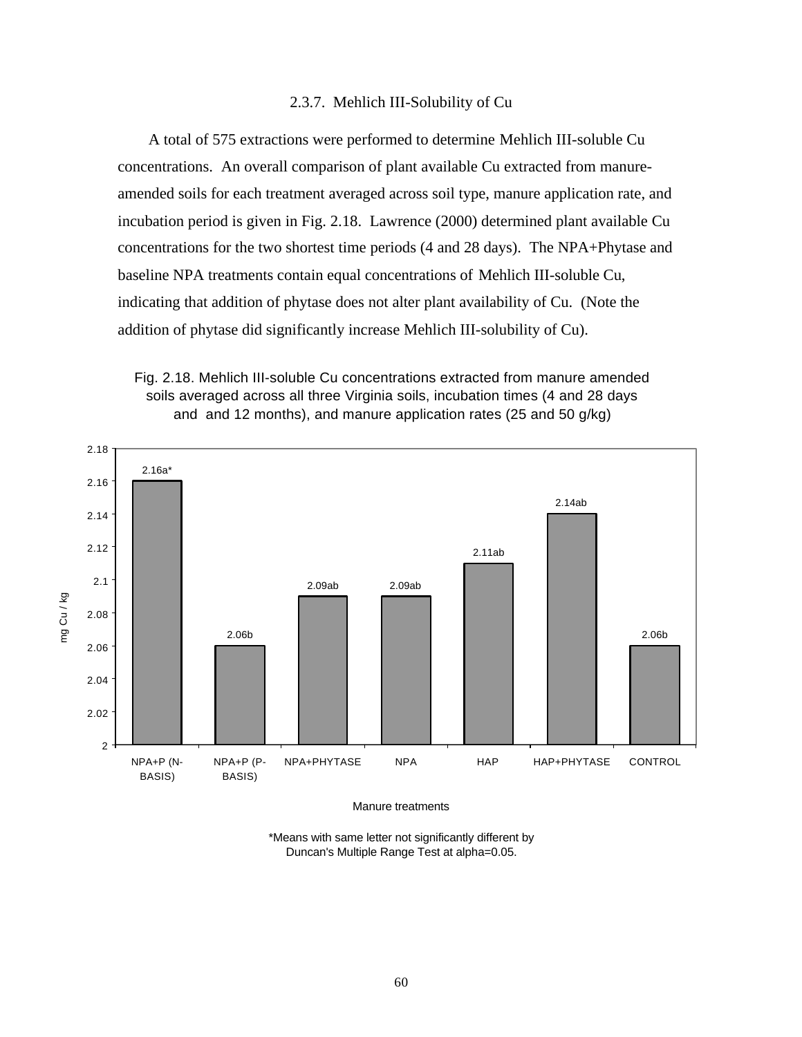### 2.3.7. Mehlich III-Solubility of Cu

A total of 575 extractions were performed to determine Mehlich III-soluble Cu concentrations. An overall comparison of plant available Cu extracted from manure-amended soils for each treatment averaged across soil type, manure application rate, and incubation period is given in Fig. 2.18. Lawrence (2000) determined plant available Cu concentrations for the two shortest time periods (4 and 28 days). The NPA+Phytase and baseline NPA treatments contain equal concentrations of Mehlich III-soluble Cu, indicating that addition of phytase does not alter plant availability of Cu. (Note the addition of phytase did significantly increase Mehlich III-solubility of Cu).

Fig. 2.18. Mehlich III-soluble Cu concentrations extracted from manure amended soils averaged across all three Virginia soils, incubation times (4 and 28 days and and 12 months), and manure application rates (25 and 50 g/kg)

| Manure treatments | mg Cu / kg |
| --- | --- |
| NPA+P (N-BASIS) | 2.16a* |
| NPA+P (P-BASIS) | 2.06b |
| NPA+PHYTASE | 2.09ab |
| NPA | 2.09ab |
| HAP | 2.11ab |
| HAP+PHYTASE | 2.14ab |
| CONTROL | 2.06b |

*Means with same letter not significantly different by Duncan's Multiple Range Test at alpha=0.05.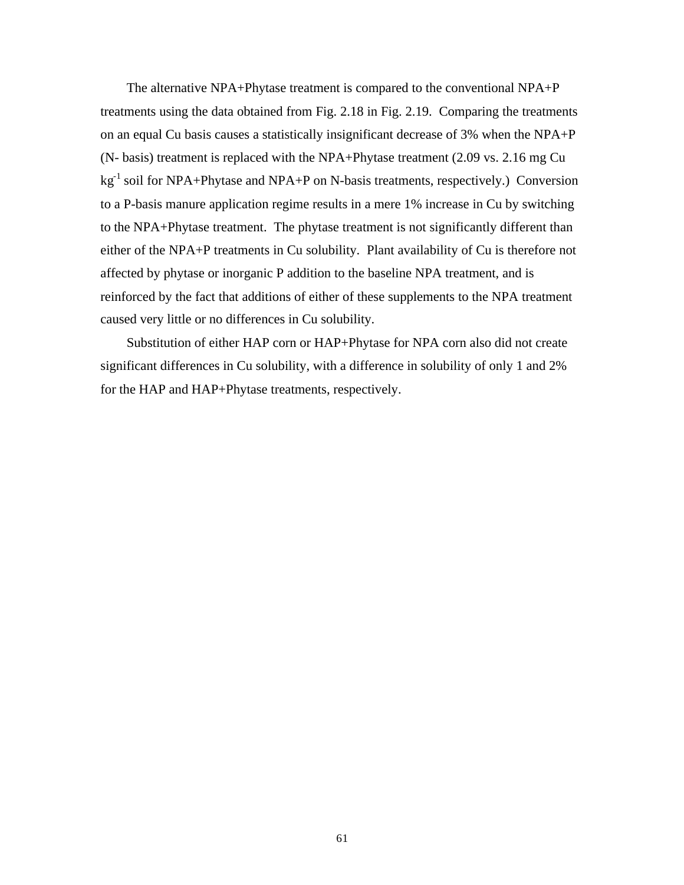The alternative NPA+Phytase treatment is compared to the conventional NPA+P treatments using the data obtained from Fig. 2.18 in Fig. 2.19. Comparing the treatments on an equal Cu basis causes a statistically insignificant decrease of 3% when the NPA+P (N- basis) treatment is replaced with the NPA+Phytase treatment (2.09 vs. 2.16 mg Cu $kg^{-1}$ soil for NPA+Phytase and NPA+P on N-basis treatments, respectively.) Conversion to a P-basis manure application regime results in a mere 1% increase in Cu by switching to the NPA+Phytase treatment. The phytase treatment is not significantly different than either of the NPA+P treatments in Cu solubility. Plant availability of Cu is therefore not affected by phytase or inorganic P addition to the baseline NPA treatment, and is reinforced by the fact that additions of either of these supplements to the NPA treatment caused very little or no differences in Cu solubility.

Substitution of either HAP corn or HAP+Phytase for NPA corn also did not create significant differences in Cu solubility, with a difference in solubility of only 1 and 2% for the HAP and HAP+Phytase treatments, respectively.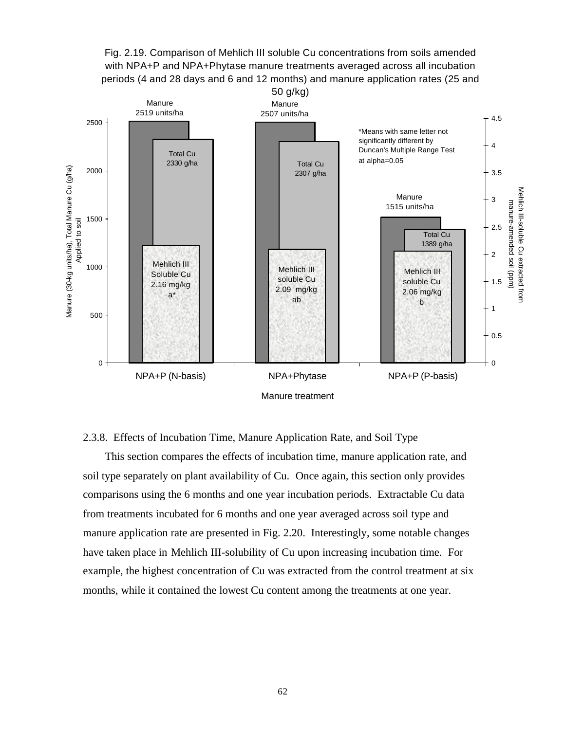Fig. 2.19. Comparison of Mehlich III soluble Cu concentrations from soils amended with NPA+P and NPA+Phytase manure treatments averaged across all incubation periods (4 and 28 days and 6 and 12 months) and manure application rates (25 and 50 g/kg)

| Manure treatment | Manure (30-kg units/ha) | Total Cu (g/ha) | Mehlich III soluble Cu (mg/kg) |
|---|---|---|---|
| NPA+P (N-basis) | 2519 | 2330 | 2.16 a* |
| NPA+Phytase | 2507 | 2307 | 2.09 ab |
| NPA+P (P-basis) | 1515 | 1389 | 2.06 b |

*Means with same letter not significantly different by Duncan's Multiple Range Test at alpha=0.05

## 2.3.8. Effects of Incubation Time, Manure Application Rate, and Soil Type

This section compares the effects of incubation time, manure application rate, and soil type separately on plant availability of Cu. Once again, this section only provides comparisons using the 6 months and one year incubation periods. Extractable Cu data from treatments incubated for 6 months and one year averaged across soil type and manure application rate are presented in Fig. 2.20. Interestingly, some notable changes have taken place in Mehlich III-solubility of Cu upon increasing incubation time. For example, the highest concentration of Cu was extracted from the control treatment at six months, while it contained the lowest Cu content among the treatments at one year.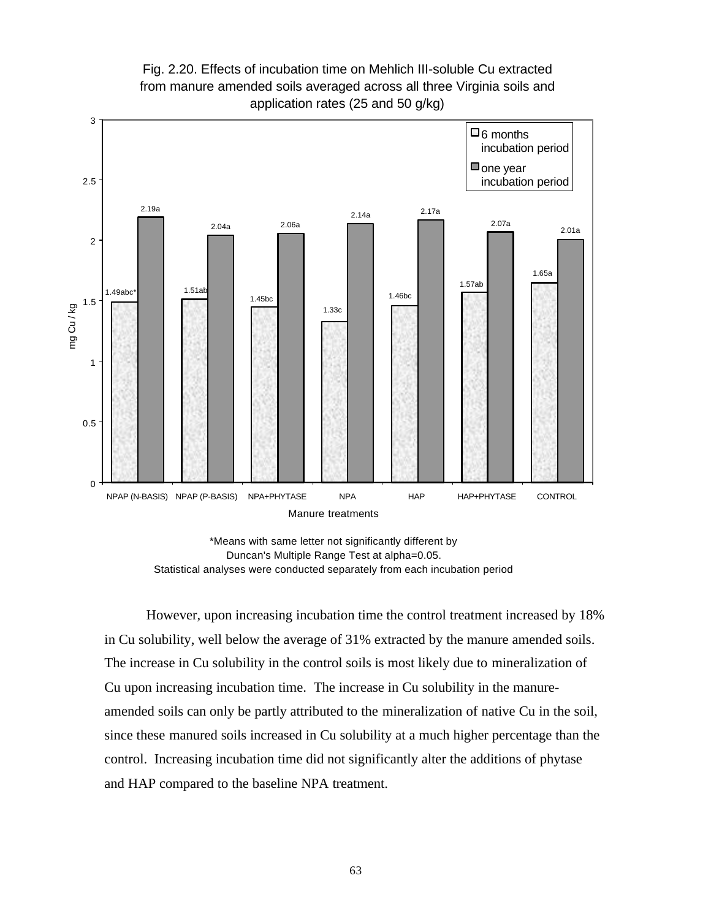Fig. 2.20. Effects of incubation time on Mehlich III-soluble Cu extracted from manure amended soils averaged across all three Virginia soils and application rates (25 and 50 g/kg)

| Manure treatments | 6 months incubation period (mg Cu / kg) | one year incubation period (mg Cu / kg) |
|---|---|---|
| NPAP (N-BASIS) | 1.49abc* | 2.19a |
| NPAP (P-BASIS) | 1.51ab | 2.04a |
| NPA+PHYTASE | 1.45bc | 2.06a |
| NPA | 1.33c | 2.14a |
| HAP | 1.46bc | 2.17a |
| HAP+PHYTASE | 1.57ab | 2.07a |
| CONTROL | 1.65a | 2.01a |

*Means with same letter not significantly different by Duncan's Multiple Range Test at alpha=0.05. Statistical analyses were conducted separately from each incubation period

However, upon increasing incubation time the control treatment increased by 18% in Cu solubility, well below the average of 31% extracted by the manure amended soils. The increase in Cu solubility in the control soils is most likely due to mineralization of Cu upon increasing incubation time. The increase in Cu solubility in the manure-amended soils can only be partly attributed to the mineralization of native Cu in the soil, since these manured soils increased in Cu solubility at a much higher percentage than the control. Increasing incubation time did not significantly alter the additions of phytase and HAP compared to the baseline NPA treatment.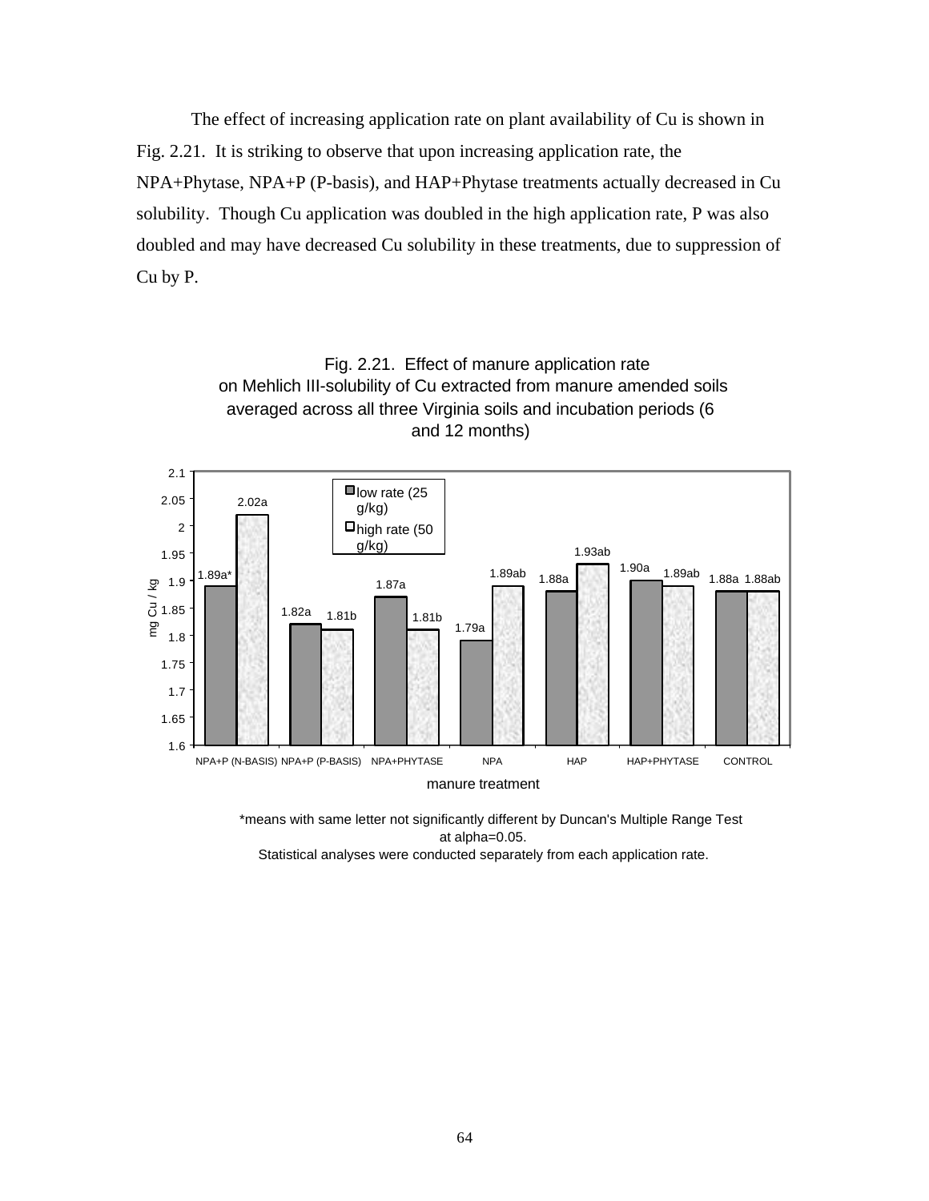The effect of increasing application rate on plant availability of Cu is shown in Fig. 2.21. It is striking to observe that upon increasing application rate, the NPA+Phytase, NPA+P (P-basis), and HAP+Phytase treatments actually decreased in Cu solubility. Though Cu application was doubled in the high application rate, P was also doubled and may have decreased Cu solubility in these treatments, due to suppression of Cu by P.

Fig. 2.21. Effect of manure application rate on Mehlich III-solubility of Cu extracted from manure amended soils averaged across all three Virginia soils and incubation periods (6 and 12 months)

| manure treatment | low rate (25 g/kg) mg Cu / kg | high rate (50 g/kg) mg Cu / kg |
|---|---|---|
| NPA+P (N-BASIS) | 1.89a* | 2.02a |
| NPA+P (P-BASIS) | 1.82a | 1.81b |
| NPA+PHYTASE | 1.87a | 1.81b |
| NPA | 1.79a | 1.89ab |
| HAP | 1.88a | 1.93ab |
| HAP+PHYTASE | 1.90a | 1.89ab |
| CONTROL | 1.88a | 1.88ab |

*means with same letter not significantly different by Duncan's Multiple Range Test at alpha=0.05.
Statistical analyses were conducted separately from each application rate.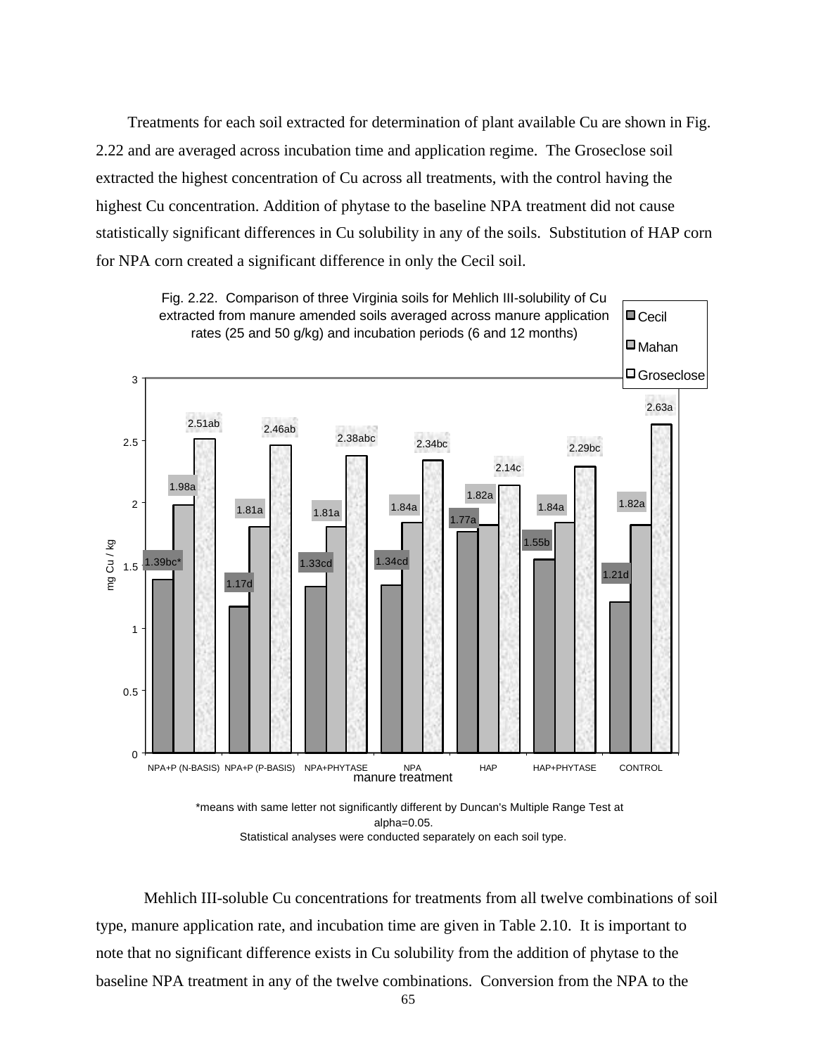Treatments for each soil extracted for determination of plant available Cu are shown in Fig. 2.22 and are averaged across incubation time and application regime. The Groseclose soil extracted the highest concentration of Cu across all treatments, with the control having the highest Cu concentration. Addition of phytase to the baseline NPA treatment did not cause statistically significant differences in Cu solubility in any of the soils. Substitution of HAP corn for NPA corn created a significant difference in only the Cecil soil.

Fig. 2.22. Comparison of three Virginia soils for Mehlich III-solubility of Cu extracted from manure amended soils averaged across manure application rates (25 and 50 g/kg) and incubation periods (6 and 12 months)

| manure treatment | Cecil (mg Cu / kg) | Mahan (mg Cu / kg) | Groseclose (mg Cu / kg) |
| --- | --- | --- | --- |
| NPA+P (N-BASIS) | 1.39bc* | 1.98a | 2.51ab |
| NPA+P (P-BASIS) | 1.17d | 1.81a | 2.46ab |
| NPA+PHYTASE | 1.33cd | 1.81a | 2.38abc |
| NPA | 1.34cd | 1.84a | 2.34bc |
| HAP | 1.77a | 1.82a | 2.14c |
| HAP+PHYTASE | 1.55b | 1.84a | 2.29bc |
| CONTROL | 1.21d | 1.82a | 2.63a |

*means with same letter not significantly different by Duncan's Multiple Range Test at alpha=0.05.
Statistical analyses were conducted separately on each soil type.

Mehlich III-soluble Cu concentrations for treatments from all twelve combinations of soil type, manure application rate, and incubation time are given in Table 2.10. It is important to note that no significant difference exists in Cu solubility from the addition of phytase to the baseline NPA treatment in any of the twelve combinations. Conversion from the NPA to the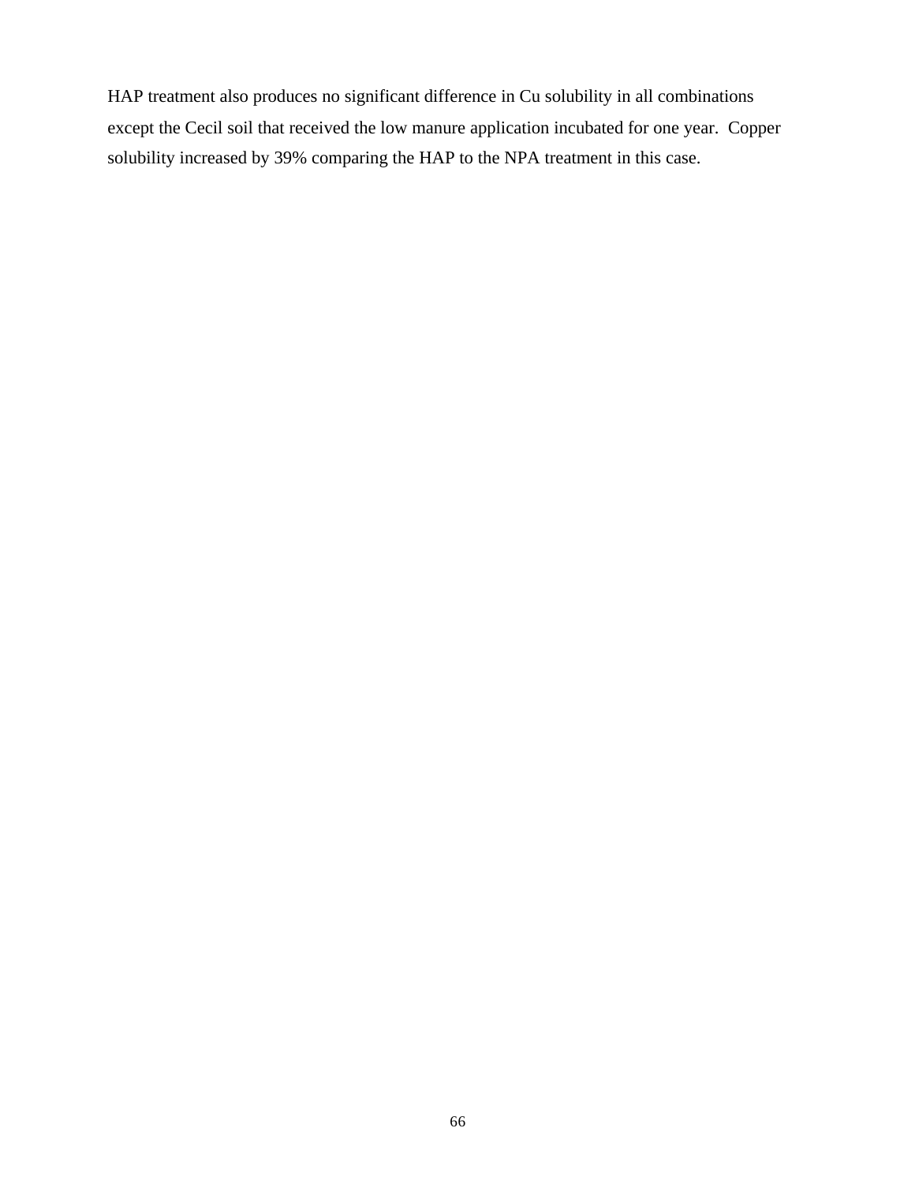HAP treatment also produces no significant difference in Cu solubility in all combinations except the Cecil soil that received the low manure application incubated for one year. Copper solubility increased by 39% comparing the HAP to the NPA treatment in this case.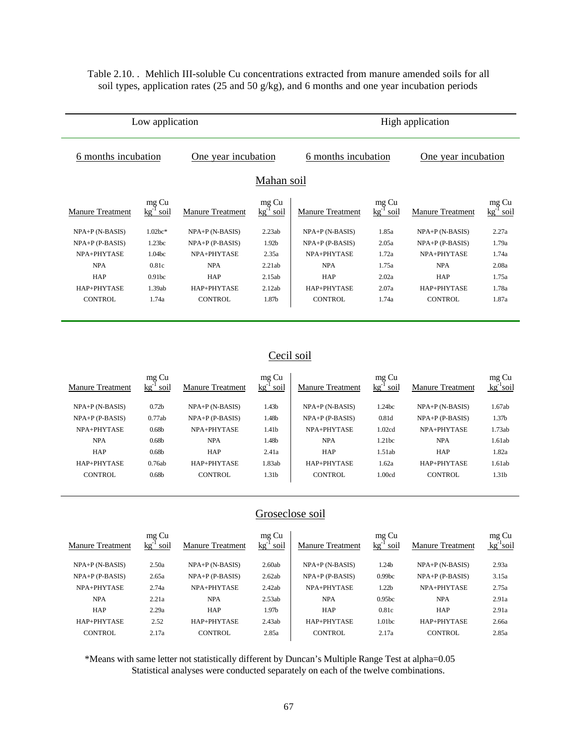Table 2.10. . Mehlich III-soluble Cu concentrations extracted from manure amended soils for all soil types, application rates (25 and 50 g/kg), and 6 months and one year incubation periods

| Low application | | | | High application | | | |
|---|---|---|---|---|---|---|---|
| 6 months incubation | | One year incubation | | 6 months incubation | | One year incubation | |
| **Mahan soil** | | | | | | | |
| Manure Treatment | mg Cu $kg^{-1}$ soil | Manure Treatment | mg Cu $kg^{-1}$ soil | Manure Treatment | mg Cu $kg^{-1}$ soil | Manure Treatment | mg Cu $kg^{-1}$ soil |
| NPA+P (N-BASIS) | 1.02bc* | NPA+P (N-BASIS) | 2.23ab | NPA+P (N-BASIS) | 1.85a | NPA+P (N-BASIS) | 2.27a |
| NPA+P (P-BASIS) | 1.23bc | NPA+P (P-BASIS) | 1.92b | NPA+P (P-BASIS) | 2.05a | NPA+P (P-BASIS) | 1.79a |
| NPA+PHYTASE | 1.04bc | NPA+PHYTASE | 2.35a | NPA+PHYTASE | 1.72a | NPA+PHYTASE | 1.74a |
| NPA | 0.81c | NPA | 2.21ab | NPA | 1.75a | NPA | 2.08a |
| HAP | 0.91bc | HAP | 2.15ab | HAP | 2.02a | HAP | 1.75a |
| HAP+PHYTASE | 1.39ab | HAP+PHYTASE | 2.12ab | HAP+PHYTASE | 2.07a | HAP+PHYTASE | 1.78a |
| CONTROL | 1.74a | CONTROL | 1.87b | CONTROL | 1.74a | CONTROL | 1.87a |
| **Cecil soil** | | | | | | | |
| Manure Treatment | mg Cu $kg^{-1}$ soil | Manure Treatment | mg Cu $kg^{-1}$ soil | Manure Treatment | mg Cu $kg^{-1}$ soil | Manure Treatment | mg Cu $kg^{-1}$soil |
| NPA+P (N-BASIS) | 0.72b | NPA+P (N-BASIS) | 1.43b | NPA+P (N-BASIS) | 1.24bc | NPA+P (N-BASIS) | 1.67ab |
| NPA+P (P-BASIS) | 0.77ab | NPA+P (P-BASIS) | 1.48b | NPA+P (P-BASIS) | 0.81d | NPA+P (P-BASIS) | 1.37b |
| NPA+PHYTASE | 0.68b | NPA+PHYTASE | 1.41b | NPA+PHYTASE | 1.02cd | NPA+PHYTASE | 1.73ab |
| NPA | 0.68b | NPA | 1.48b | NPA | 1.21bc | NPA | 1.61ab |
| HAP | 0.68b | HAP | 2.41a | HAP | 1.51ab | HAP | 1.82a |
| HAP+PHYTASE | 0.76ab | HAP+PHYTASE | 1.83ab | HAP+PHYTASE | 1.62a | HAP+PHYTASE | 1.61ab |
| CONTROL | 0.68b | CONTROL | 1.31b | CONTROL | 1.00cd | CONTROL | 1.31b |
| **Groseclose soil** | | | | | | | |
| Manure Treatment | mg Cu $kg^{-1}$ soil | Manure Treatment | mg Cu $kg^{-1}$ soil | Manure Treatment | mg Cu $kg^{-1}$ soil | Manure Treatment | mg Cu $kg^{-1}$soil |
| NPA+P (N-BASIS) | 2.50a | NPA+P (N-BASIS) | 2.60ab | NPA+P (N-BASIS) | 1.24b | NPA+P (N-BASIS) | 2.93a |
| NPA+P (P-BASIS) | 2.65a | NPA+P (P-BASIS) | 2.62ab | NPA+P (P-BASIS) | 0.99bc | NPA+P (P-BASIS) | 3.15a |
| NPA+PHYTASE | 2.74a | NPA+PHYTASE | 2.42ab | NPA+PHYTASE | 1.22b | NPA+PHYTASE | 2.75a |
| NPA | 2.21a | NPA | 2.53ab | NPA | 0.95bc | NPA | 2.91a |
| HAP | 2.29a | HAP | 1.97b | HAP | 0.81c | HAP | 2.91a |
| HAP+PHYTASE | 2.52 | HAP+PHYTASE | 2.43ab | HAP+PHYTASE | 1.01bc | HAP+PHYTASE | 2.66a |
| CONTROL | 2.17a | CONTROL | 2.85a | CONTROL | 2.17a | CONTROL | 2.85a |

*Means with same letter not statistically different by Duncan's Multiple Range Test at alpha=0.05
Statistical analyses were conducted separately on each of the twelve combinations.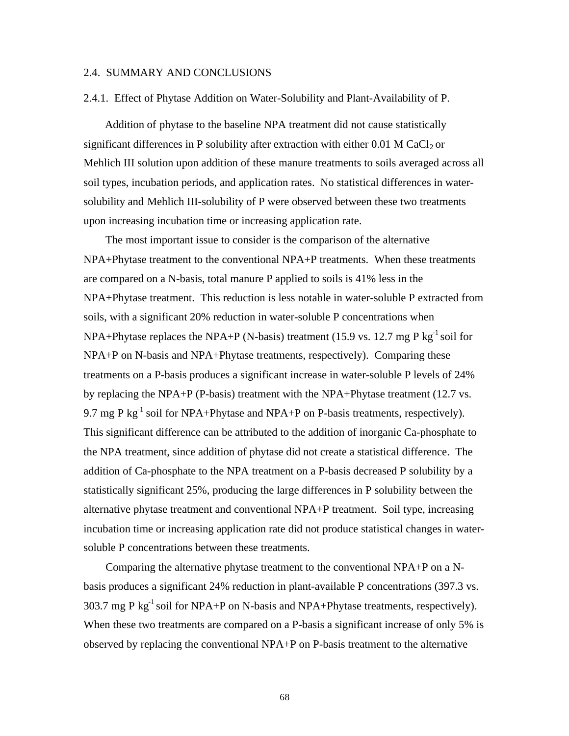## 2.4. SUMMARY AND CONCLUSIONS

### 2.4.1. Effect of Phytase Addition on Water-Solubility and Plant-Availability of P.

Addition of phytase to the baseline NPA treatment did not cause statistically significant differences in P solubility after extraction with either 0.01 M $CaCl_2$ or Mehlich III solution upon addition of these manure treatments to soils averaged across all soil types, incubation periods, and application rates. No statistical differences in water-solubility and Mehlich III-solubility of P were observed between these two treatments upon increasing incubation time or increasing application rate.

The most important issue to consider is the comparison of the alternative NPA+Phytase treatment to the conventional NPA+P treatments. When these treatments are compared on a N-basis, total manure P applied to soils is 41% less in the NPA+Phytase treatment. This reduction is less notable in water-soluble P extracted from soils, with a significant 20% reduction in water-soluble P concentrations when NPA+Phytase replaces the NPA+P (N-basis) treatment (15.9 vs. 12.7 mg P $kg^{-1}$ soil for NPA+P on N-basis and NPA+Phytase treatments, respectively). Comparing these treatments on a P-basis produces a significant increase in water-soluble P levels of 24% by replacing the NPA+P (P-basis) treatment with the NPA+Phytase treatment (12.7 vs. 9.7 mg P $kg^{-1}$ soil for NPA+Phytase and NPA+P on P-basis treatments, respectively). This significant difference can be attributed to the addition of inorganic Ca-phosphate to the NPA treatment, since addition of phytase did not create a statistical difference. The addition of Ca-phosphate to the NPA treatment on a P-basis decreased P solubility by a statistically significant 25%, producing the large differences in P solubility between the alternative phytase treatment and conventional NPA+P treatment. Soil type, increasing incubation time or increasing application rate did not produce statistical changes in water-soluble P concentrations between these treatments.

Comparing the alternative phytase treatment to the conventional NPA+P on a N-basis produces a significant 24% reduction in plant-available P concentrations (397.3 vs. 303.7 mg P $kg^{-1}$ soil for NPA+P on N-basis and NPA+Phytase treatments, respectively). When these two treatments are compared on a P-basis a significant increase of only 5% is observed by replacing the conventional NPA+P on P-basis treatment to the alternative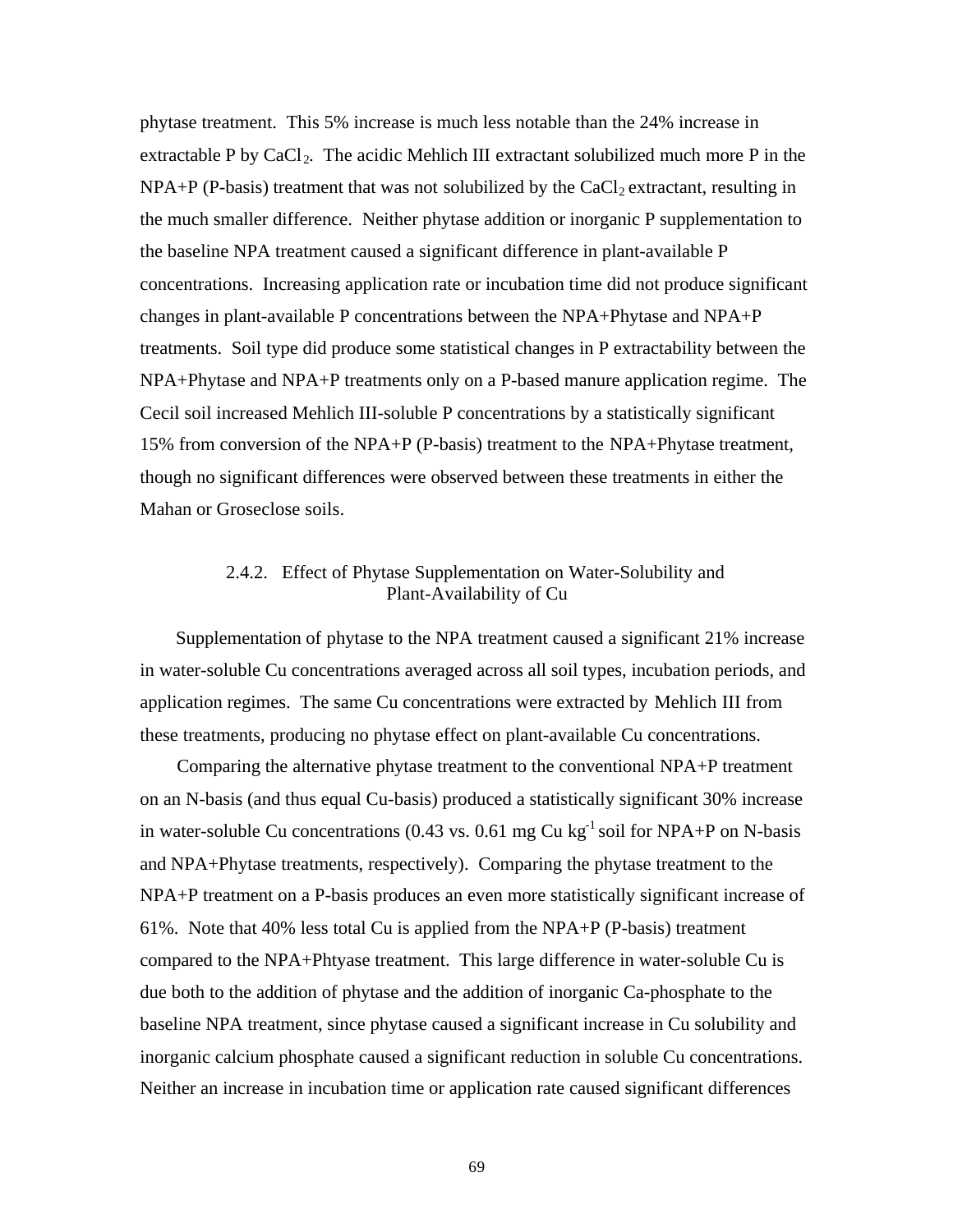phytase treatment. This 5% increase is much less notable than the 24% increase in extractable P by $CaCl_2$. The acidic Mehlich III extractant solubilized much more P in the NPA+P (P-basis) treatment that was not solubilized by the $CaCl_2$ extractant, resulting in the much smaller difference. Neither phytase addition or inorganic P supplementation to the baseline NPA treatment caused a significant difference in plant-available P concentrations. Increasing application rate or incubation time did not produce significant changes in plant-available P concentrations between the NPA+Phytase and NPA+P treatments. Soil type did produce some statistical changes in P extractability between the NPA+Phytase and NPA+P treatments only on a P-based manure application regime. The Cecil soil increased Mehlich III-soluble P concentrations by a statistically significant 15% from conversion of the NPA+P (P-basis) treatment to the NPA+Phytase treatment, though no significant differences were observed between these treatments in either the Mahan or Groseclose soils.

### 2.4.2. Effect of Phytase Supplementation on Water-Solubility and Plant-Availability of Cu

Supplementation of phytase to the NPA treatment caused a significant 21% increase in water-soluble Cu concentrations averaged across all soil types, incubation periods, and application regimes. The same Cu concentrations were extracted by Mehlich III from these treatments, producing no phytase effect on plant-available Cu concentrations.

Comparing the alternative phytase treatment to the conventional NPA+P treatment on an N-basis (and thus equal Cu-basis) produced a statistically significant 30% increase in water-soluble Cu concentrations (0.43 vs. 0.61 mg Cu $kg^{-1}$ soil for NPA+P on N-basis and NPA+Phytase treatments, respectively). Comparing the phytase treatment to the NPA+P treatment on a P-basis produces an even more statistically significant increase of 61%. Note that 40% less total Cu is applied from the NPA+P (P-basis) treatment compared to the NPA+Phtyase treatment. This large difference in water-soluble Cu is due both to the addition of phytase and the addition of inorganic Ca-phosphate to the baseline NPA treatment, since phytase caused a significant increase in Cu solubility and inorganic calcium phosphate caused a significant reduction in soluble Cu concentrations. Neither an increase in incubation time or application rate caused significant differences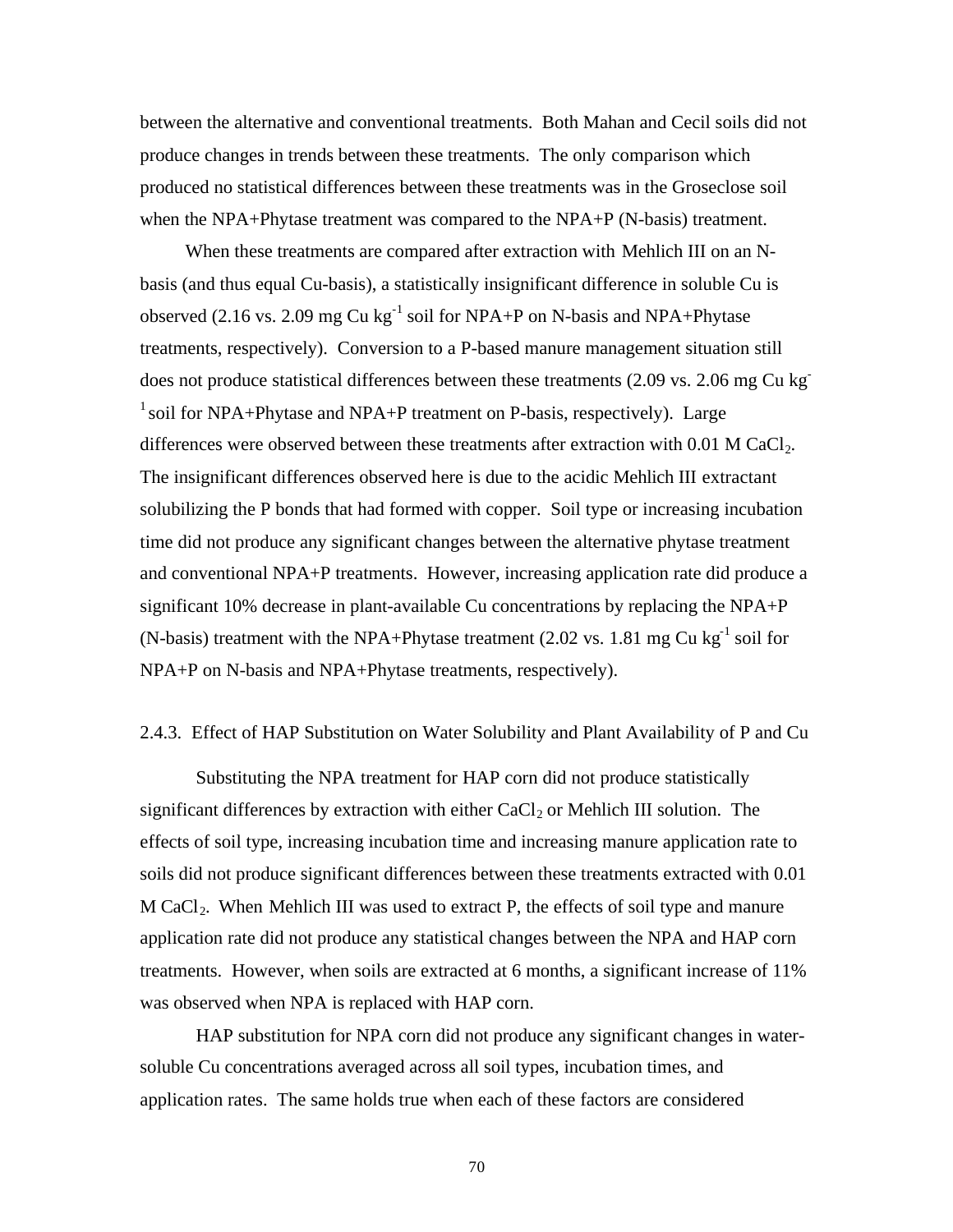between the alternative and conventional treatments. Both Mahan and Cecil soils did not produce changes in trends between these treatments. The only comparison which produced no statistical differences between these treatments was in the Groseclose soil when the NPA+Phytase treatment was compared to the NPA+P (N-basis) treatment.

When these treatments are compared after extraction with Mehlich III on an N-basis (and thus equal Cu-basis), a statistically insignificant difference in soluble Cu is observed (2.16 vs. 2.09 mg Cu $kg^{-1}$ soil for NPA+P on N-basis and NPA+Phytase treatments, respectively). Conversion to a P-based manure management situation still does not produce statistical differences between these treatments (2.09 vs. 2.06 mg Cu $kg^{-1}$ soil for NPA+Phytase and NPA+P treatment on P-basis, respectively). Large differences were observed between these treatments after extraction with 0.01 M $CaCl_2$. The insignificant differences observed here is due to the acidic Mehlich III extractant solubilizing the P bonds that had formed with copper. Soil type or increasing incubation time did not produce any significant changes between the alternative phytase treatment and conventional NPA+P treatments. However, increasing application rate did produce a significant 10% decrease in plant-available Cu concentrations by replacing the NPA+P (N-basis) treatment with the NPA+Phytase treatment (2.02 vs. 1.81 mg Cu $kg^{-1}$ soil for NPA+P on N-basis and NPA+Phytase treatments, respectively).

### 2.4.3. Effect of HAP Substitution on Water Solubility and Plant Availability of P and Cu

Substituting the NPA treatment for HAP corn did not produce statistically significant differences by extraction with either $CaCl_2$ or Mehlich III solution. The effects of soil type, increasing incubation time and increasing manure application rate to soils did not produce significant differences between these treatments extracted with 0.01 M $CaCl_2$. When Mehlich III was used to extract P, the effects of soil type and manure application rate did not produce any statistical changes between the NPA and HAP corn treatments. However, when soils are extracted at 6 months, a significant increase of 11% was observed when NPA is replaced with HAP corn.

HAP substitution for NPA corn did not produce any significant changes in water-soluble Cu concentrations averaged across all soil types, incubation times, and application rates. The same holds true when each of these factors are considered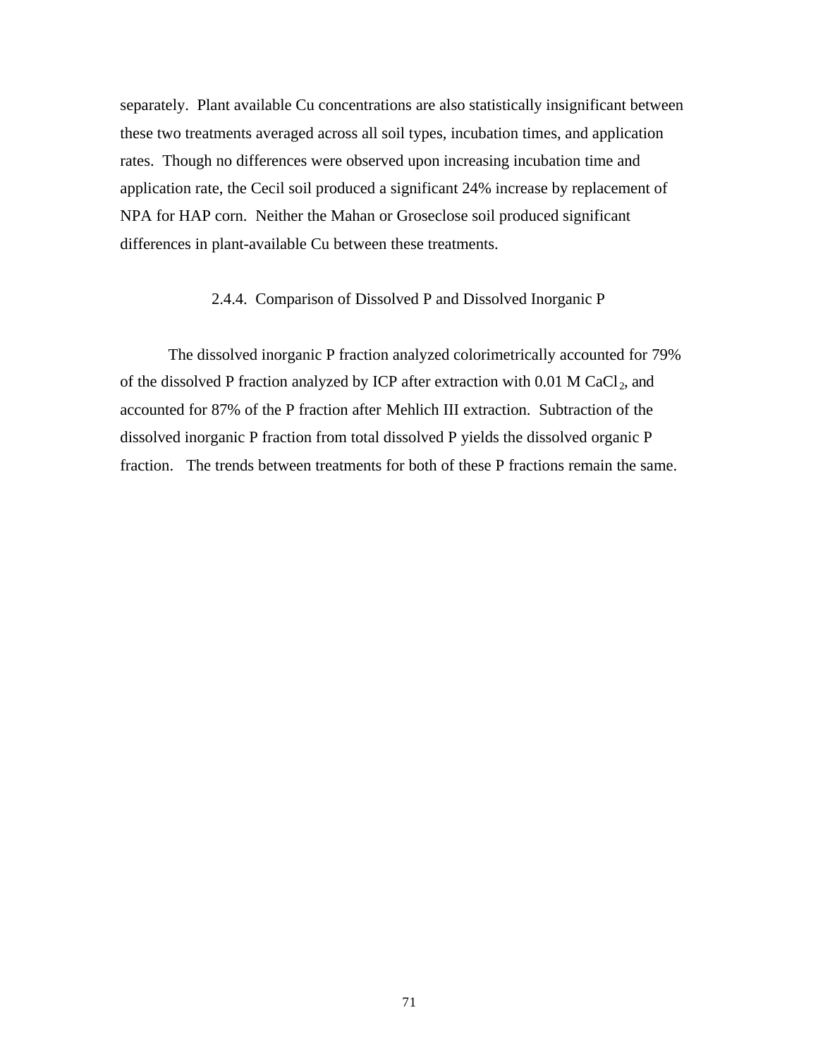separately. Plant available Cu concentrations are also statistically insignificant between these two treatments averaged across all soil types, incubation times, and application rates. Though no differences were observed upon increasing incubation time and application rate, the Cecil soil produced a significant 24% increase by replacement of NPA for HAP corn. Neither the Mahan or Groseclose soil produced significant differences in plant-available Cu between these treatments.

### 2.4.4. Comparison of Dissolved P and Dissolved Inorganic P

The dissolved inorganic P fraction analyzed colorimetrically accounted for 79% of the dissolved P fraction analyzed by ICP after extraction with 0.01 M $CaCl_2$, and accounted for 87% of the P fraction after Mehlich III extraction. Subtraction of the dissolved inorganic P fraction from total dissolved P yields the dissolved organic P fraction. The trends between treatments for both of these P fractions remain the same.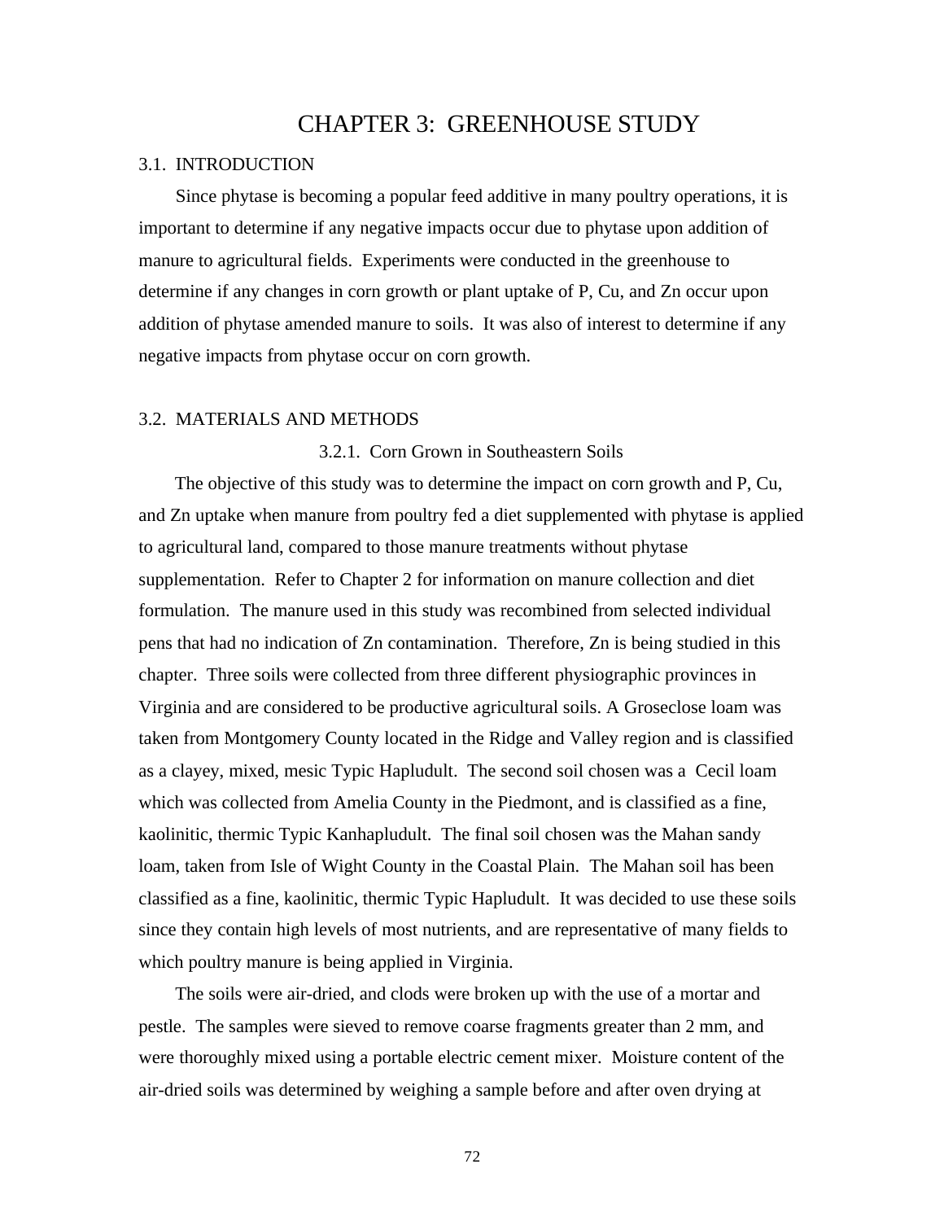# CHAPTER 3: GREENHOUSE STUDY

## 3.1. INTRODUCTION

Since phytase is becoming a popular feed additive in many poultry operations, it is important to determine if any negative impacts occur due to phytase upon addition of manure to agricultural fields. Experiments were conducted in the greenhouse to determine if any changes in corn growth or plant uptake of P, Cu, and Zn occur upon addition of phytase amended manure to soils. It was also of interest to determine if any negative impacts from phytase occur on corn growth.

## 3.2. MATERIALS AND METHODS

### 3.2.1. Corn Grown in Southeastern Soils

The objective of this study was to determine the impact on corn growth and P, Cu, and Zn uptake when manure from poultry fed a diet supplemented with phytase is applied to agricultural land, compared to those manure treatments without phytase supplementation. Refer to Chapter 2 for information on manure collection and diet formulation. The manure used in this study was recombined from selected individual pens that had no indication of Zn contamination. Therefore, Zn is being studied in this chapter. Three soils were collected from three different physiographic provinces in Virginia and are considered to be productive agricultural soils. A Groseclose loam was taken from Montgomery County located in the Ridge and Valley region and is classified as a clayey, mixed, mesic Typic Hapludult. The second soil chosen was a Cecil loam which was collected from Amelia County in the Piedmont, and is classified as a fine, kaolinitic, thermic Typic Kanhapludult. The final soil chosen was the Mahan sandy loam, taken from Isle of Wight County in the Coastal Plain. The Mahan soil has been classified as a fine, kaolinitic, thermic Typic Hapludult. It was decided to use these soils since they contain high levels of most nutrients, and are representative of many fields to which poultry manure is being applied in Virginia.

The soils were air-dried, and clods were broken up with the use of a mortar and pestle. The samples were sieved to remove coarse fragments greater than 2 mm, and were thoroughly mixed using a portable electric cement mixer. Moisture content of the air-dried soils was determined by weighing a sample before and after oven drying at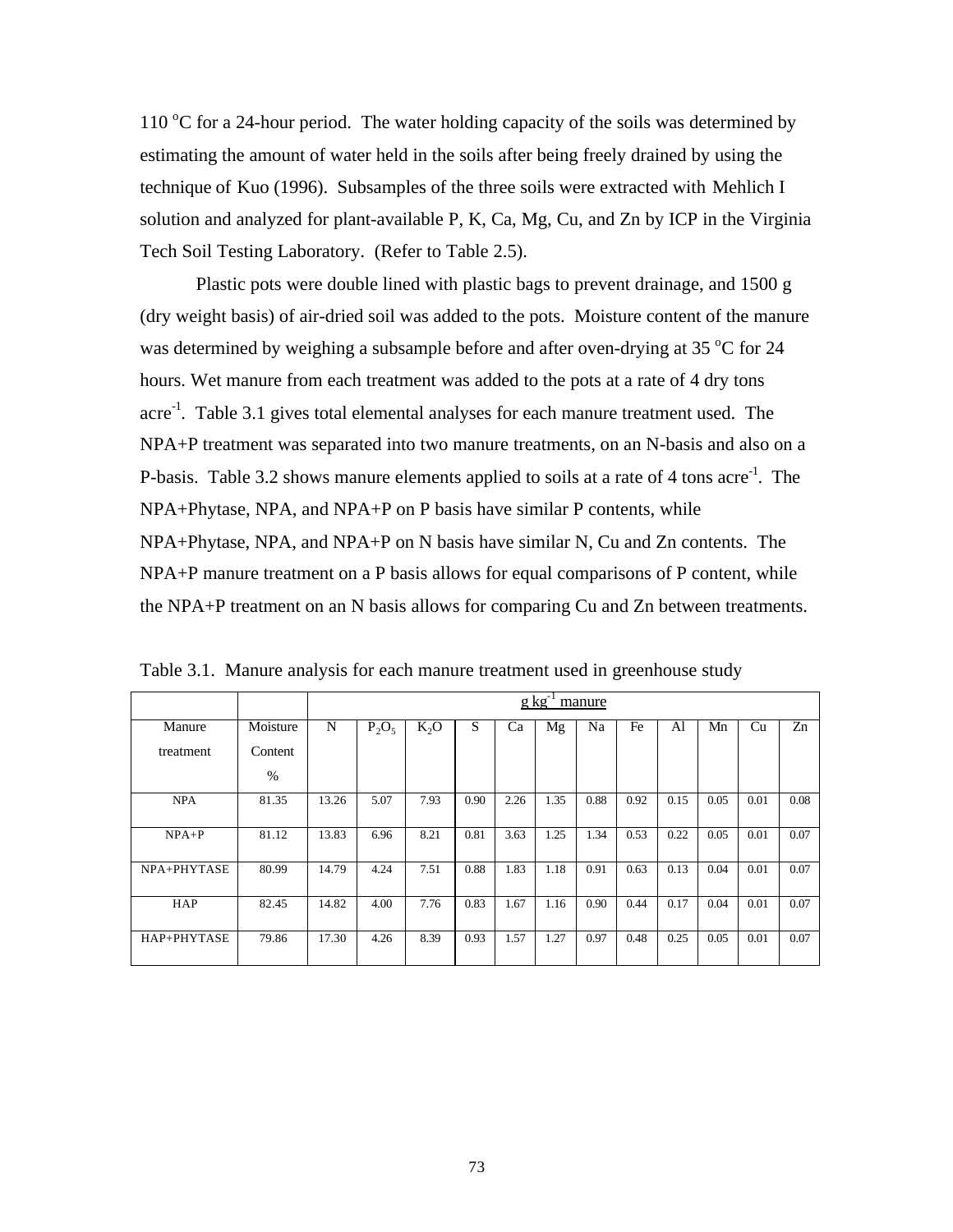110 $^{o}$C for a 24-hour period. The water holding capacity of the soils was determined by estimating the amount of water held in the soils after being freely drained by using the technique of Kuo (1996). Subsamples of the three soils were extracted with Mehlich I solution and analyzed for plant-available P, K, Ca, Mg, Cu, and Zn by ICP in the Virginia Tech Soil Testing Laboratory. (Refer to Table 2.5).

Plastic pots were double lined with plastic bags to prevent drainage, and 1500 g (dry weight basis) of air-dried soil was added to the pots. Moisture content of the manure was determined by weighing a subsample before and after oven-drying at 35 $^{o}$C for 24 hours. Wet manure from each treatment was added to the pots at a rate of 4 dry tons acre$^{-1}$. Table 3.1 gives total elemental analyses for each manure treatment used. The NPA+P treatment was separated into two manure treatments, on an N-basis and also on a P-basis. Table 3.2 shows manure elements applied to soils at a rate of 4 tons acre$^{-1}$. The NPA+Phytase, NPA, and NPA+P on P basis have similar P contents, while NPA+Phytase, NPA, and NPA+P on N basis have similar N, Cu and Zn contents. The NPA+P manure treatment on a P basis allows for equal comparisons of P content, while the NPA+P treatment on an N basis allows for comparing Cu and Zn between treatments.

Table 3.1. Manure analysis for each manure treatment used in greenhouse study

| | | g kg$^{-1}$ manure | | | | | | | | | | | |
|---|---|---|---|---|---|---|---|---|---|---|---|---|---|
| Manure treatment | Moisture Content % | N | $P_2O_5$ | $K_2O$ | S | Ca | Mg | Na | Fe | Al | Mn | Cu | Zn |
| NPA | 81.35 | 13.26 | 5.07 | 7.93 | 0.90 | 2.26 | 1.35 | 0.88 | 0.92 | 0.15 | 0.05 | 0.01 | 0.08 |
| NPA+P | 81.12 | 13.83 | 6.96 | 8.21 | 0.81 | 3.63 | 1.25 | 1.34 | 0.53 | 0.22 | 0.05 | 0.01 | 0.07 |
| NPA+PHYTASE | 80.99 | 14.79 | 4.24 | 7.51 | 0.88 | 1.83 | 1.18 | 0.91 | 0.63 | 0.13 | 0.04 | 0.01 | 0.07 |
| HAP | 82.45 | 14.82 | 4.00 | 7.76 | 0.83 | 1.67 | 1.16 | 0.90 | 0.44 | 0.17 | 0.04 | 0.01 | 0.07 |
| HAP+PHYTASE | 79.86 | 17.30 | 4.26 | 8.39 | 0.93 | 1.57 | 1.27 | 0.97 | 0.48 | 0.25 | 0.05 | 0.01 | 0.07 |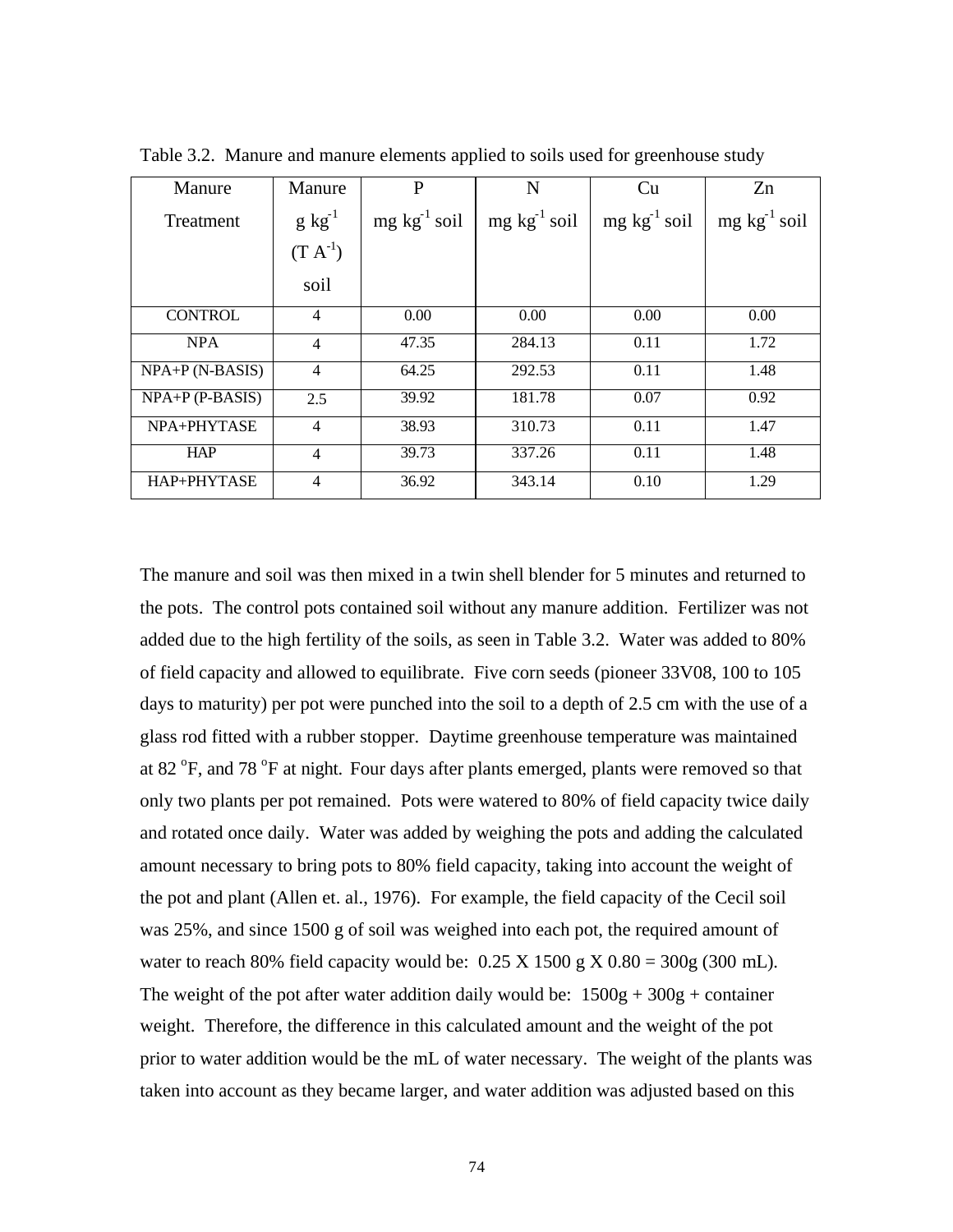Table 3.2. Manure and manure elements applied to soils used for greenhouse study

| Manure Treatment | Manure g $kg^{-1}$ (T $A^{-1}$) soil | P mg $kg^{-1}$ soil | N mg $kg^{-1}$ soil | Cu mg $kg^{-1}$ soil | Zn mg $kg^{-1}$ soil |
|---|---|---|---|---|---|
| CONTROL | 4 | 0.00 | 0.00 | 0.00 | 0.00 |
| NPA | 4 | 47.35 | 284.13 | 0.11 | 1.72 |
| NPA+P (N-BASIS) | 4 | 64.25 | 292.53 | 0.11 | 1.48 |
| NPA+P (P-BASIS) | 2.5 | 39.92 | 181.78 | 0.07 | 0.92 |
| NPA+PHYTASE | 4 | 38.93 | 310.73 | 0.11 | 1.47 |
| HAP | 4 | 39.73 | 337.26 | 0.11 | 1.48 |
| HAP+PHYTASE | 4 | 36.92 | 343.14 | 0.10 | 1.29 |

The manure and soil was then mixed in a twin shell blender for 5 minutes and returned to the pots. The control pots contained soil without any manure addition. Fertilizer was not added due to the high fertility of the soils, as seen in Table 3.2. Water was added to 80% of field capacity and allowed to equilibrate. Five corn seeds (pioneer 33V08, 100 to 105 days to maturity) per pot were punched into the soil to a depth of 2.5 cm with the use of a glass rod fitted with a rubber stopper. Daytime greenhouse temperature was maintained at 82 $^{o}$F, and 78 $^{o}$F at night. Four days after plants emerged, plants were removed so that only two plants per pot remained. Pots were watered to 80% of field capacity twice daily and rotated once daily. Water was added by weighing the pots and adding the calculated amount necessary to bring pots to 80% field capacity, taking into account the weight of the pot and plant (Allen et. al., 1976). For example, the field capacity of the Cecil soil was 25%, and since 1500 g of soil was weighed into each pot, the required amount of water to reach 80% field capacity would be: 0.25 X 1500 g X 0.80 = 300g (300 mL). The weight of the pot after water addition daily would be: 1500g + 300g + container weight. Therefore, the difference in this calculated amount and the weight of the pot prior to water addition would be the mL of water necessary. The weight of the plants was taken into account as they became larger, and water addition was adjusted based on this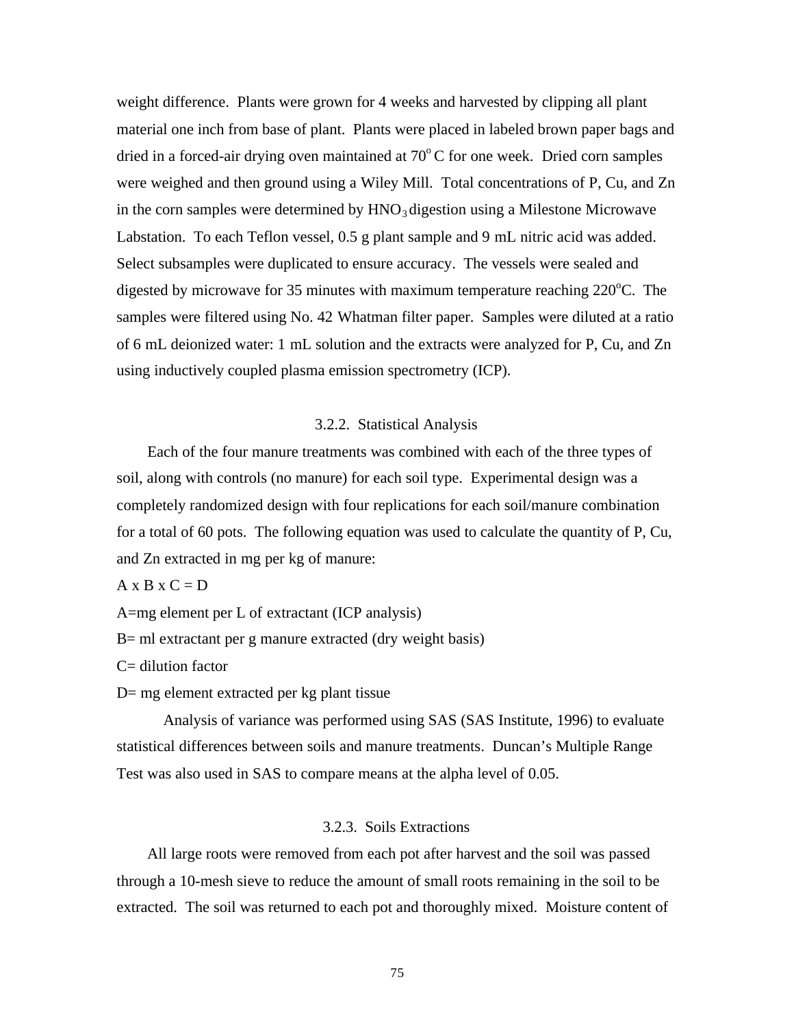weight difference. Plants were grown for 4 weeks and harvested by clipping all plant material one inch from base of plant. Plants were placed in labeled brown paper bags and dried in a forced-air drying oven maintained at $70^{o}$ C for one week. Dried corn samples were weighed and then ground using a Wiley Mill. Total concentrations of P, Cu, and Zn in the corn samples were determined by $HNO_3$ digestion using a Milestone Microwave Labstation. To each Teflon vessel, 0.5 g plant sample and 9 mL nitric acid was added. Select subsamples were duplicated to ensure accuracy. The vessels were sealed and digested by microwave for 35 minutes with maximum temperature reaching $220^{o}$C. The samples were filtered using No. 42 Whatman filter paper. Samples were diluted at a ratio of 6 mL deionized water: 1 mL solution and the extracts were analyzed for P, Cu, and Zn using inductively coupled plasma emission spectrometry (ICP).

### 3.2.2. Statistical Analysis

Each of the four manure treatments was combined with each of the three types of soil, along with controls (no manure) for each soil type. Experimental design was a completely randomized design with four replications for each soil/manure combination for a total of 60 pots. The following equation was used to calculate the quantity of P, Cu, and Zn extracted in mg per kg of manure:

$$A \times B \times C = D$$

A=mg element per L of extractant (ICP analysis)

B= ml extractant per g manure extracted (dry weight basis)

C= dilution factor

D= mg element extracted per kg plant tissue

Analysis of variance was performed using SAS (SAS Institute, 1996) to evaluate statistical differences between soils and manure treatments. Duncan's Multiple Range Test was also used in SAS to compare means at the alpha level of 0.05.

### 3.2.3. Soils Extractions

All large roots were removed from each pot after harvest and the soil was passed through a 10-mesh sieve to reduce the amount of small roots remaining in the soil to be extracted. The soil was returned to each pot and thoroughly mixed. Moisture content of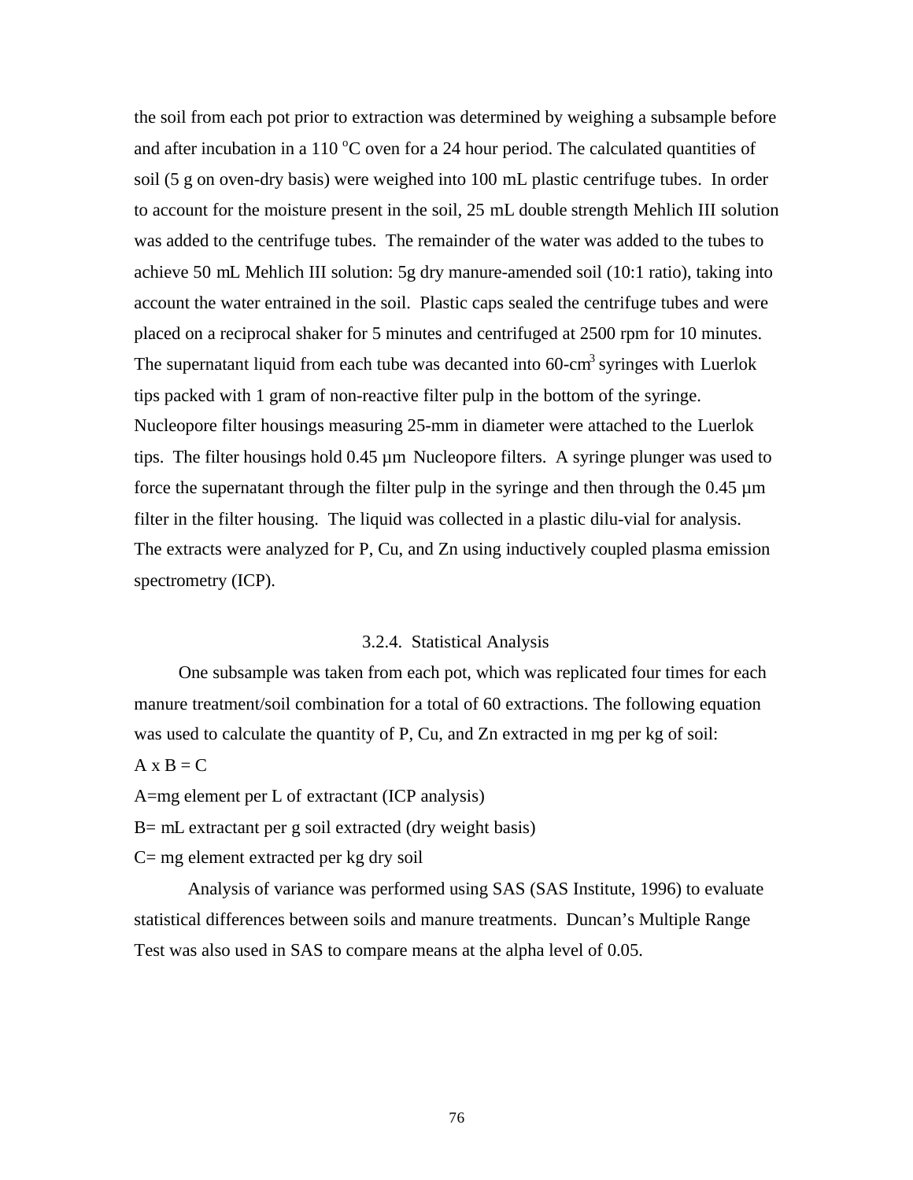the soil from each pot prior to extraction was determined by weighing a subsample before and after incubation in a 110 $^{o}$C oven for a 24 hour period. The calculated quantities of soil (5 g on oven-dry basis) were weighed into 100 mL plastic centrifuge tubes. In order to account for the moisture present in the soil, 25 mL double strength Mehlich III solution was added to the centrifuge tubes. The remainder of the water was added to the tubes to achieve 50 mL Mehlich III solution: 5g dry manure-amended soil (10:1 ratio), taking into account the water entrained in the soil. Plastic caps sealed the centrifuge tubes and were placed on a reciprocal shaker for 5 minutes and centrifuged at 2500 rpm for 10 minutes. The supernatant liquid from each tube was decanted into 60-cm$^3$ syringes with Luerlok tips packed with 1 gram of non-reactive filter pulp in the bottom of the syringe. Nucleopore filter housings measuring 25-mm in diameter were attached to the Luerlok tips. The filter housings hold 0.45 µm Nucleopore filters. A syringe plunger was used to force the supernatant through the filter pulp in the syringe and then through the 0.45 µm filter in the filter housing. The liquid was collected in a plastic dilu-vial for analysis. The extracts were analyzed for P, Cu, and Zn using inductively coupled plasma emission spectrometry (ICP).

### 3.2.4. Statistical Analysis

One subsample was taken from each pot, which was replicated four times for each manure treatment/soil combination for a total of 60 extractions. The following equation was used to calculate the quantity of P, Cu, and Zn extracted in mg per kg of soil:

$A \times B = C$

A=mg element per L of extractant (ICP analysis)

B= mL extractant per g soil extracted (dry weight basis)

C= mg element extracted per kg dry soil

Analysis of variance was performed using SAS (SAS Institute, 1996) to evaluate statistical differences between soils and manure treatments. Duncan's Multiple Range Test was also used in SAS to compare means at the alpha level of 0.05.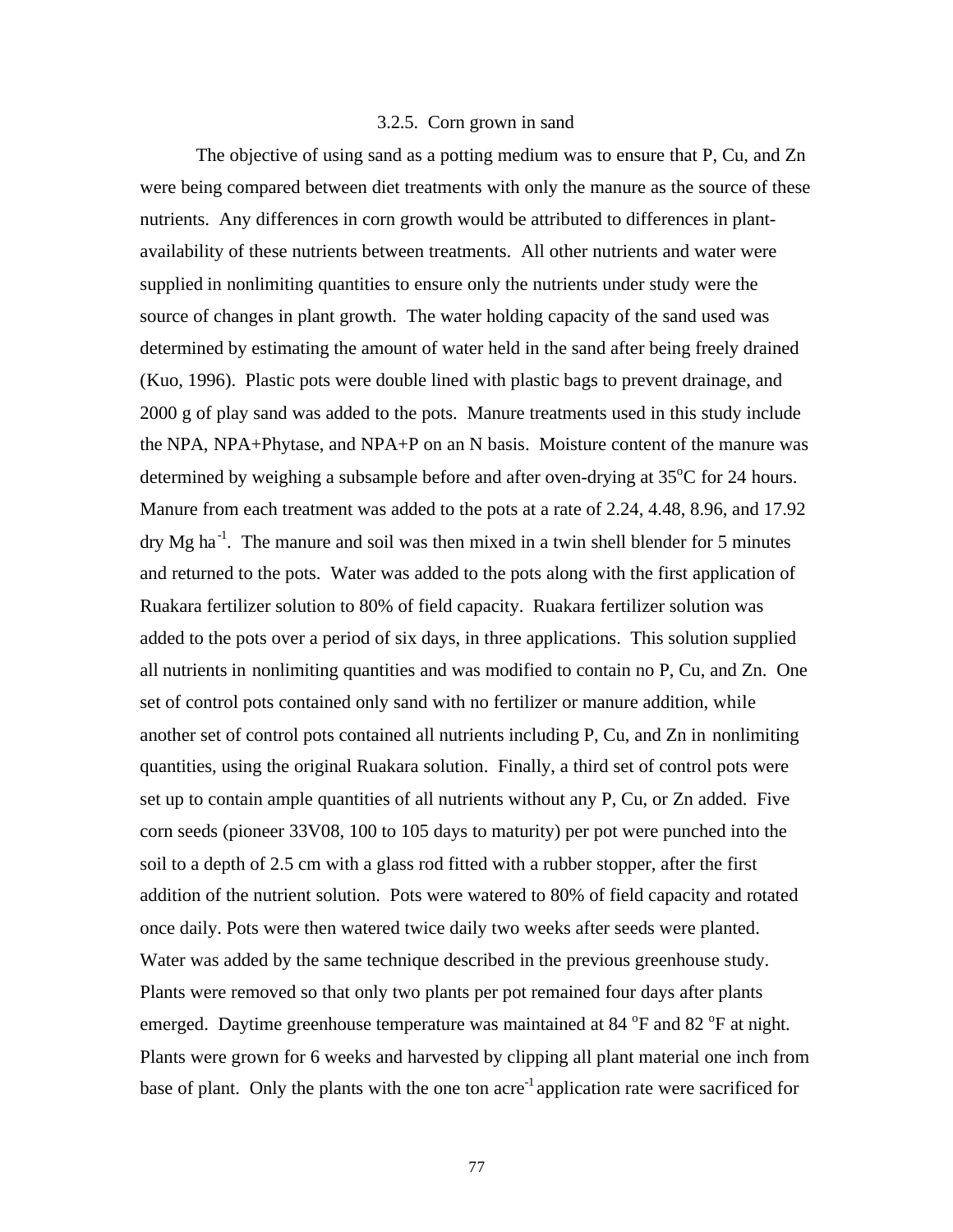### 3.2.5. Corn grown in sand

The objective of using sand as a potting medium was to ensure that P, Cu, and Zn were being compared between diet treatments with only the manure as the source of these nutrients. Any differences in corn growth would be attributed to differences in plant-availability of these nutrients between treatments. All other nutrients and water were supplied in nonlimiting quantities to ensure only the nutrients under study were the source of changes in plant growth. The water holding capacity of the sand used was determined by estimating the amount of water held in the sand after being freely drained (Kuo, 1996). Plastic pots were double lined with plastic bags to prevent drainage, and 2000 g of play sand was added to the pots. Manure treatments used in this study include the NPA, NPA+Phytase, and NPA+P on an N basis. Moisture content of the manure was determined by weighing a subsample before and after oven-drying at 35$^{o}$C for 24 hours. Manure from each treatment was added to the pots at a rate of 2.24, 4.48, 8.96, and 17.92 dry Mg ha$^{-1}$. The manure and soil was then mixed in a twin shell blender for 5 minutes and returned to the pots. Water was added to the pots along with the first application of Ruakara fertilizer solution to 80% of field capacity. Ruakara fertilizer solution was added to the pots over a period of six days, in three applications. This solution supplied all nutrients in nonlimiting quantities and was modified to contain no P, Cu, and Zn. One set of control pots contained only sand with no fertilizer or manure addition, while another set of control pots contained all nutrients including P, Cu, and Zn in nonlimiting quantities, using the original Ruakara solution. Finally, a third set of control pots were set up to contain ample quantities of all nutrients without any P, Cu, or Zn added. Five corn seeds (pioneer 33V08, 100 to 105 days to maturity) per pot were punched into the soil to a depth of 2.5 cm with a glass rod fitted with a rubber stopper, after the first addition of the nutrient solution. Pots were watered to 80% of field capacity and rotated once daily. Pots were then watered twice daily two weeks after seeds were planted. Water was added by the same technique described in the previous greenhouse study. Plants were removed so that only two plants per pot remained four days after plants emerged. Daytime greenhouse temperature was maintained at 84 $^{o}$F and 82 $^{o}$F at night. Plants were grown for 6 weeks and harvested by clipping all plant material one inch from base of plant. Only the plants with the one ton acre$^{-1}$ application rate were sacrificed for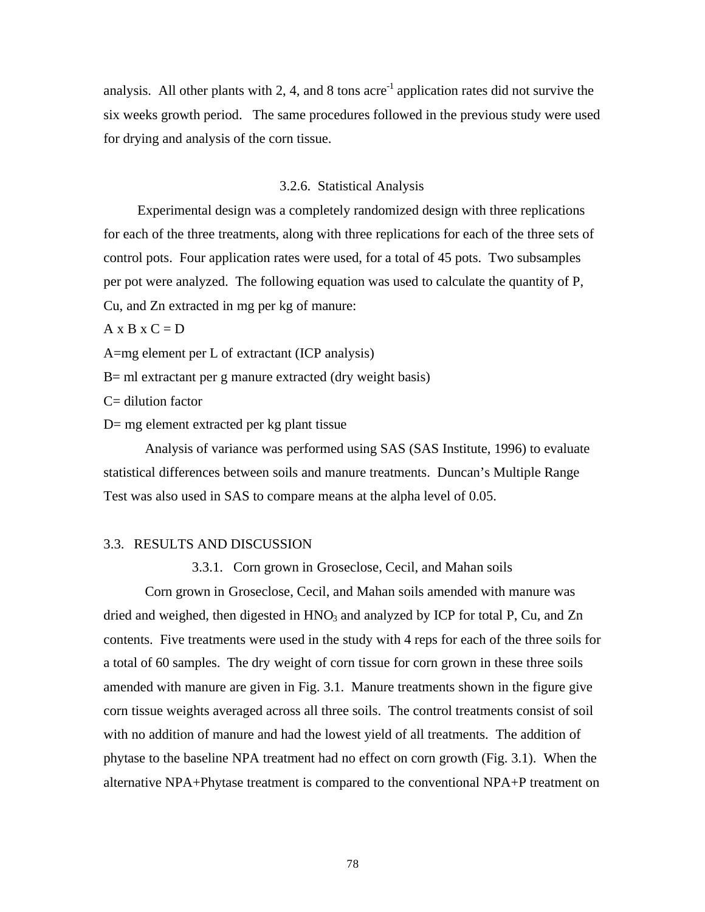analysis. All other plants with 2, 4, and 8 tons acre$^{-1}$ application rates did not survive the six weeks growth period. The same procedures followed in the previous study were used for drying and analysis of the corn tissue.

### 3.2.6. Statistical Analysis

Experimental design was a completely randomized design with three replications for each of the three treatments, along with three replications for each of the three sets of control pots. Four application rates were used, for a total of 45 pots. Two subsamples per pot were analyzed. The following equation was used to calculate the quantity of P, Cu, and Zn extracted in mg per kg of manure:

$A \times B \times C = D$

A=mg element per L of extractant (ICP analysis)

B= ml extractant per g manure extracted (dry weight basis)

C= dilution factor

D= mg element extracted per kg plant tissue

Analysis of variance was performed using SAS (SAS Institute, 1996) to evaluate statistical differences between soils and manure treatments. Duncan's Multiple Range Test was also used in SAS to compare means at the alpha level of 0.05.

## 3.3. RESULTS AND DISCUSSION

### 3.3.1. Corn grown in Groseclose, Cecil, and Mahan soils

Corn grown in Groseclose, Cecil, and Mahan soils amended with manure was dried and weighed, then digested in $HNO_3$ and analyzed by ICP for total P, Cu, and Zn contents. Five treatments were used in the study with 4 reps for each of the three soils for a total of 60 samples. The dry weight of corn tissue for corn grown in these three soils amended with manure are given in Fig. 3.1. Manure treatments shown in the figure give corn tissue weights averaged across all three soils. The control treatments consist of soil with no addition of manure and had the lowest yield of all treatments. The addition of phytase to the baseline NPA treatment had no effect on corn growth (Fig. 3.1). When the alternative NPA+Phytase treatment is compared to the conventional NPA+P treatment on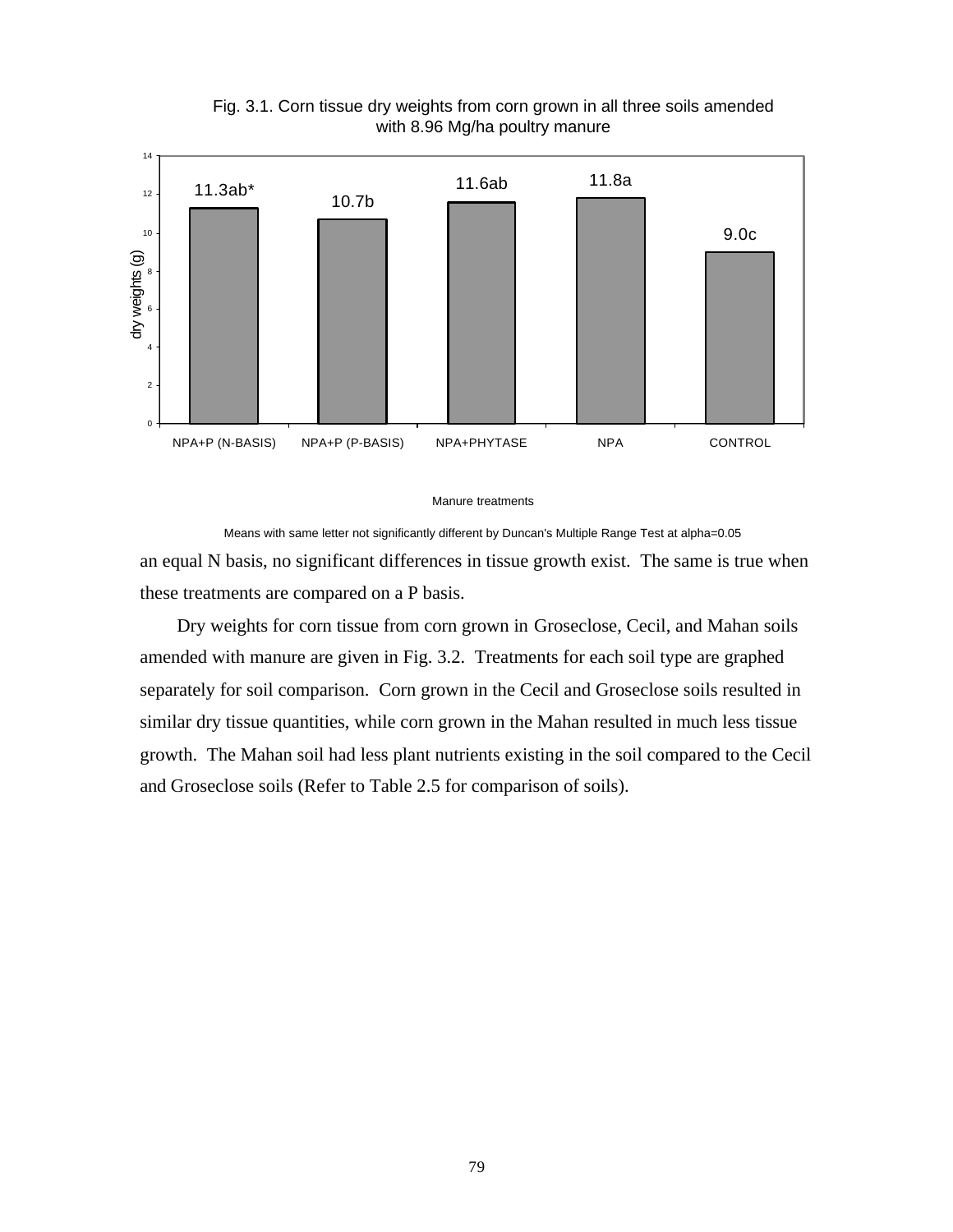Fig. 3.1. Corn tissue dry weights from corn grown in all three soils amended with 8.96 Mg/ha poultry manure

| Manure treatments | dry weights (g) |
|---|---|
| NPA+P (N-BASIS) | 11.3ab* |
| NPA+P (P-BASIS) | 10.7b |
| NPA+PHYTASE | 11.6ab |
| NPA | 11.8a |
| CONTROL | 9.0c |

Means with same letter not significantly different by Duncan's Multiple Range Test at alpha=0.05

an equal N basis, no significant differences in tissue growth exist. The same is true when these treatments are compared on a P basis.

Dry weights for corn tissue from corn grown in Groseclose, Cecil, and Mahan soils amended with manure are given in Fig. 3.2. Treatments for each soil type are graphed separately for soil comparison. Corn grown in the Cecil and Groseclose soils resulted in similar dry tissue quantities, while corn grown in the Mahan resulted in much less tissue growth. The Mahan soil had less plant nutrients existing in the soil compared to the Cecil and Groseclose soils (Refer to Table 2.5 for comparison of soils).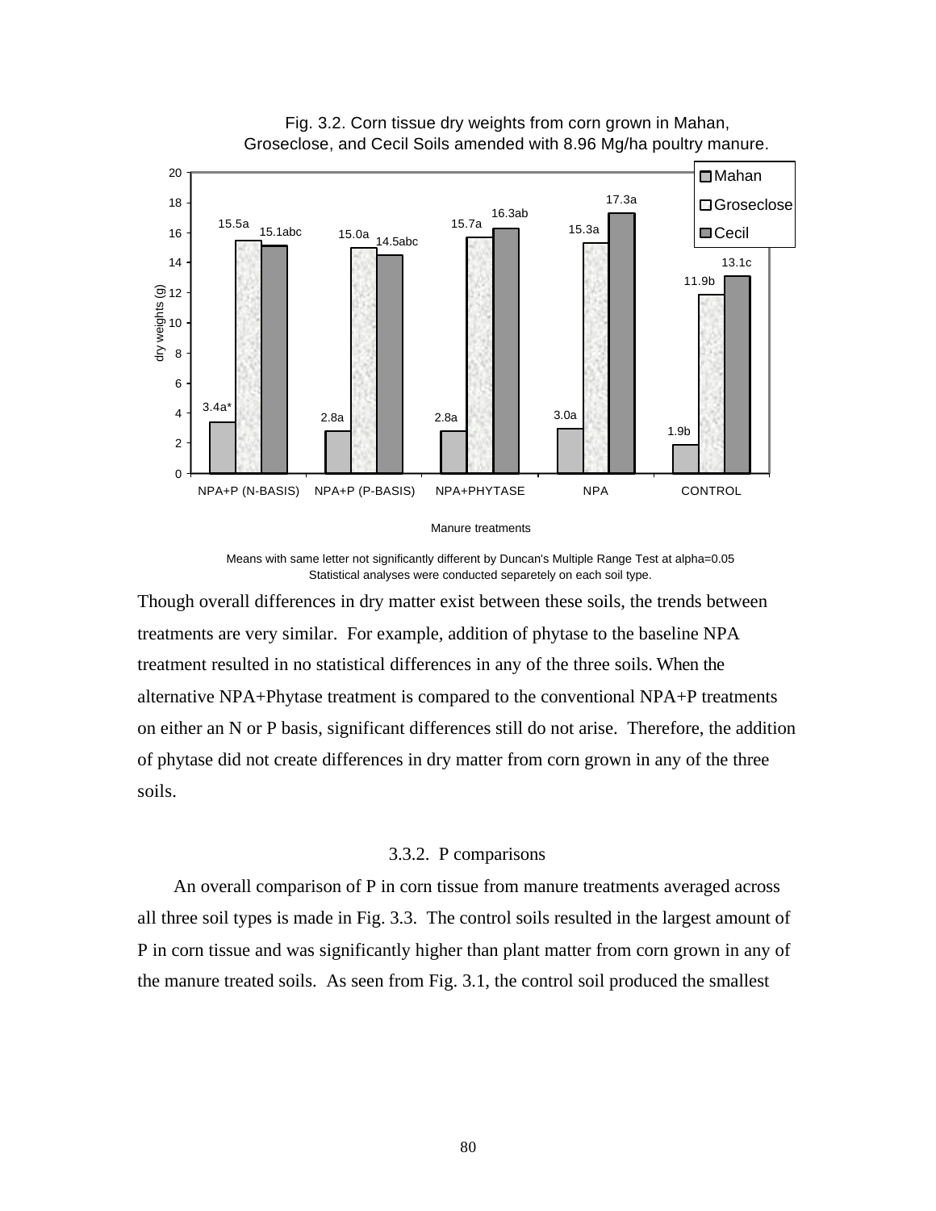Fig. 3.2. Corn tissue dry weights from corn grown in Mahan, Groseclose, and Cecil Soils amended with 8.96 Mg/ha poultry manure.

| Manure treatments | Mahan | Groseclose | Cecil |
|---|---|---|---|
| NPA+P (N-BASIS) | 3.4a* | 15.5a | 15.1abc |
| NPA+P (P-BASIS) | 2.8a | 15.0a | 14.5abc |
| NPA+PHYTASE | 2.8a | 15.7a | 16.3ab |
| NPA | 3.0a | 15.3a | 17.3a |
| CONTROL | 1.9b | 11.9b | 13.1c |

Y-axis: dry weights (g)

Means with same letter not significantly different by Duncan's Multiple Range Test at alpha=0.05
Statistical analyses were conducted separetely on each soil type.

Though overall differences in dry matter exist between these soils, the trends between treatments are very similar. For example, addition of phytase to the baseline NPA treatment resulted in no statistical differences in any of the three soils. When the alternative NPA+Phytase treatment is compared to the conventional NPA+P treatments on either an N or P basis, significant differences still do not arise. Therefore, the addition of phytase did not create differences in dry matter from corn grown in any of the three soils.

### 3.3.2. P comparisons

An overall comparison of P in corn tissue from manure treatments averaged across all three soil types is made in Fig. 3.3. The control soils resulted in the largest amount of P in corn tissue and was significantly higher than plant matter from corn grown in any of the manure treated soils. As seen from Fig. 3.1, the control soil produced the smallest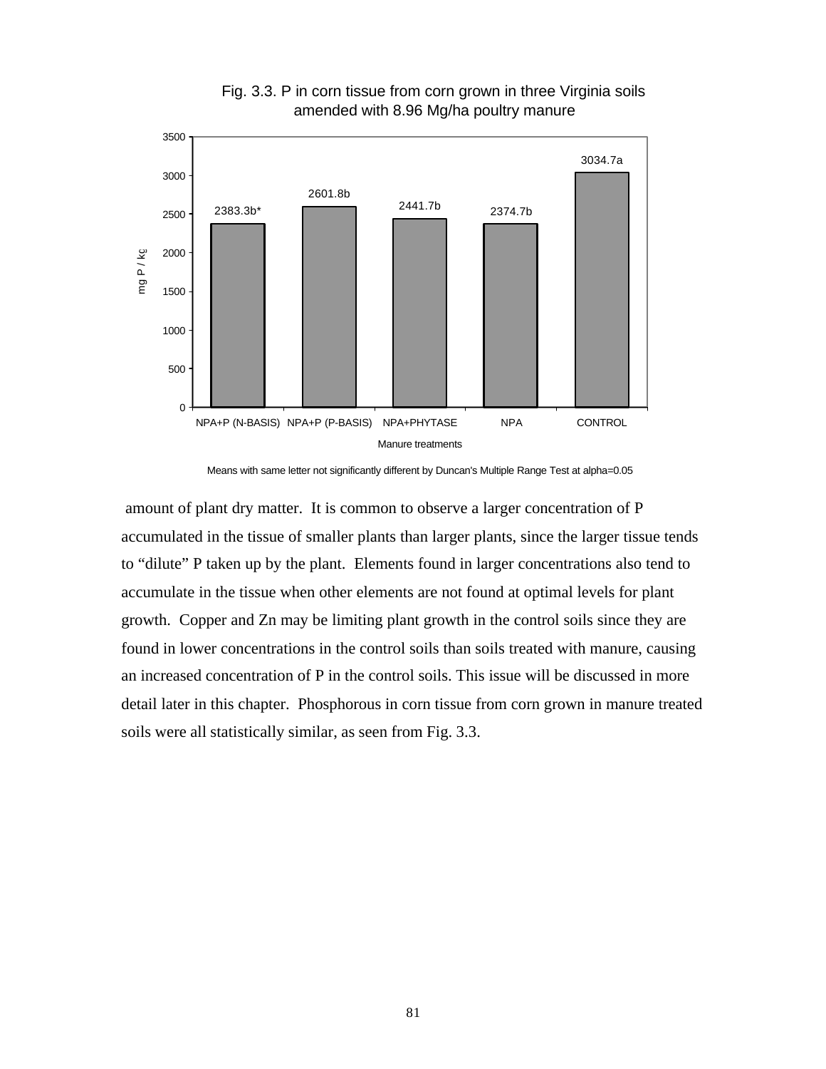Fig. 3.3. P in corn tissue from corn grown in three Virginia soils amended with 8.96 Mg/ha poultry manure

| Manure treatments | mg P / kg |
|---|---|
| NPA+P (N-BASIS) | 2383.3b* |
| NPA+P (P-BASIS) | 2601.8b |
| NPA+PHYTASE | 2441.7b |
| NPA | 2374.7b |
| CONTROL | 3034.7a |

Means with same letter not significantly different by Duncan's Multiple Range Test at alpha=0.05

amount of plant dry matter. It is common to observe a larger concentration of P accumulated in the tissue of smaller plants than larger plants, since the larger tissue tends to "dilute" P taken up by the plant. Elements found in larger concentrations also tend to accumulate in the tissue when other elements are not found at optimal levels for plant growth. Copper and Zn may be limiting plant growth in the control soils since they are found in lower concentrations in the control soils than soils treated with manure, causing an increased concentration of P in the control soils. This issue will be discussed in more detail later in this chapter. Phosphorous in corn tissue from corn grown in manure treated soils were all statistically similar, as seen from Fig. 3.3.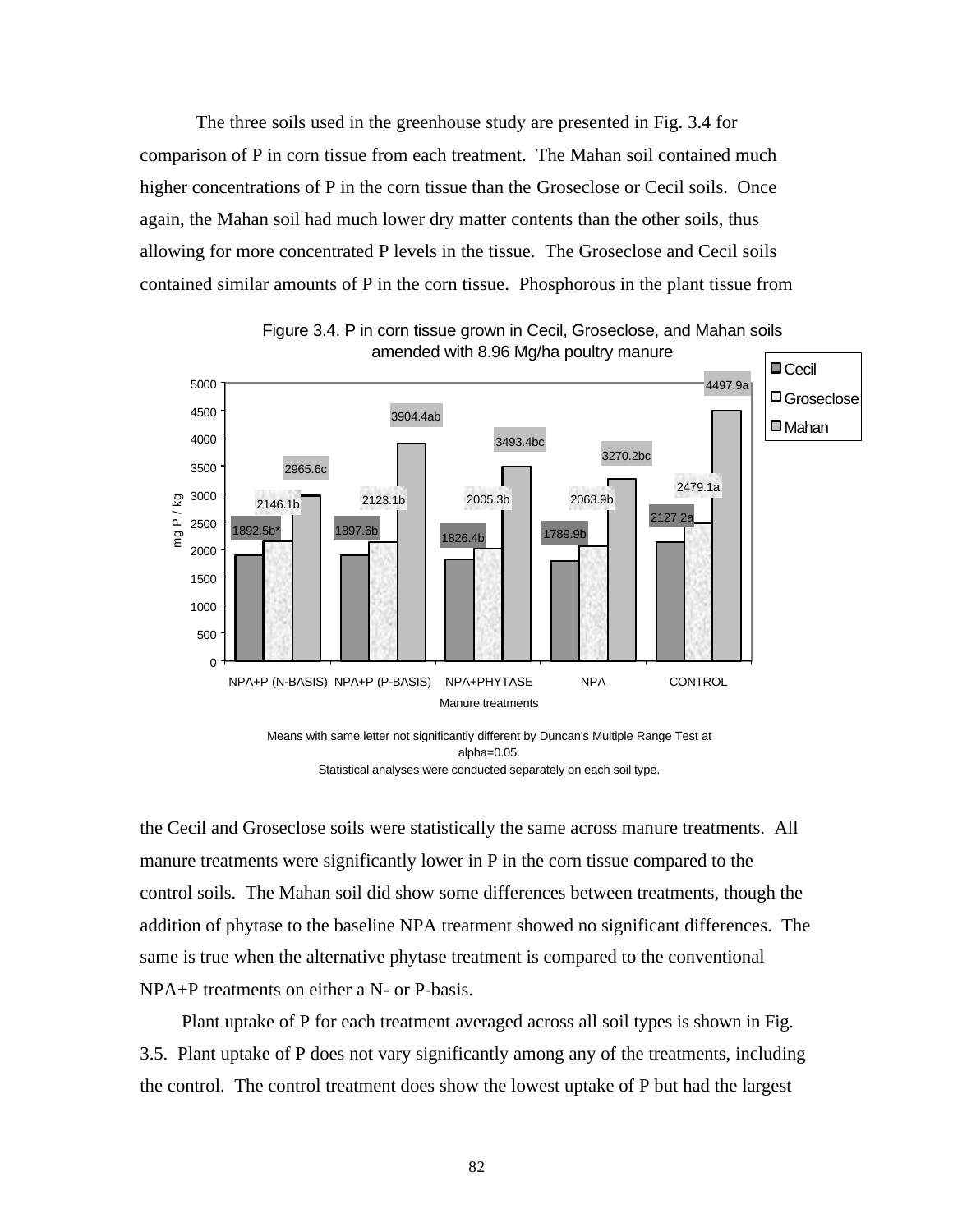The three soils used in the greenhouse study are presented in Fig. 3.4 for comparison of P in corn tissue from each treatment. The Mahan soil contained much higher concentrations of P in the corn tissue than the Groseclose or Cecil soils. Once again, the Mahan soil had much lower dry matter contents than the other soils, thus allowing for more concentrated P levels in the tissue. The Groseclose and Cecil soils contained similar amounts of P in the corn tissue. Phosphorous in the plant tissue from

Figure 3.4. P in corn tissue grown in Cecil, Groseclose, and Mahan soils amended with 8.96 Mg/ha poultry manure

| Manure treatments | Cecil (mg P / kg) | Groseclose (mg P / kg) | Mahan (mg P / kg) |
|---|---|---|---|
| NPA+P (N-BASIS) | 1892.5b* | 2146.1b | 2965.6c |
| NPA+P (P-BASIS) | 1897.6b | 2123.1b | 3904.4ab |
| NPA+PHYTASE | 1826.4b | 2005.3b | 3493.4bc |
| NPA | 1789.9b | 2063.9b | 3270.2bc |
| CONTROL | 2127.2a | 2479.1a | 4497.9a |

Means with same letter not significantly different by Duncan's Multiple Range Test at alpha=0.05.
Statistical analyses were conducted separately on each soil type.

the Cecil and Groseclose soils were statistically the same across manure treatments. All manure treatments were significantly lower in P in the corn tissue compared to the control soils. The Mahan soil did show some differences between treatments, though the addition of phytase to the baseline NPA treatment showed no significant differences. The same is true when the alternative phytase treatment is compared to the conventional NPA+P treatments on either a N- or P-basis.

Plant uptake of P for each treatment averaged across all soil types is shown in Fig. 3.5. Plant uptake of P does not vary significantly among any of the treatments, including the control. The control treatment does show the lowest uptake of P but had the largest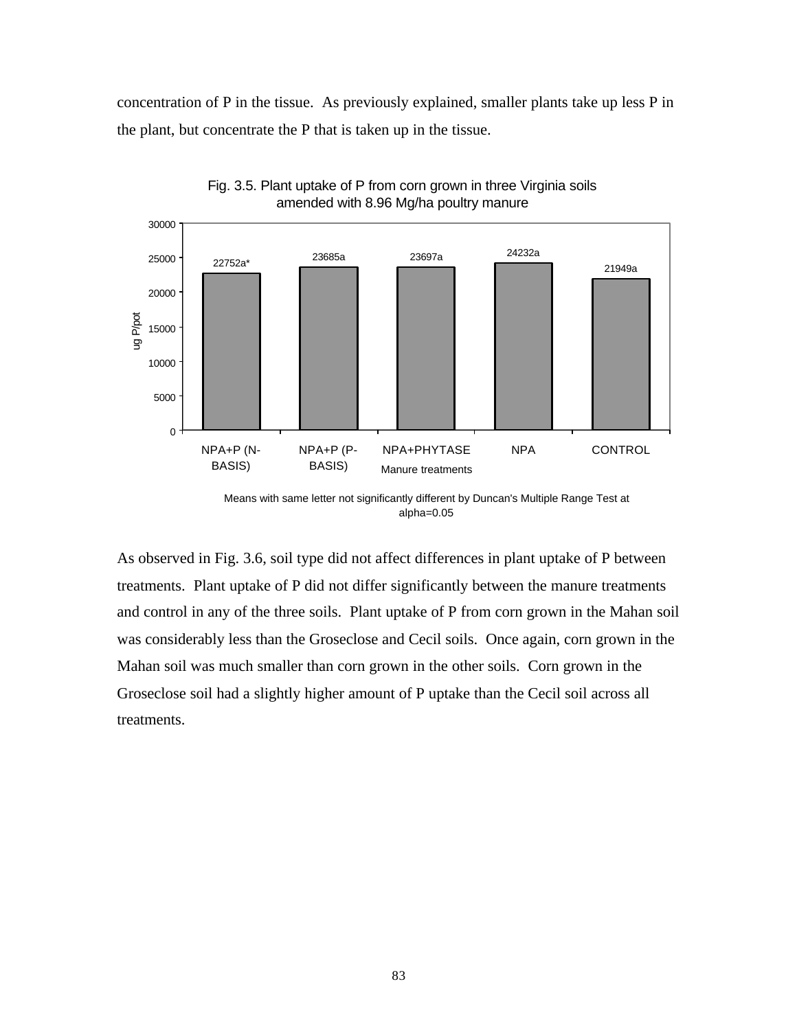concentration of P in the tissue. As previously explained, smaller plants take up less P in the plant, but concentrate the P that is taken up in the tissue.

Fig. 3.5. Plant uptake of P from corn grown in three Virginia soils amended with 8.96 Mg/ha poultry manure

| Manure treatments | ug P/pot |
|---|---|
| NPA+P (N-BASIS) | 22752a* |
| NPA+P (P-BASIS) | 23685a |
| NPA+PHYTASE | 23697a |
| NPA | 24232a |
| CONTROL | 21949a |

Means with same letter not significantly different by Duncan's Multiple Range Test at alpha=0.05

As observed in Fig. 3.6, soil type did not affect differences in plant uptake of P between treatments. Plant uptake of P did not differ significantly between the manure treatments and control in any of the three soils. Plant uptake of P from corn grown in the Mahan soil was considerably less than the Groseclose and Cecil soils. Once again, corn grown in the Mahan soil was much smaller than corn grown in the other soils. Corn grown in the Groseclose soil had a slightly higher amount of P uptake than the Cecil soil across all treatments.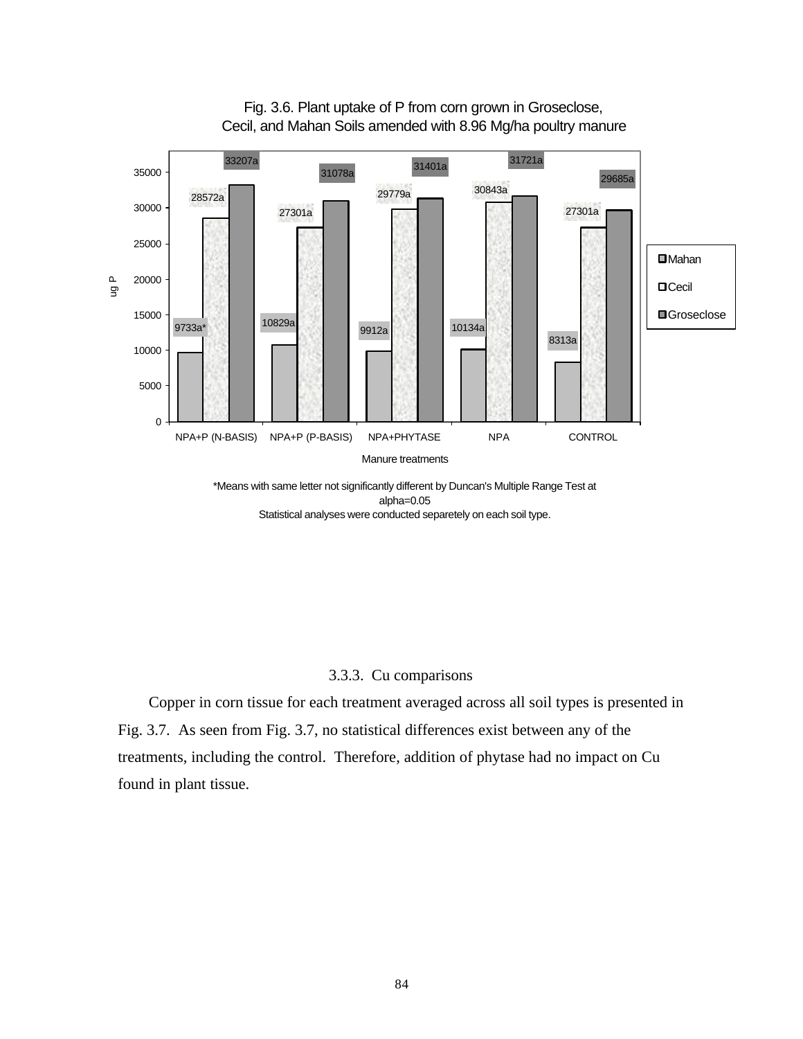Fig. 3.6. Plant uptake of P from corn grown in Groseclose, Cecil, and Mahan Soils amended with 8.96 Mg/ha poultry manure

| Manure treatments | Mahan | Cecil | Groseclose |
|---|---|---|---|
| NPA+P (N-BASIS) | 9733a* | 28572a | 33207a |
| NPA+P (P-BASIS) | 10829a | 27301a | 31078a |
| NPA+PHYTASE | 9912a | 29779a | 31401a |
| NPA | 10134a | 30843a | 31721a |
| CONTROL | 8313a | 27301a | 29685a |

Y-axis: ug P; X-axis: Manure treatments

*Means with same letter not significantly different by Duncan's Multiple Range Test at alpha=0.05
Statistical analyses were conducted separetely on each soil type.

### 3.3.3. Cu comparisons

Copper in corn tissue for each treatment averaged across all soil types is presented in Fig. 3.7. As seen from Fig. 3.7, no statistical differences exist between any of the treatments, including the control. Therefore, addition of phytase had no impact on Cu found in plant tissue.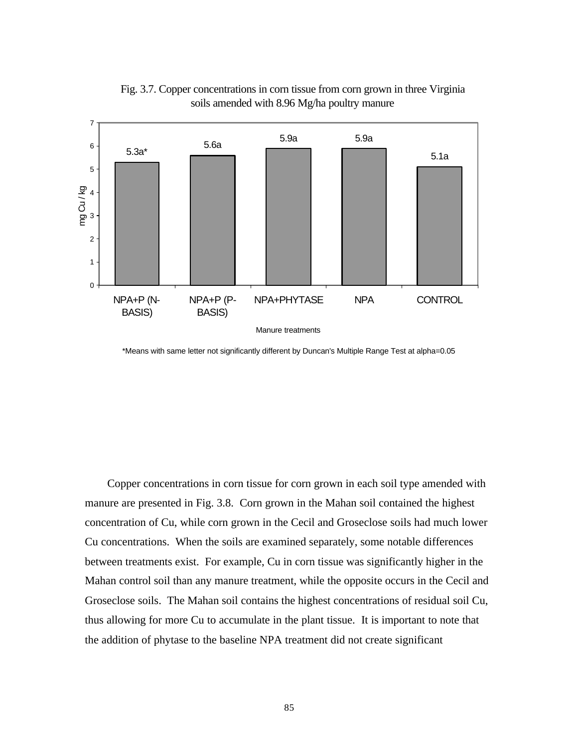Fig. 3.7. Copper concentrations in corn tissue from corn grown in three Virginia soils amended with 8.96 Mg/ha poultry manure

| Manure treatments | mg Cu / kg |
|---|---|
| NPA+P (N-BASIS) | 5.3a* |
| NPA+P (P-BASIS) | 5.6a |
| NPA+PHYTASE | 5.9a |
| NPA | 5.9a |
| CONTROL | 5.1a |

*Means with same letter not significantly different by Duncan's Multiple Range Test at alpha=0.05

Copper concentrations in corn tissue for corn grown in each soil type amended with manure are presented in Fig. 3.8. Corn grown in the Mahan soil contained the highest concentration of Cu, while corn grown in the Cecil and Groseclose soils had much lower Cu concentrations. When the soils are examined separately, some notable differences between treatments exist. For example, Cu in corn tissue was significantly higher in the Mahan control soil than any manure treatment, while the opposite occurs in the Cecil and Groseclose soils. The Mahan soil contains the highest concentrations of residual soil Cu, thus allowing for more Cu to accumulate in the plant tissue. It is important to note that the addition of phytase to the baseline NPA treatment did not create significant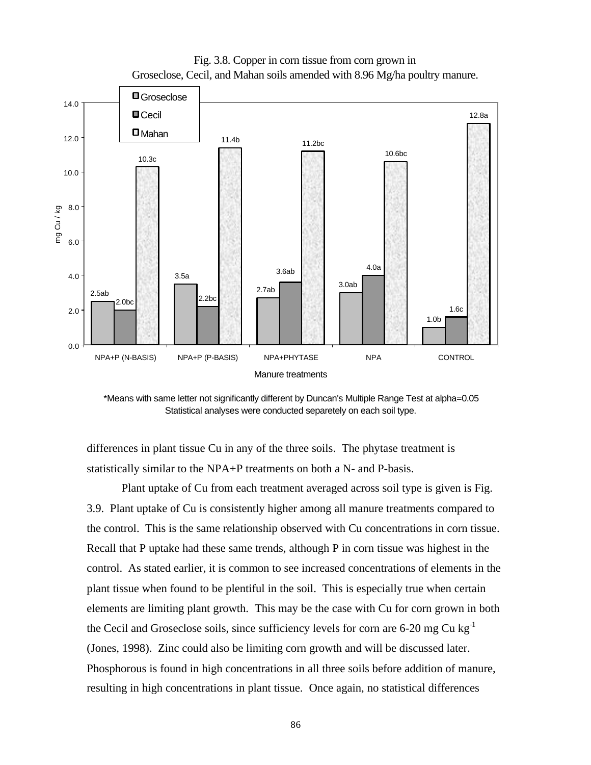Fig. 3.8. Copper in corn tissue from corn grown in Groseclose, Cecil, and Mahan soils amended with 8.96 Mg/ha poultry manure.

| Manure treatments | Groseclose | Cecil | Mahan |
|---|---|---|---|
| NPA+P (N-BASIS) | 2.5ab | 2.0bc | 10.3c |
| NPA+P (P-BASIS) | 3.5a | 2.2bc | 11.4b |
| NPA+PHYTASE | 2.7ab | 3.6ab | 11.2bc |
| NPA | 3.0ab | 4.0a | 10.6bc |
| CONTROL | 1.0b | 1.6c | 12.8a |

(y-axis: mg Cu / kg)

*Means with same letter not significantly different by Duncan's Multiple Range Test at alpha=0.05
Statistical analyses were conducted separetely on each soil type.

differences in plant tissue Cu in any of the three soils. The phytase treatment is statistically similar to the NPA+P treatments on both a N- and P-basis.

Plant uptake of Cu from each treatment averaged across soil type is given is Fig. 3.9. Plant uptake of Cu is consistently higher among all manure treatments compared to the control. This is the same relationship observed with Cu concentrations in corn tissue. Recall that P uptake had these same trends, although P in corn tissue was highest in the control. As stated earlier, it is common to see increased concentrations of elements in the plant tissue when found to be plentiful in the soil. This is especially true when certain elements are limiting plant growth. This may be the case with Cu for corn grown in both the Cecil and Groseclose soils, since sufficiency levels for corn are 6-20 mg Cu $kg^{-1}$ (Jones, 1998). Zinc could also be limiting corn growth and will be discussed later. Phosphorous is found in high concentrations in all three soils before addition of manure, resulting in high concentrations in plant tissue. Once again, no statistical differences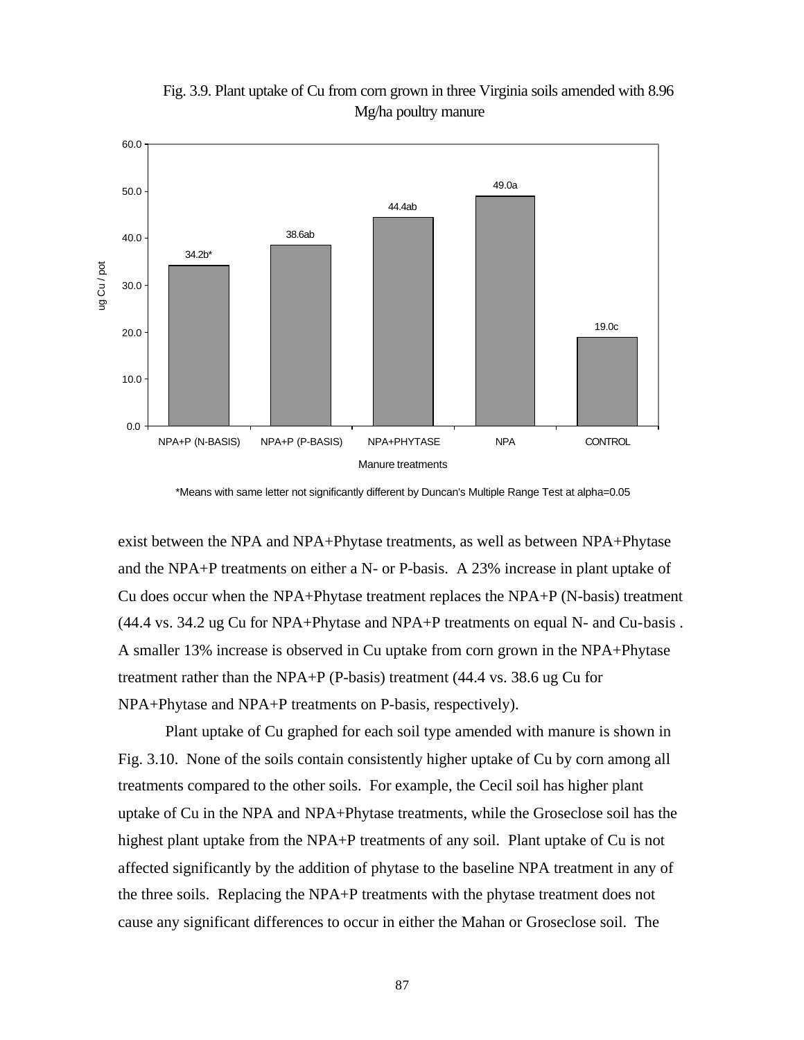Fig. 3.9. Plant uptake of Cu from corn grown in three Virginia soils amended with 8.96 Mg/ha poultry manure

| Manure treatments | ug Cu / pot |
|---|---|
| NPA+P (N-BASIS) | 34.2b* |
| NPA+P (P-BASIS) | 38.6ab |
| NPA+PHYTASE | 44.4ab |
| NPA | 49.0a |
| CONTROL | 19.0c |

*Means with same letter not significantly different by Duncan's Multiple Range Test at alpha=0.05

exist between the NPA and NPA+Phytase treatments, as well as between NPA+Phytase and the NPA+P treatments on either a N- or P-basis. A 23% increase in plant uptake of Cu does occur when the NPA+Phytase treatment replaces the NPA+P (N-basis) treatment (44.4 vs. 34.2 ug Cu for NPA+Phytase and NPA+P treatments on equal N- and Cu-basis . A smaller 13% increase is observed in Cu uptake from corn grown in the NPA+Phytase treatment rather than the NPA+P (P-basis) treatment (44.4 vs. 38.6 ug Cu for NPA+Phytase and NPA+P treatments on P-basis, respectively).

Plant uptake of Cu graphed for each soil type amended with manure is shown in Fig. 3.10. None of the soils contain consistently higher uptake of Cu by corn among all treatments compared to the other soils. For example, the Cecil soil has higher plant uptake of Cu in the NPA and NPA+Phytase treatments, while the Groseclose soil has the highest plant uptake from the NPA+P treatments of any soil. Plant uptake of Cu is not affected significantly by the addition of phytase to the baseline NPA treatment in any of the three soils. Replacing the NPA+P treatments with the phytase treatment does not cause any significant differences to occur in either the Mahan or Groseclose soil. The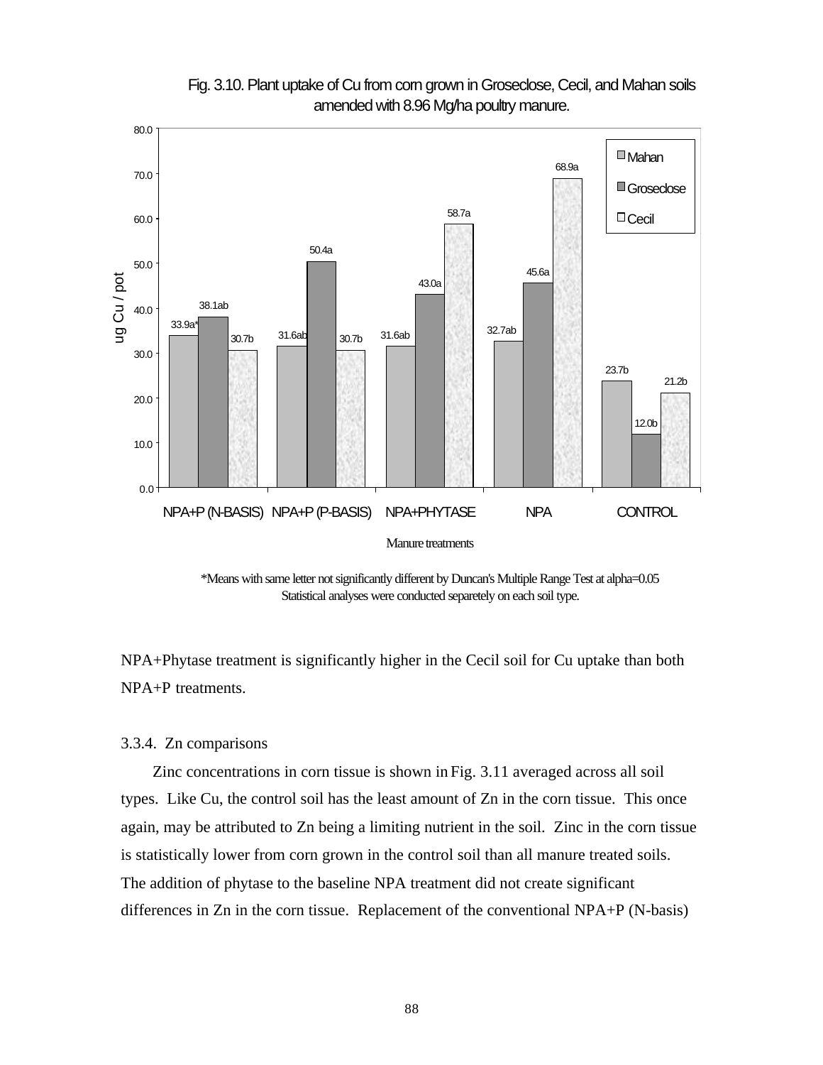Fig. 3.10. Plant uptake of Cu from corn grown in Groseclose, Cecil, and Mahan soils amended with 8.96 Mg/ha poultry manure.

| Manure treatments | Mahan | Groseclose | Cecil |
|---|---|---|---|
| NPA+P (N-BASIS) | 33.9a* | 38.1ab | 30.7b |
| NPA+P (P-BASIS) | 31.6ab | 50.4a | 30.7b |
| NPA+PHYTASE | 31.6ab | 43.0a | 58.7a |
| NPA | 32.7ab | 45.6a | 68.9a |
| CONTROL | 23.7b | 12.0b | 21.2b |

(ug Cu / pot)

*Means with same letter not significantly different by Duncan's Multiple Range Test at alpha=0.05
Statistical analyses were conducted separetely on each soil type.

NPA+Phytase treatment is significantly higher in the Cecil soil for Cu uptake than both NPA+P treatments.

### 3.3.4. Zn comparisons

Zinc concentrations in corn tissue is shown in Fig. 3.11 averaged across all soil types. Like Cu, the control soil has the least amount of Zn in the corn tissue. This once again, may be attributed to Zn being a limiting nutrient in the soil. Zinc in the corn tissue is statistically lower from corn grown in the control soil than all manure treated soils. The addition of phytase to the baseline NPA treatment did not create significant differences in Zn in the corn tissue. Replacement of the conventional NPA+P (N-basis)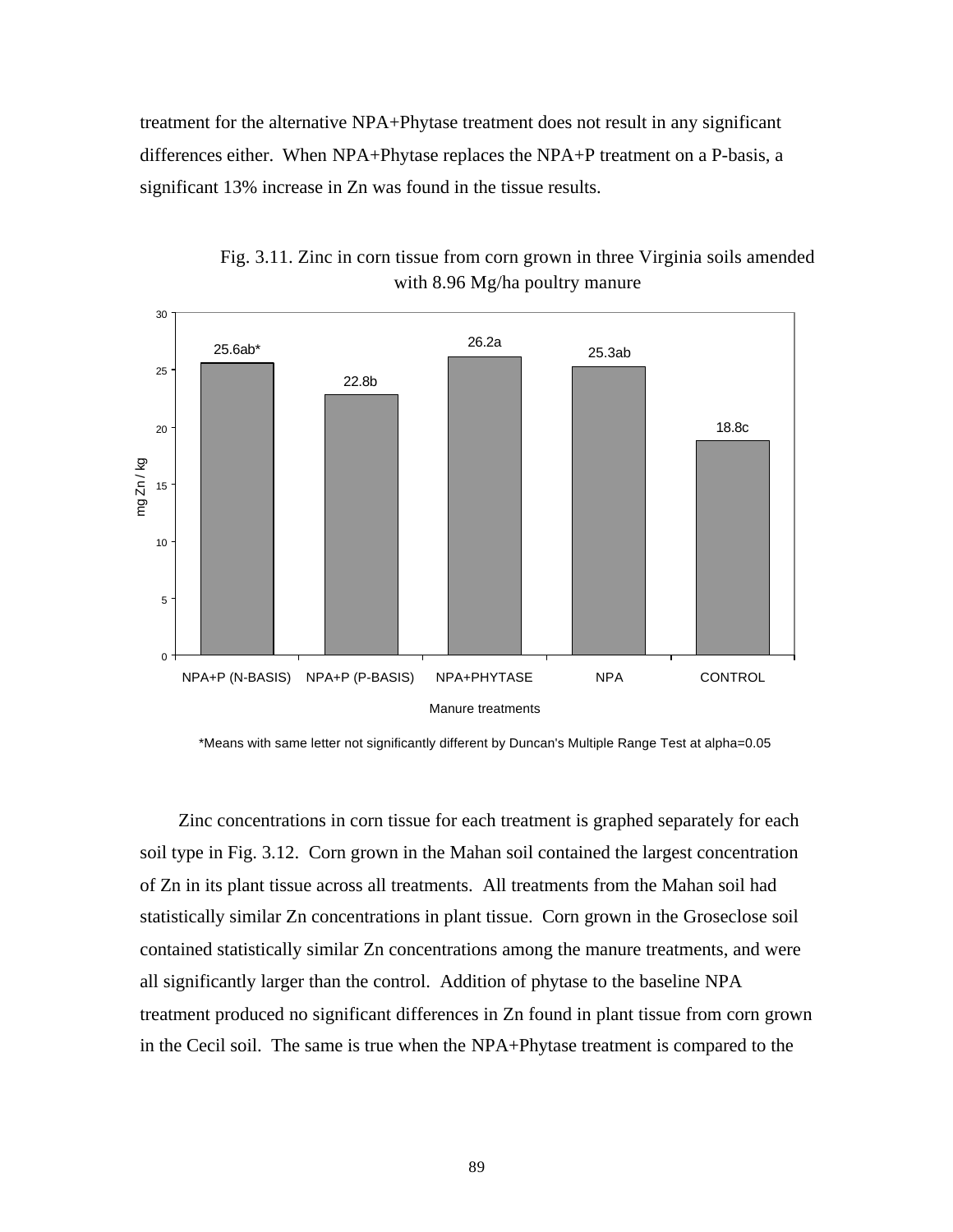treatment for the alternative NPA+Phytase treatment does not result in any significant differences either. When NPA+Phytase replaces the NPA+P treatment on a P-basis, a significant 13% increase in Zn was found in the tissue results.

Fig. 3.11. Zinc in corn tissue from corn grown in three Virginia soils amended with 8.96 Mg/ha poultry manure

| Manure treatments | mg Zn / kg |
|---|---|
| NPA+P (N-BASIS) | 25.6ab* |
| NPA+P (P-BASIS) | 22.8b |
| NPA+PHYTASE | 26.2a |
| NPA | 25.3ab |
| CONTROL | 18.8c |

*Means with same letter not significantly different by Duncan's Multiple Range Test at alpha=0.05

Zinc concentrations in corn tissue for each treatment is graphed separately for each soil type in Fig. 3.12. Corn grown in the Mahan soil contained the largest concentration of Zn in its plant tissue across all treatments. All treatments from the Mahan soil had statistically similar Zn concentrations in plant tissue. Corn grown in the Groseclose soil contained statistically similar Zn concentrations among the manure treatments, and were all significantly larger than the control. Addition of phytase to the baseline NPA treatment produced no significant differences in Zn found in plant tissue from corn grown in the Cecil soil. The same is true when the NPA+Phytase treatment is compared to the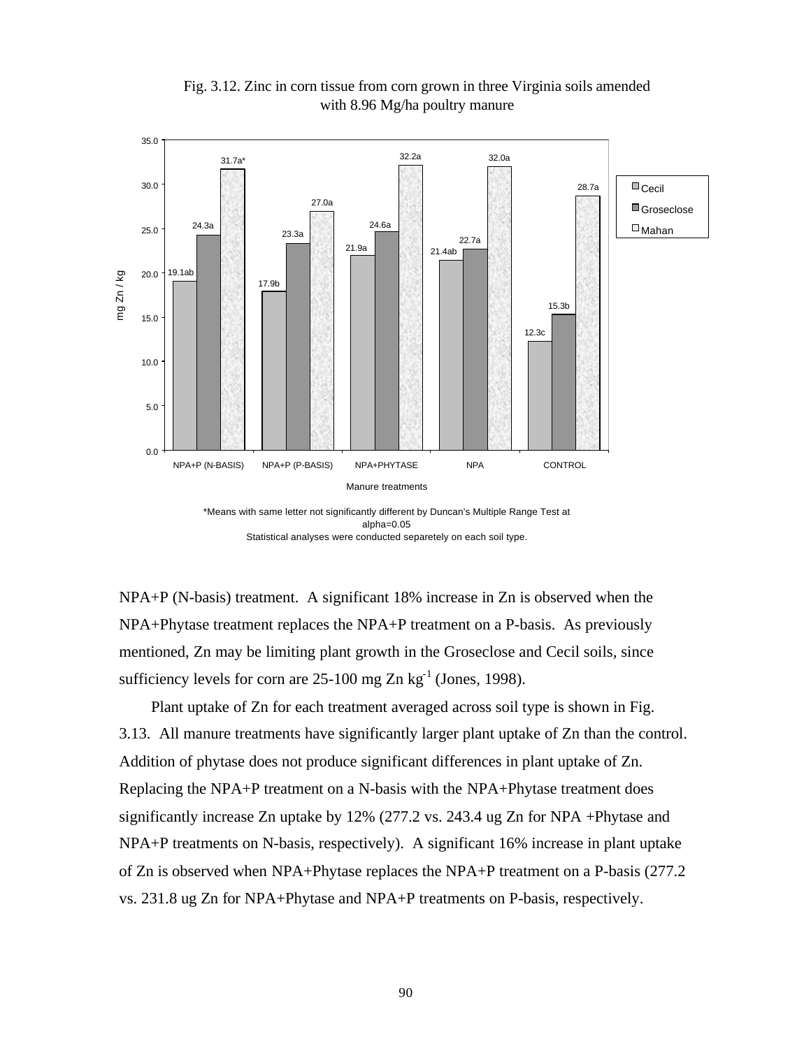Fig. 3.12. Zinc in corn tissue from corn grown in three Virginia soils amended with 8.96 Mg/ha poultry manure

| Manure treatments | Cecil | Groseclose | Mahan |
|---|---|---|---|
| NPA+P (N-BASIS) | 19.1ab | 24.3a | 31.7a* |
| NPA+P (P-BASIS) | 17.9b | 23.3a | 27.0a |
| NPA+PHYTASE | 21.9a | 24.6a | 32.2a |
| NPA | 21.4ab | 22.7a | 32.0a |
| CONTROL | 12.3c | 15.3b | 28.7a |

(y-axis: mg Zn / kg)

*Means with same letter not significantly different by Duncan's Multiple Range Test at alpha=0.05
Statistical analyses were conducted separetely on each soil type.

NPA+P (N-basis) treatment. A significant 18% increase in Zn is observed when the NPA+Phytase treatment replaces the NPA+P treatment on a P-basis. As previously mentioned, Zn may be limiting plant growth in the Groseclose and Cecil soils, since sufficiency levels for corn are 25-100 mg Zn $kg^{-1}$ (Jones, 1998).

Plant uptake of Zn for each treatment averaged across soil type is shown in Fig. 3.13. All manure treatments have significantly larger plant uptake of Zn than the control. Addition of phytase does not produce significant differences in plant uptake of Zn. Replacing the NPA+P treatment on a N-basis with the NPA+Phytase treatment does significantly increase Zn uptake by 12% (277.2 vs. 243.4 ug Zn for NPA +Phytase and NPA+P treatments on N-basis, respectively). A significant 16% increase in plant uptake of Zn is observed when NPA+Phytase replaces the NPA+P treatment on a P-basis (277.2 vs. 231.8 ug Zn for NPA+Phytase and NPA+P treatments on P-basis, respectively.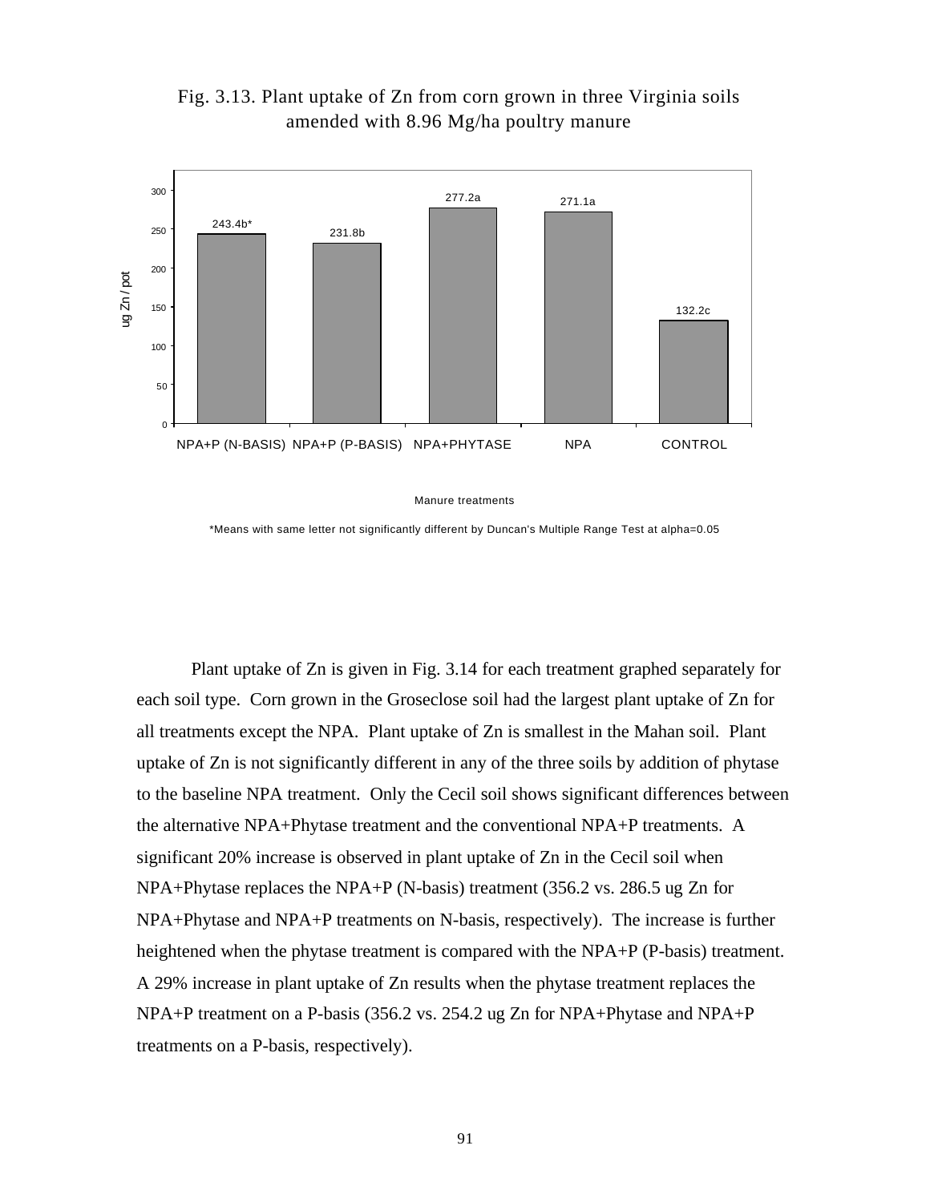Fig. 3.13. Plant uptake of Zn from corn grown in three Virginia soils amended with 8.96 Mg/ha poultry manure

| Manure treatments | ug Zn / pot |
|---|---|
| NPA+P (N-BASIS) | 243.4b* |
| NPA+P (P-BASIS) | 231.8b |
| NPA+PHYTASE | 277.2a |
| NPA | 271.1a |
| CONTROL | 132.2c |

*Means with same letter not significantly different by Duncan's Multiple Range Test at alpha=0.05

Plant uptake of Zn is given in Fig. 3.14 for each treatment graphed separately for each soil type. Corn grown in the Groseclose soil had the largest plant uptake of Zn for all treatments except the NPA. Plant uptake of Zn is smallest in the Mahan soil. Plant uptake of Zn is not significantly different in any of the three soils by addition of phytase to the baseline NPA treatment. Only the Cecil soil shows significant differences between the alternative NPA+Phytase treatment and the conventional NPA+P treatments. A significant 20% increase is observed in plant uptake of Zn in the Cecil soil when NPA+Phytase replaces the NPA+P (N-basis) treatment (356.2 vs. 286.5 ug Zn for NPA+Phytase and NPA+P treatments on N-basis, respectively). The increase is further heightened when the phytase treatment is compared with the NPA+P (P-basis) treatment. A 29% increase in plant uptake of Zn results when the phytase treatment replaces the NPA+P treatment on a P-basis (356.2 vs. 254.2 ug Zn for NPA+Phytase and NPA+P treatments on a P-basis, respectively).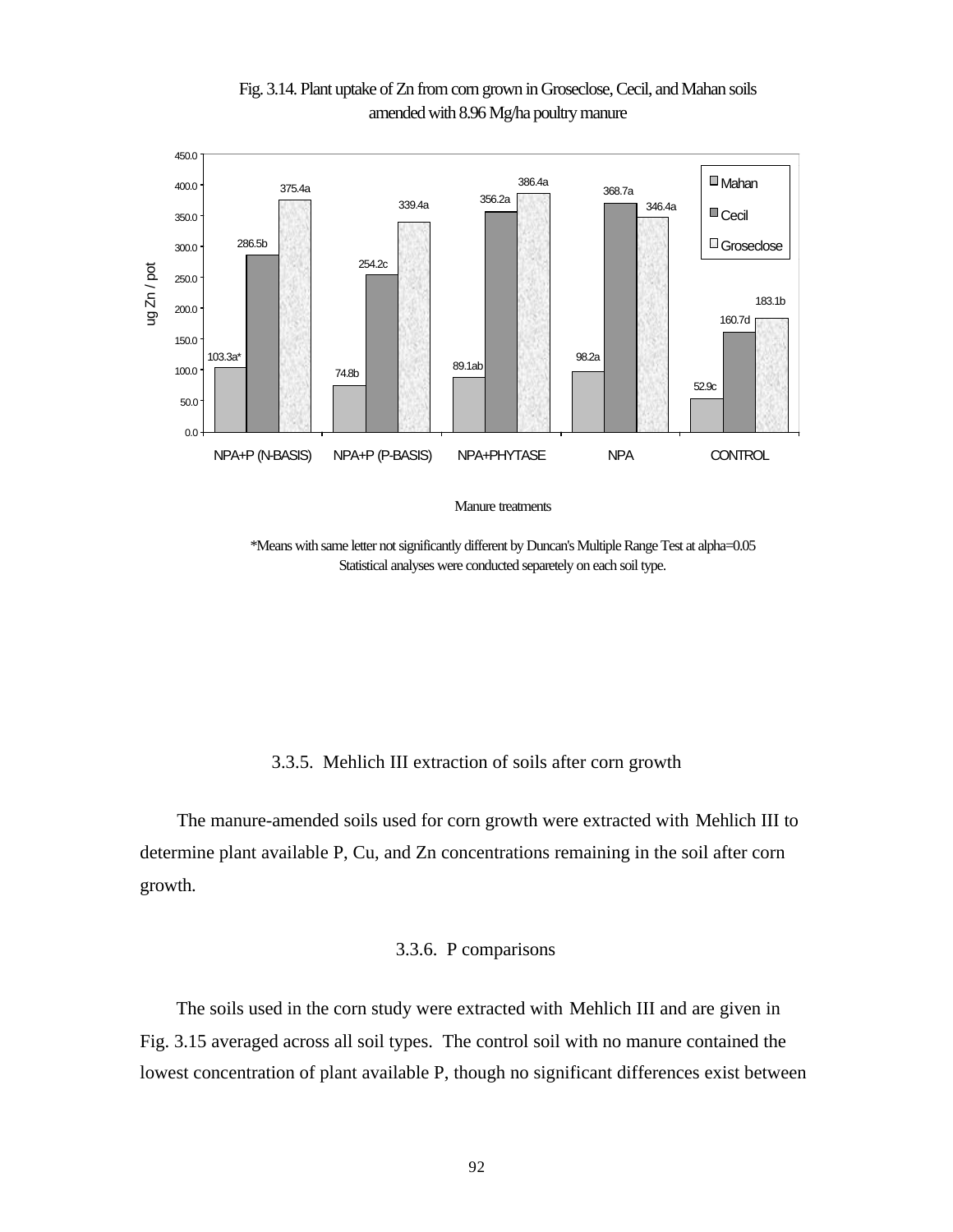Fig. 3.14. Plant uptake of Zn from corn grown in Groseclose, Cecil, and Mahan soils amended with 8.96 Mg/ha poultry manure

| Manure treatments | Mahan | Cecil | Groseclose |
|---|---|---|---|
| NPA+P (N-BASIS) | 103.3a* | 286.5b | 375.4a |
| NPA+P (P-BASIS) | 74.8b | 254.2c | 339.4a |
| NPA+PHYTASE | 89.1ab | 356.2a | 386.4a |
| NPA | 98.2a | 368.7a | 346.4a |
| CONTROL | 52.9c | 160.7d | 183.1b |

(ug Zn / pot)

*Means with same letter not significantly different by Duncan's Multiple Range Test at alpha=0.05
Statistical analyses were conducted separetely on each soil type.

### 3.3.5. Mehlich III extraction of soils after corn growth

The manure-amended soils used for corn growth were extracted with Mehlich III to determine plant available P, Cu, and Zn concentrations remaining in the soil after corn growth.

### 3.3.6. P comparisons

The soils used in the corn study were extracted with Mehlich III and are given in Fig. 3.15 averaged across all soil types. The control soil with no manure contained the lowest concentration of plant available P, though no significant differences exist between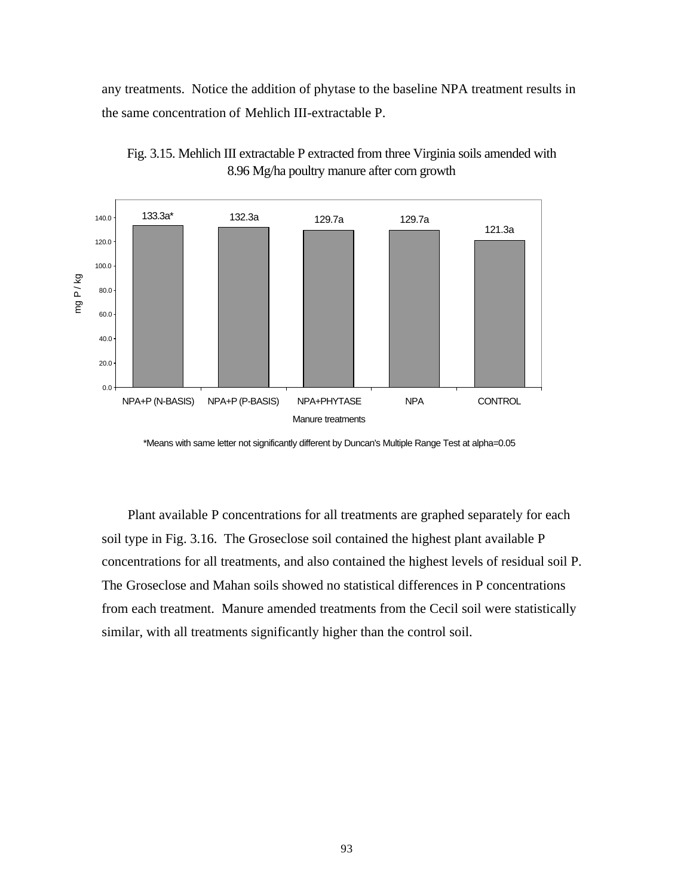any treatments. Notice the addition of phytase to the baseline NPA treatment results in the same concentration of Mehlich III-extractable P.

Fig. 3.15. Mehlich III extractable P extracted from three Virginia soils amended with 8.96 Mg/ha poultry manure after corn growth

| Manure treatments | mg P / kg |
|---|---|
| NPA+P (N-BASIS) | 133.3a* |
| NPA+P (P-BASIS) | 132.3a |
| NPA+PHYTASE | 129.7a |
| NPA | 129.7a |
| CONTROL | 121.3a |

*Means with same letter not significantly different by Duncan's Multiple Range Test at alpha=0.05

Plant available P concentrations for all treatments are graphed separately for each soil type in Fig. 3.16. The Groseclose soil contained the highest plant available P concentrations for all treatments, and also contained the highest levels of residual soil P. The Groseclose and Mahan soils showed no statistical differences in P concentrations from each treatment. Manure amended treatments from the Cecil soil were statistically similar, with all treatments significantly higher than the control soil.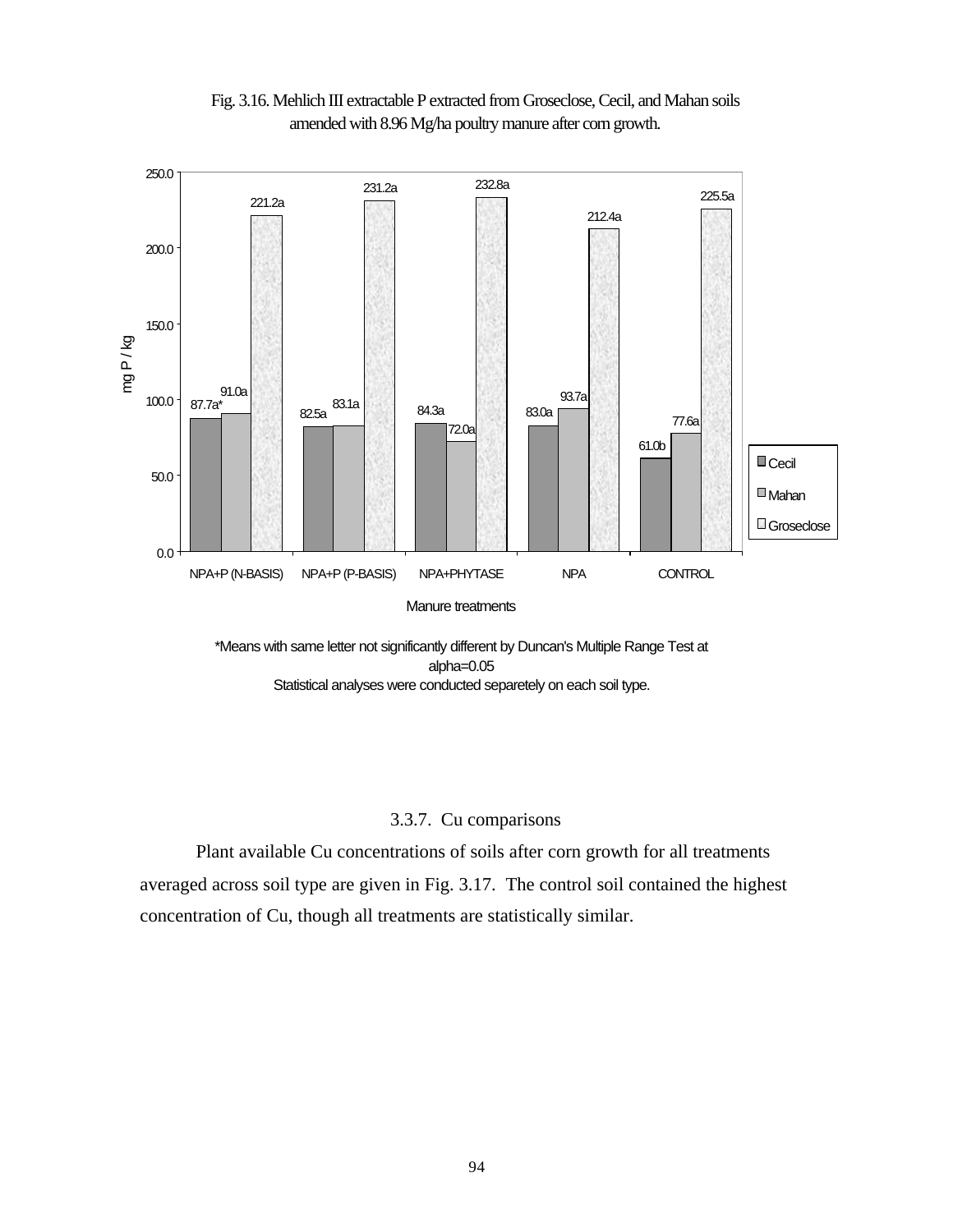Fig. 3.16. Mehlich III extractable P extracted from Groseclose, Cecil, and Mahan soils amended with 8.96 Mg/ha poultry manure after corn growth.

| Manure treatments | Cecil | Mahan | Groseclose |
|---|---|---|---|
| NPA+P (N-BASIS) | 87.7a* | 91.0a | 221.2a |
| NPA+P (P-BASIS) | 82.5a | 83.1a | 231.2a |
| NPA+PHYTASE | 84.3a | 72.0a | 232.8a |
| NPA | 83.0a | 93.7a | 212.4a |
| CONTROL | 61.0b | 77.6a | 225.5a |

(mg P / kg)

*Means with same letter not significantly different by Duncan's Multiple Range Test at alpha=0.05
Statistical analyses were conducted separetely on each soil type.

### 3.3.7. Cu comparisons

Plant available Cu concentrations of soils after corn growth for all treatments averaged across soil type are given in Fig. 3.17. The control soil contained the highest concentration of Cu, though all treatments are statistically similar.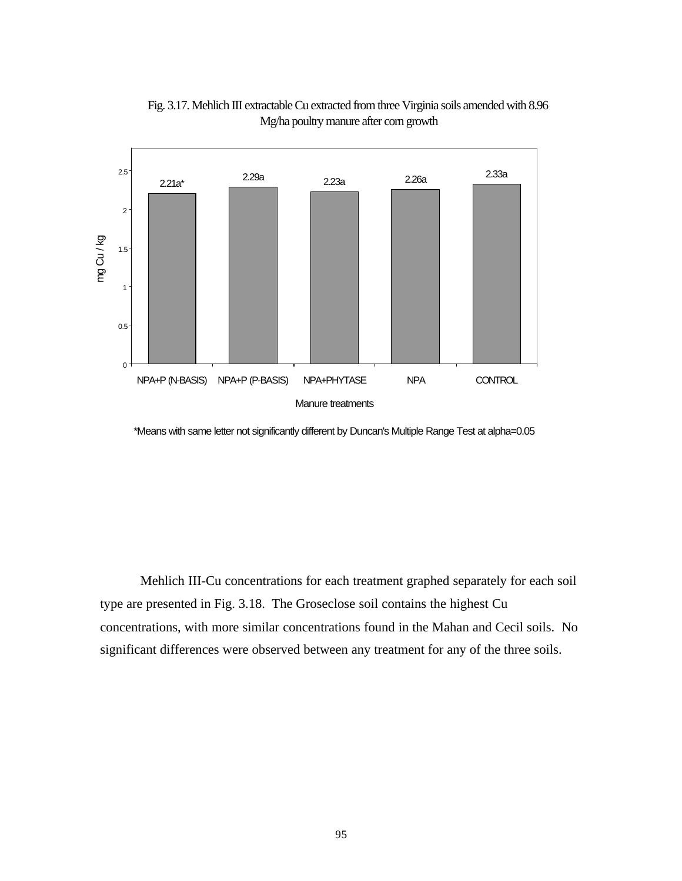Fig. 3.17. Mehlich III extractable Cu extracted from three Virginia soils amended with 8.96 Mg/ha poultry manure after corn growth

| Manure treatments | mg Cu / kg |
|---|---|
| NPA+P (N-BASIS) | 2.21a* |
| NPA+P (P-BASIS) | 2.29a |
| NPA+PHYTASE | 2.23a |
| NPA | 2.26a |
| CONTROL | 2.33a |

*Means with same letter not significantly different by Duncan's Multiple Range Test at alpha=0.05

Mehlich III-Cu concentrations for each treatment graphed separately for each soil type are presented in Fig. 3.18. The Groseclose soil contains the highest Cu concentrations, with more similar concentrations found in the Mahan and Cecil soils. No significant differences were observed between any treatment for any of the three soils.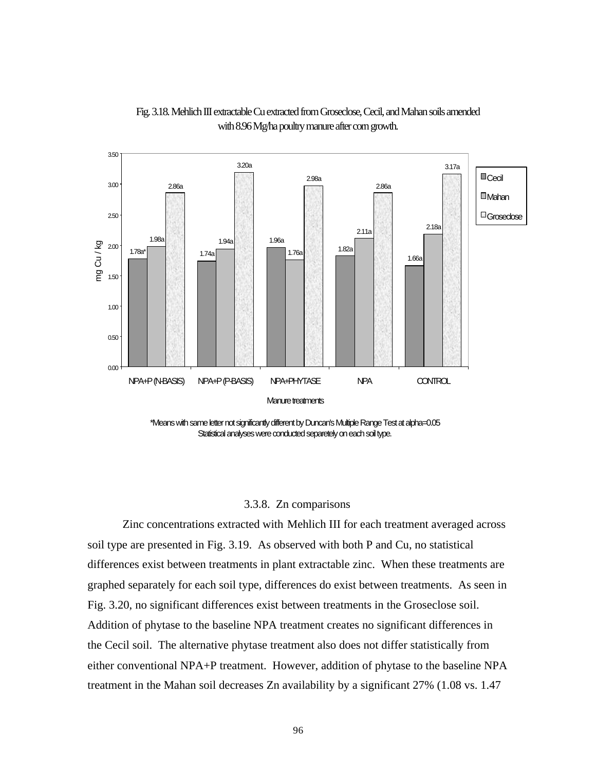Fig. 3.18. Mehlich III extractable Cu extracted from Groseclose, Cecil, and Mahan soils amended with 8.96 Mg/ha poultry manure after corn growth.

| Manure treatments | Cecil | Mahan | Groseclose |
|---|---|---|---|
| NPA+P (N-BASIS) | 1.78a* | 1.98a | 2.86a |
| NPA+P (P-BASIS) | 1.74a | 1.94a | 3.20a |
| NPA+PHYTASE | 1.96a | 1.76a | 2.98a |
| NPA | 1.82a | 2.11a | 2.86a |
| CONTROL | 1.66a | 2.18a | 3.17a |

(mg Cu / kg)

*Means with same letter not significantly different by Duncan's Multiple Range Test at alpha=0.05
Statistical analyses were conducted separetely on each soil type.

### 3.3.8. Zn comparisons

Zinc concentrations extracted with Mehlich III for each treatment averaged across soil type are presented in Fig. 3.19. As observed with both P and Cu, no statistical differences exist between treatments in plant extractable zinc. When these treatments are graphed separately for each soil type, differences do exist between treatments. As seen in Fig. 3.20, no significant differences exist between treatments in the Groseclose soil. Addition of phytase to the baseline NPA treatment creates no significant differences in the Cecil soil. The alternative phytase treatment also does not differ statistically from either conventional NPA+P treatment. However, addition of phytase to the baseline NPA treatment in the Mahan soil decreases Zn availability by a significant 27% (1.08 vs. 1.47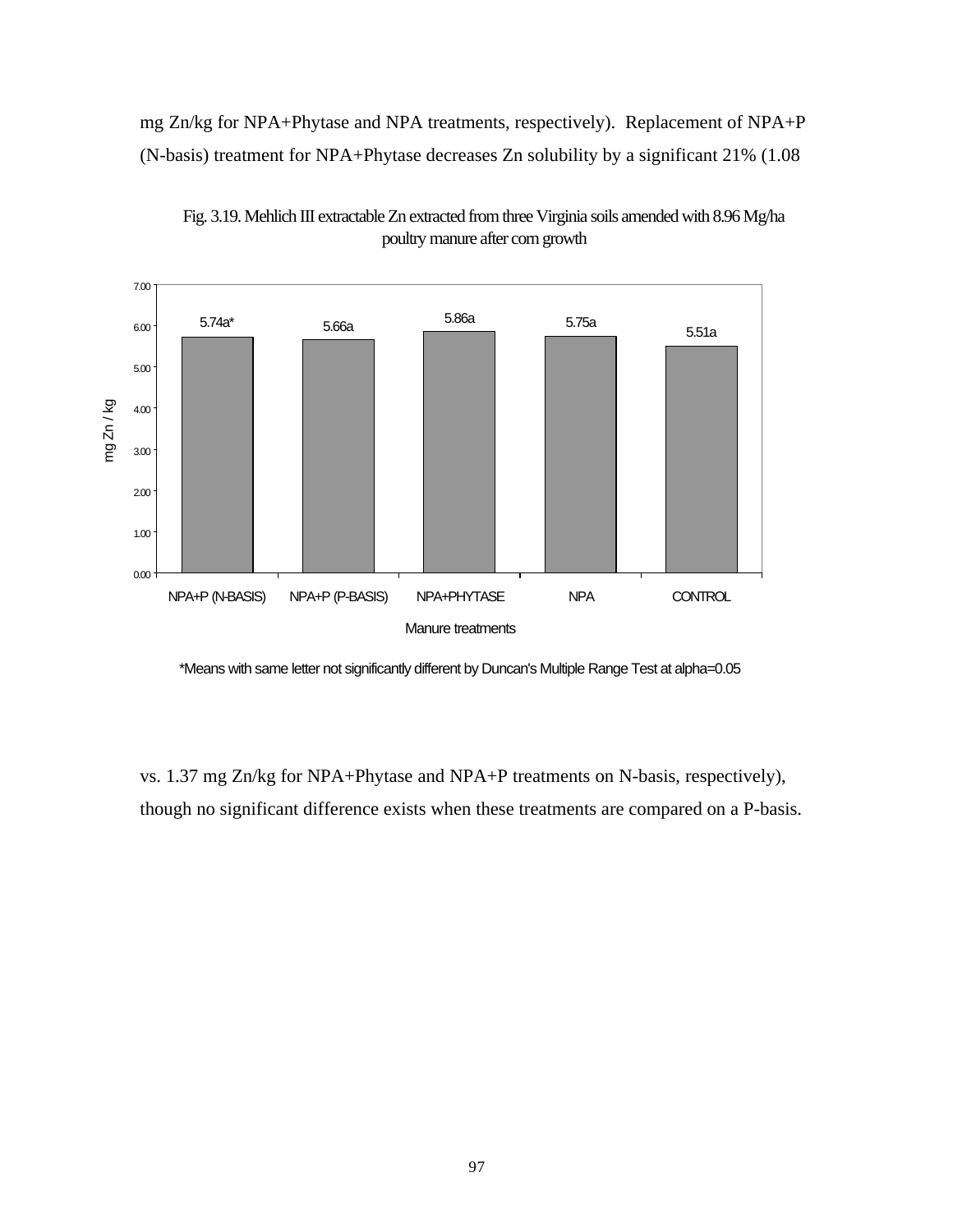mg Zn/kg for NPA+Phytase and NPA treatments, respectively). Replacement of NPA+P (N-basis) treatment for NPA+Phytase decreases Zn solubility by a significant 21% (1.08

Fig. 3.19. Mehlich III extractable Zn extracted from three Virginia soils amended with 8.96 Mg/ha poultry manure after corn growth

| Manure treatments | mg Zn / kg |
|---|---|
| NPA+P (N-BASIS) | 5.74a* |
| NPA+P (P-BASIS) | 5.66a |
| NPA+PHYTASE | 5.86a |
| NPA | 5.75a |
| CONTROL | 5.51a |

*Means with same letter not significantly different by Duncan's Multiple Range Test at alpha=0.05

vs. 1.37 mg Zn/kg for NPA+Phytase and NPA+P treatments on N-basis, respectively), though no significant difference exists when these treatments are compared on a P-basis.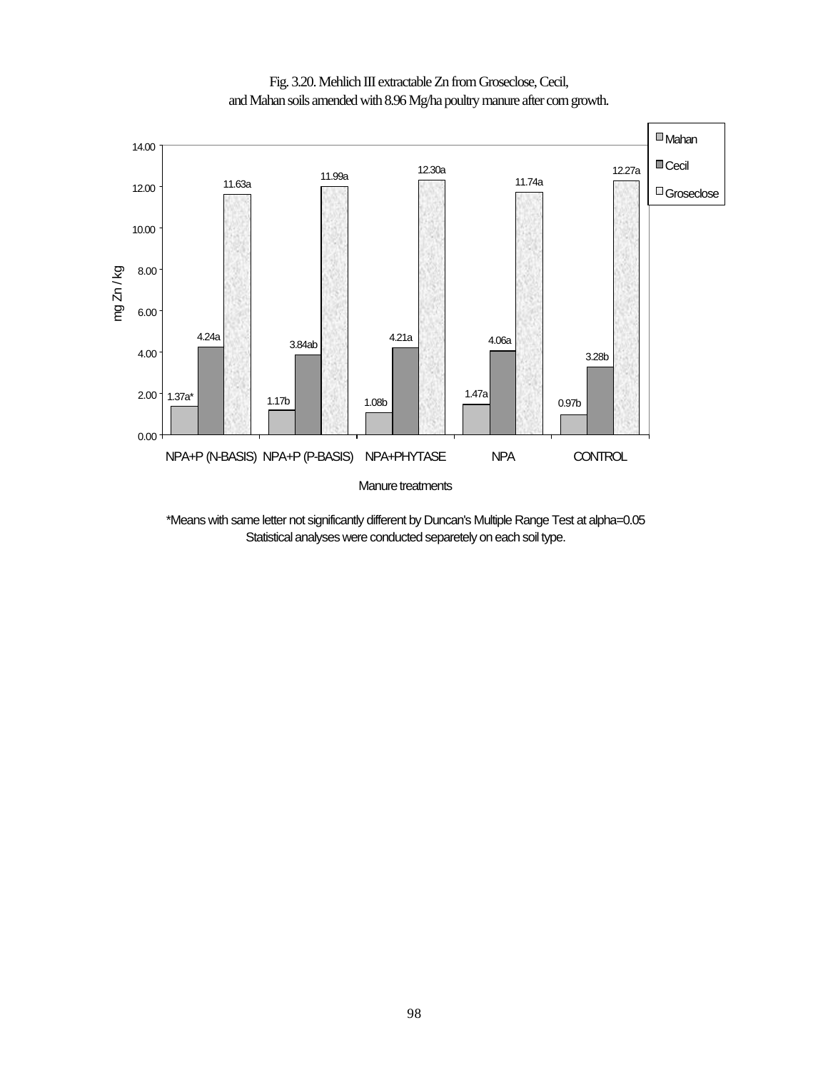Fig. 3.20. Mehlich III extractable Zn from Groseclose, Cecil, and Mahan soils amended with 8.96 Mg/ha poultry manure after corn growth.

| Manure treatments | Mahan | Cecil | Groseclose |
|---|---|---|---|
| NPA+P (N-BASIS) | 1.37a* | 4.24a | 11.63a |
| NPA+P (P-BASIS) | 1.17b | 3.84ab | 11.99a |
| NPA+PHYTASE | 1.08b | 4.21a | 12.30a |
| NPA | 1.47a | 4.06a | 11.74a |
| CONTROL | 0.97b | 3.28b | 12.27a |

Y-axis: mg Zn / kg

*Means with same letter not significantly different by Duncan's Multiple Range Test at alpha=0.05
Statistical analyses were conducted separetely on each soil type.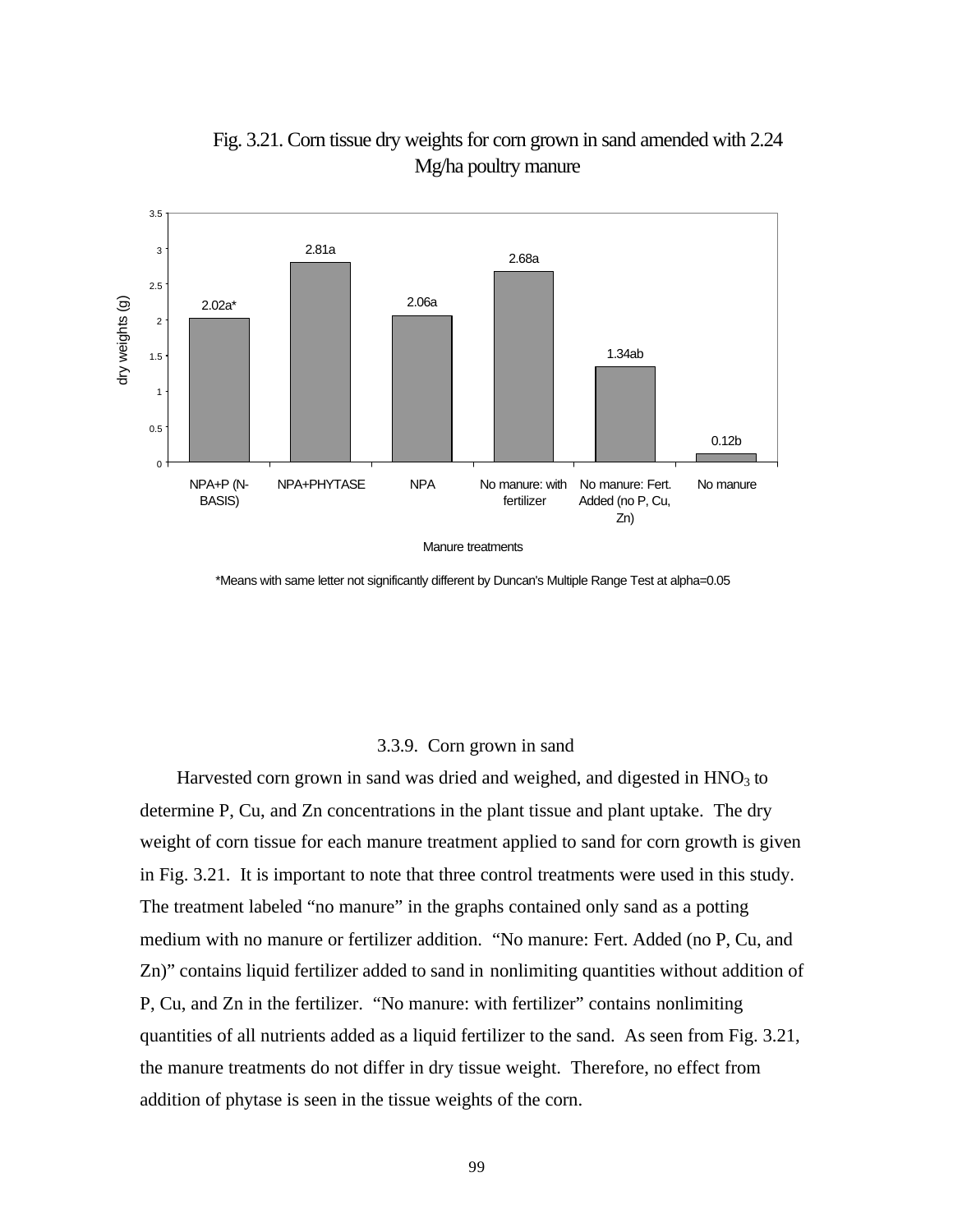Fig. 3.21. Corn tissue dry weights for corn grown in sand amended with 2.24 Mg/ha poultry manure

| Manure treatments | dry weights (g) |
| --- | --- |
| NPA+P (N-BASIS) | 2.02a* |
| NPA+PHYTASE | 2.81a |
| NPA | 2.06a |
| No manure: with fertilizer | 2.68a |
| No manure: Fert. Added (no P, Cu, Zn) | 1.34ab |
| No manure | 0.12b |

*Means with same letter not significantly different by Duncan's Multiple Range Test at alpha=0.05

### 3.3.9. Corn grown in sand

Harvested corn grown in sand was dried and weighed, and digested in $HNO_3$ to determine P, Cu, and Zn concentrations in the plant tissue and plant uptake. The dry weight of corn tissue for each manure treatment applied to sand for corn growth is given in Fig. 3.21. It is important to note that three control treatments were used in this study. The treatment labeled "no manure" in the graphs contained only sand as a potting medium with no manure or fertilizer addition. "No manure: Fert. Added (no P, Cu, and Zn)" contains liquid fertilizer added to sand in nonlimiting quantities without addition of P, Cu, and Zn in the fertilizer. "No manure: with fertilizer" contains nonlimiting quantities of all nutrients added as a liquid fertilizer to the sand. As seen from Fig. 3.21, the manure treatments do not differ in dry tissue weight. Therefore, no effect from addition of phytase is seen in the tissue weights of the corn.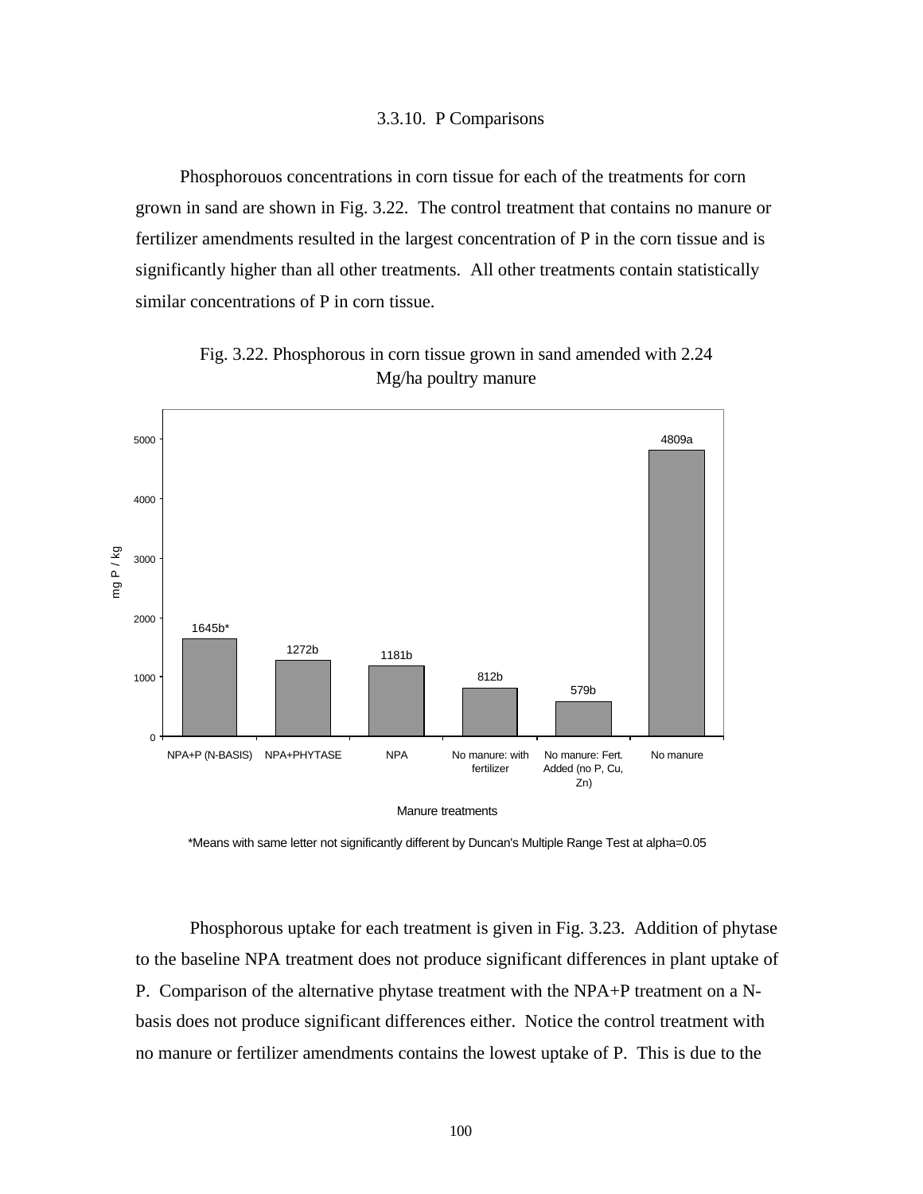### 3.3.10. P Comparisons

Phosphorouos concentrations in corn tissue for each of the treatments for corn grown in sand are shown in Fig. 3.22. The control treatment that contains no manure or fertilizer amendments resulted in the largest concentration of P in the corn tissue and is significantly higher than all other treatments. All other treatments contain statistically similar concentrations of P in corn tissue.

Fig. 3.22. Phosphorous in corn tissue grown in sand amended with 2.24 Mg/ha poultry manure

| Manure treatments | mg P / kg |
|---|---|
| NPA+P (N-BASIS) | 1645b* |
| NPA+PHYTASE | 1272b |
| NPA | 1181b |
| No manure: with fertilizer | 812b |
| No manure: Fert. Added (no P, Cu, Zn) | 579b |
| No manure | 4809a |

*Means with same letter not significantly different by Duncan's Multiple Range Test at alpha=0.05

Phosphorous uptake for each treatment is given in Fig. 3.23. Addition of phytase to the baseline NPA treatment does not produce significant differences in plant uptake of P. Comparison of the alternative phytase treatment with the NPA+P treatment on a N-basis does not produce significant differences either. Notice the control treatment with no manure or fertilizer amendments contains the lowest uptake of P. This is due to the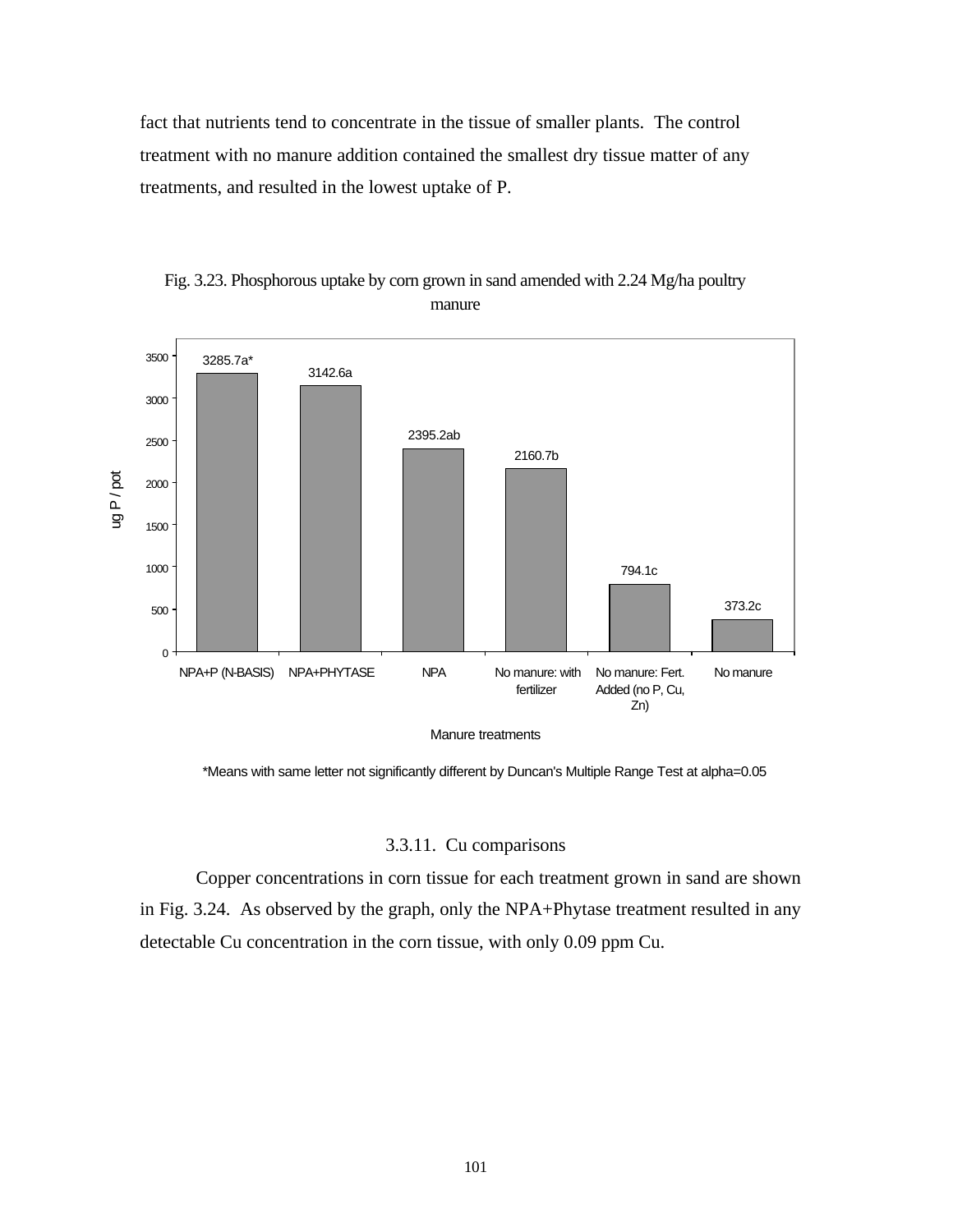fact that nutrients tend to concentrate in the tissue of smaller plants. The control treatment with no manure addition contained the smallest dry tissue matter of any treatments, and resulted in the lowest uptake of P.

Fig. 3.23. Phosphorous uptake by corn grown in sand amended with 2.24 Mg/ha poultry manure

| Manure treatments | ug P / pot |
|---|---|
| NPA+P (N-BASIS) | 3285.7a* |
| NPA+PHYTASE | 3142.6a |
| NPA | 2395.2ab |
| No manure: with fertilizer | 2160.7b |
| No manure: Fert. Added (no P, Cu, Zn) | 794.1c |
| No manure | 373.2c |

*Means with same letter not significantly different by Duncan's Multiple Range Test at alpha=0.05

### 3.3.11. Cu comparisons

Copper concentrations in corn tissue for each treatment grown in sand are shown in Fig. 3.24. As observed by the graph, only the NPA+Phytase treatment resulted in any detectable Cu concentration in the corn tissue, with only 0.09 ppm Cu.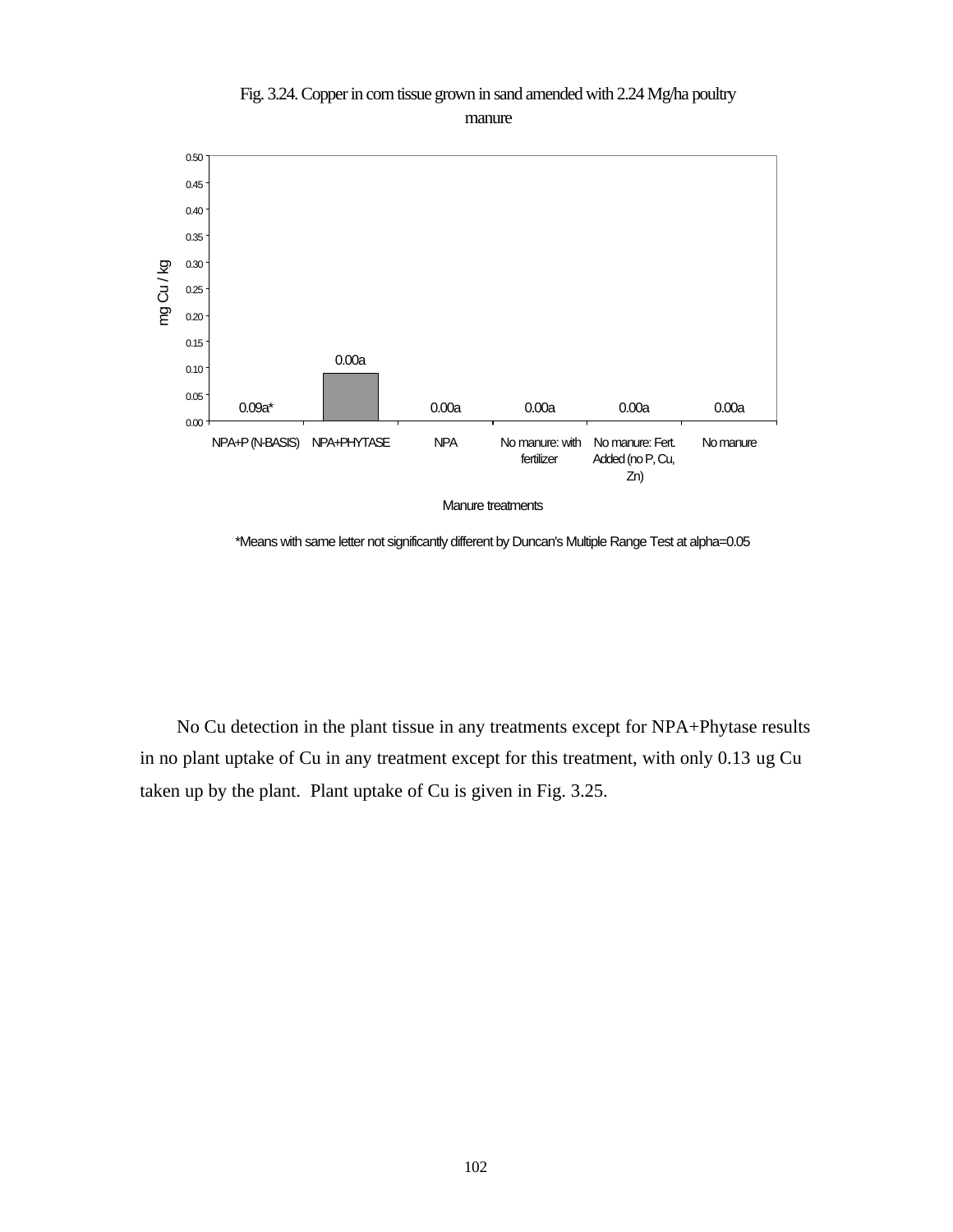Fig. 3.24. Copper in corn tissue grown in sand amended with 2.24 Mg/ha poultry manure

| Manure treatments | mg Cu / kg |
| --- | --- |
| NPA+P (N-BASIS) | 0.09a* |
| NPA+PHYTASE | 0.00a |
| NPA | 0.00a |
| No manure: with fertilizer | 0.00a |
| No manure: Fert. Added (no P, Cu, Zn) | 0.00a |
| No manure | 0.00a |

*Means with same letter not significantly different by Duncan's Multiple Range Test at alpha=0.05

No Cu detection in the plant tissue in any treatments except for NPA+Phytase results in no plant uptake of Cu in any treatment except for this treatment, with only 0.13 ug Cu taken up by the plant. Plant uptake of Cu is given in Fig. 3.25.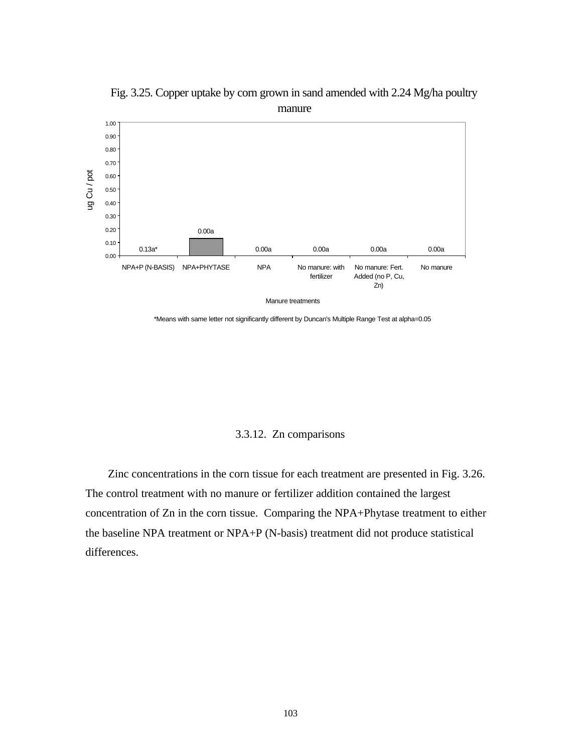Fig. 3.25. Copper uptake by corn grown in sand amended with 2.24 Mg/ha poultry manure

| Manure treatments | ug Cu / pot |
|---|---|
| NPA+P (N-BASIS) | 0.13a* |
| NPA+PHYTASE | 0.00a |
| NPA | 0.00a |
| No manure: with fertilizer | 0.00a |
| No manure: Fert. Added (no P, Cu, Zn) | 0.00a |
| No manure | 0.00a |

*Means with same letter not significantly different by Duncan's Multiple Range Test at alpha=0.05

### 3.3.12. Zn comparisons

Zinc concentrations in the corn tissue for each treatment are presented in Fig. 3.26. The control treatment with no manure or fertilizer addition contained the largest concentration of Zn in the corn tissue. Comparing the NPA+Phytase treatment to either the baseline NPA treatment or NPA+P (N-basis) treatment did not produce statistical differences.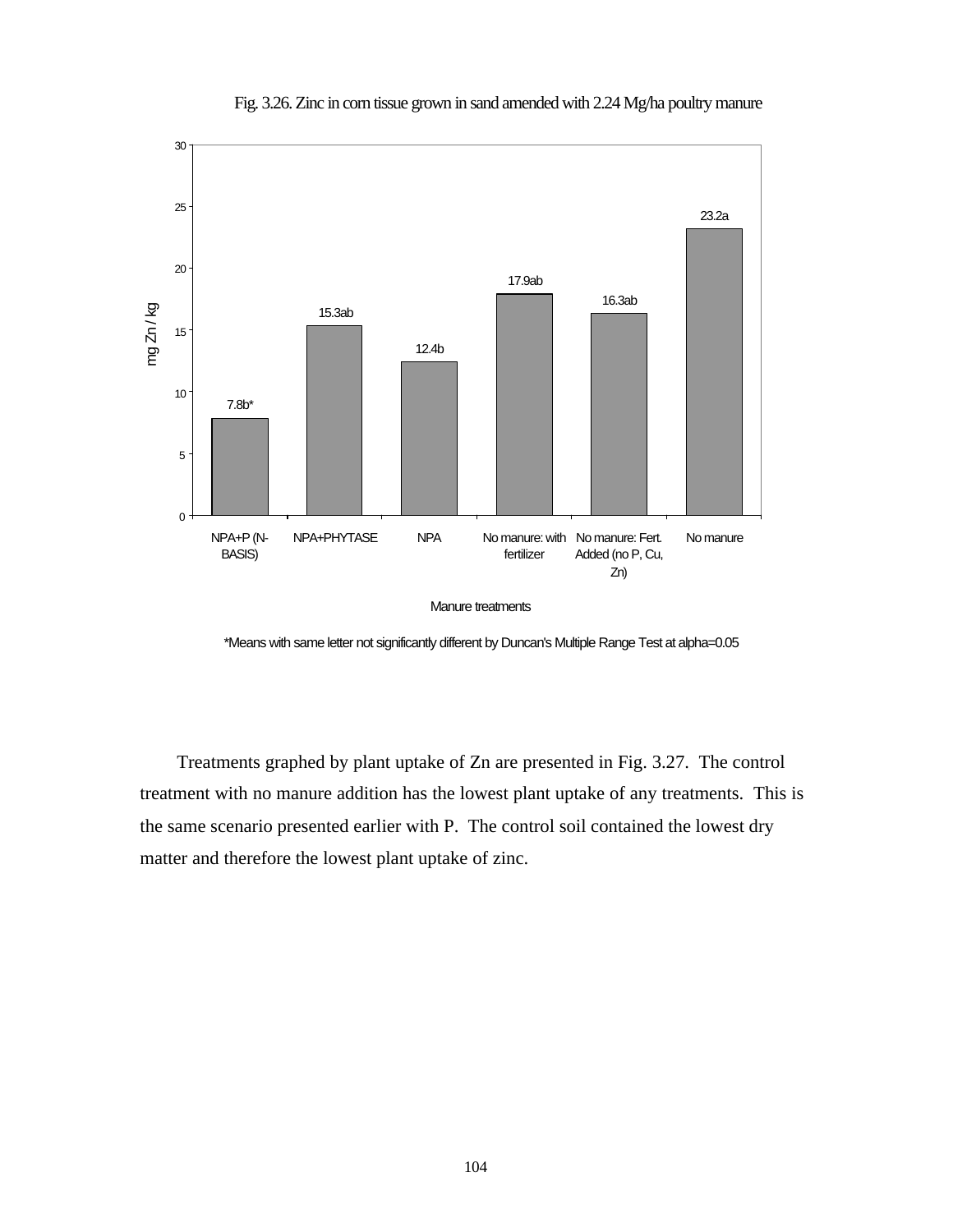Fig. 3.26. Zinc in corn tissue grown in sand amended with 2.24 Mg/ha poultry manure

| Manure treatments | mg Zn / kg |
|---|---|
| NPA+P (N-BASIS) | 7.8b* |
| NPA+PHYTASE | 15.3ab |
| NPA | 12.4b |
| No manure: with fertilizer | 17.9ab |
| No manure: Fert. Added (no P, Cu, Zn) | 16.3ab |
| No manure | 23.2a |

*Means with same letter not significantly different by Duncan's Multiple Range Test at alpha=0.05

Treatments graphed by plant uptake of Zn are presented in Fig. 3.27. The control treatment with no manure addition has the lowest plant uptake of any treatments. This is the same scenario presented earlier with P. The control soil contained the lowest dry matter and therefore the lowest plant uptake of zinc.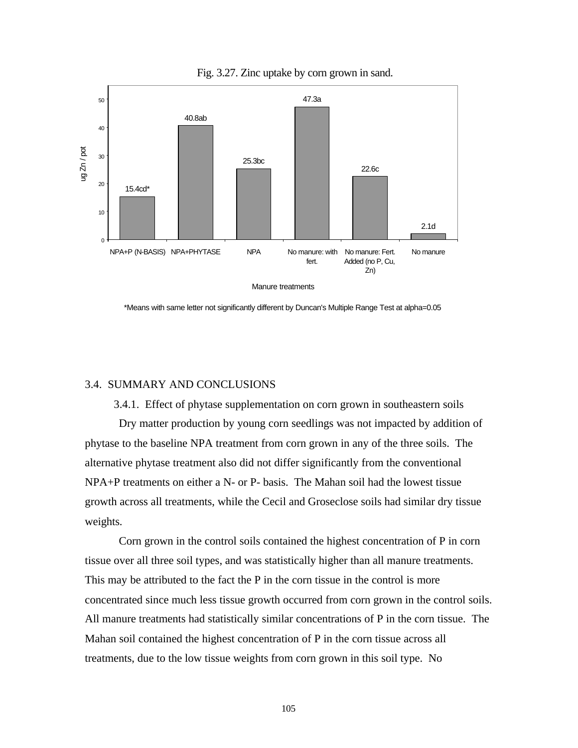Fig. 3.27. Zinc uptake by corn grown in sand.

| Manure treatments | ug Zn / pot |
|---|---|
| NPA+P (N-BASIS) | 15.4cd* |
| NPA+PHYTASE | 40.8ab |
| NPA | 25.3bc |
| No manure: with fert. | 47.3a |
| No manure: Fert. Added (no P, Cu, Zn) | 22.6c |
| No manure | 2.1d |

*Means with same letter not significantly different by Duncan's Multiple Range Test at alpha=0.05

## 3.4. SUMMARY AND CONCLUSIONS

### 3.4.1. Effect of phytase supplementation on corn grown in southeastern soils

Dry matter production by young corn seedlings was not impacted by addition of phytase to the baseline NPA treatment from corn grown in any of the three soils. The alternative phytase treatment also did not differ significantly from the conventional NPA+P treatments on either a N- or P- basis. The Mahan soil had the lowest tissue growth across all treatments, while the Cecil and Groseclose soils had similar dry tissue weights.

Corn grown in the control soils contained the highest concentration of P in corn tissue over all three soil types, and was statistically higher than all manure treatments. This may be attributed to the fact the P in the corn tissue in the control is more concentrated since much less tissue growth occurred from corn grown in the control soils. All manure treatments had statistically similar concentrations of P in the corn tissue. The Mahan soil contained the highest concentration of P in the corn tissue across all treatments, due to the low tissue weights from corn grown in this soil type. No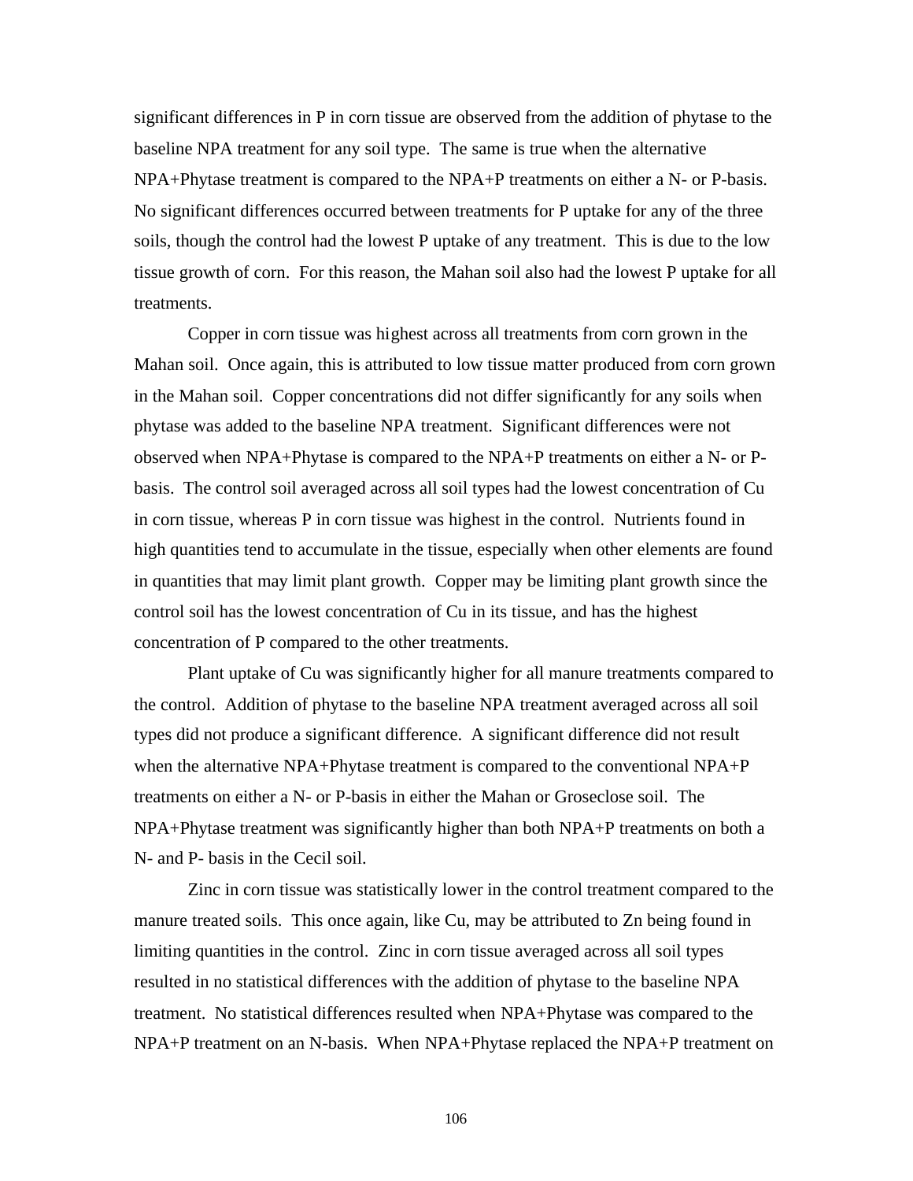significant differences in P in corn tissue are observed from the addition of phytase to the baseline NPA treatment for any soil type. The same is true when the alternative NPA+Phytase treatment is compared to the NPA+P treatments on either a N- or P-basis. No significant differences occurred between treatments for P uptake for any of the three soils, though the control had the lowest P uptake of any treatment. This is due to the low tissue growth of corn. For this reason, the Mahan soil also had the lowest P uptake for all treatments.

Copper in corn tissue was highest across all treatments from corn grown in the Mahan soil. Once again, this is attributed to low tissue matter produced from corn grown in the Mahan soil. Copper concentrations did not differ significantly for any soils when phytase was added to the baseline NPA treatment. Significant differences were not observed when NPA+Phytase is compared to the NPA+P treatments on either a N- or P-basis. The control soil averaged across all soil types had the lowest concentration of Cu in corn tissue, whereas P in corn tissue was highest in the control. Nutrients found in high quantities tend to accumulate in the tissue, especially when other elements are found in quantities that may limit plant growth. Copper may be limiting plant growth since the control soil has the lowest concentration of Cu in its tissue, and has the highest concentration of P compared to the other treatments.

Plant uptake of Cu was significantly higher for all manure treatments compared to the control. Addition of phytase to the baseline NPA treatment averaged across all soil types did not produce a significant difference. A significant difference did not result when the alternative NPA+Phytase treatment is compared to the conventional NPA+P treatments on either a N- or P-basis in either the Mahan or Groseclose soil. The NPA+Phytase treatment was significantly higher than both NPA+P treatments on both a N- and P- basis in the Cecil soil.

Zinc in corn tissue was statistically lower in the control treatment compared to the manure treated soils. This once again, like Cu, may be attributed to Zn being found in limiting quantities in the control. Zinc in corn tissue averaged across all soil types resulted in no statistical differences with the addition of phytase to the baseline NPA treatment. No statistical differences resulted when NPA+Phytase was compared to the NPA+P treatment on an N-basis. When NPA+Phytase replaced the NPA+P treatment on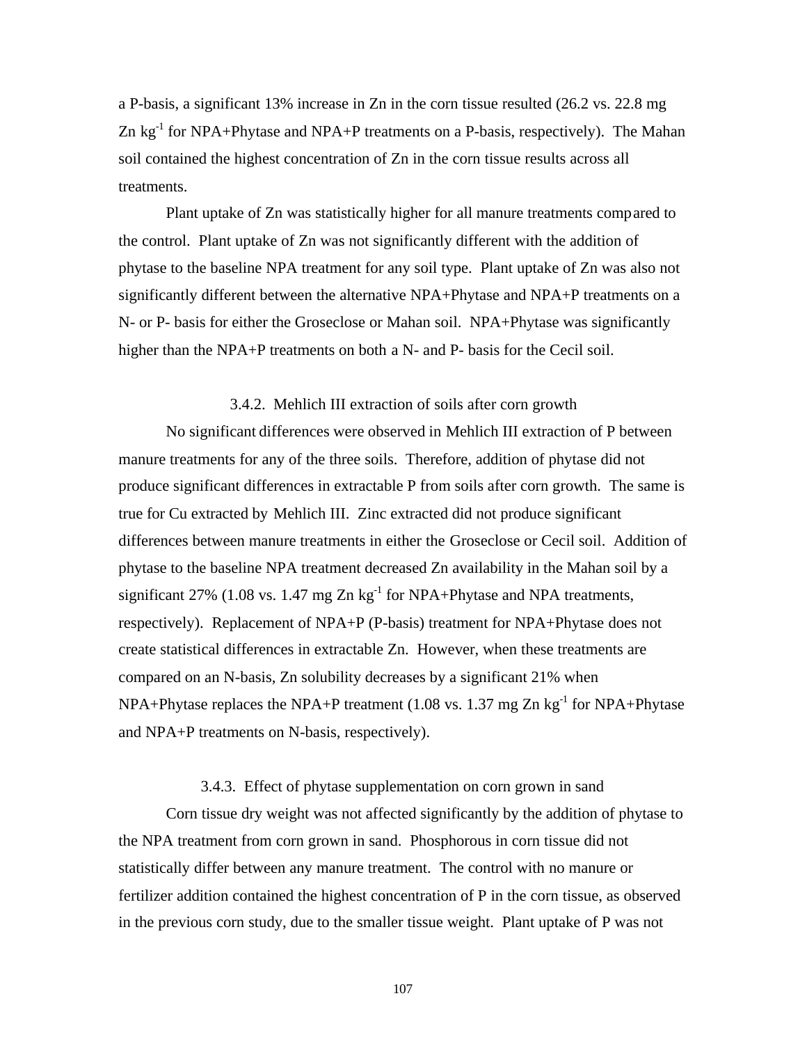a P-basis, a significant 13% increase in Zn in the corn tissue resulted (26.2 vs. 22.8 mg Zn $kg^{-1}$ for NPA+Phytase and NPA+P treatments on a P-basis, respectively). The Mahan soil contained the highest concentration of Zn in the corn tissue results across all treatments.

Plant uptake of Zn was statistically higher for all manure treatments compared to the control. Plant uptake of Zn was not significantly different with the addition of phytase to the baseline NPA treatment for any soil type. Plant uptake of Zn was also not significantly different between the alternative NPA+Phytase and NPA+P treatments on a N- or P- basis for either the Groseclose or Mahan soil. NPA+Phytase was significantly higher than the NPA+P treatments on both a N- and P- basis for the Cecil soil.

### 3.4.2. Mehlich III extraction of soils after corn growth

No significant differences were observed in Mehlich III extraction of P between manure treatments for any of the three soils. Therefore, addition of phytase did not produce significant differences in extractable P from soils after corn growth. The same is true for Cu extracted by Mehlich III. Zinc extracted did not produce significant differences between manure treatments in either the Groseclose or Cecil soil. Addition of phytase to the baseline NPA treatment decreased Zn availability in the Mahan soil by a significant 27% (1.08 vs. 1.47 mg Zn $kg^{-1}$ for NPA+Phytase and NPA treatments, respectively). Replacement of NPA+P (P-basis) treatment for NPA+Phytase does not create statistical differences in extractable Zn. However, when these treatments are compared on an N-basis, Zn solubility decreases by a significant 21% when NPA+Phytase replaces the NPA+P treatment (1.08 vs. 1.37 mg Zn $kg^{-1}$ for NPA+Phytase and NPA+P treatments on N-basis, respectively).

### 3.4.3. Effect of phytase supplementation on corn grown in sand

Corn tissue dry weight was not affected significantly by the addition of phytase to the NPA treatment from corn grown in sand. Phosphorous in corn tissue did not statistically differ between any manure treatment. The control with no manure or fertilizer addition contained the highest concentration of P in the corn tissue, as observed in the previous corn study, due to the smaller tissue weight. Plant uptake of P was not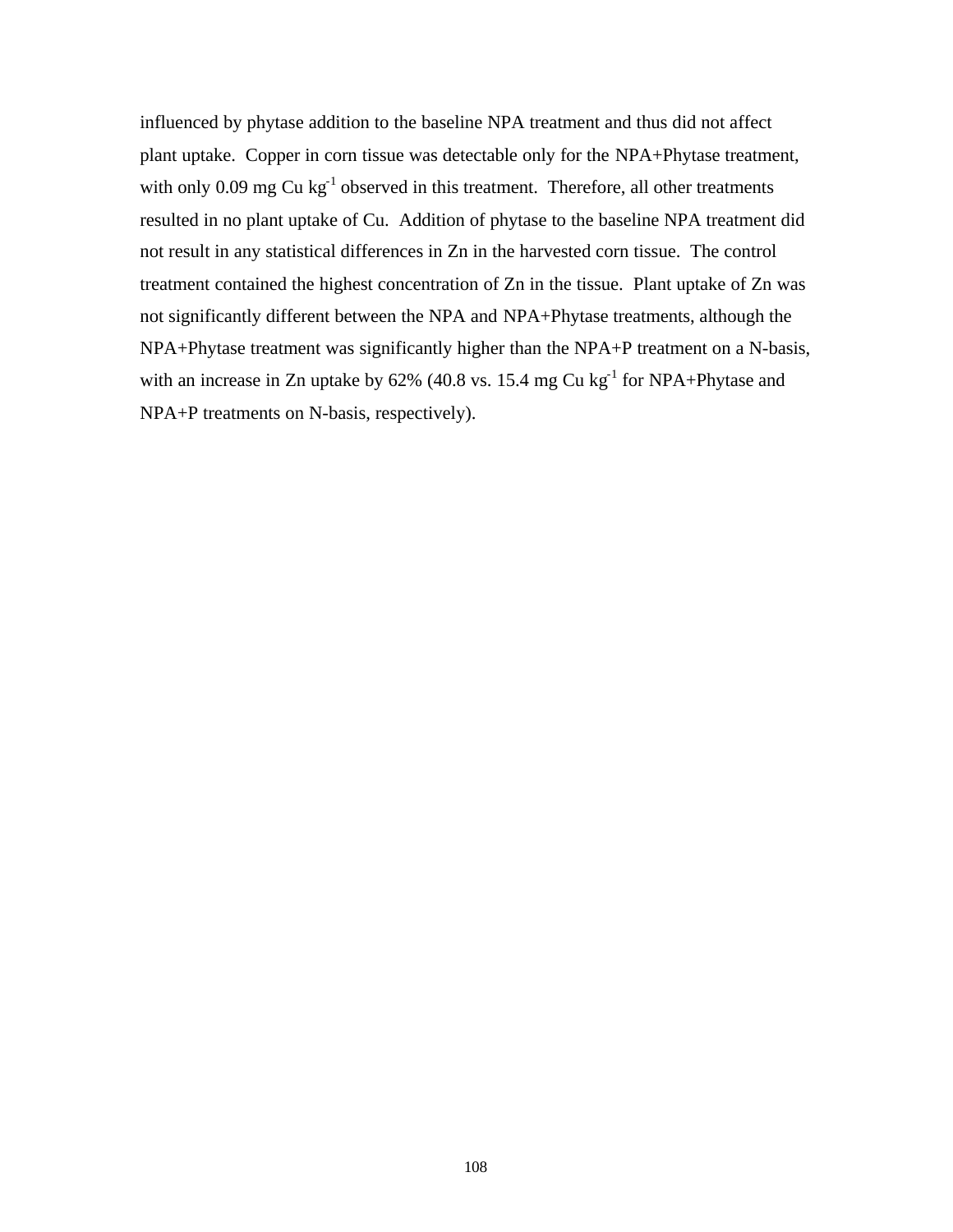influenced by phytase addition to the baseline NPA treatment and thus did not affect plant uptake. Copper in corn tissue was detectable only for the NPA+Phytase treatment, with only 0.09 mg Cu $kg^{-1}$ observed in this treatment. Therefore, all other treatments resulted in no plant uptake of Cu. Addition of phytase to the baseline NPA treatment did not result in any statistical differences in Zn in the harvested corn tissue. The control treatment contained the highest concentration of Zn in the tissue. Plant uptake of Zn was not significantly different between the NPA and NPA+Phytase treatments, although the NPA+Phytase treatment was significantly higher than the NPA+P treatment on a N-basis, with an increase in Zn uptake by 62% (40.8 vs. 15.4 mg Cu $kg^{-1}$ for NPA+Phytase and NPA+P treatments on N-basis, respectively).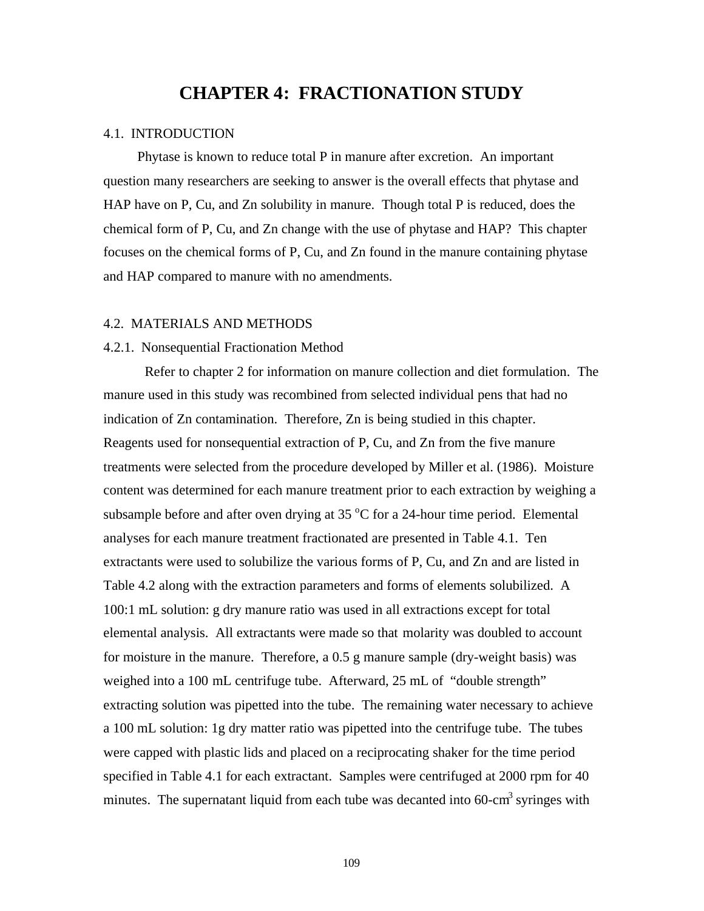# CHAPTER 4: FRACTIONATION STUDY

## 4.1. INTRODUCTION

Phytase is known to reduce total P in manure after excretion. An important question many researchers are seeking to answer is the overall effects that phytase and HAP have on P, Cu, and Zn solubility in manure. Though total P is reduced, does the chemical form of P, Cu, and Zn change with the use of phytase and HAP? This chapter focuses on the chemical forms of P, Cu, and Zn found in the manure containing phytase and HAP compared to manure with no amendments.

## 4.2. MATERIALS AND METHODS

### 4.2.1. Nonsequential Fractionation Method

Refer to chapter 2 for information on manure collection and diet formulation. The manure used in this study was recombined from selected individual pens that had no indication of Zn contamination. Therefore, Zn is being studied in this chapter. Reagents used for nonsequential extraction of P, Cu, and Zn from the five manure treatments were selected from the procedure developed by Miller et al. (1986). Moisture content was determined for each manure treatment prior to each extraction by weighing a subsample before and after oven drying at 35 $^{o}C$ for a 24-hour time period. Elemental analyses for each manure treatment fractionated are presented in Table 4.1. Ten extractants were used to solubilize the various forms of P, Cu, and Zn and are listed in Table 4.2 along with the extraction parameters and forms of elements solubilized. A 100:1 mL solution: g dry manure ratio was used in all extractions except for total elemental analysis. All extractants were made so that molarity was doubled to account for moisture in the manure. Therefore, a 0.5 g manure sample (dry-weight basis) was weighed into a 100 mL centrifuge tube. Afterward, 25 mL of "double strength" extracting solution was pipetted into the tube. The remaining water necessary to achieve a 100 mL solution: 1g dry matter ratio was pipetted into the centrifuge tube. The tubes were capped with plastic lids and placed on a reciprocating shaker for the time period specified in Table 4.1 for each extractant. Samples were centrifuged at 2000 rpm for 40 minutes. The supernatant liquid from each tube was decanted into 60-$cm^3$ syringes with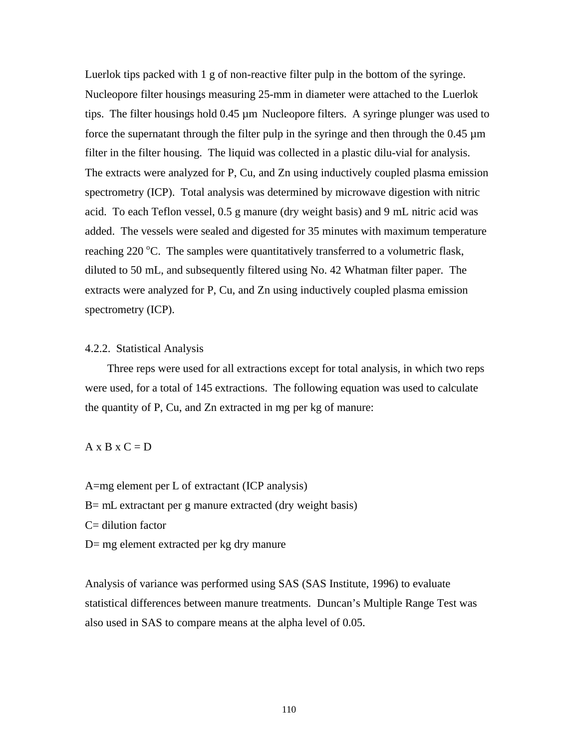Luerlok tips packed with 1 g of non-reactive filter pulp in the bottom of the syringe. Nucleopore filter housings measuring 25-mm in diameter were attached to the Luerlok tips. The filter housings hold 0.45 µm Nucleopore filters. A syringe plunger was used to force the supernatant through the filter pulp in the syringe and then through the 0.45 µm filter in the filter housing. The liquid was collected in a plastic dilu-vial for analysis. The extracts were analyzed for P, Cu, and Zn using inductively coupled plasma emission spectrometry (ICP). Total analysis was determined by microwave digestion with nitric acid. To each Teflon vessel, 0.5 g manure (dry weight basis) and 9 mL nitric acid was added. The vessels were sealed and digested for 35 minutes with maximum temperature reaching 220 $^oC$. The samples were quantitatively transferred to a volumetric flask, diluted to 50 mL, and subsequently filtered using No. 42 Whatman filter paper. The extracts were analyzed for P, Cu, and Zn using inductively coupled plasma emission spectrometry (ICP).

### 4.2.2. Statistical Analysis

Three reps were used for all extractions except for total analysis, in which two reps were used, for a total of 145 extractions. The following equation was used to calculate the quantity of P, Cu, and Zn extracted in mg per kg of manure:

$$A \times B \times C = D$$

A=mg element per L of extractant (ICP analysis)
B= mL extractant per g manure extracted (dry weight basis)
C= dilution factor
D= mg element extracted per kg dry manure

Analysis of variance was performed using SAS (SAS Institute, 1996) to evaluate statistical differences between manure treatments. Duncan's Multiple Range Test was also used in SAS to compare means at the alpha level of 0.05.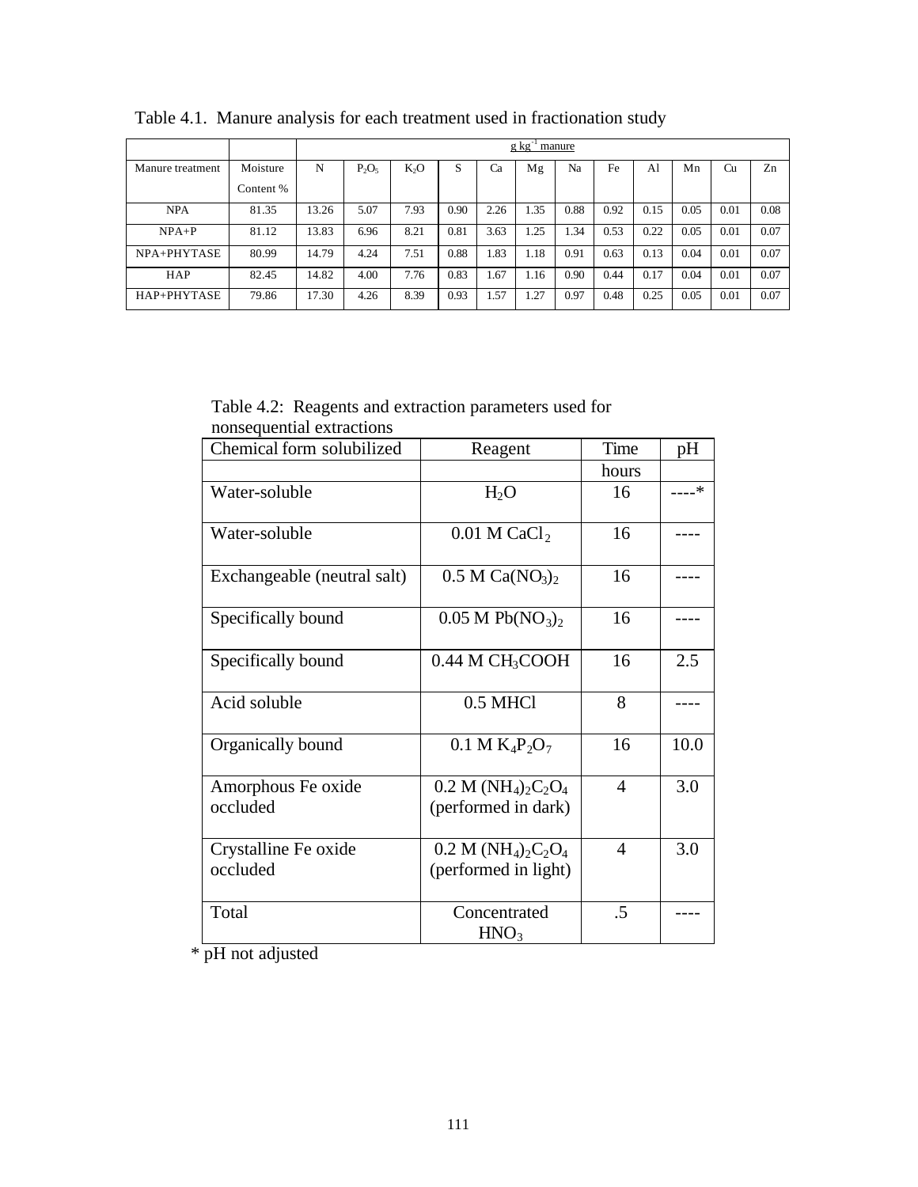Table 4.1. Manure analysis for each treatment used in fractionation study

| | | g $kg^{-1}$ manure | | | | | | | | | | | |
|---|---|---|---|---|---|---|---|---|---|---|---|---|---|
| Manure treatment | Moisture Content % | N | $P_2O_5$ | $K_2O$ | S | Ca | Mg | Na | Fe | Al | Mn | Cu | Zn |
| NPA | 81.35 | 13.26 | 5.07 | 7.93 | 0.90 | 2.26 | 1.35 | 0.88 | 0.92 | 0.15 | 0.05 | 0.01 | 0.08 |
| NPA+P | 81.12 | 13.83 | 6.96 | 8.21 | 0.81 | 3.63 | 1.25 | 1.34 | 0.53 | 0.22 | 0.05 | 0.01 | 0.07 |
| NPA+PHYTASE | 80.99 | 14.79 | 4.24 | 7.51 | 0.88 | 1.83 | 1.18 | 0.91 | 0.63 | 0.13 | 0.04 | 0.01 | 0.07 |
| HAP | 82.45 | 14.82 | 4.00 | 7.76 | 0.83 | 1.67 | 1.16 | 0.90 | 0.44 | 0.17 | 0.04 | 0.01 | 0.07 |
| HAP+PHYTASE | 79.86 | 17.30 | 4.26 | 8.39 | 0.93 | 1.57 | 1.27 | 0.97 | 0.48 | 0.25 | 0.05 | 0.01 | 0.07 |

Table 4.2: Reagents and extraction parameters used for nonsequential extractions

| Chemical form solubilized | Reagent | Time | pH |
|---|---|---|---|
| | | hours | |
| Water-soluble | $H_2O$ | 16 | ----* |
| Water-soluble | 0.01 M $CaCl_2$ | 16 | ---- |
| Exchangeable (neutral salt) | 0.5 M $Ca(NO_3)_2$ | 16 | ---- |
| Specifically bound | 0.05 M $Pb(NO_3)_2$ | 16 | ---- |
| Specifically bound | 0.44 M $CH_3COOH$ | 16 | 2.5 |
| Acid soluble | 0.5 MHCl | 8 | ---- |
| Organically bound | 0.1 M $K_4P_2O_7$ | 16 | 10.0 |
| Amorphous Fe oxide occluded | 0.2 M $(NH_4)_2C_2O_4$ (performed in dark) | 4 | 3.0 |
| Crystalline Fe oxide occluded | 0.2 M $(NH_4)_2C_2O_4$ (performed in light) | 4 | 3.0 |
| Total | Concentrated $HNO_3$ | .5 | ---- |

* pH not adjusted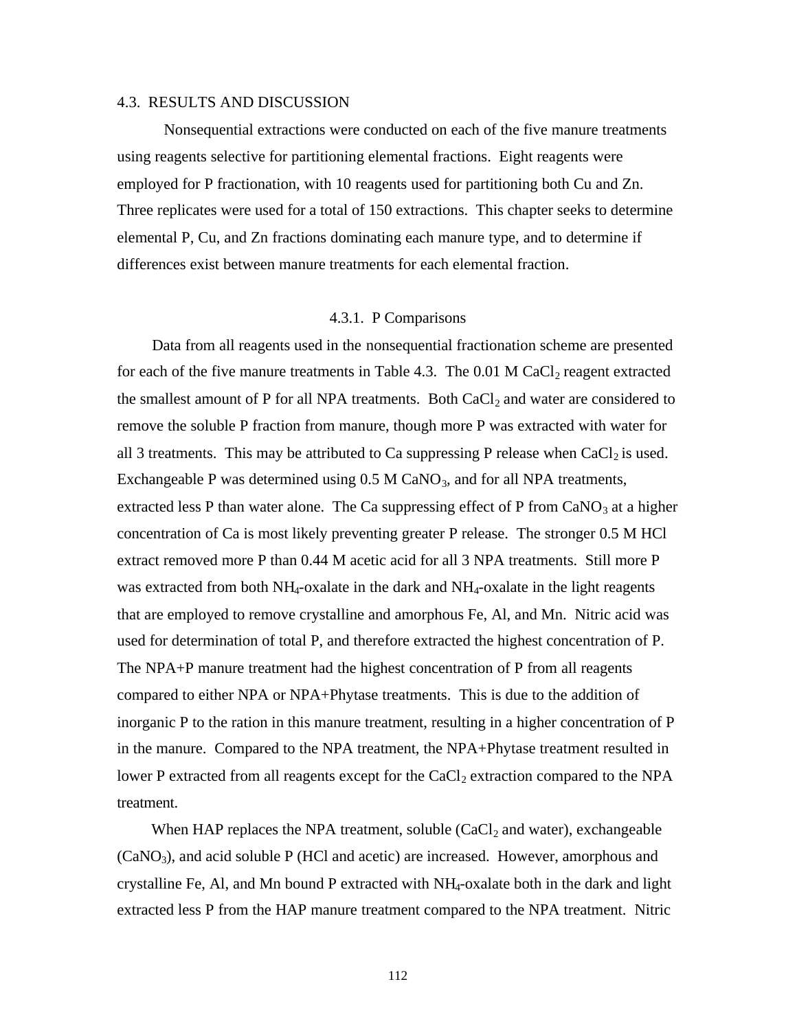## 4.3. RESULTS AND DISCUSSION

Nonsequential extractions were conducted on each of the five manure treatments using reagents selective for partitioning elemental fractions. Eight reagents were employed for P fractionation, with 10 reagents used for partitioning both Cu and Zn. Three replicates were used for a total of 150 extractions. This chapter seeks to determine elemental P, Cu, and Zn fractions dominating each manure type, and to determine if differences exist between manure treatments for each elemental fraction.

### 4.3.1. P Comparisons

Data from all reagents used in the nonsequential fractionation scheme are presented for each of the five manure treatments in Table 4.3. The 0.01 M $CaCl_2$ reagent extracted the smallest amount of P for all NPA treatments. Both $CaCl_2$ and water are considered to remove the soluble P fraction from manure, though more P was extracted with water for all 3 treatments. This may be attributed to Ca suppressing P release when $CaCl_2$ is used. Exchangeable P was determined using 0.5 M $CaNO_3$, and for all NPA treatments, extracted less P than water alone. The Ca suppressing effect of P from $CaNO_3$ at a higher concentration of Ca is most likely preventing greater P release. The stronger 0.5 M HCl extract removed more P than 0.44 M acetic acid for all 3 NPA treatments. Still more P was extracted from both $NH_4$-oxalate in the dark and $NH_4$-oxalate in the light reagents that are employed to remove crystalline and amorphous Fe, Al, and Mn. Nitric acid was used for determination of total P, and therefore extracted the highest concentration of P. The NPA+P manure treatment had the highest concentration of P from all reagents compared to either NPA or NPA+Phytase treatments. This is due to the addition of inorganic P to the ration in this manure treatment, resulting in a higher concentration of P in the manure. Compared to the NPA treatment, the NPA+Phytase treatment resulted in lower P extracted from all reagents except for the $CaCl_2$ extraction compared to the NPA treatment.

When HAP replaces the NPA treatment, soluble ($CaCl_2$ and water), exchangeable ($CaNO_3$), and acid soluble P (HCl and acetic) are increased. However, amorphous and crystalline Fe, Al, and Mn bound P extracted with $NH_4$-oxalate both in the dark and light extracted less P from the HAP manure treatment compared to the NPA treatment. Nitric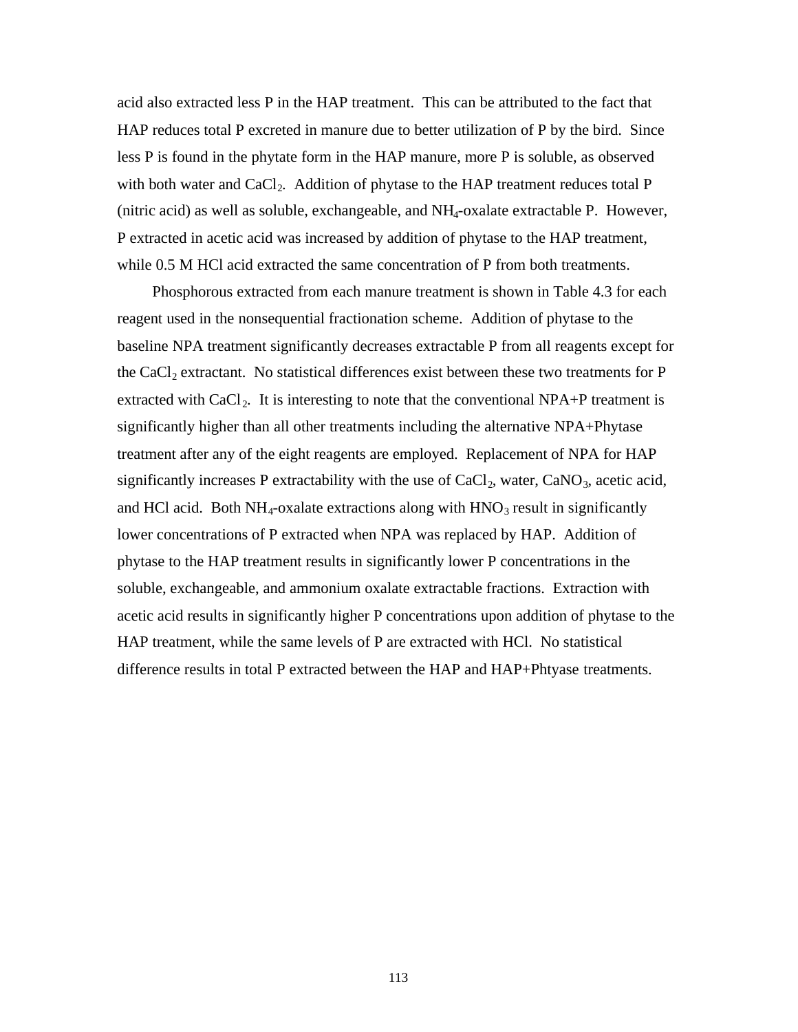acid also extracted less P in the HAP treatment. This can be attributed to the fact that HAP reduces total P excreted in manure due to better utilization of P by the bird. Since less P is found in the phytate form in the HAP manure, more P is soluble, as observed with both water and $CaCl_2$. Addition of phytase to the HAP treatment reduces total P (nitric acid) as well as soluble, exchangeable, and $NH_4$-oxalate extractable P. However, P extracted in acetic acid was increased by addition of phytase to the HAP treatment, while 0.5 M HCl acid extracted the same concentration of P from both treatments.

Phosphorous extracted from each manure treatment is shown in Table 4.3 for each reagent used in the nonsequential fractionation scheme. Addition of phytase to the baseline NPA treatment significantly decreases extractable P from all reagents except for the $CaCl_2$ extractant. No statistical differences exist between these two treatments for P extracted with $CaCl_2$. It is interesting to note that the conventional NPA+P treatment is significantly higher than all other treatments including the alternative NPA+Phytase treatment after any of the eight reagents are employed. Replacement of NPA for HAP significantly increases P extractability with the use of $CaCl_2$, water, $CaNO_3$, acetic acid, and HCl acid. Both $NH_4$-oxalate extractions along with $HNO_3$ result in significantly lower concentrations of P extracted when NPA was replaced by HAP. Addition of phytase to the HAP treatment results in significantly lower P concentrations in the soluble, exchangeable, and ammonium oxalate extractable fractions. Extraction with acetic acid results in significantly higher P concentrations upon addition of phytase to the HAP treatment, while the same levels of P are extracted with HCl. No statistical difference results in total P extracted between the HAP and HAP+Phtyase treatments.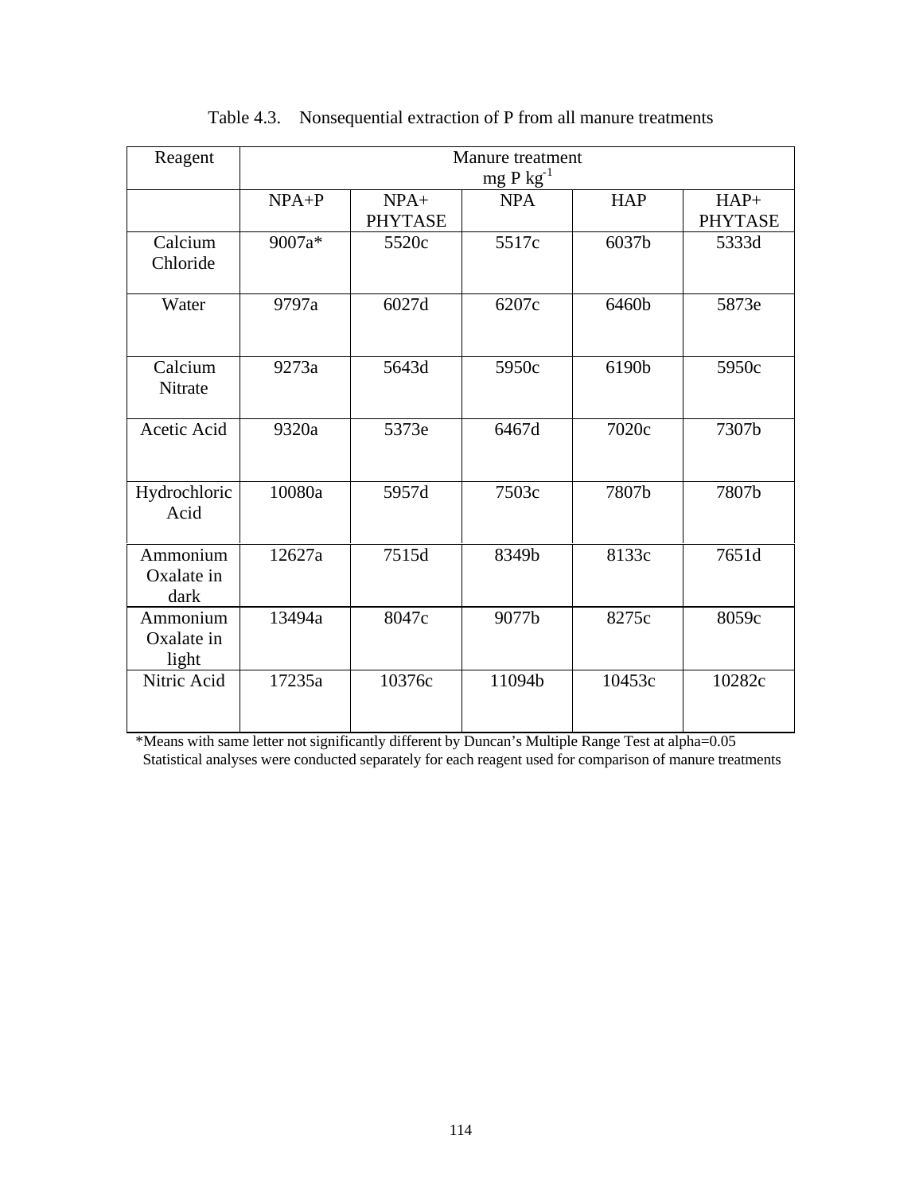Table 4.3. Nonsequential extraction of P from all manure treatments

| Reagent | Manure treatment mg P $kg^{-1}$ | | | | |
|---|---|---|---|---|---|
| | NPA+P | NPA+ PHYTASE | NPA | HAP | HAP+ PHYTASE |
| Calcium Chloride | 9007a* | 5520c | 5517c | 6037b | 5333d |
| Water | 9797a | 6027d | 6207c | 6460b | 5873e |
| Calcium Nitrate | 9273a | 5643d | 5950c | 6190b | 5950c |
| Acetic Acid | 9320a | 5373e | 6467d | 7020c | 7307b |
| Hydrochloric Acid | 10080a | 5957d | 7503c | 7807b | 7807b |
| Ammonium Oxalate in dark | 12627a | 7515d | 8349b | 8133c | 7651d |
| Ammonium Oxalate in light | 13494a | 8047c | 9077b | 8275c | 8059c |
| Nitric Acid | 17235a | 10376c | 11094b | 10453c | 10282c |

*Means with same letter not significantly different by Duncan's Multiple Range Test at alpha=0.05
Statistical analyses were conducted separately for each reagent used for comparison of manure treatments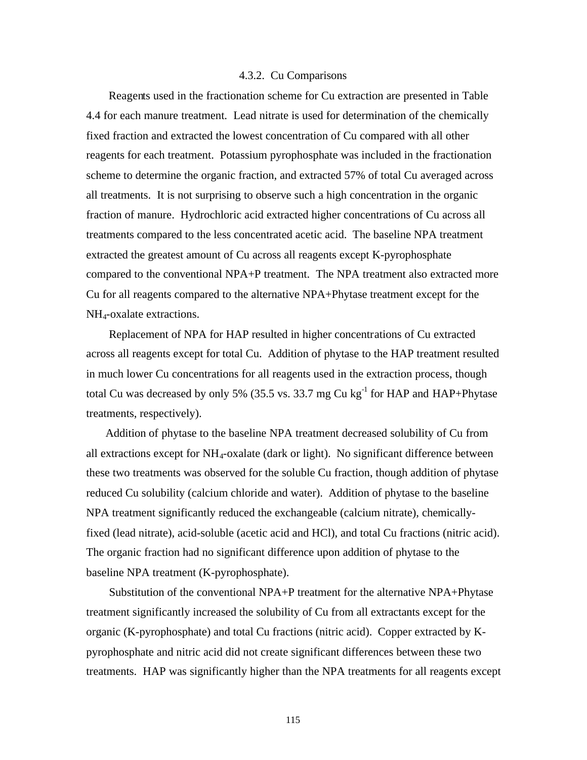### 4.3.2. Cu Comparisons

Reagents used in the fractionation scheme for Cu extraction are presented in Table 4.4 for each manure treatment. Lead nitrate is used for determination of the chemically fixed fraction and extracted the lowest concentration of Cu compared with all other reagents for each treatment. Potassium pyrophosphate was included in the fractionation scheme to determine the organic fraction, and extracted 57% of total Cu averaged across all treatments. It is not surprising to observe such a high concentration in the organic fraction of manure. Hydrochloric acid extracted higher concentrations of Cu across all treatments compared to the less concentrated acetic acid. The baseline NPA treatment extracted the greatest amount of Cu across all reagents except K-pyrophosphate compared to the conventional NPA+P treatment. The NPA treatment also extracted more Cu for all reagents compared to the alternative NPA+Phytase treatment except for the $NH_4$-oxalate extractions.

Replacement of NPA for HAP resulted in higher concentrations of Cu extracted across all reagents except for total Cu. Addition of phytase to the HAP treatment resulted in much lower Cu concentrations for all reagents used in the extraction process, though total Cu was decreased by only 5% (35.5 vs. 33.7 mg Cu $kg^{-1}$ for HAP and HAP+Phytase treatments, respectively).

Addition of phytase to the baseline NPA treatment decreased solubility of Cu from all extractions except for $NH_4$-oxalate (dark or light). No significant difference between these two treatments was observed for the soluble Cu fraction, though addition of phytase reduced Cu solubility (calcium chloride and water). Addition of phytase to the baseline NPA treatment significantly reduced the exchangeable (calcium nitrate), chemically-fixed (lead nitrate), acid-soluble (acetic acid and HCl), and total Cu fractions (nitric acid). The organic fraction had no significant difference upon addition of phytase to the baseline NPA treatment (K-pyrophosphate).

Substitution of the conventional NPA+P treatment for the alternative NPA+Phytase treatment significantly increased the solubility of Cu from all extractants except for the organic (K-pyrophosphate) and total Cu fractions (nitric acid). Copper extracted by K-pyrophosphate and nitric acid did not create significant differences between these two treatments. HAP was significantly higher than the NPA treatments for all reagents except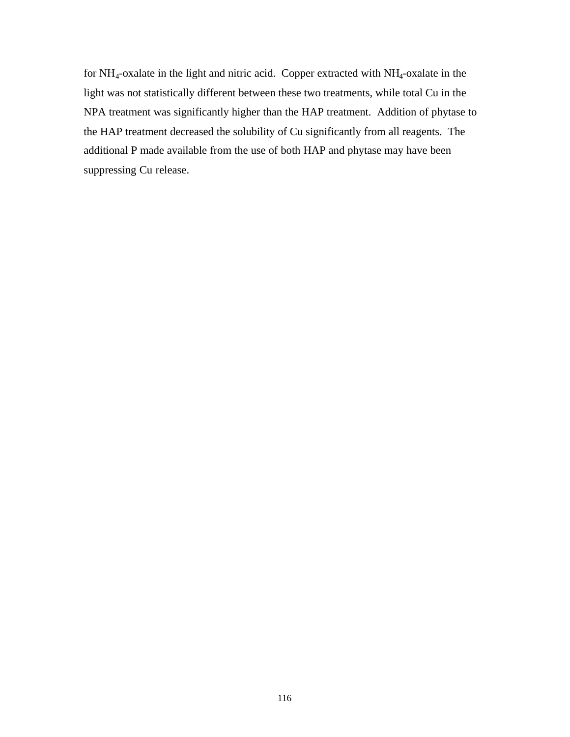for $NH_4$-oxalate in the light and nitric acid. Copper extracted with $NH_4$-oxalate in the light was not statistically different between these two treatments, while total Cu in the NPA treatment was significantly higher than the HAP treatment. Addition of phytase to the HAP treatment decreased the solubility of Cu significantly from all reagents. The additional P made available from the use of both HAP and phytase may have been suppressing Cu release.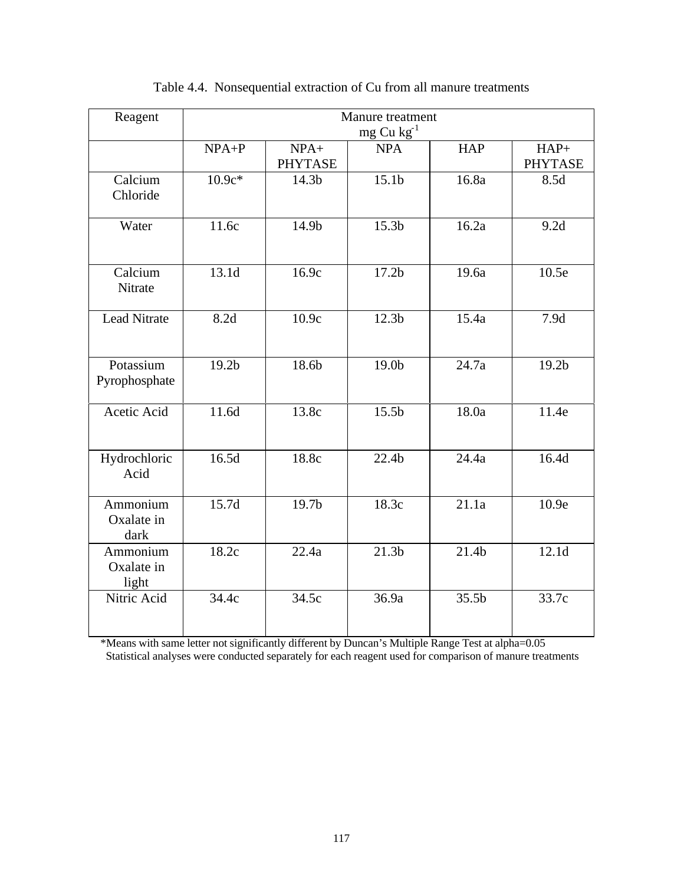Table 4.4. Nonsequential extraction of Cu from all manure treatments

| Reagent | Manure treatment mg Cu $kg^{-1}$ | | | | |
|---|---|---|---|---|---|
| | NPA+P | NPA+ PHYTASE | NPA | HAP | HAP+ PHYTASE |
| Calcium Chloride | 10.9c* | 14.3b | 15.1b | 16.8a | 8.5d |
| Water | 11.6c | 14.9b | 15.3b | 16.2a | 9.2d |
| Calcium Nitrate | 13.1d | 16.9c | 17.2b | 19.6a | 10.5e |
| Lead Nitrate | 8.2d | 10.9c | 12.3b | 15.4a | 7.9d |
| Potassium Pyrophosphate | 19.2b | 18.6b | 19.0b | 24.7a | 19.2b |
| Acetic Acid | 11.6d | 13.8c | 15.5b | 18.0a | 11.4e |
| Hydrochloric Acid | 16.5d | 18.8c | 22.4b | 24.4a | 16.4d |
| Ammonium Oxalate in dark | 15.7d | 19.7b | 18.3c | 21.1a | 10.9e |
| Ammonium Oxalate in light | 18.2c | 22.4a | 21.3b | 21.4b | 12.1d |
| Nitric Acid | 34.4c | 34.5c | 36.9a | 35.5b | 33.7c |

*Means with same letter not significantly different by Duncan's Multiple Range Test at alpha=0.05
Statistical analyses were conducted separately for each reagent used for comparison of manure treatments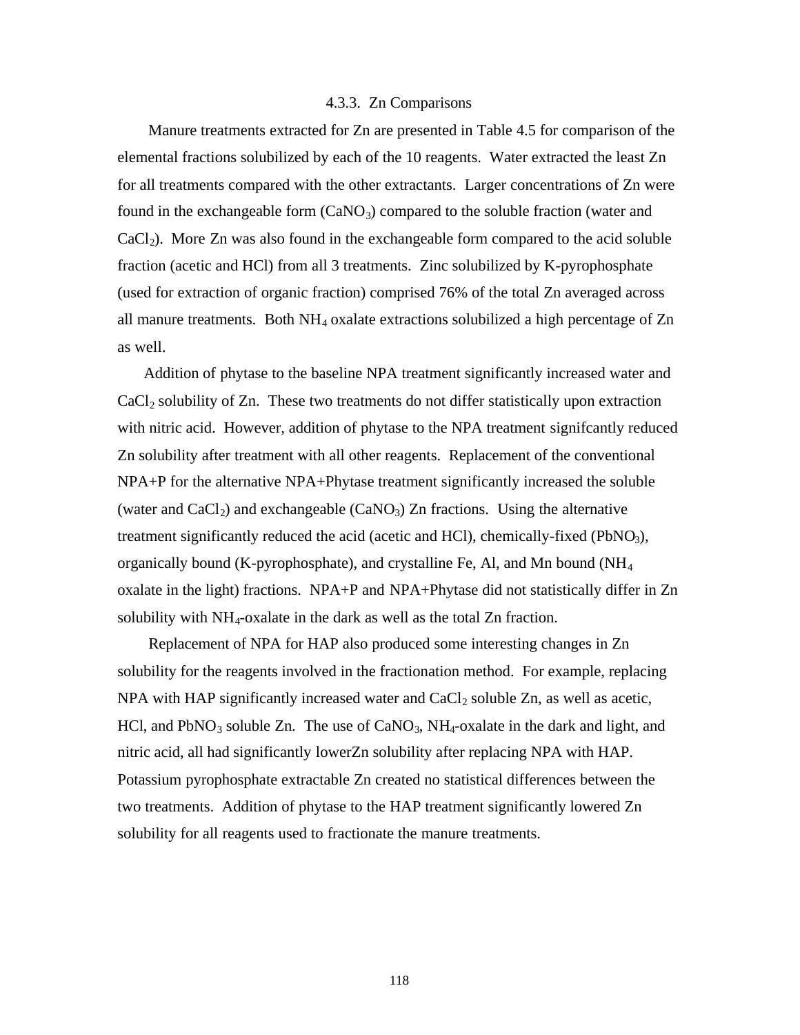### 4.3.3. Zn Comparisons

Manure treatments extracted for Zn are presented in Table 4.5 for comparison of the elemental fractions solubilized by each of the 10 reagents. Water extracted the least Zn for all treatments compared with the other extractants. Larger concentrations of Zn were found in the exchangeable form ($CaNO_3$) compared to the soluble fraction (water and $CaCl_2$). More Zn was also found in the exchangeable form compared to the acid soluble fraction (acetic and HCl) from all 3 treatments. Zinc solubilized by K-pyrophosphate (used for extraction of organic fraction) comprised 76% of the total Zn averaged across all manure treatments. Both $NH_4$ oxalate extractions solubilized a high percentage of Zn as well.

Addition of phytase to the baseline NPA treatment significantly increased water and $CaCl_2$ solubility of Zn. These two treatments do not differ statistically upon extraction with nitric acid. However, addition of phytase to the NPA treatment signifcantly reduced Zn solubility after treatment with all other reagents. Replacement of the conventional NPA+P for the alternative NPA+Phytase treatment significantly increased the soluble (water and $CaCl_2$) and exchangeable ($CaNO_3$) Zn fractions. Using the alternative treatment significantly reduced the acid (acetic and HCl), chemically-fixed ($PbNO_3$), organically bound (K-pyrophosphate), and crystalline Fe, Al, and Mn bound ($NH_4$ oxalate in the light) fractions. NPA+P and NPA+Phytase did not statistically differ in Zn solubility with $NH_4$-oxalate in the dark as well as the total Zn fraction.

Replacement of NPA for HAP also produced some interesting changes in Zn solubility for the reagents involved in the fractionation method. For example, replacing NPA with HAP significantly increased water and $CaCl_2$ soluble Zn, as well as acetic, HCl, and $PbNO_3$ soluble Zn. The use of $CaNO_3$, $NH_4$-oxalate in the dark and light, and nitric acid, all had significantly lowerZn solubility after replacing NPA with HAP. Potassium pyrophosphate extractable Zn created no statistical differences between the two treatments. Addition of phytase to the HAP treatment significantly lowered Zn solubility for all reagents used to fractionate the manure treatments.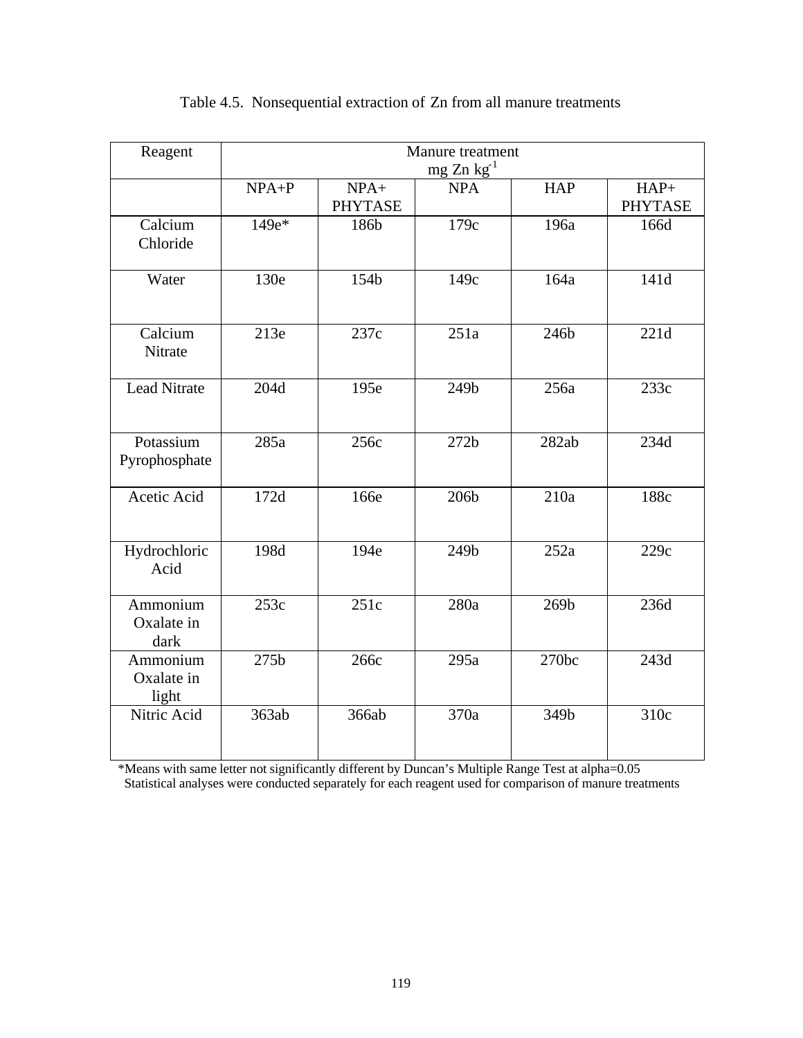Table 4.5. Nonsequential extraction of Zn from all manure treatments

| Reagent | Manure treatment mg Zn $kg^{-1}$ | | | | |
|---|---|---|---|---|---|
| | NPA+P | NPA+ PHYTASE | NPA | HAP | HAP+ PHYTASE |
| Calcium Chloride | 149e* | 186b | 179c | 196a | 166d |
| Water | 130e | 154b | 149c | 164a | 141d |
| Calcium Nitrate | 213e | 237c | 251a | 246b | 221d |
| Lead Nitrate | 204d | 195e | 249b | 256a | 233c |
| Potassium Pyrophosphate | 285a | 256c | 272b | 282ab | 234d |
| Acetic Acid | 172d | 166e | 206b | 210a | 188c |
| Hydrochloric Acid | 198d | 194e | 249b | 252a | 229c |
| Ammonium Oxalate in dark | 253c | 251c | 280a | 269b | 236d |
| Ammonium Oxalate in light | 275b | 266c | 295a | 270bc | 243d |
| Nitric Acid | 363ab | 366ab | 370a | 349b | 310c |

*Means with same letter not significantly different by Duncan's Multiple Range Test at alpha=0.05
Statistical analyses were conducted separately for each reagent used for comparison of manure treatments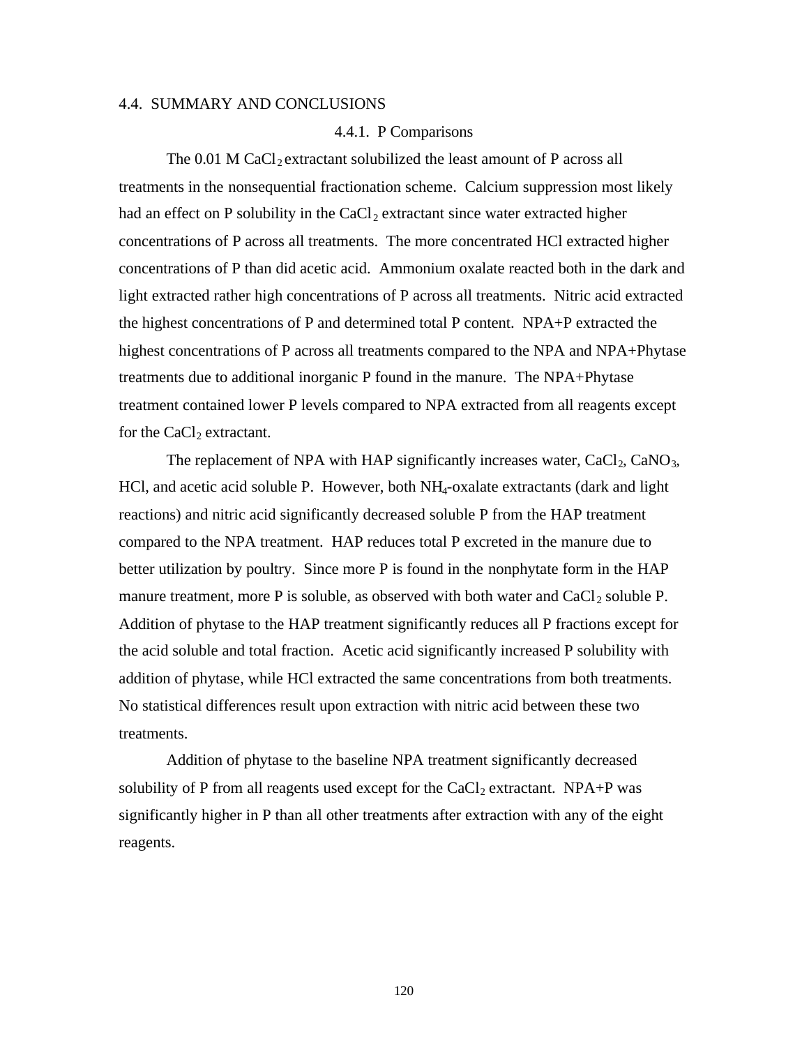## 4.4. SUMMARY AND CONCLUSIONS

### 4.4.1. P Comparisons

The 0.01 M $CaCl_2$ extractant solubilized the least amount of P across all treatments in the nonsequential fractionation scheme. Calcium suppression most likely had an effect on P solubility in the $CaCl_2$ extractant since water extracted higher concentrations of P across all treatments. The more concentrated HCl extracted higher concentrations of P than did acetic acid. Ammonium oxalate reacted both in the dark and light extracted rather high concentrations of P across all treatments. Nitric acid extracted the highest concentrations of P and determined total P content. NPA+P extracted the highest concentrations of P across all treatments compared to the NPA and NPA+Phytase treatments due to additional inorganic P found in the manure. The NPA+Phytase treatment contained lower P levels compared to NPA extracted from all reagents except for the $CaCl_2$ extractant.

The replacement of NPA with HAP significantly increases water, $CaCl_2$, $CaNO_3$, HCl, and acetic acid soluble P. However, both $NH_4$-oxalate extractants (dark and light reactions) and nitric acid significantly decreased soluble P from the HAP treatment compared to the NPA treatment. HAP reduces total P excreted in the manure due to better utilization by poultry. Since more P is found in the nonphytate form in the HAP manure treatment, more P is soluble, as observed with both water and $CaCl_2$ soluble P. Addition of phytase to the HAP treatment significantly reduces all P fractions except for the acid soluble and total fraction. Acetic acid significantly increased P solubility with addition of phytase, while HCl extracted the same concentrations from both treatments. No statistical differences result upon extraction with nitric acid between these two treatments.

Addition of phytase to the baseline NPA treatment significantly decreased solubility of P from all reagents used except for the $CaCl_2$ extractant. NPA+P was significantly higher in P than all other treatments after extraction with any of the eight reagents.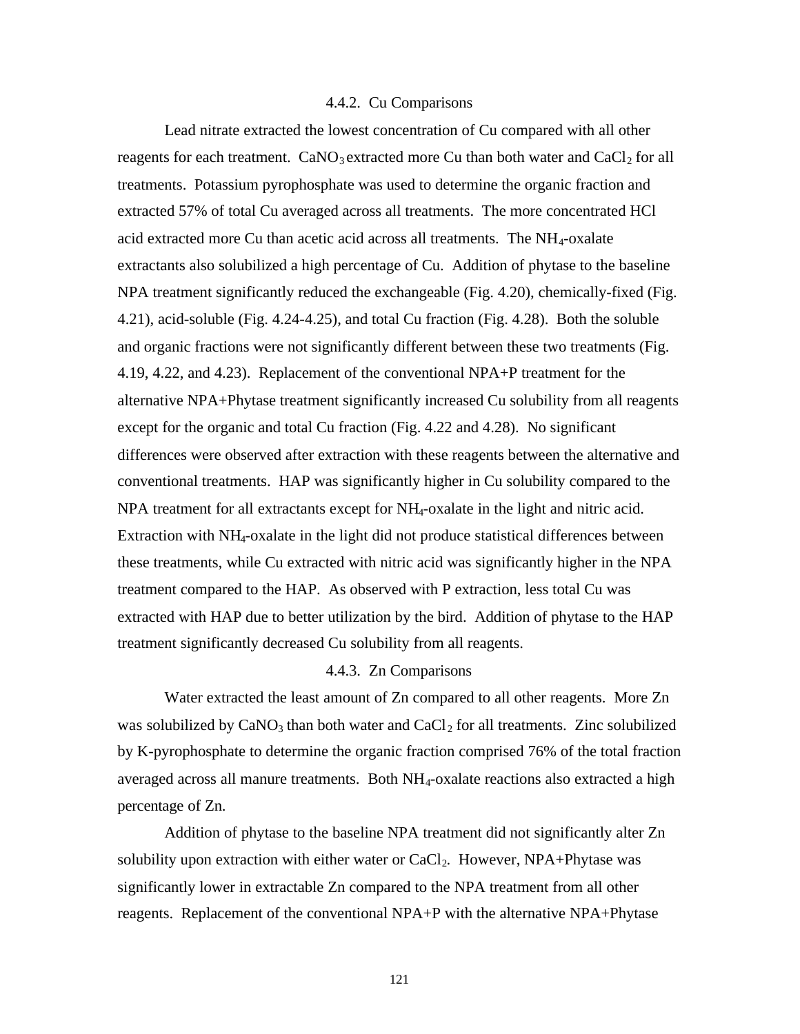### 4.4.2. Cu Comparisons

Lead nitrate extracted the lowest concentration of Cu compared with all other reagents for each treatment. $CaNO_3$ extracted more Cu than both water and $CaCl_2$ for all treatments. Potassium pyrophosphate was used to determine the organic fraction and extracted 57% of total Cu averaged across all treatments. The more concentrated HCl acid extracted more Cu than acetic acid across all treatments. The $NH_4$-oxalate extractants also solubilized a high percentage of Cu. Addition of phytase to the baseline NPA treatment significantly reduced the exchangeable (Fig. 4.20), chemically-fixed (Fig. 4.21), acid-soluble (Fig. 4.24-4.25), and total Cu fraction (Fig. 4.28). Both the soluble and organic fractions were not significantly different between these two treatments (Fig. 4.19, 4.22, and 4.23). Replacement of the conventional NPA+P treatment for the alternative NPA+Phytase treatment significantly increased Cu solubility from all reagents except for the organic and total Cu fraction (Fig. 4.22 and 4.28). No significant differences were observed after extraction with these reagents between the alternative and conventional treatments. HAP was significantly higher in Cu solubility compared to the NPA treatment for all extractants except for $NH_4$-oxalate in the light and nitric acid. Extraction with $NH_4$-oxalate in the light did not produce statistical differences between these treatments, while Cu extracted with nitric acid was significantly higher in the NPA treatment compared to the HAP. As observed with P extraction, less total Cu was extracted with HAP due to better utilization by the bird. Addition of phytase to the HAP treatment significantly decreased Cu solubility from all reagents.

### 4.4.3. Zn Comparisons

Water extracted the least amount of Zn compared to all other reagents. More Zn was solubilized by $CaNO_3$ than both water and $CaCl_2$ for all treatments. Zinc solubilized by K-pyrophosphate to determine the organic fraction comprised 76% of the total fraction averaged across all manure treatments. Both $NH_4$-oxalate reactions also extracted a high percentage of Zn.

Addition of phytase to the baseline NPA treatment did not significantly alter Zn solubility upon extraction with either water or $CaCl_2$. However, NPA+Phytase was significantly lower in extractable Zn compared to the NPA treatment from all other reagents. Replacement of the conventional NPA+P with the alternative NPA+Phytase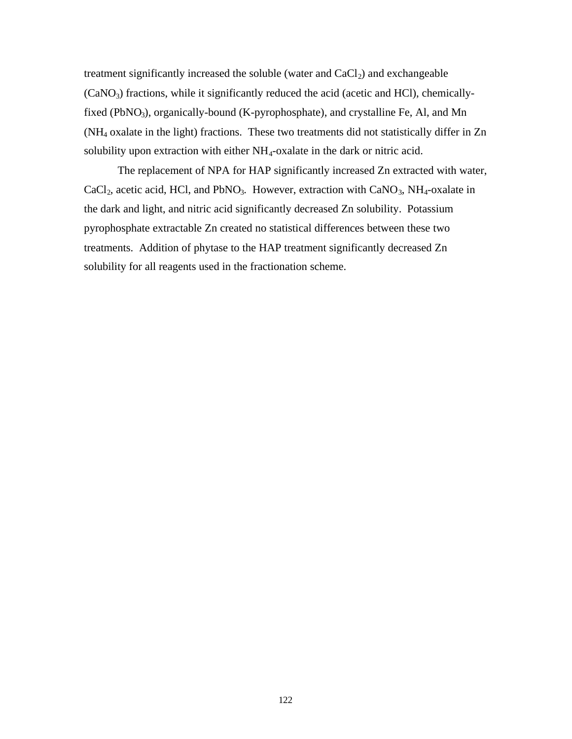treatment significantly increased the soluble (water and $CaCl_2$) and exchangeable ($CaNO_3$) fractions, while it significantly reduced the acid (acetic and HCl), chemically-fixed ($PbNO_3$), organically-bound (K-pyrophosphate), and crystalline Fe, Al, and Mn ($NH_4$ oxalate in the light) fractions. These two treatments did not statistically differ in Zn solubility upon extraction with either $NH_4$-oxalate in the dark or nitric acid.

The replacement of NPA for HAP significantly increased Zn extracted with water, $CaCl_2$, acetic acid, HCl, and $PbNO_3$. However, extraction with $CaNO_3$, $NH_4$-oxalate in the dark and light, and nitric acid significantly decreased Zn solubility. Potassium pyrophosphate extractable Zn created no statistical differences between these two treatments. Addition of phytase to the HAP treatment significantly decreased Zn solubility for all reagents used in the fractionation scheme.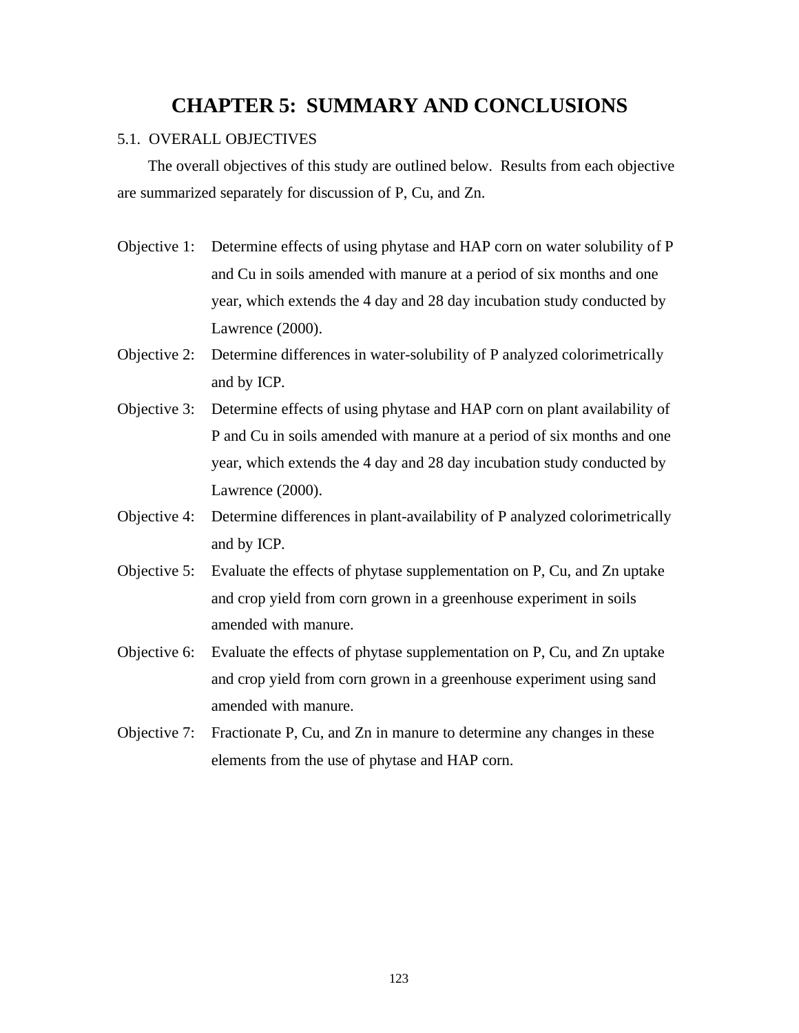# CHAPTER 5: SUMMARY AND CONCLUSIONS

## 5.1. OVERALL OBJECTIVES

The overall objectives of this study are outlined below. Results from each objective are summarized separately for discussion of P, Cu, and Zn.

Objective 1: Determine effects of using phytase and HAP corn on water solubility of P and Cu in soils amended with manure at a period of six months and one year, which extends the 4 day and 28 day incubation study conducted by Lawrence (2000).

Objective 2: Determine differences in water-solubility of P analyzed colorimetrically and by ICP.

Objective 3: Determine effects of using phytase and HAP corn on plant availability of P and Cu in soils amended with manure at a period of six months and one year, which extends the 4 day and 28 day incubation study conducted by Lawrence (2000).

Objective 4: Determine differences in plant-availability of P analyzed colorimetrically and by ICP.

Objective 5: Evaluate the effects of phytase supplementation on P, Cu, and Zn uptake and crop yield from corn grown in a greenhouse experiment in soils amended with manure.

Objective 6: Evaluate the effects of phytase supplementation on P, Cu, and Zn uptake and crop yield from corn grown in a greenhouse experiment using sand amended with manure.

Objective 7: Fractionate P, Cu, and Zn in manure to determine any changes in these elements from the use of phytase and HAP corn.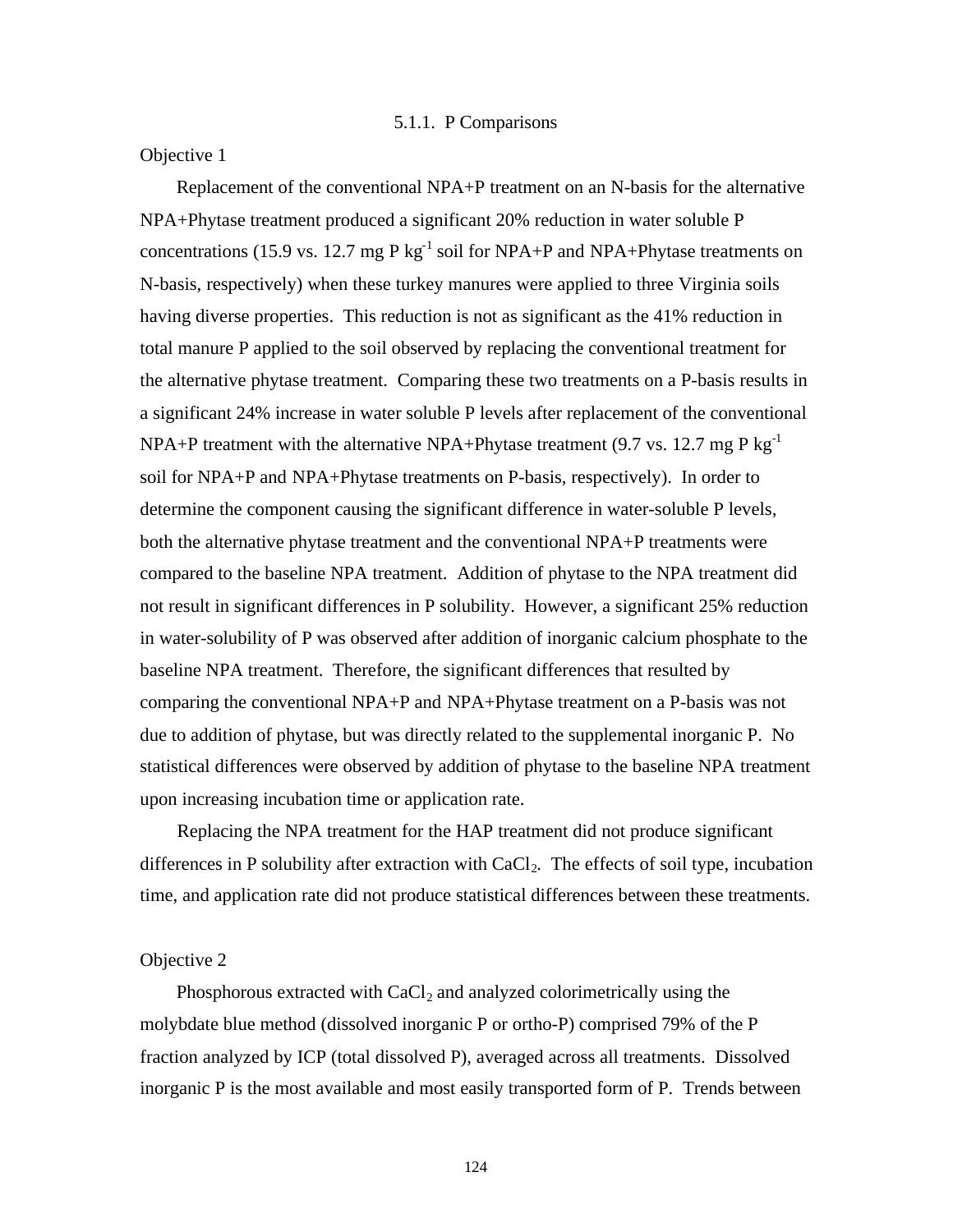### 5.1.1. P Comparisons

Objective 1

Replacement of the conventional NPA+P treatment on an N-basis for the alternative NPA+Phytase treatment produced a significant 20% reduction in water soluble P concentrations (15.9 vs. 12.7 mg P $kg^{-1}$ soil for NPA+P and NPA+Phytase treatments on N-basis, respectively) when these turkey manures were applied to three Virginia soils having diverse properties. This reduction is not as significant as the 41% reduction in total manure P applied to the soil observed by replacing the conventional treatment for the alternative phytase treatment. Comparing these two treatments on a P-basis results in a significant 24% increase in water soluble P levels after replacement of the conventional NPA+P treatment with the alternative NPA+Phytase treatment (9.7 vs. 12.7 mg P $kg^{-1}$ soil for NPA+P and NPA+Phytase treatments on P-basis, respectively). In order to determine the component causing the significant difference in water-soluble P levels, both the alternative phytase treatment and the conventional NPA+P treatments were compared to the baseline NPA treatment. Addition of phytase to the NPA treatment did not result in significant differences in P solubility. However, a significant 25% reduction in water-solubility of P was observed after addition of inorganic calcium phosphate to the baseline NPA treatment. Therefore, the significant differences that resulted by comparing the conventional NPA+P and NPA+Phytase treatment on a P-basis was not due to addition of phytase, but was directly related to the supplemental inorganic P. No statistical differences were observed by addition of phytase to the baseline NPA treatment upon increasing incubation time or application rate.

Replacing the NPA treatment for the HAP treatment did not produce significant differences in P solubility after extraction with $CaCl_2$. The effects of soil type, incubation time, and application rate did not produce statistical differences between these treatments.

Objective 2

Phosphorous extracted with $CaCl_2$ and analyzed colorimetrically using the molybdate blue method (dissolved inorganic P or ortho-P) comprised 79% of the P fraction analyzed by ICP (total dissolved P), averaged across all treatments. Dissolved inorganic P is the most available and most easily transported form of P. Trends between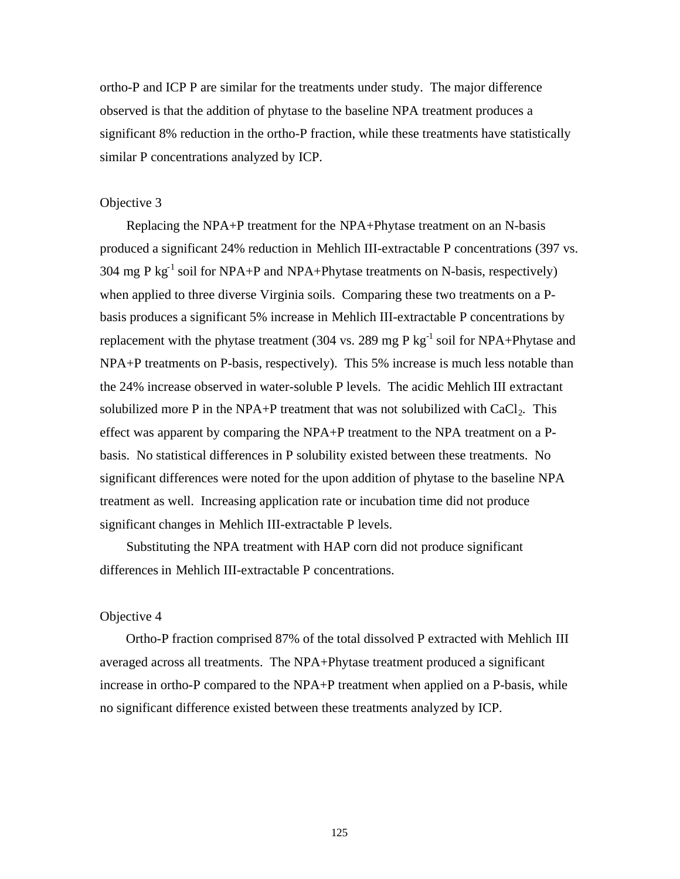ortho-P and ICP P are similar for the treatments under study. The major difference observed is that the addition of phytase to the baseline NPA treatment produces a significant 8% reduction in the ortho-P fraction, while these treatments have statistically similar P concentrations analyzed by ICP.

Objective 3

Replacing the NPA+P treatment for the NPA+Phytase treatment on an N-basis produced a significant 24% reduction in Mehlich III-extractable P concentrations (397 vs. 304 mg P $kg^{-1}$ soil for NPA+P and NPA+Phytase treatments on N-basis, respectively) when applied to three diverse Virginia soils. Comparing these two treatments on a P-basis produces a significant 5% increase in Mehlich III-extractable P concentrations by replacement with the phytase treatment (304 vs. 289 mg P $kg^{-1}$ soil for NPA+Phytase and NPA+P treatments on P-basis, respectively). This 5% increase is much less notable than the 24% increase observed in water-soluble P levels. The acidic Mehlich III extractant solubilized more P in the NPA+P treatment that was not solubilized with $CaCl_2$. This effect was apparent by comparing the NPA+P treatment to the NPA treatment on a P-basis. No statistical differences in P solubility existed between these treatments. No significant differences were noted for the upon addition of phytase to the baseline NPA treatment as well. Increasing application rate or incubation time did not produce significant changes in Mehlich III-extractable P levels.

Substituting the NPA treatment with HAP corn did not produce significant differences in Mehlich III-extractable P concentrations.

Objective 4

Ortho-P fraction comprised 87% of the total dissolved P extracted with Mehlich III averaged across all treatments. The NPA+Phytase treatment produced a significant increase in ortho-P compared to the NPA+P treatment when applied on a P-basis, while no significant difference existed between these treatments analyzed by ICP.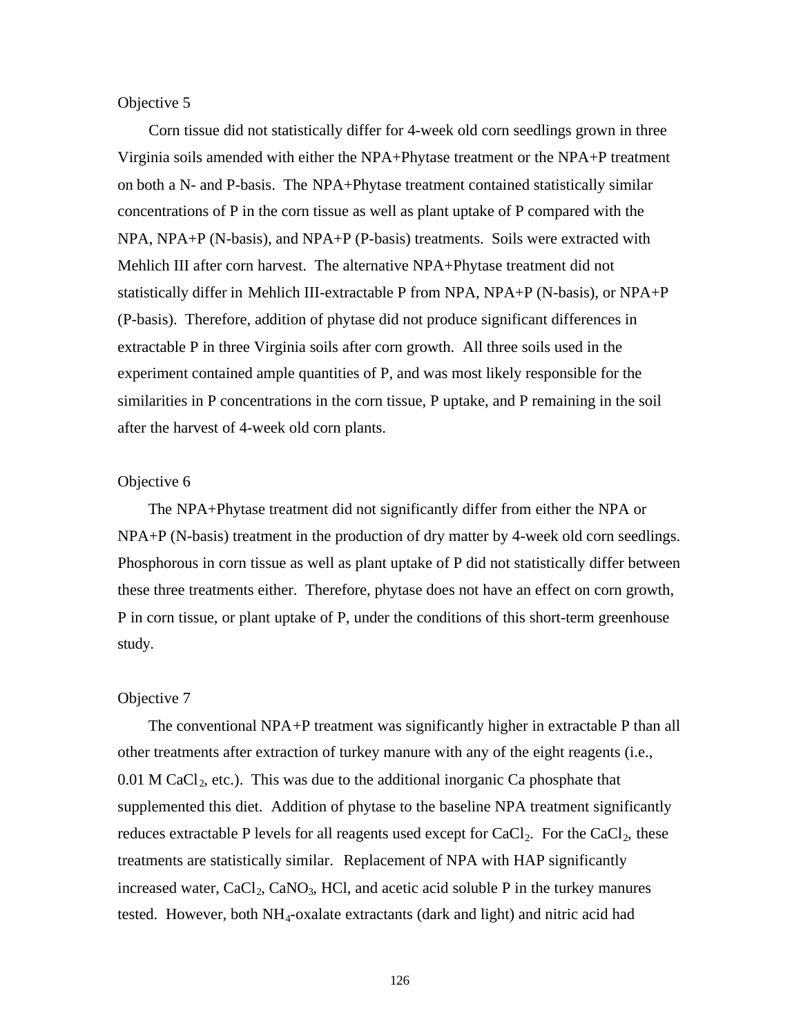Objective 5

Corn tissue did not statistically differ for 4-week old corn seedlings grown in three Virginia soils amended with either the NPA+Phytase treatment or the NPA+P treatment on both a N- and P-basis. The NPA+Phytase treatment contained statistically similar concentrations of P in the corn tissue as well as plant uptake of P compared with the NPA, NPA+P (N-basis), and NPA+P (P-basis) treatments. Soils were extracted with Mehlich III after corn harvest. The alternative NPA+Phytase treatment did not statistically differ in Mehlich III-extractable P from NPA, NPA+P (N-basis), or NPA+P (P-basis). Therefore, addition of phytase did not produce significant differences in extractable P in three Virginia soils after corn growth. All three soils used in the experiment contained ample quantities of P, and was most likely responsible for the similarities in P concentrations in the corn tissue, P uptake, and P remaining in the soil after the harvest of 4-week old corn plants.

Objective 6

The NPA+Phytase treatment did not significantly differ from either the NPA or NPA+P (N-basis) treatment in the production of dry matter by 4-week old corn seedlings. Phosphorous in corn tissue as well as plant uptake of P did not statistically differ between these three treatments either. Therefore, phytase does not have an effect on corn growth, P in corn tissue, or plant uptake of P, under the conditions of this short-term greenhouse study.

Objective 7

The conventional NPA+P treatment was significantly higher in extractable P than all other treatments after extraction of turkey manure with any of the eight reagents (i.e., 0.01 M $CaCl_2$, etc.). This was due to the additional inorganic Ca phosphate that supplemented this diet. Addition of phytase to the baseline NPA treatment significantly reduces extractable P levels for all reagents used except for $CaCl_2$. For the $CaCl_2$, these treatments are statistically similar. Replacement of NPA with HAP significantly increased water, $CaCl_2$, $CaNO_3$, HCl, and acetic acid soluble P in the turkey manures tested. However, both $NH_4$-oxalate extractants (dark and light) and nitric acid had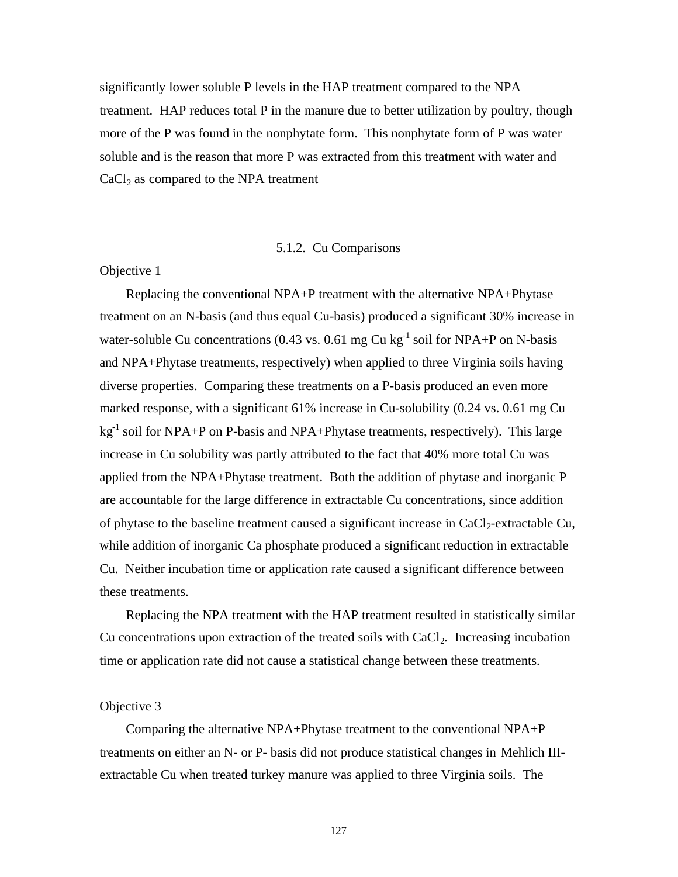significantly lower soluble P levels in the HAP treatment compared to the NPA treatment. HAP reduces total P in the manure due to better utilization by poultry, though more of the P was found in the nonphytate form. This nonphytate form of P was water soluble and is the reason that more P was extracted from this treatment with water and $CaCl_2$ as compared to the NPA treatment

### 5.1.2. Cu Comparisons

Objective 1

Replacing the conventional NPA+P treatment with the alternative NPA+Phytase treatment on an N-basis (and thus equal Cu-basis) produced a significant 30% increase in water-soluble Cu concentrations (0.43 vs. 0.61 mg Cu $kg^{-1}$ soil for NPA+P on N-basis and NPA+Phytase treatments, respectively) when applied to three Virginia soils having diverse properties. Comparing these treatments on a P-basis produced an even more marked response, with a significant 61% increase in Cu-solubility (0.24 vs. 0.61 mg Cu $kg^{-1}$ soil for NPA+P on P-basis and NPA+Phytase treatments, respectively). This large increase in Cu solubility was partly attributed to the fact that 40% more total Cu was applied from the NPA+Phytase treatment. Both the addition of phytase and inorganic P are accountable for the large difference in extractable Cu concentrations, since addition of phytase to the baseline treatment caused a significant increase in $CaCl_2$-extractable Cu, while addition of inorganic Ca phosphate produced a significant reduction in extractable Cu. Neither incubation time or application rate caused a significant difference between these treatments.

Replacing the NPA treatment with the HAP treatment resulted in statistically similar Cu concentrations upon extraction of the treated soils with $CaCl_2$. Increasing incubation time or application rate did not cause a statistical change between these treatments.

Objective 3

Comparing the alternative NPA+Phytase treatment to the conventional NPA+P treatments on either an N- or P- basis did not produce statistical changes in Mehlich III-extractable Cu when treated turkey manure was applied to three Virginia soils. The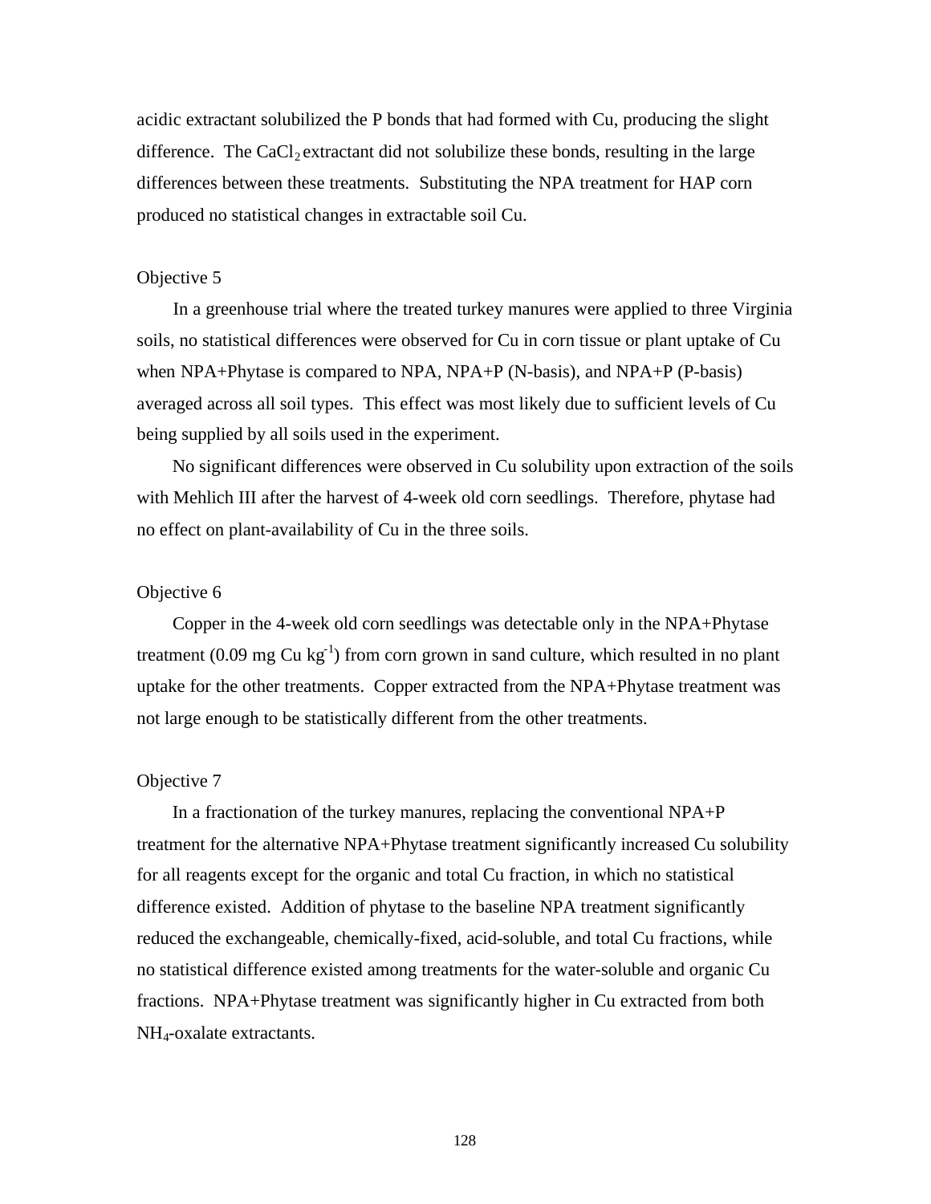acidic extractant solubilized the P bonds that had formed with Cu, producing the slight difference. The $CaCl_2$ extractant did not solubilize these bonds, resulting in the large differences between these treatments. Substituting the NPA treatment for HAP corn produced no statistical changes in extractable soil Cu.

Objective 5

In a greenhouse trial where the treated turkey manures were applied to three Virginia soils, no statistical differences were observed for Cu in corn tissue or plant uptake of Cu when NPA+Phytase is compared to NPA, NPA+P (N-basis), and NPA+P (P-basis) averaged across all soil types. This effect was most likely due to sufficient levels of Cu being supplied by all soils used in the experiment.

No significant differences were observed in Cu solubility upon extraction of the soils with Mehlich III after the harvest of 4-week old corn seedlings. Therefore, phytase had no effect on plant-availability of Cu in the three soils.

Objective 6

Copper in the 4-week old corn seedlings was detectable only in the NPA+Phytase treatment (0.09 mg Cu $kg^{-1}$) from corn grown in sand culture, which resulted in no plant uptake for the other treatments. Copper extracted from the NPA+Phytase treatment was not large enough to be statistically different from the other treatments.

Objective 7

In a fractionation of the turkey manures, replacing the conventional NPA+P treatment for the alternative NPA+Phytase treatment significantly increased Cu solubility for all reagents except for the organic and total Cu fraction, in which no statistical difference existed. Addition of phytase to the baseline NPA treatment significantly reduced the exchangeable, chemically-fixed, acid-soluble, and total Cu fractions, while no statistical difference existed among treatments for the water-soluble and organic Cu fractions. NPA+Phytase treatment was significantly higher in Cu extracted from both $NH_4$-oxalate extractants.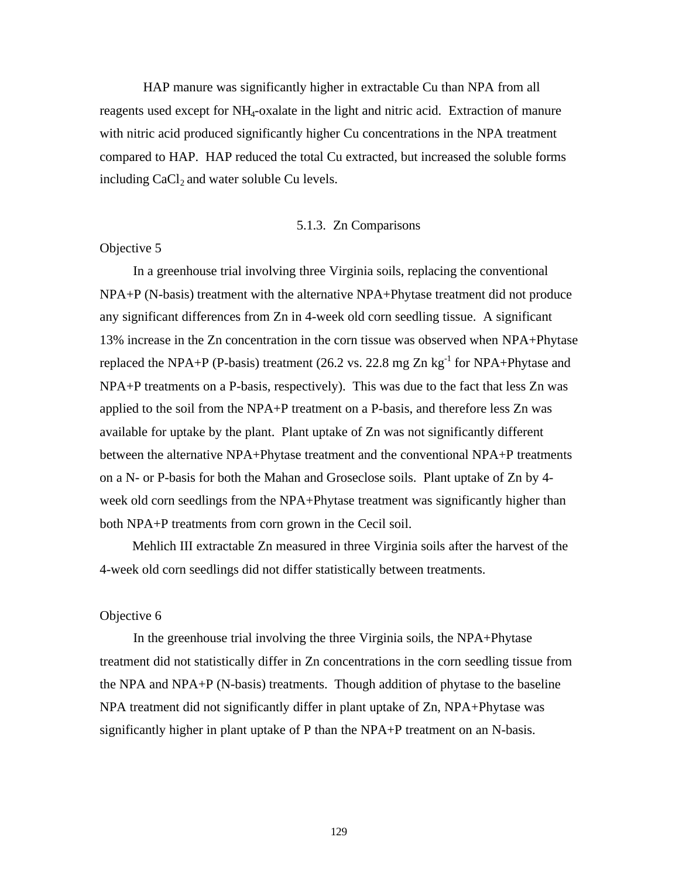HAP manure was significantly higher in extractable Cu than NPA from all reagents used except for $NH_4$-oxalate in the light and nitric acid. Extraction of manure with nitric acid produced significantly higher Cu concentrations in the NPA treatment compared to HAP. HAP reduced the total Cu extracted, but increased the soluble forms including $CaCl_2$ and water soluble Cu levels.

### 5.1.3. Zn Comparisons

Objective 5

In a greenhouse trial involving three Virginia soils, replacing the conventional NPA+P (N-basis) treatment with the alternative NPA+Phytase treatment did not produce any significant differences from Zn in 4-week old corn seedling tissue. A significant 13% increase in the Zn concentration in the corn tissue was observed when NPA+Phytase replaced the NPA+P (P-basis) treatment (26.2 vs. 22.8 mg Zn $kg^{-1}$ for NPA+Phytase and NPA+P treatments on a P-basis, respectively). This was due to the fact that less Zn was applied to the soil from the NPA+P treatment on a P-basis, and therefore less Zn was available for uptake by the plant. Plant uptake of Zn was not significantly different between the alternative NPA+Phytase treatment and the conventional NPA+P treatments on a N- or P-basis for both the Mahan and Groseclose soils. Plant uptake of Zn by 4-week old corn seedlings from the NPA+Phytase treatment was significantly higher than both NPA+P treatments from corn grown in the Cecil soil.

Mehlich III extractable Zn measured in three Virginia soils after the harvest of the 4-week old corn seedlings did not differ statistically between treatments.

Objective 6

In the greenhouse trial involving the three Virginia soils, the NPA+Phytase treatment did not statistically differ in Zn concentrations in the corn seedling tissue from the NPA and NPA+P (N-basis) treatments. Though addition of phytase to the baseline NPA treatment did not significantly differ in plant uptake of Zn, NPA+Phytase was significantly higher in plant uptake of P than the NPA+P treatment on an N-basis.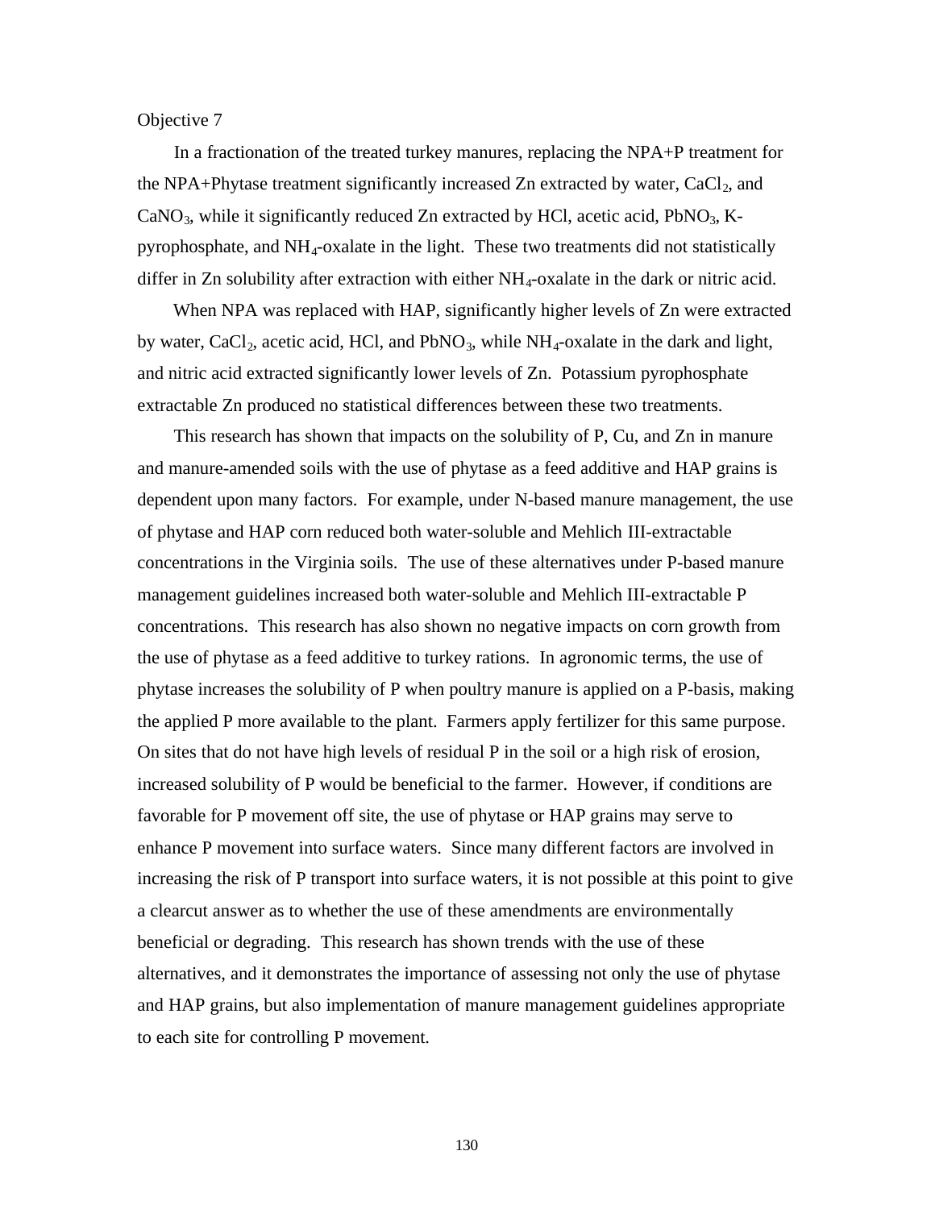Objective 7

In a fractionation of the treated turkey manures, replacing the NPA+P treatment for the NPA+Phytase treatment significantly increased Zn extracted by water, $CaCl_2$, and $CaNO_3$, while it significantly reduced Zn extracted by HCl, acetic acid, $PbNO_3$, K-pyrophosphate, and $NH_4$-oxalate in the light. These two treatments did not statistically differ in Zn solubility after extraction with either $NH_4$-oxalate in the dark or nitric acid.

When NPA was replaced with HAP, significantly higher levels of Zn were extracted by water, $CaCl_2$, acetic acid, HCl, and $PbNO_3$, while $NH_4$-oxalate in the dark and light, and nitric acid extracted significantly lower levels of Zn. Potassium pyrophosphate extractable Zn produced no statistical differences between these two treatments.

This research has shown that impacts on the solubility of P, Cu, and Zn in manure and manure-amended soils with the use of phytase as a feed additive and HAP grains is dependent upon many factors. For example, under N-based manure management, the use of phytase and HAP corn reduced both water-soluble and Mehlich III-extractable concentrations in the Virginia soils. The use of these alternatives under P-based manure management guidelines increased both water-soluble and Mehlich III-extractable P concentrations. This research has also shown no negative impacts on corn growth from the use of phytase as a feed additive to turkey rations. In agronomic terms, the use of phytase increases the solubility of P when poultry manure is applied on a P-basis, making the applied P more available to the plant. Farmers apply fertilizer for this same purpose. On sites that do not have high levels of residual P in the soil or a high risk of erosion, increased solubility of P would be beneficial to the farmer. However, if conditions are favorable for P movement off site, the use of phytase or HAP grains may serve to enhance P movement into surface waters. Since many different factors are involved in increasing the risk of P transport into surface waters, it is not possible at this point to give a clearcut answer as to whether the use of these amendments are environmentally beneficial or degrading. This research has shown trends with the use of these alternatives, and it demonstrates the importance of assessing not only the use of phytase and HAP grains, but also implementation of manure management guidelines appropriate to each site for controlling P movement.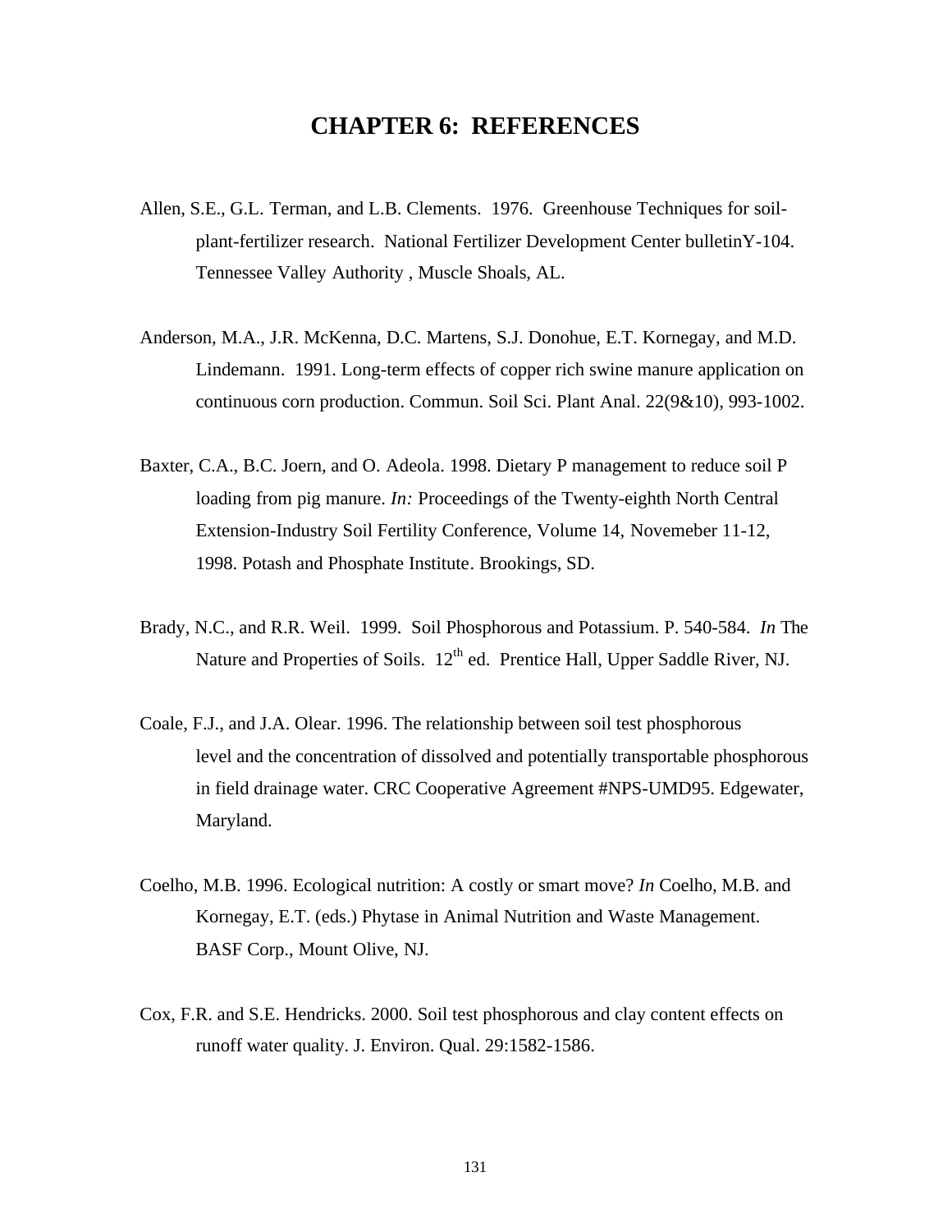# CHAPTER 6: REFERENCES

Allen, S.E., G.L. Terman, and L.B. Clements. 1976. Greenhouse Techniques for soil-plant-fertilizer research. National Fertilizer Development Center bulletinY-104. Tennessee Valley Authority , Muscle Shoals, AL.

Anderson, M.A., J.R. McKenna, D.C. Martens, S.J. Donohue, E.T. Kornegay, and M.D. Lindemann. 1991. Long-term effects of copper rich swine manure application on continuous corn production. Commun. Soil Sci. Plant Anal. 22(9&10), 993-1002.

Baxter, C.A., B.C. Joern, and O. Adeola. 1998. Dietary P management to reduce soil P loading from pig manure. *In:* Proceedings of the Twenty-eighth North Central Extension-Industry Soil Fertility Conference, Volume 14, Novemeber 11-12, 1998. Potash and Phosphate Institute. Brookings, SD.

Brady, N.C., and R.R. Weil. 1999. Soil Phosphorous and Potassium. P. 540-584. *In* The Nature and Properties of Soils. 12th ed. Prentice Hall, Upper Saddle River, NJ.

Coale, F.J., and J.A. Olear. 1996. The relationship between soil test phosphorous level and the concentration of dissolved and potentially transportable phosphorous in field drainage water. CRC Cooperative Agreement #NPS-UMD95. Edgewater, Maryland.

Coelho, M.B. 1996. Ecological nutrition: A costly or smart move? *In* Coelho, M.B. and Kornegay, E.T. (eds.) Phytase in Animal Nutrition and Waste Management. BASF Corp., Mount Olive, NJ.

Cox, F.R. and S.E. Hendricks. 2000. Soil test phosphorous and clay content effects on runoff water quality. J. Environ. Qual. 29:1582-1586.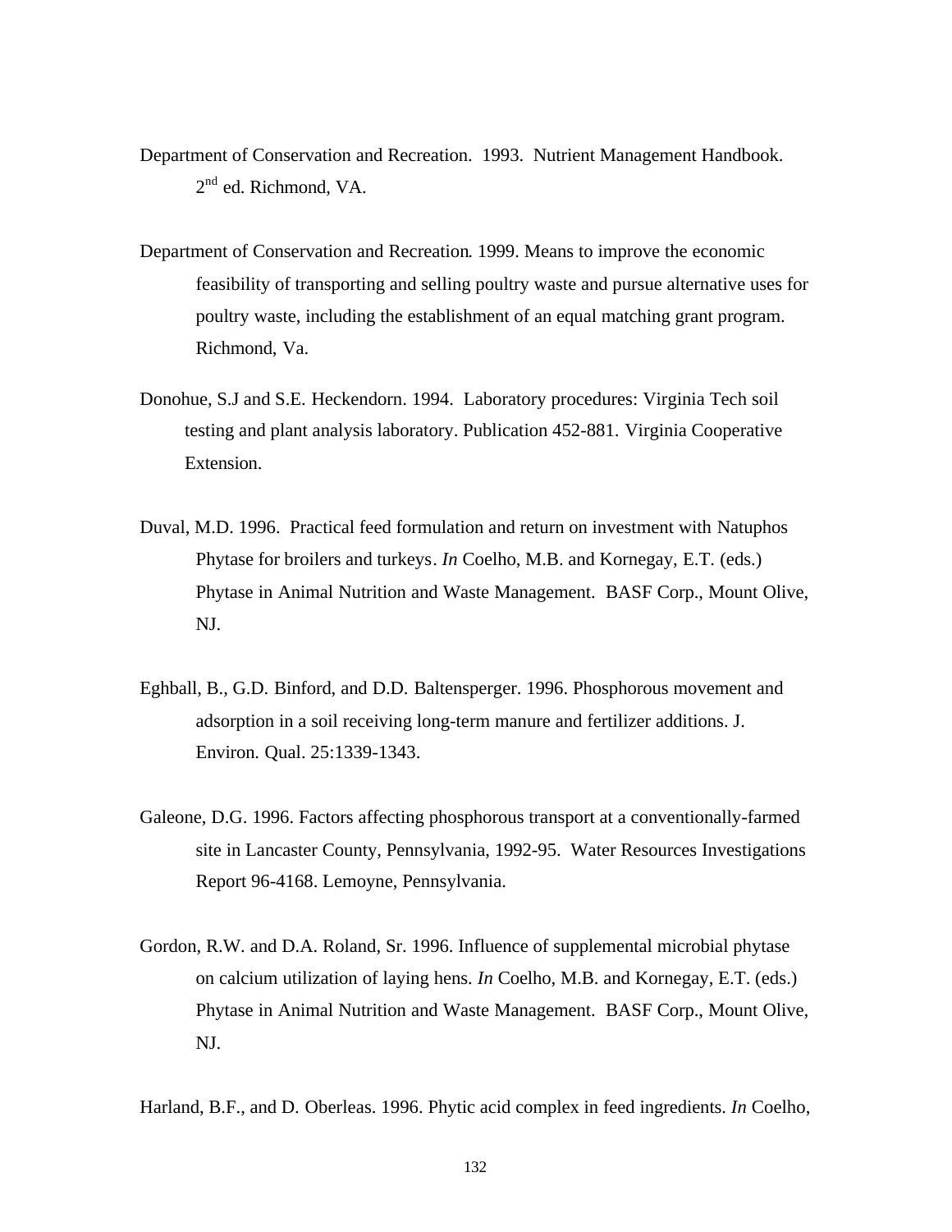Department of Conservation and Recreation. 1993. Nutrient Management Handbook. 2nd ed. Richmond, VA.

Department of Conservation and Recreation. 1999. Means to improve the economic feasibility of transporting and selling poultry waste and pursue alternative uses for poultry waste, including the establishment of an equal matching grant program. Richmond, Va.

Donohue, S.J and S.E. Heckendorn. 1994. Laboratory procedures: Virginia Tech soil testing and plant analysis laboratory. Publication 452-881. Virginia Cooperative Extension.

Duval, M.D. 1996. Practical feed formulation and return on investment with Natuphos Phytase for broilers and turkeys. *In* Coelho, M.B. and Kornegay, E.T. (eds.) Phytase in Animal Nutrition and Waste Management. BASF Corp., Mount Olive, NJ.

Eghball, B., G.D. Binford, and D.D. Baltensperger. 1996. Phosphorous movement and adsorption in a soil receiving long-term manure and fertilizer additions. J. Environ. Qual. 25:1339-1343.

Galeone, D.G. 1996. Factors affecting phosphorous transport at a conventionally-farmed site in Lancaster County, Pennsylvania, 1992-95. Water Resources Investigations Report 96-4168. Lemoyne, Pennsylvania.

Gordon, R.W. and D.A. Roland, Sr. 1996. Influence of supplemental microbial phytase on calcium utilization of laying hens. *In* Coelho, M.B. and Kornegay, E.T. (eds.) Phytase in Animal Nutrition and Waste Management. BASF Corp., Mount Olive, NJ.

Harland, B.F., and D. Oberleas. 1996. Phytic acid complex in feed ingredients. *In* Coelho,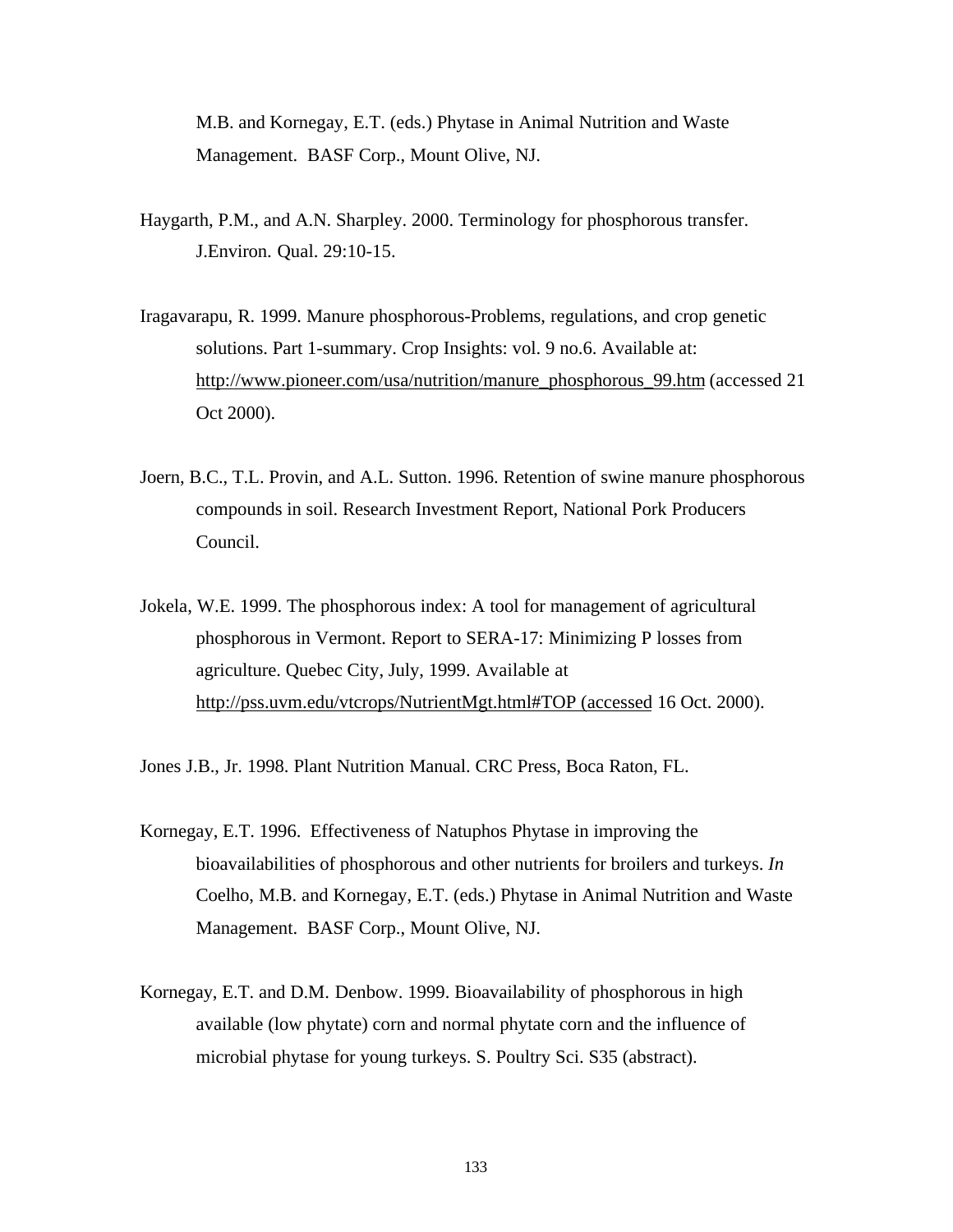M.B. and Kornegay, E.T. (eds.) Phytase in Animal Nutrition and Waste Management. BASF Corp., Mount Olive, NJ.

Haygarth, P.M., and A.N. Sharpley. 2000. Terminology for phosphorous transfer. J.Environ. Qual. 29:10-15.

Iragavarapu, R. 1999. Manure phosphorous-Problems, regulations, and crop genetic solutions. Part 1-summary. Crop Insights: vol. 9 no.6. Available at: http://www.pioneer.com/usa/nutrition/manure_phosphorous_99.htm (accessed 21 Oct 2000).

Joern, B.C., T.L. Provin, and A.L. Sutton. 1996. Retention of swine manure phosphorous compounds in soil. Research Investment Report, National Pork Producers Council.

Jokela, W.E. 1999. The phosphorous index: A tool for management of agricultural phosphorous in Vermont. Report to SERA-17: Minimizing P losses from agriculture. Quebec City, July, 1999. Available at http://pss.uvm.edu/vtcrops/NutrientMgt.html#TOP (accessed 16 Oct. 2000).

Jones J.B., Jr. 1998. Plant Nutrition Manual. CRC Press, Boca Raton, FL.

Kornegay, E.T. 1996. Effectiveness of Natuphos Phytase in improving the bioavailabilities of phosphorous and other nutrients for broilers and turkeys. *In* Coelho, M.B. and Kornegay, E.T. (eds.) Phytase in Animal Nutrition and Waste Management. BASF Corp., Mount Olive, NJ.

Kornegay, E.T. and D.M. Denbow. 1999. Bioavailability of phosphorous in high available (low phytate) corn and normal phytate corn and the influence of microbial phytase for young turkeys. S. Poultry Sci. S35 (abstract).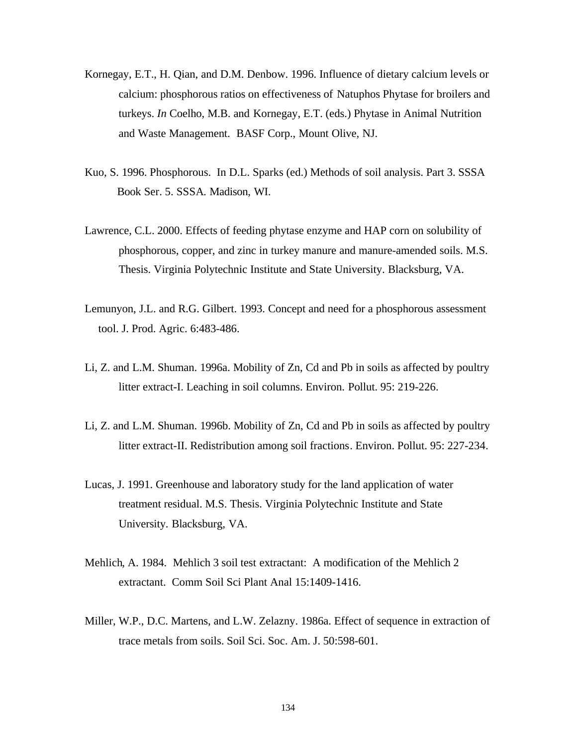Kornegay, E.T., H. Qian, and D.M. Denbow. 1996. Influence of dietary calcium levels or calcium: phosphorous ratios on effectiveness of Natuphos Phytase for broilers and turkeys. *In* Coelho, M.B. and Kornegay, E.T. (eds.) Phytase in Animal Nutrition and Waste Management. BASF Corp., Mount Olive, NJ.

Kuo, S. 1996. Phosphorous. In D.L. Sparks (ed.) Methods of soil analysis. Part 3. SSSA Book Ser. 5. SSSA. Madison, WI.

Lawrence, C.L. 2000. Effects of feeding phytase enzyme and HAP corn on solubility of phosphorous, copper, and zinc in turkey manure and manure-amended soils. M.S. Thesis. Virginia Polytechnic Institute and State University. Blacksburg, VA.

Lemunyon, J.L. and R.G. Gilbert. 1993. Concept and need for a phosphorous assessment tool. J. Prod. Agric. 6:483-486.

Li, Z. and L.M. Shuman. 1996a. Mobility of Zn, Cd and Pb in soils as affected by poultry litter extract-I. Leaching in soil columns. Environ. Pollut. 95: 219-226.

Li, Z. and L.M. Shuman. 1996b. Mobility of Zn, Cd and Pb in soils as affected by poultry litter extract-II. Redistribution among soil fractions. Environ. Pollut. 95: 227-234.

Lucas, J. 1991. Greenhouse and laboratory study for the land application of water treatment residual. M.S. Thesis. Virginia Polytechnic Institute and State University. Blacksburg, VA.

Mehlich, A. 1984. Mehlich 3 soil test extractant: A modification of the Mehlich 2 extractant. Comm Soil Sci Plant Anal 15:1409-1416.

Miller, W.P., D.C. Martens, and L.W. Zelazny. 1986a. Effect of sequence in extraction of trace metals from soils. Soil Sci. Soc. Am. J. 50:598-601.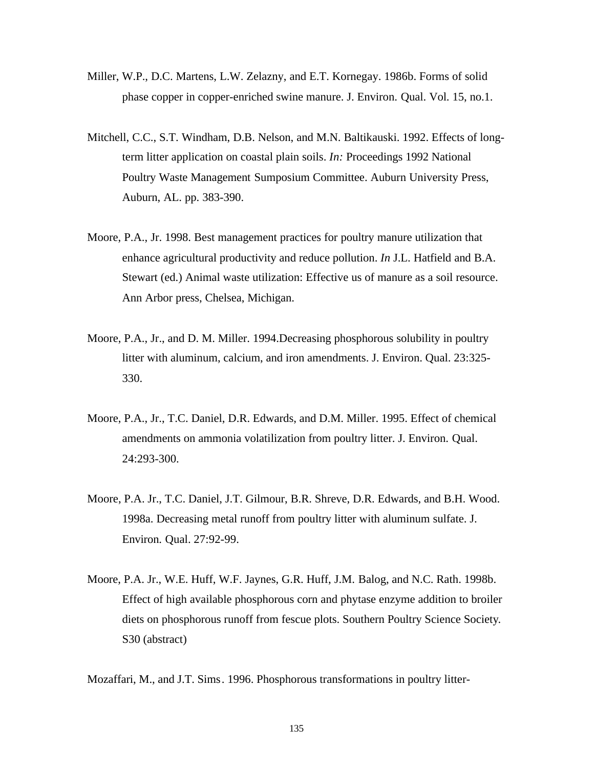Miller, W.P., D.C. Martens, L.W. Zelazny, and E.T. Kornegay. 1986b. Forms of solid phase copper in copper-enriched swine manure. J. Environ. Qual. Vol. 15, no.1.

Mitchell, C.C., S.T. Windham, D.B. Nelson, and M.N. Baltikauski. 1992. Effects of long-term litter application on coastal plain soils. *In:* Proceedings 1992 National Poultry Waste Management Sumposium Committee. Auburn University Press, Auburn, AL. pp. 383-390.

Moore, P.A., Jr. 1998. Best management practices for poultry manure utilization that enhance agricultural productivity and reduce pollution. *In* J.L. Hatfield and B.A. Stewart (ed.) Animal waste utilization: Effective us of manure as a soil resource. Ann Arbor press, Chelsea, Michigan.

Moore, P.A., Jr., and D. M. Miller. 1994.Decreasing phosphorous solubility in poultry litter with aluminum, calcium, and iron amendments. J. Environ. Qual. 23:325-330.

Moore, P.A., Jr., T.C. Daniel, D.R. Edwards, and D.M. Miller. 1995. Effect of chemical amendments on ammonia volatilization from poultry litter. J. Environ. Qual. 24:293-300.

Moore, P.A. Jr., T.C. Daniel, J.T. Gilmour, B.R. Shreve, D.R. Edwards, and B.H. Wood. 1998a. Decreasing metal runoff from poultry litter with aluminum sulfate. J. Environ. Qual. 27:92-99.

Moore, P.A. Jr., W.E. Huff, W.F. Jaynes, G.R. Huff, J.M. Balog, and N.C. Rath. 1998b. Effect of high available phosphorous corn and phytase enzyme addition to broiler diets on phosphorous runoff from fescue plots. Southern Poultry Science Society. S30 (abstract)

Mozaffari, M., and J.T. Sims. 1996. Phosphorous transformations in poultry litter-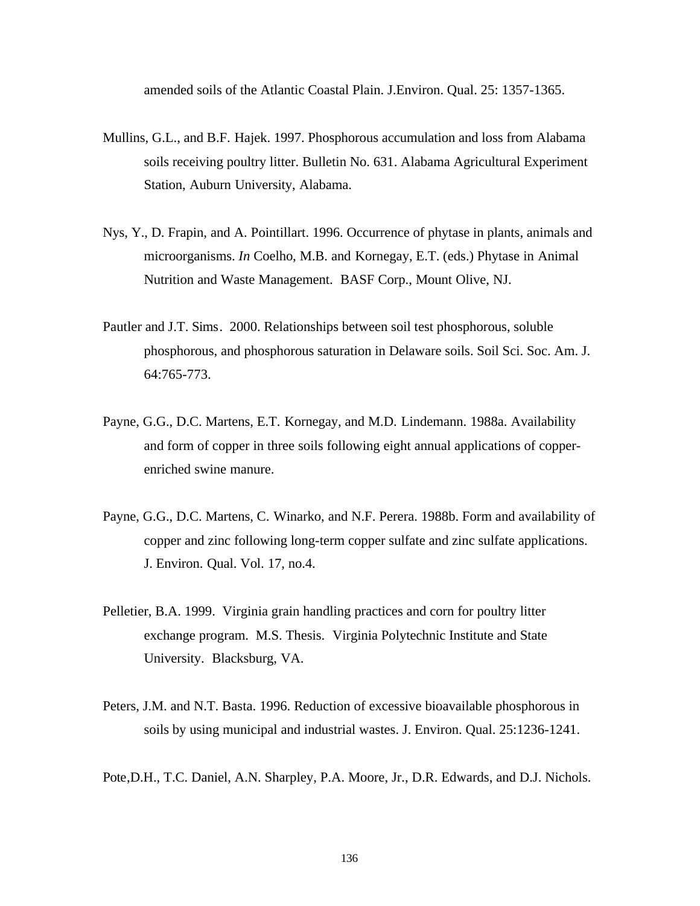amended soils of the Atlantic Coastal Plain. J.Environ. Qual. 25: 1357-1365.

Mullins, G.L., and B.F. Hajek. 1997. Phosphorous accumulation and loss from Alabama soils receiving poultry litter. Bulletin No. 631. Alabama Agricultural Experiment Station, Auburn University, Alabama.

Nys, Y., D. Frapin, and A. Pointillart. 1996. Occurrence of phytase in plants, animals and microorganisms. *In* Coelho, M.B. and Kornegay, E.T. (eds.) Phytase in Animal Nutrition and Waste Management. BASF Corp., Mount Olive, NJ.

Pautler and J.T. Sims. 2000. Relationships between soil test phosphorous, soluble phosphorous, and phosphorous saturation in Delaware soils. Soil Sci. Soc. Am. J. 64:765-773.

Payne, G.G., D.C. Martens, E.T. Kornegay, and M.D. Lindemann. 1988a. Availability and form of copper in three soils following eight annual applications of copper-enriched swine manure.

Payne, G.G., D.C. Martens, C. Winarko, and N.F. Perera. 1988b. Form and availability of copper and zinc following long-term copper sulfate and zinc sulfate applications. J. Environ. Qual. Vol. 17, no.4.

Pelletier, B.A. 1999. Virginia grain handling practices and corn for poultry litter exchange program. M.S. Thesis. Virginia Polytechnic Institute and State University. Blacksburg, VA.

Peters, J.M. and N.T. Basta. 1996. Reduction of excessive bioavailable phosphorous in soils by using municipal and industrial wastes. J. Environ. Qual. 25:1236-1241.

Pote,D.H., T.C. Daniel, A.N. Sharpley, P.A. Moore, Jr., D.R. Edwards, and D.J. Nichols.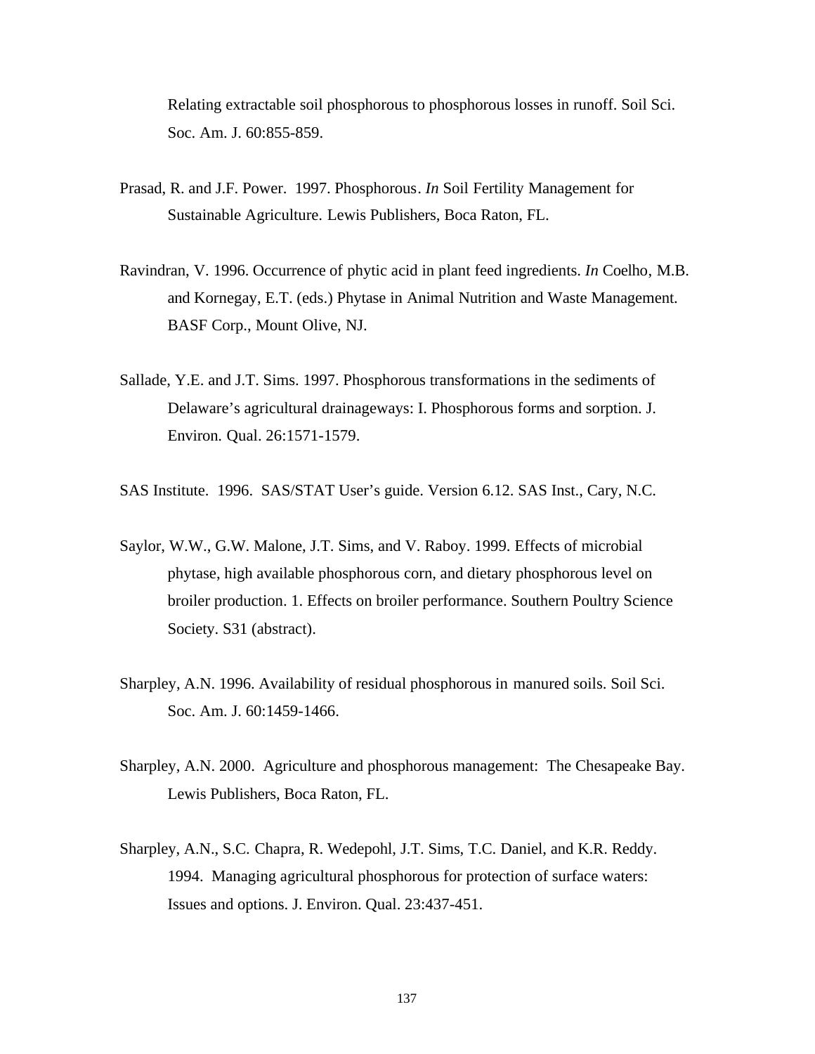Relating extractable soil phosphorous to phosphorous losses in runoff. Soil Sci. Soc. Am. J. 60:855-859.

Prasad, R. and J.F. Power. 1997. Phosphorous. *In* Soil Fertility Management for Sustainable Agriculture. Lewis Publishers, Boca Raton, FL.

Ravindran, V. 1996. Occurrence of phytic acid in plant feed ingredients. *In* Coelho, M.B. and Kornegay, E.T. (eds.) Phytase in Animal Nutrition and Waste Management. BASF Corp., Mount Olive, NJ.

Sallade, Y.E. and J.T. Sims. 1997. Phosphorous transformations in the sediments of Delaware's agricultural drainageways: I. Phosphorous forms and sorption. J. Environ. Qual. 26:1571-1579.

SAS Institute. 1996. SAS/STAT User's guide. Version 6.12. SAS Inst., Cary, N.C.

Saylor, W.W., G.W. Malone, J.T. Sims, and V. Raboy. 1999. Effects of microbial phytase, high available phosphorous corn, and dietary phosphorous level on broiler production. 1. Effects on broiler performance. Southern Poultry Science Society. S31 (abstract).

Sharpley, A.N. 1996. Availability of residual phosphorous in manured soils. Soil Sci. Soc. Am. J. 60:1459-1466.

Sharpley, A.N. 2000. Agriculture and phosphorous management: The Chesapeake Bay. Lewis Publishers, Boca Raton, FL.

Sharpley, A.N., S.C. Chapra, R. Wedepohl, J.T. Sims, T.C. Daniel, and K.R. Reddy. 1994. Managing agricultural phosphorous for protection of surface waters: Issues and options. J. Environ. Qual. 23:437-451.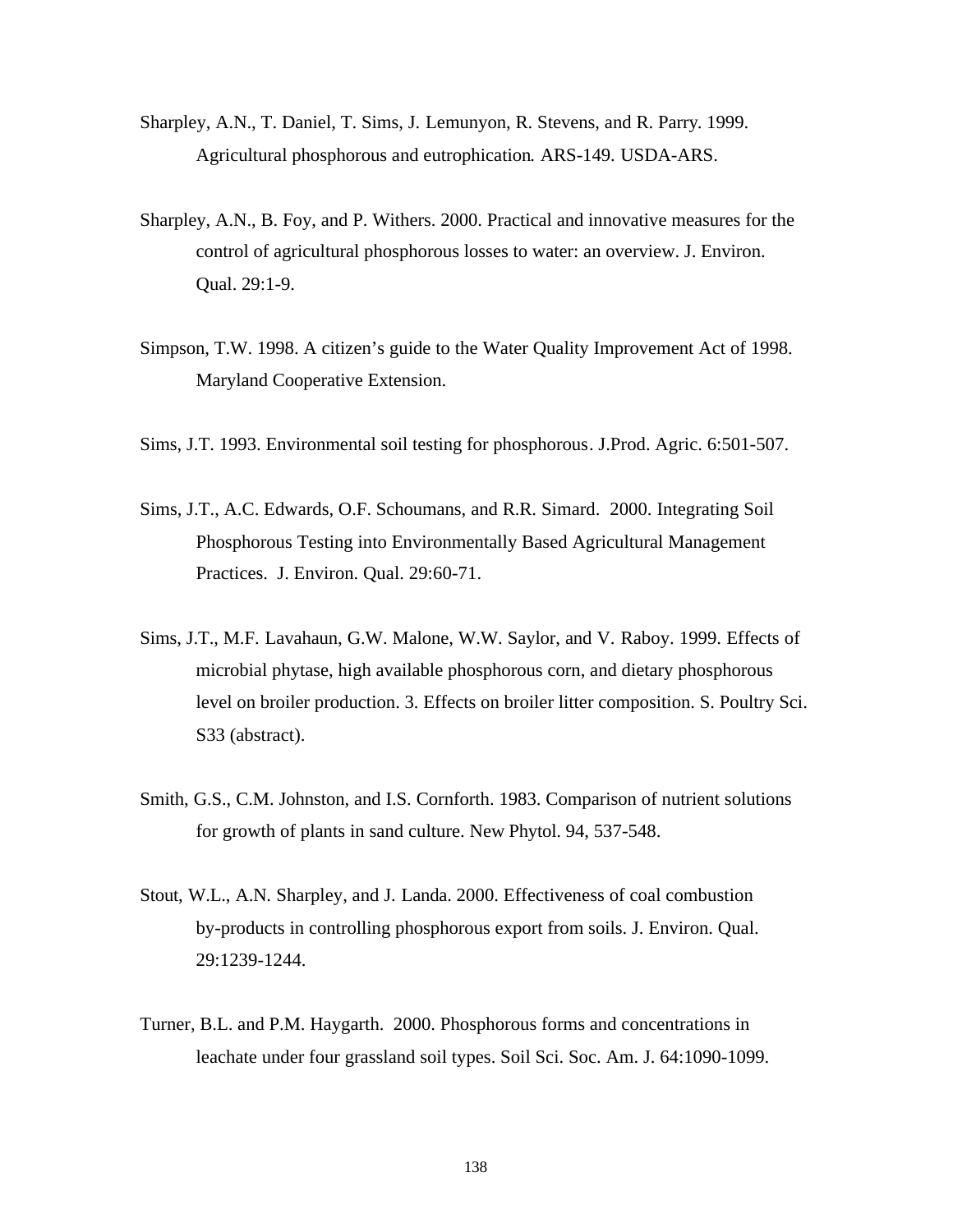Sharpley, A.N., T. Daniel, T. Sims, J. Lemunyon, R. Stevens, and R. Parry. 1999. Agricultural phosphorous and eutrophication. ARS-149. USDA-ARS.

Sharpley, A.N., B. Foy, and P. Withers. 2000. Practical and innovative measures for the control of agricultural phosphorous losses to water: an overview. J. Environ. Qual. 29:1-9.

Simpson, T.W. 1998. A citizen's guide to the Water Quality Improvement Act of 1998. Maryland Cooperative Extension.

Sims, J.T. 1993. Environmental soil testing for phosphorous. J.Prod. Agric. 6:501-507.

Sims, J.T., A.C. Edwards, O.F. Schoumans, and R.R. Simard. 2000. Integrating Soil Phosphorous Testing into Environmentally Based Agricultural Management Practices. J. Environ. Qual. 29:60-71.

Sims, J.T., M.F. Lavahaun, G.W. Malone, W.W. Saylor, and V. Raboy. 1999. Effects of microbial phytase, high available phosphorous corn, and dietary phosphorous level on broiler production. 3. Effects on broiler litter composition. S. Poultry Sci. S33 (abstract).

Smith, G.S., C.M. Johnston, and I.S. Cornforth. 1983. Comparison of nutrient solutions for growth of plants in sand culture. New Phytol. 94, 537-548.

Stout, W.L., A.N. Sharpley, and J. Landa. 2000. Effectiveness of coal combustion by-products in controlling phosphorous export from soils. J. Environ. Qual. 29:1239-1244.

Turner, B.L. and P.M. Haygarth. 2000. Phosphorous forms and concentrations in leachate under four grassland soil types. Soil Sci. Soc. Am. J. 64:1090-1099.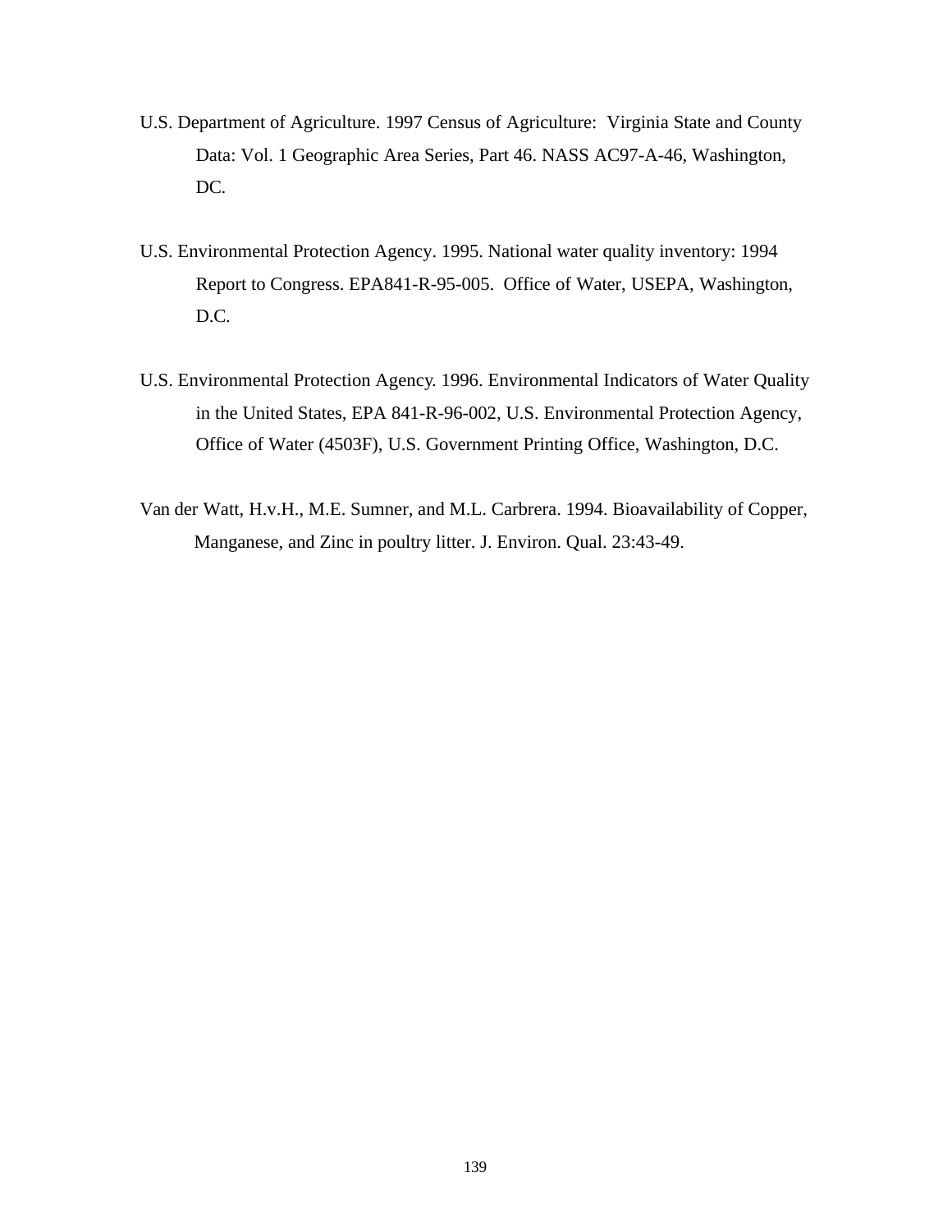U.S. Department of Agriculture. 1997 Census of Agriculture: Virginia State and County Data: Vol. 1 Geographic Area Series, Part 46. NASS AC97-A-46, Washington, DC.

U.S. Environmental Protection Agency. 1995. National water quality inventory: 1994 Report to Congress. EPA841-R-95-005. Office of Water, USEPA, Washington, D.C.

U.S. Environmental Protection Agency. 1996. Environmental Indicators of Water Quality in the United States, EPA 841-R-96-002, U.S. Environmental Protection Agency, Office of Water (4503F), U.S. Government Printing Office, Washington, D.C.

Van der Watt, H.v.H., M.E. Sumner, and M.L. Carbrera. 1994. Bioavailability of Copper, Manganese, and Zinc in poultry litter. J. Environ. Qual. 23:43-49.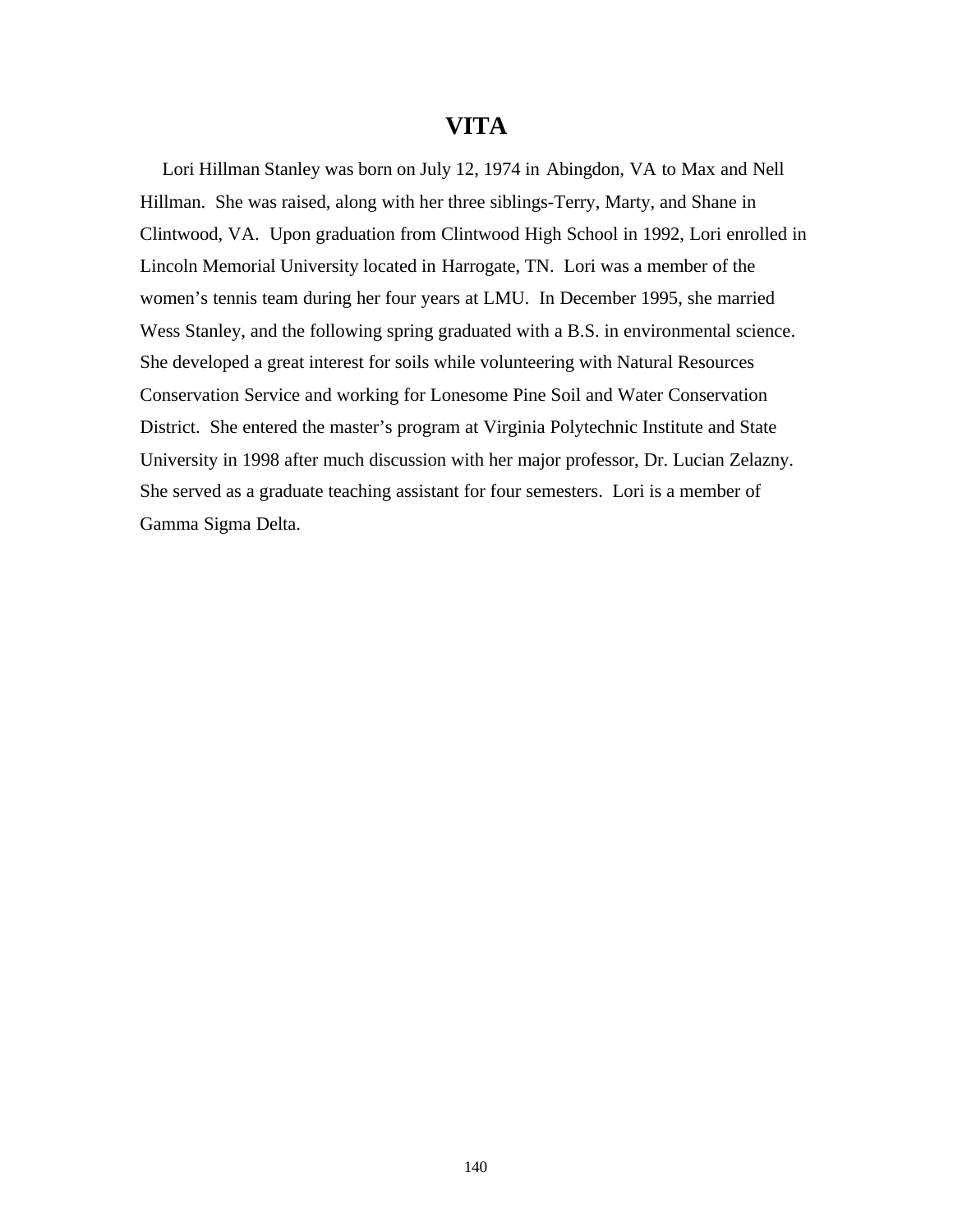# VITA

Lori Hillman Stanley was born on July 12, 1974 in Abingdon, VA to Max and Nell Hillman. She was raised, along with her three siblings-Terry, Marty, and Shane in Clintwood, VA. Upon graduation from Clintwood High School in 1992, Lori enrolled in Lincoln Memorial University located in Harrogate, TN. Lori was a member of the women's tennis team during her four years at LMU. In December 1995, she married Wess Stanley, and the following spring graduated with a B.S. in environmental science. She developed a great interest for soils while volunteering with Natural Resources Conservation Service and working for Lonesome Pine Soil and Water Conservation District. She entered the master's program at Virginia Polytechnic Institute and State University in 1998 after much discussion with her major professor, Dr. Lucian Zelazny. She served as a graduate teaching assistant for four semesters. Lori is a member of Gamma Sigma Delta.